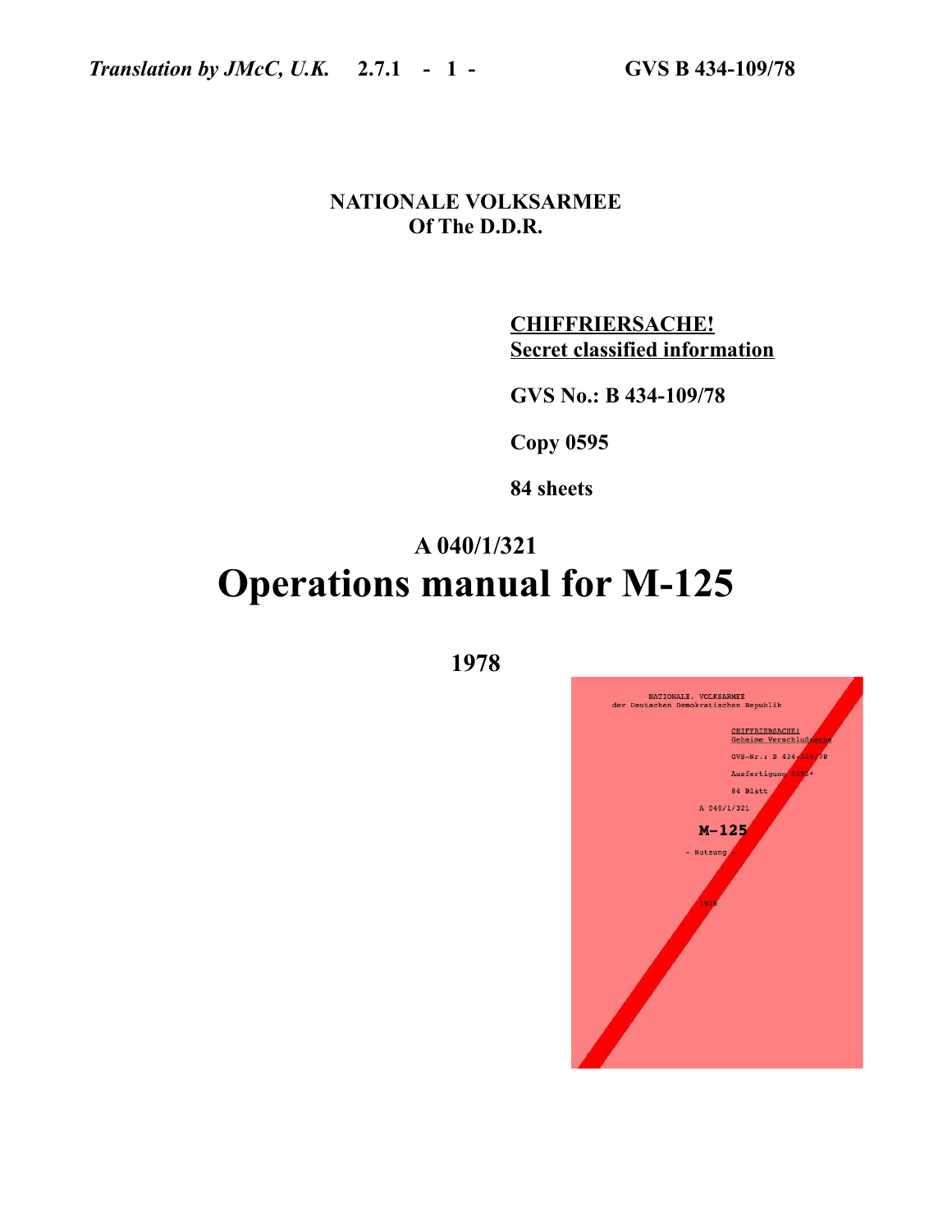**NATIONALE VOLKSARMEE**
**Of The D.D.R.**

**CHIFFRIERSACHE!**
**Secret classified information**

**GVS No.: B 434-109/78**

**Copy 0595**

**84 sheets**

**A 040/1/321**

# Operations manual for M-125

**1978**

NATIONALE. VOLKSARMEE
der Deutschen Demokratischen Republik

CHIFFRIERSACHE!
Geheime Verschlußsache

GVS-Nr.: B 434-109/78

Ausfertigung 0595*

84 Blatt

A 040/1/321

**M-125**

– Nutzung –

1978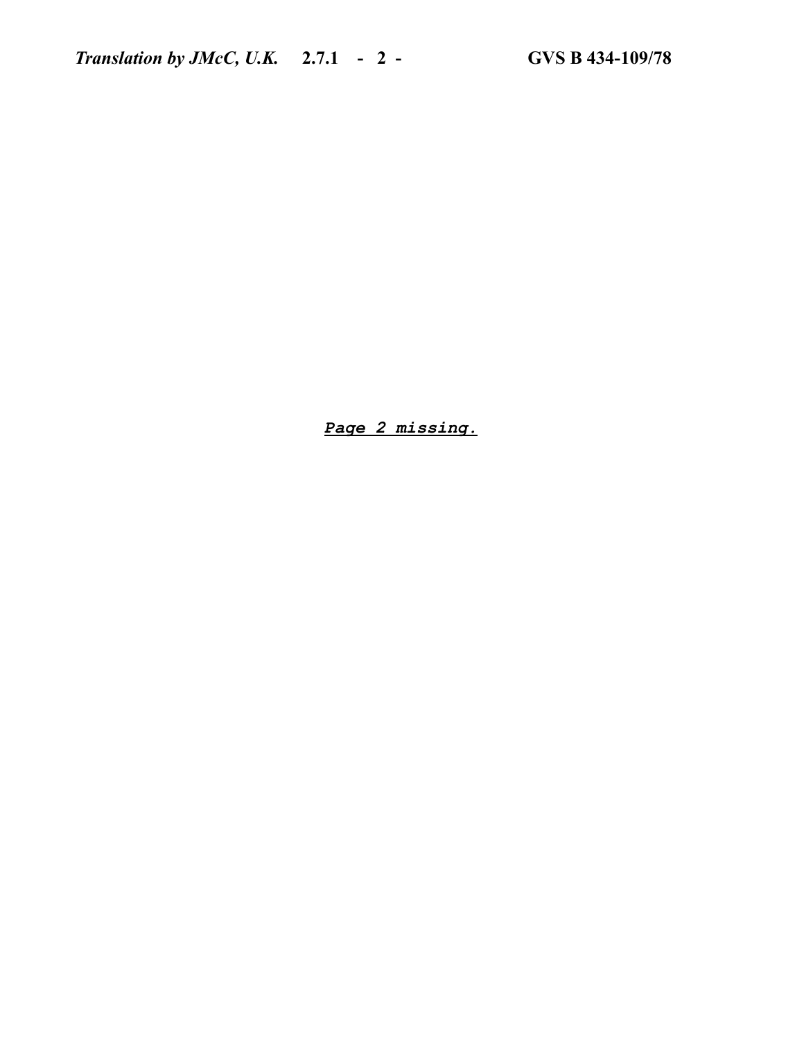***Page 2 missing.***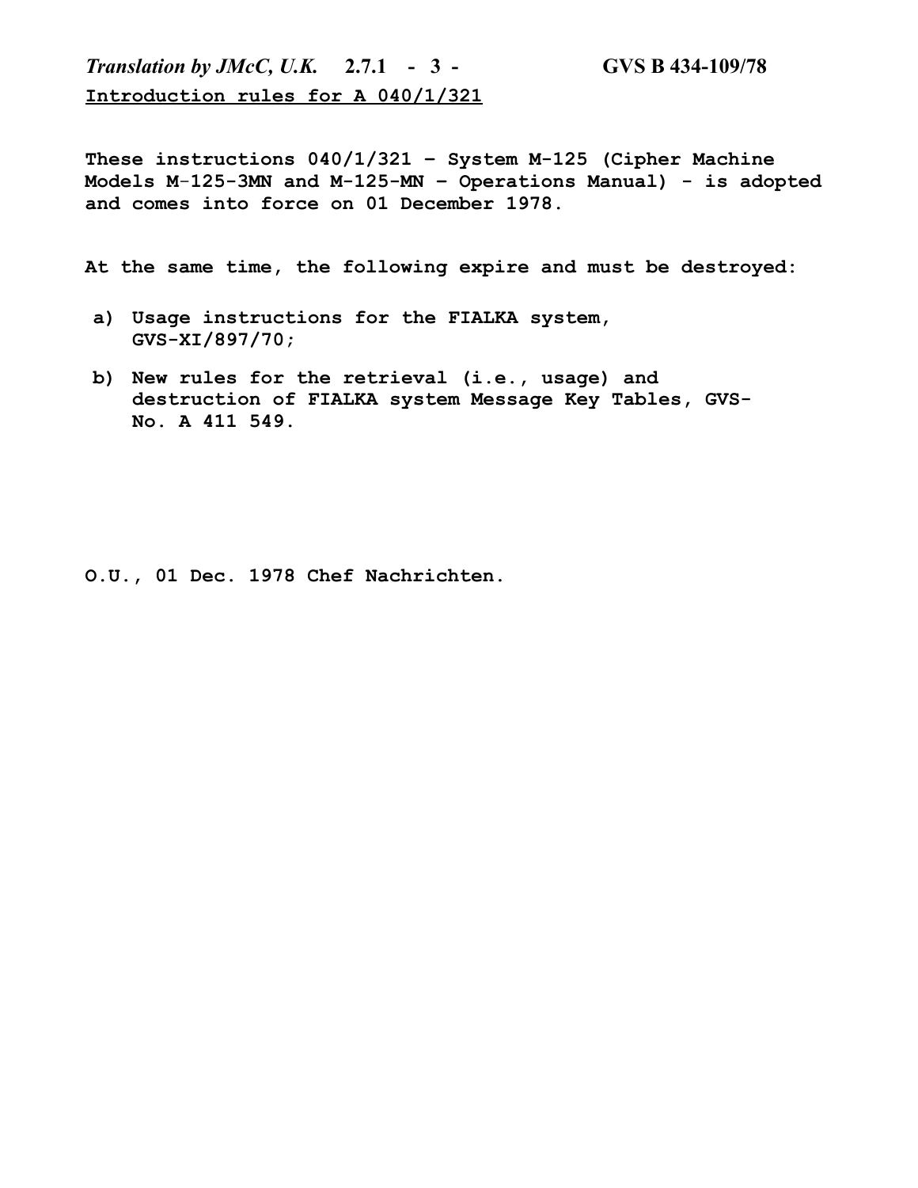**Introduction rules for A 040/1/321**

**These instructions 040/1/321 – System M-125 (Cipher Machine Models M-125-3MN and M-125-MN – Operations Manual) - is adopted and comes into force on 01 December 1978.**

**At the same time, the following expire and must be destroyed:**

**a) Usage instructions for the FIALKA system, GVS-XI/897/70;**

**b) New rules for the retrieval (i.e., usage) and destruction of FIALKA system Message Key Tables, GVS-No. A 411 549.**

**O.U., 01 Dec. 1978 Chef Nachrichten.**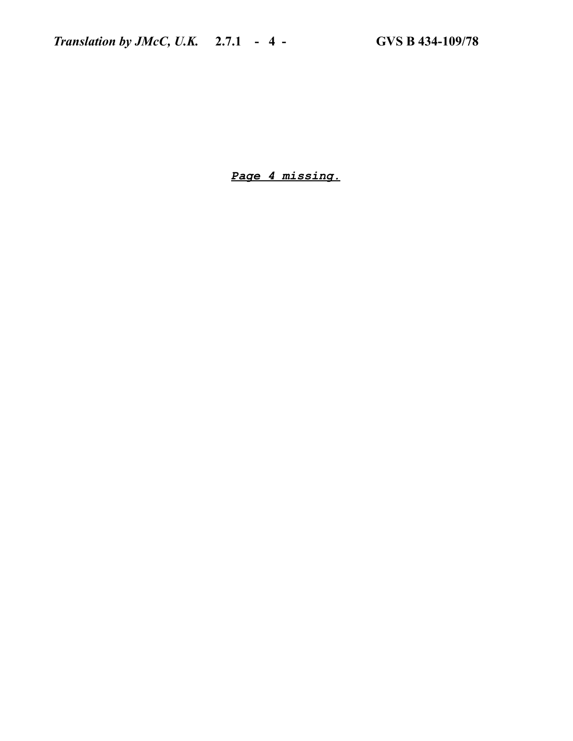***Page 4 missing.***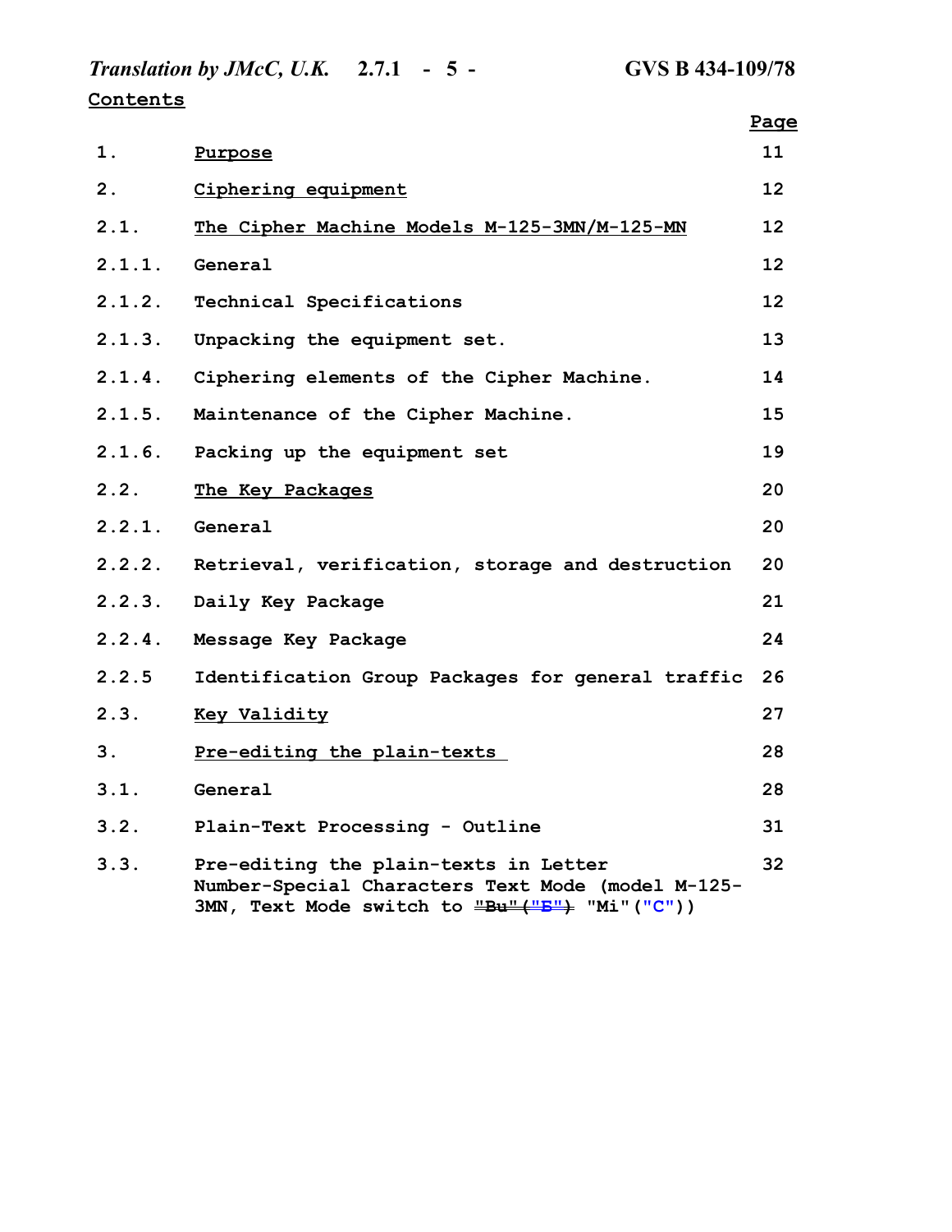## Contents

| | | Page |
|---|---|---|
| 1. | Purpose | 11 |
| 2. | Ciphering equipment | 12 |
| 2.1. | The Cipher Machine Models M-125-3MN/M-125-MN | 12 |
| 2.1.1. | General | 12 |
| 2.1.2. | Technical Specifications | 12 |
| 2.1.3. | Unpacking the equipment set. | 13 |
| 2.1.4. | Ciphering elements of the Cipher Machine. | 14 |
| 2.1.5. | Maintenance of the Cipher Machine. | 15 |
| 2.1.6. | Packing up the equipment set | 19 |
| 2.2. | The Key Packages | 20 |
| 2.2.1. | General | 20 |
| 2.2.2. | Retrieval, verification, storage and destruction | 20 |
| 2.2.3. | Daily Key Package | 21 |
| 2.2.4. | Message Key Package | 24 |
| 2.2.5 | Identification Group Packages for general traffic | 26 |
| 2.3. | Key Validity | 27 |
| 3. | Pre-editing the plain-texts | 28 |
| 3.1. | General | 28 |
| 3.2. | Plain-Text Processing - Outline | 31 |
| 3.3. | Pre-editing the plain-texts in Letter Number-Special Characters Text Mode (model M-125-3MN, Text Mode switch to ~~"Bu"("Б")~~ "Mi"("C")) | 32 |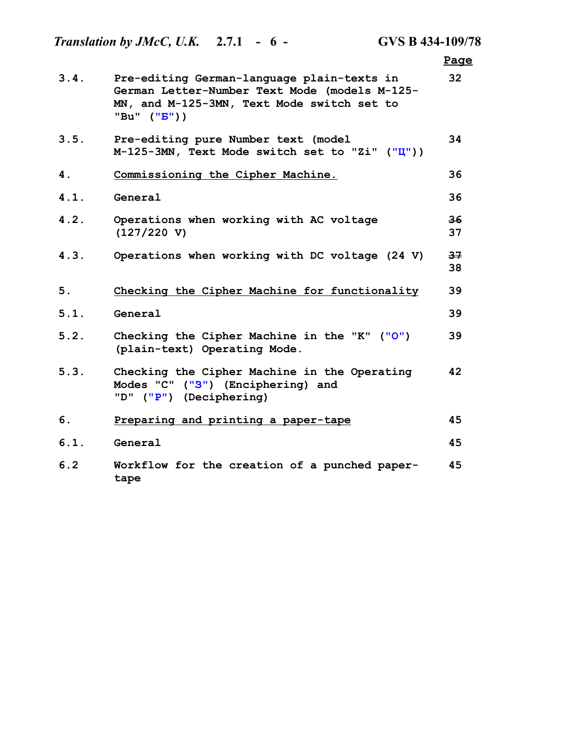| | | Page |
|---|---|---|
| 3.4. | Pre-editing German-language plain-texts in German Letter-Number Text Mode (models M-125-MN, and M-125-3MN, Text Mode switch set to "Bu" ("Б")) | 32 |
| 3.5. | Pre-editing pure Number text (model M-125-3MN, Text Mode switch set to "Zi" ("Ц")) | 34 |
| 4. | <u>Commissioning the Cipher Machine.</u> | 36 |
| 4.1. | General | 36 |
| 4.2. | Operations when working with AC voltage (127/220 V) | ~~36~~ 37 |
| 4.3. | Operations when working with DC voltage (24 V) | ~~37~~ 38 |
| 5. | <u>Checking the Cipher Machine for functionality</u> | 39 |
| 5.1. | General | 39 |
| 5.2. | Checking the Cipher Machine in the "K" ("O") (plain-text) Operating Mode. | 39 |
| 5.3. | Checking the Cipher Machine in the Operating Modes "C" ("З") (Enciphering) and "D" ("Р") (Deciphering) | 42 |
| 6. | <u>Preparing and printing a paper-tape</u> | 45 |
| 6.1. | General | 45 |
| 6.2 | Workflow for the creation of a punched paper-tape | 45 |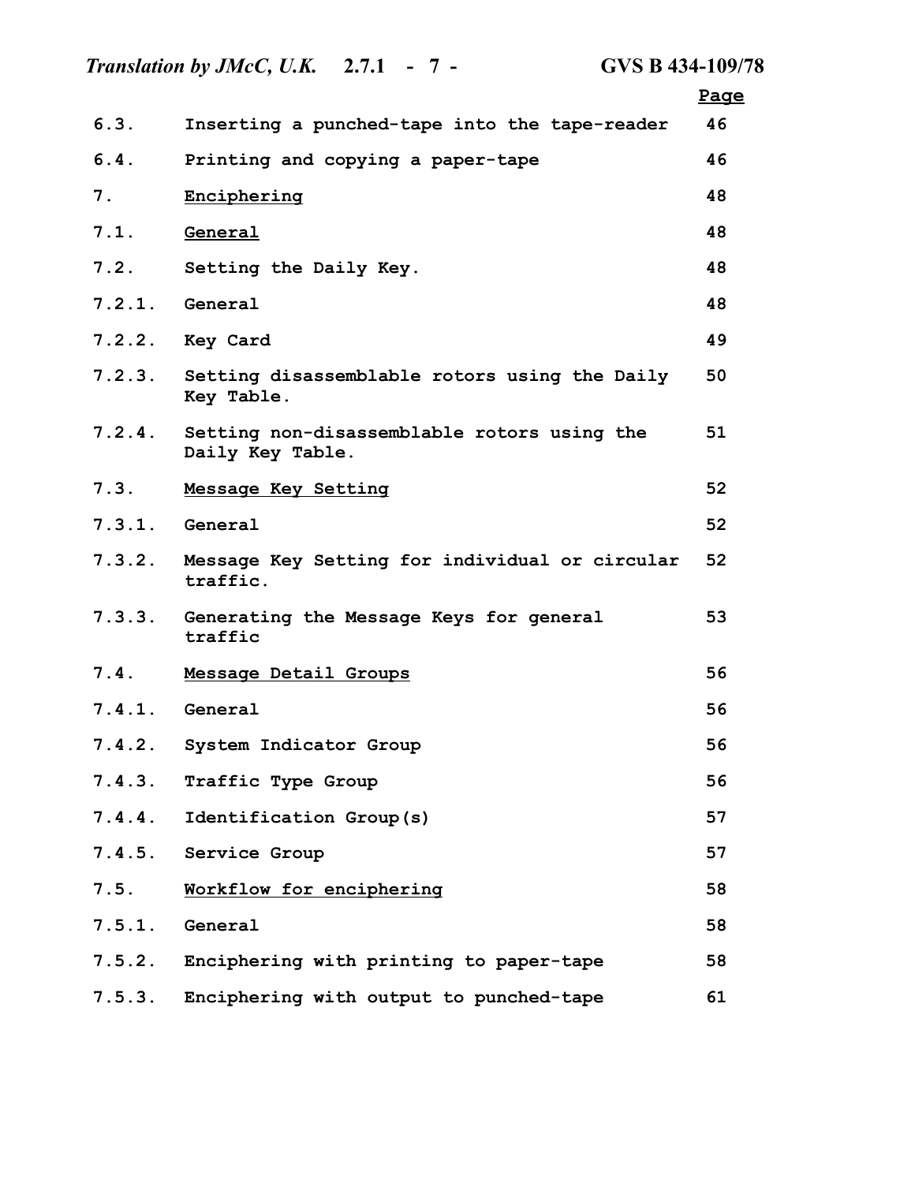| | | Page |
|---|---|---|
| 6.3. | Inserting a punched-tape into the tape-reader | 46 |
| 6.4. | Printing and copying a paper-tape | 46 |
| 7. | <u>Enciphering</u> | 48 |
| 7.1. | <u>General</u> | 48 |
| 7.2. | Setting the Daily Key. | 48 |
| 7.2.1. | General | 48 |
| 7.2.2. | Key Card | 49 |
| 7.2.3. | Setting disassemblable rotors using the Daily Key Table. | 50 |
| 7.2.4. | Setting non-disassemblable rotors using the Daily Key Table. | 51 |
| 7.3. | <u>Message Key Setting</u> | 52 |
| 7.3.1. | General | 52 |
| 7.3.2. | Message Key Setting for individual or circular traffic. | 52 |
| 7.3.3. | Generating the Message Keys for general traffic | 53 |
| 7.4. | <u>Message Detail Groups</u> | 56 |
| 7.4.1. | General | 56 |
| 7.4.2. | System Indicator Group | 56 |
| 7.4.3. | Traffic Type Group | 56 |
| 7.4.4. | Identification Group(s) | 57 |
| 7.4.5. | Service Group | 57 |
| 7.5. | <u>Workflow for enciphering</u> | 58 |
| 7.5.1. | General | 58 |
| 7.5.2. | Enciphering with printing to paper-tape | 58 |
| 7.5.3. | Enciphering with output to punched-tape | 61 |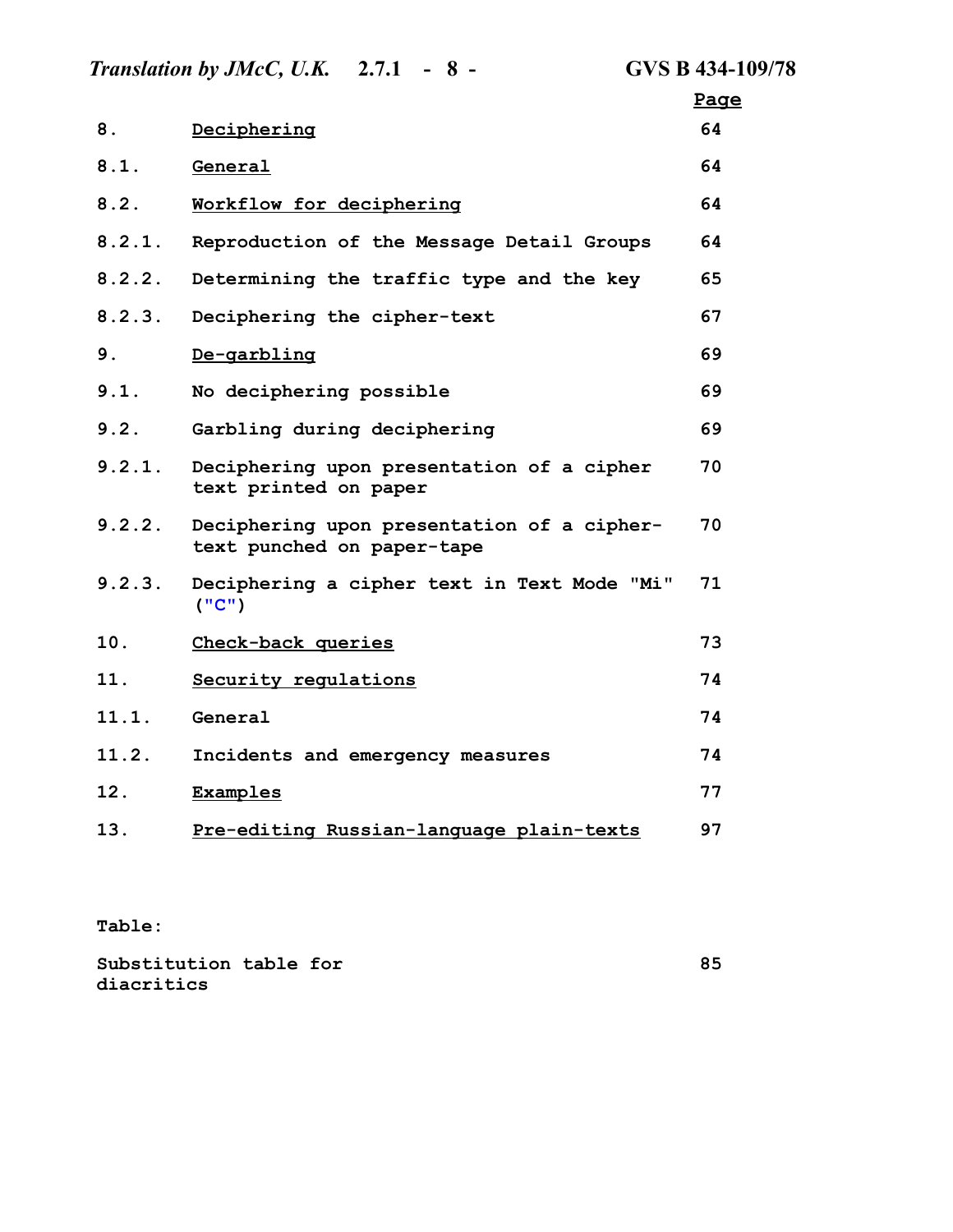| | | Page |
|---|---|---|
| 8. | Deciphering | 64 |
| 8.1. | General | 64 |
| 8.2. | Workflow for deciphering | 64 |
| 8.2.1. | Reproduction of the Message Detail Groups | 64 |
| 8.2.2. | Determining the traffic type and the key | 65 |
| 8.2.3. | Deciphering the cipher-text | 67 |
| 9. | De-garbling | 69 |
| 9.1. | No deciphering possible | 69 |
| 9.2. | Garbling during deciphering | 69 |
| 9.2.1. | Deciphering upon presentation of a cipher text printed on paper | 70 |
| 9.2.2. | Deciphering upon presentation of a cipher-text punched on paper-tape | 70 |
| 9.2.3. | Deciphering a cipher text in Text Mode "Mi" ("C") | 71 |
| 10. | Check-back queries | 73 |
| 11. | Security regulations | 74 |
| 11.1. | General | 74 |
| 11.2. | Incidents and emergency measures | 74 |
| 12. | Examples | 77 |
| 13. | Pre-editing Russian-language plain-texts | 97 |

**Table:**

| | |
|---|---|
| Substitution table for diacritics | 85 |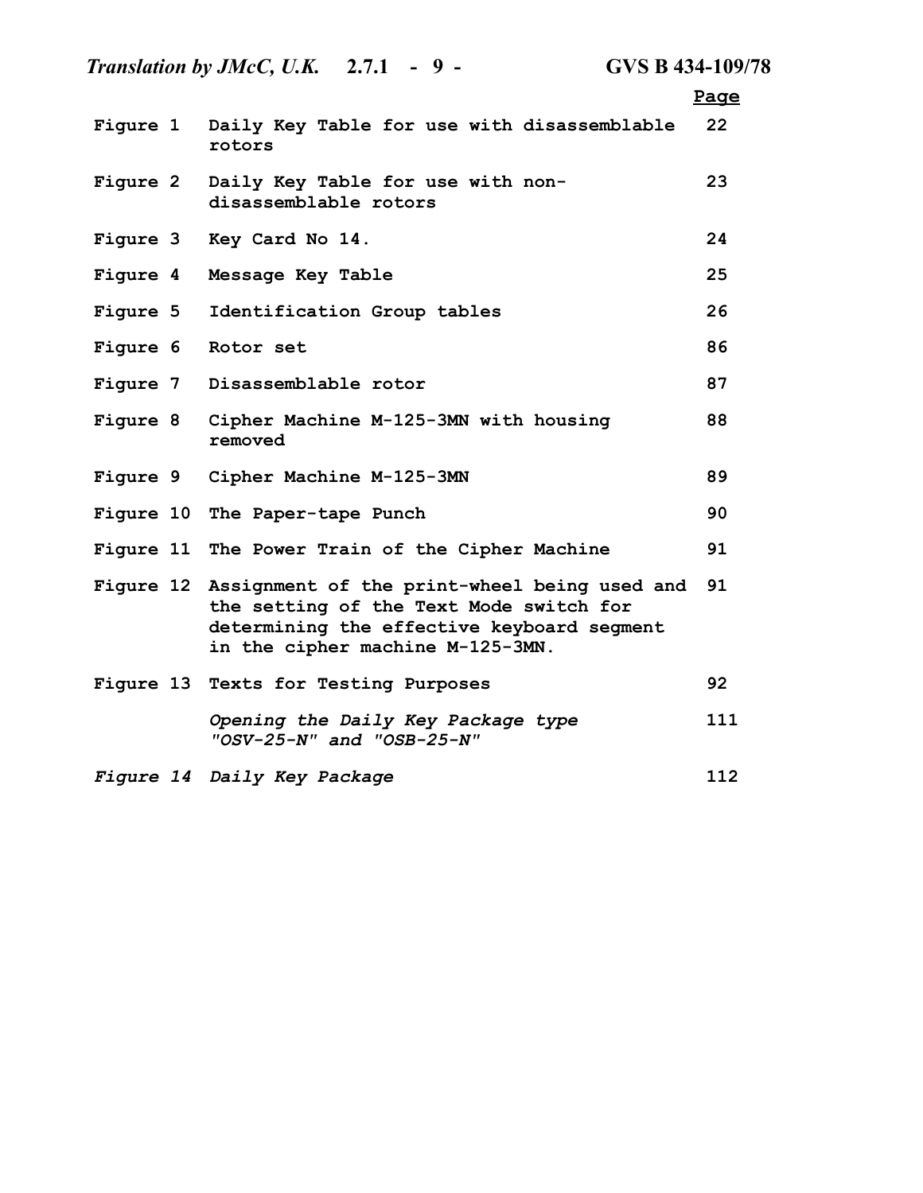| | | Page |
|---|---|---|
| Figure 1 | Daily Key Table for use with disassemblable rotors | 22 |
| Figure 2 | Daily Key Table for use with non-disassemblable rotors | 23 |
| Figure 3 | Key Card No 14. | 24 |
| Figure 4 | Message Key Table | 25 |
| Figure 5 | Identification Group tables | 26 |
| Figure 6 | Rotor set | 86 |
| Figure 7 | Disassemblable rotor | 87 |
| Figure 8 | Cipher Machine M-125-3MN with housing removed | 88 |
| Figure 9 | Cipher Machine M-125-3MN | 89 |
| Figure 10 | The Paper-tape Punch | 90 |
| Figure 11 | The Power Train of the Cipher Machine | 91 |
| Figure 12 | Assignment of the print-wheel being used and the setting of the Text Mode switch for determining the effective keyboard segment in the cipher machine M-125-3MN. | 91 |
| Figure 13 | Texts for Testing Purposes | 92 |
| | *Opening the Daily Key Package type "OSV-25-N" and "OSB-25-N"* | 111 |
| *Figure 14* | *Daily Key Package* | 112 |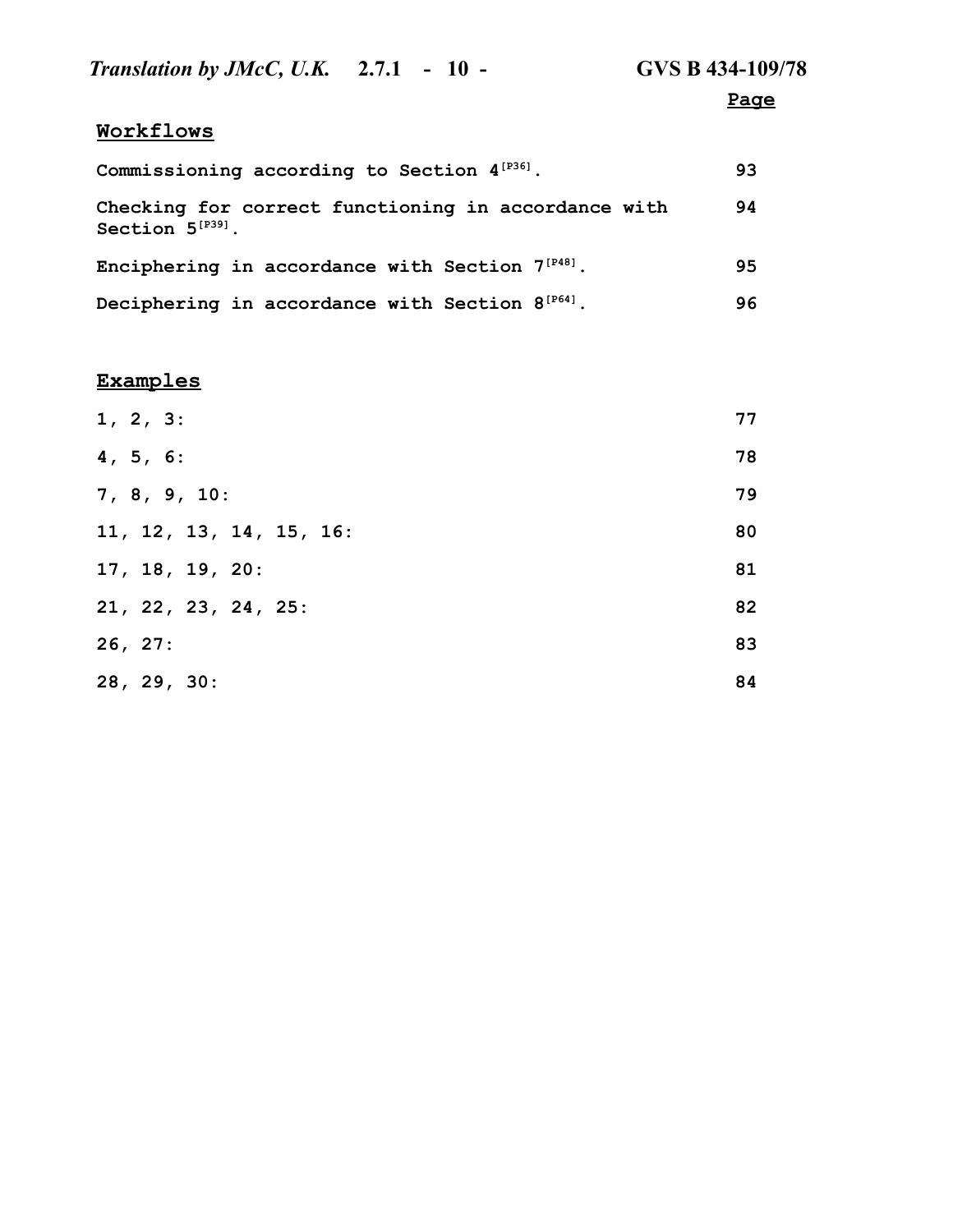| | Page |
|---|---|
| **Workflows** | |
| Commissioning according to Section 4[P36]. | 93 |
| Checking for correct functioning in accordance with Section 5[P39]. | 94 |
| Enciphering in accordance with Section 7[P48]. | 95 |
| Deciphering in accordance with Section 8[P64]. | 96 |
| | |
| **Examples** | |
| 1, 2, 3: | 77 |
| 4, 5, 6: | 78 |
| 7, 8, 9, 10: | 79 |
| 11, 12, 13, 14, 15, 16: | 80 |
| 17, 18, 19, 20: | 81 |
| 21, 22, 23, 24, 25: | 82 |
| 26, 27: | 83 |
| 28, 29, 30: | 84 |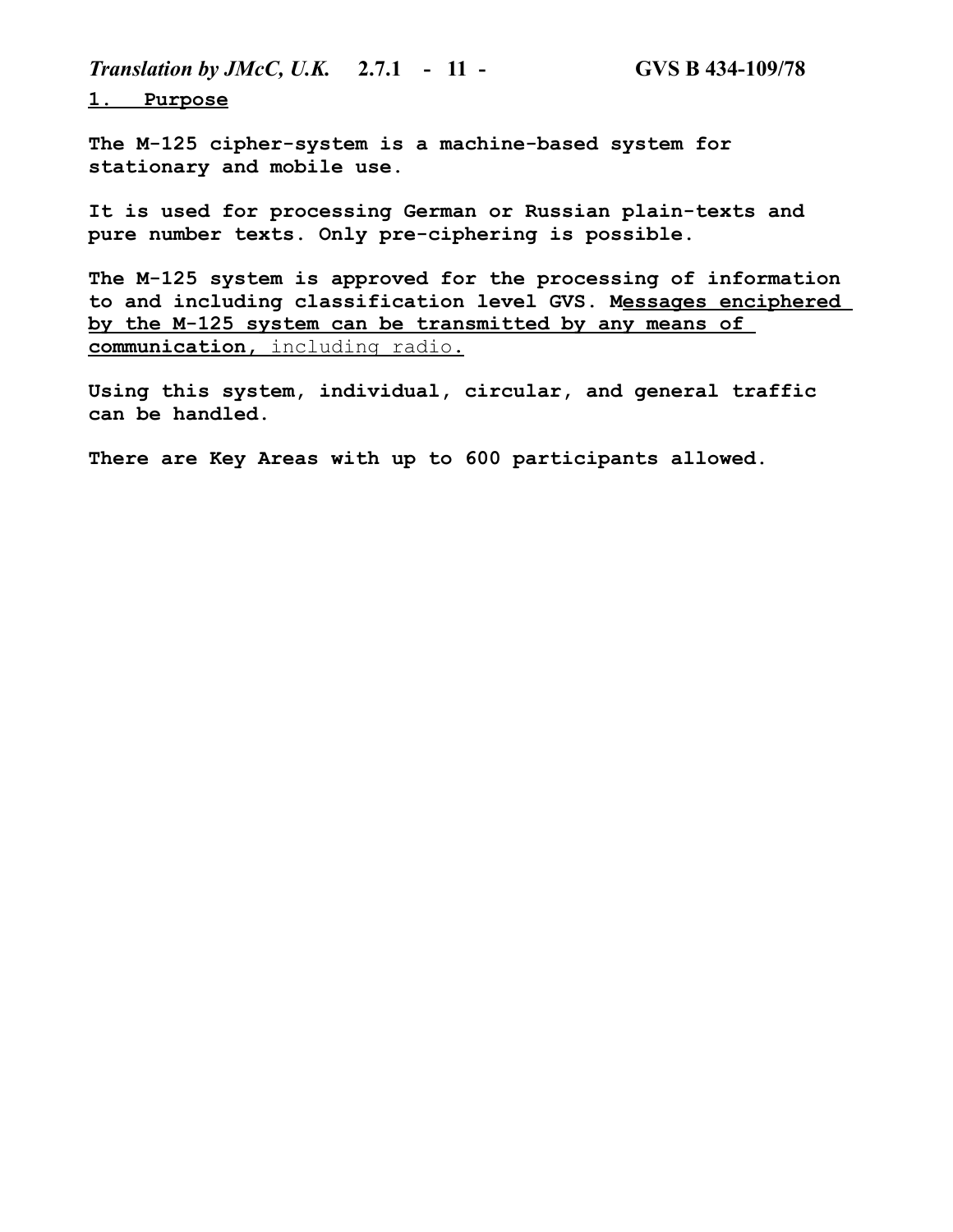## 1. Purpose

**The M-125 cipher-system is a machine-based system for stationary and mobile use.**

**It is used for processing German or Russian plain-texts and pure number texts. Only pre-ciphering is possible.**

**The M-125 system is approved for the processing of information to and including classification level GVS. Messages enciphered by the M-125 system can be transmitted by any means of communication,** including radio.

**Using this system, individual, circular, and general traffic can be handled.**

**There are Key Areas with up to 600 participants allowed.**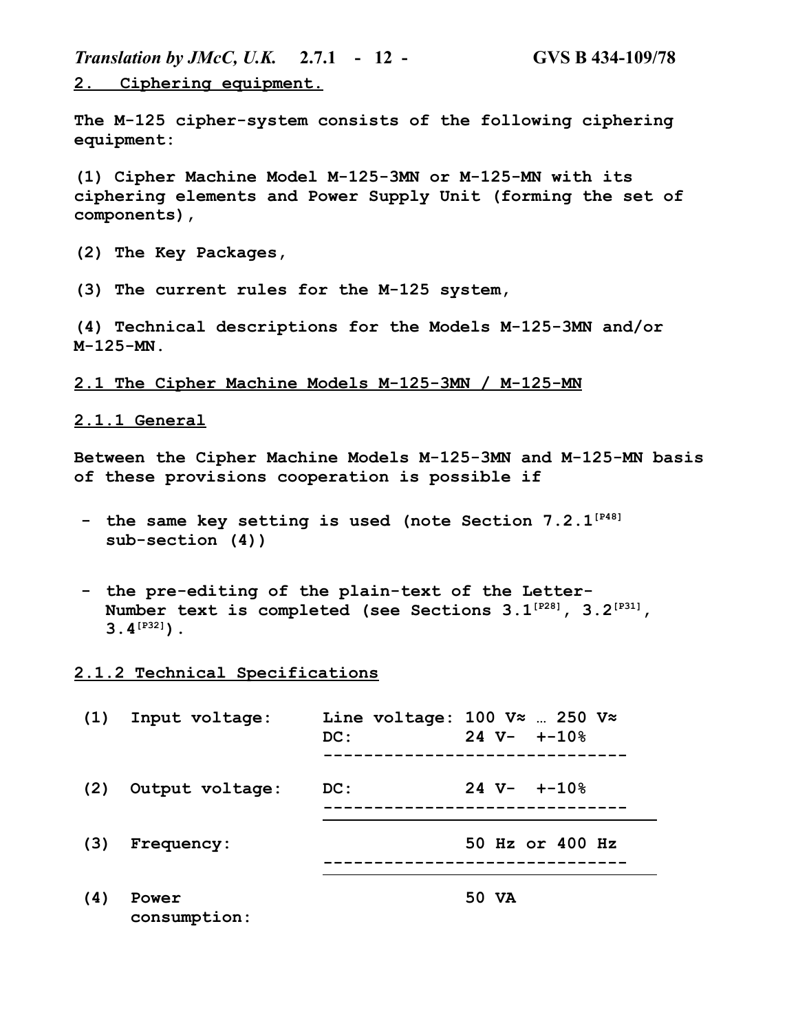## 2. Ciphering equipment.

The M-125 cipher-system consists of the following ciphering equipment:

(1) Cipher Machine Model M-125-3MN or M-125-MN with its ciphering elements and Power Supply Unit (forming the set of components),

(2) The Key Packages,

(3) The current rules for the M-125 system,

(4) Technical descriptions for the Models M-125-3MN and/or M-125-MN.

### 2.1 The Cipher Machine Models M-125-3MN / M-125-MN

#### 2.1.1 General

Between the Cipher Machine Models M-125-3MN and M-125-MN basis of these provisions cooperation is possible if

- the same key setting is used (note Section 7.2.1[P48] sub-section (4))

- the pre-editing of the plain-text of the Letter-Number text is completed (see Sections 3.1[P28], 3.2[P31], 3.4[P32]).

#### 2.1.2 Technical Specifications

| | | | |
|---|---|---|---|
| (1) | Input voltage: | Line voltage: | 100 V≈ … 250 V≈ |
| | | DC: | 24 V- +-10% |
| (2) | Output voltage: | DC: | 24 V- +-10% |
| (3) | Frequency: | | 50 Hz or 400 Hz |
| (4) | Power consumption: | | 50 VA |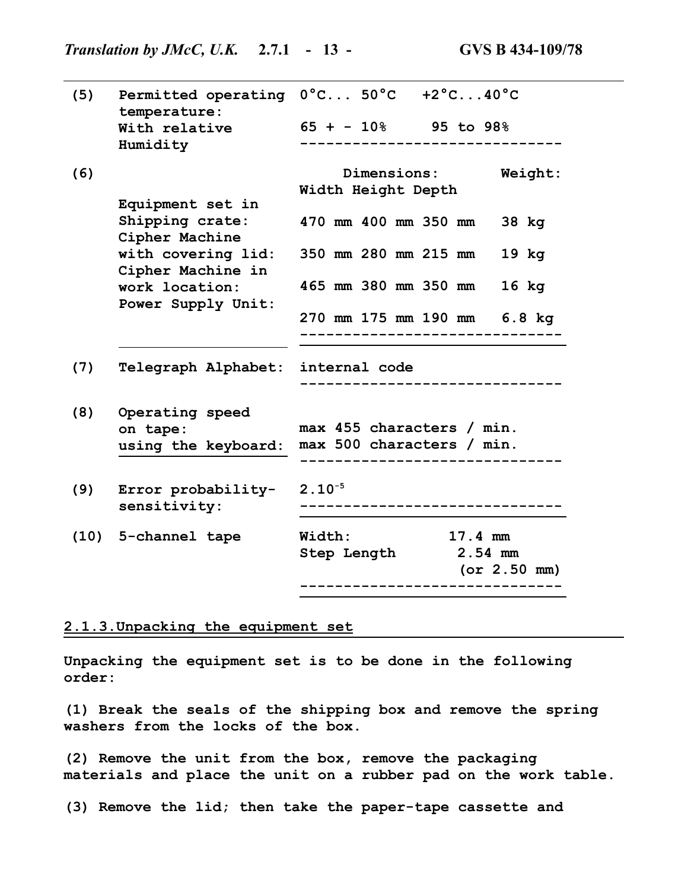| | | | |
|---|---|---|---|
| (5) | Permitted operating temperature: | 0°C... 50°C | +2°C...40°C |
| | With relative Humidity | 65 + - 10% | 95 to 98% |
| (6) | | Dimensions: Width Height Depth | Weight: |
| | Equipment set in Shipping crate: | 470 mm 400 mm 350 mm | 38 kg |
| | Cipher Machine with covering lid: | 350 mm 280 mm 215 mm | 19 kg |
| | Cipher Machine in work location: | 465 mm 380 mm 350 mm | 16 kg |
| | Power Supply Unit: | 270 mm 175 mm 190 mm | 6.8 kg |
| (7) | Telegraph Alphabet: | internal code | |
| (8) | Operating speed on tape: | max 455 characters / min. | |
| | using the keyboard: | max 500 characters / min. | |
| (9) | Error probability-sensitivity: | $2.10^{-5}$ | |
| (10) | 5-channel tape | Width: | 17.4 mm |
| | | Step Length | 2.54 mm (or 2.50 mm) |

## 2.1.3. Unpacking the equipment set

**Unpacking the equipment set is to be done in the following order:**

**(1) Break the seals of the shipping box and remove the spring washers from the locks of the box.**

**(2) Remove the unit from the box, remove the packaging materials and place the unit on a rubber pad on the work table.**

**(3) Remove the lid; then take the paper-tape cassette and**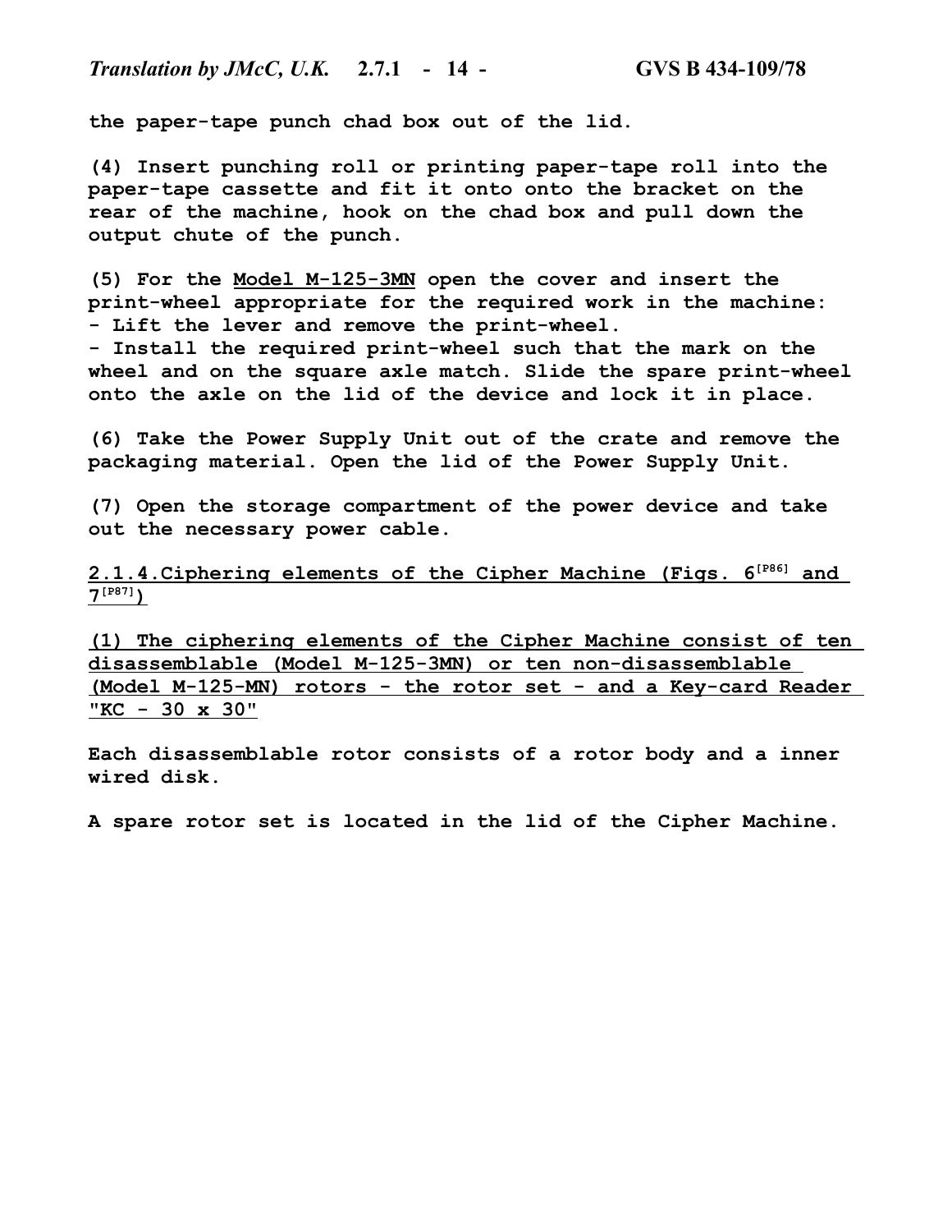the paper-tape punch chad box out of the lid.

(4) Insert punching roll or printing paper-tape roll into the paper-tape cassette and fit it onto onto the bracket on the rear of the machine, hook on the chad box and pull down the output chute of the punch.

(5) For the Model M-125-3MN open the cover and insert the print-wheel appropriate for the required work in the machine:
- Lift the lever and remove the print-wheel.
- Install the required print-wheel such that the mark on the wheel and on the square axle match. Slide the spare print-wheel onto the axle on the lid of the device and lock it in place.

(6) Take the Power Supply Unit out of the crate and remove the packaging material. Open the lid of the Power Supply Unit.

(7) Open the storage compartment of the power device and take out the necessary power cable.

## 2.1.4. Ciphering elements of the Cipher Machine (Figs. 6[P86] and 7[P87])

(1) The ciphering elements of the Cipher Machine consist of ten disassemblable (Model M-125-3MN) or ten non-disassemblable (Model M-125-MN) rotors - the rotor set - and a Key-card Reader "KC - 30 x 30"

Each disassemblable rotor consists of a rotor body and a inner wired disk.

A spare rotor set is located in the lid of the Cipher Machine.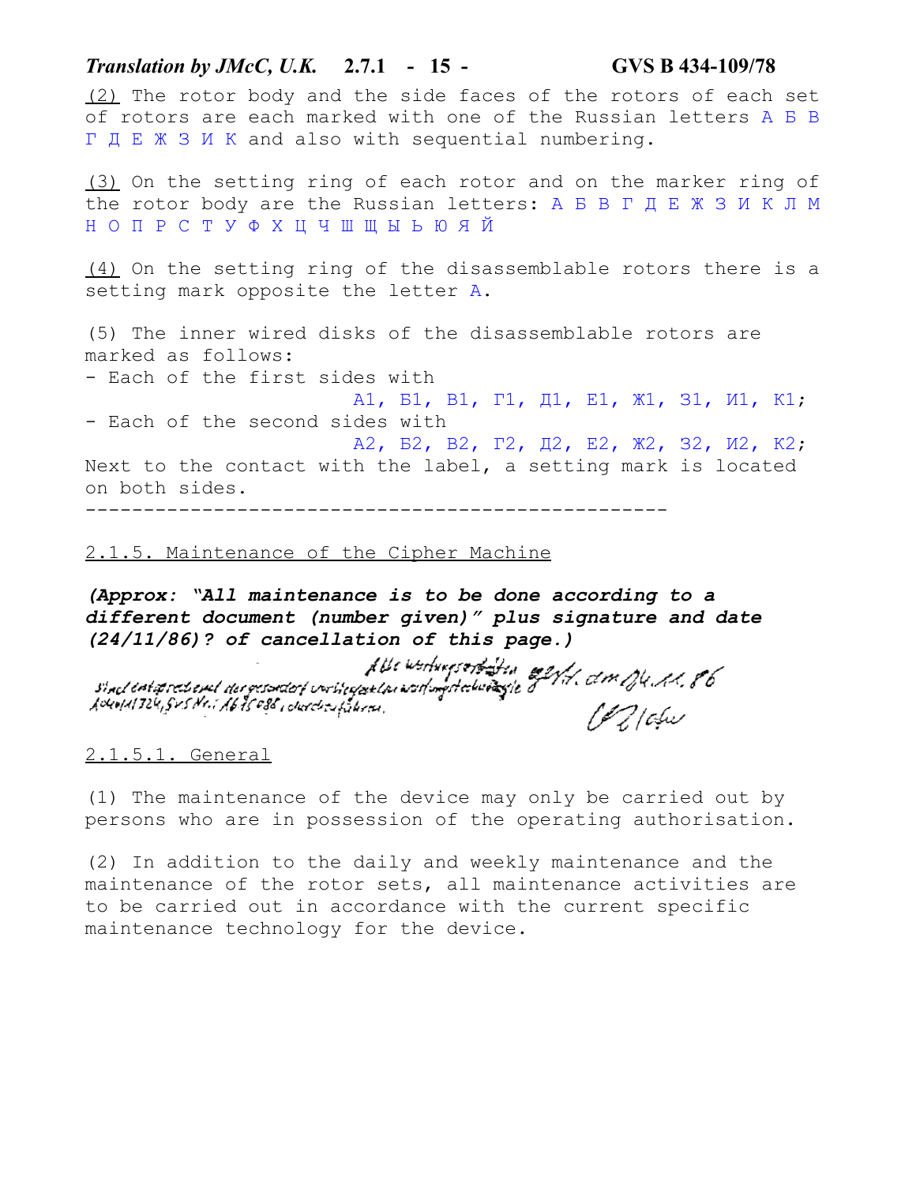(2) The rotor body and the side faces of the rotors of each set of rotors are each marked with one of the Russian letters А Б В Г Д Е Ж З И К and also with sequential numbering.

(3) On the setting ring of each rotor and on the marker ring of the rotor body are the Russian letters: А Б В Г Д Е Ж З И К Л М Н О П Р С Т У Ф Х Ц Ч Ш Щ Ы Ь Ю Я Й

(4) On the setting ring of the disassemblable rotors there is a setting mark opposite the letter А.

(5) The inner wired disks of the disassemblable rotors are marked as follows:
- Each of the first sides with
  А1, Б1, В1, Г1, Д1, Е1, Ж1, З1, И1, К1;
- Each of the second sides with
  А2, Б2, В2, Г2, Д2, Е2, Ж2, З2, И2, К2;

Next to the contact with the label, a setting mark is located on both sides.

---

2.1.5. Maintenance of the Cipher Machine

***(Approx: "All maintenance is to be done according to a different document (number given)" plus signature and date (24/11/86)? of cancellation of this page.)***

Alle Wartungsarbeiten sind entsprechend der gesondert vorliegenden Wartungstechnologie Ausw/A/324, GVS Nr.: A 675 088, durchzuführen. gez. / d. am 24.11.86

2.1.5.1. General

(1) The maintenance of the device may only be carried out by persons who are in possession of the operating authorisation.

(2) In addition to the daily and weekly maintenance and the maintenance of the rotor sets, all maintenance activities are to be carried out in accordance with the current specific maintenance technology for the device.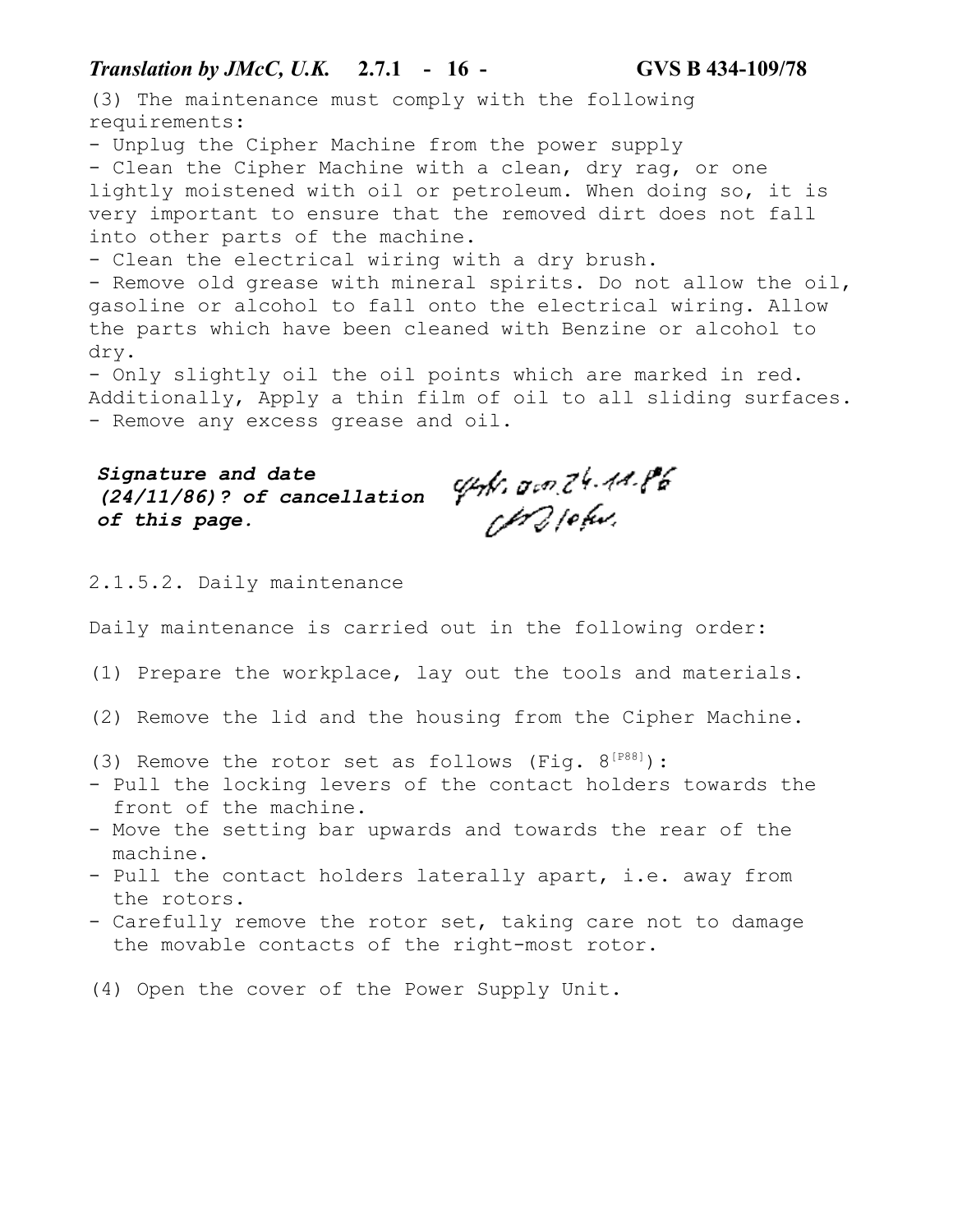(3) The maintenance must comply with the following requirements:

- Unplug the Cipher Machine from the power supply
- Clean the Cipher Machine with a clean, dry rag, or one lightly moistened with oil or petroleum. When doing so, it is very important to ensure that the removed dirt does not fall into other parts of the machine.
- Clean the electrical wiring with a dry brush.
- Remove old grease with mineral spirits. Do not allow the oil, gasoline or alcohol to fall onto the electrical wiring. Allow the parts which have been cleaned with Benzine or alcohol to dry.
- Only slightly oil the oil points which are marked in red. Additionally, Apply a thin film of oil to all sliding surfaces.
- Remove any excess grease and oil.

***Signature and date (24/11/86)? of cancellation of this page.***

2.1.5.2. Daily maintenance

Daily maintenance is carried out in the following order:

(1) Prepare the workplace, lay out the tools and materials.

(2) Remove the lid and the housing from the Cipher Machine.

(3) Remove the rotor set as follows (Fig. 8[P88]):

- Pull the locking levers of the contact holders towards the front of the machine.
- Move the setting bar upwards and towards the rear of the machine.
- Pull the contact holders laterally apart, i.e. away from the rotors.
- Carefully remove the rotor set, taking care not to damage the movable contacts of the right-most rotor.

(4) Open the cover of the Power Supply Unit.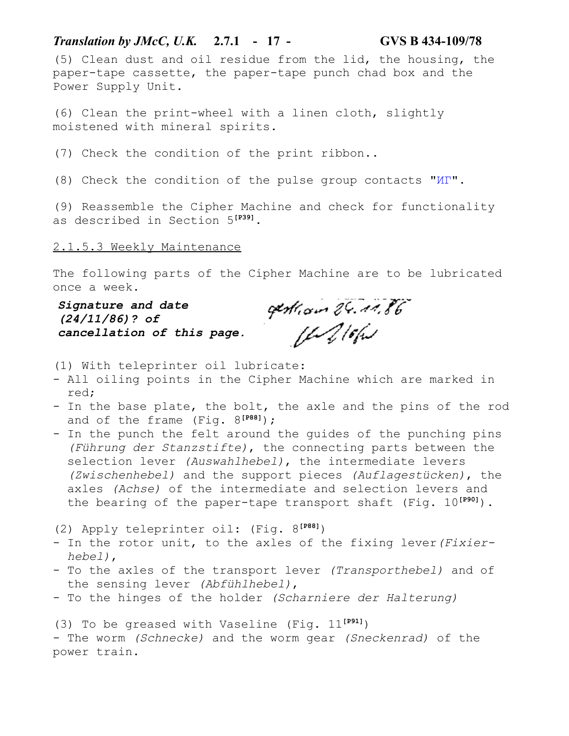(5) Clean dust and oil residue from the lid, the housing, the paper-tape cassette, the paper-tape punch chad box and the Power Supply Unit.

(6) Clean the print-wheel with a linen cloth, slightly moistened with mineral spirits.

(7) Check the condition of the print ribbon..

(8) Check the condition of the pulse group contacts "ИГ".

(9) Reassemble the Cipher Machine and check for functionality as described in Section 5[P39].

2.1.5.3 Weekly Maintenance

The following parts of the Cipher Machine are to be lubricated once a week.

***Signature and date (24/11/86)? of cancellation of this page.***

(1) With teleprinter oil lubricate:
- All oiling points in the Cipher Machine which are marked in red;
- In the base plate, the bolt, the axle and the pins of the rod and of the frame (Fig. 8[P88]);
- In the punch the felt around the guides of the punching pins *(Führung der Stanzstifte)*, the connecting parts between the selection lever *(Auswahlhebel)*, the intermediate levers *(Zwischenhebel)* and the support pieces *(Auflagestücken)*, the axles *(Achse)* of the intermediate and selection levers and the bearing of the paper-tape transport shaft (Fig. 10[P90]).

(2) Apply teleprinter oil: (Fig. 8[P88])
- In the rotor unit, to the axles of the fixing lever *(Fixier-hebel)*,
- To the axles of the transport lever *(Transporthebel)* and of the sensing lever *(Abfühlhebel)*,
- To the hinges of the holder *(Scharniere der Halterung)*

(3) To be greased with Vaseline (Fig. 11[P91])
- The worm *(Schnecke)* and the worm gear *(Sneckenrad)* of the power train.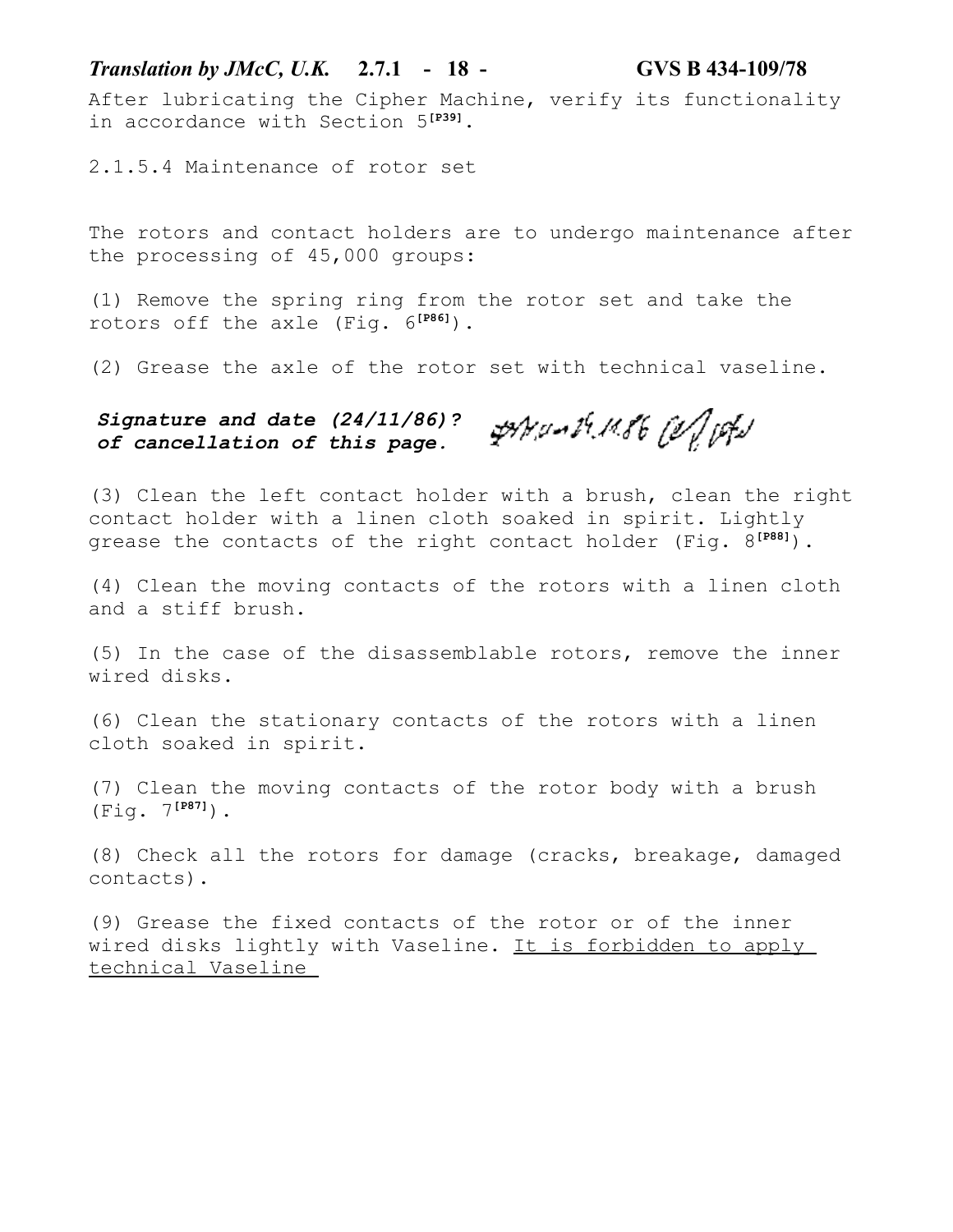After lubricating the Cipher Machine, verify its functionality in accordance with Section 5[P39].

2.1.5.4 Maintenance of rotor set

The rotors and contact holders are to undergo maintenance after the processing of 45,000 groups:

(1) Remove the spring ring from the rotor set and take the rotors off the axle (Fig. 6[P86]).

(2) Grease the axle of the rotor set with technical vaseline.

***Signature and date (24/11/86)? of cancellation of this page.***

(3) Clean the left contact holder with a brush, clean the right contact holder with a linen cloth soaked in spirit. Lightly grease the contacts of the right contact holder (Fig. 8[P88]).

(4) Clean the moving contacts of the rotors with a linen cloth and a stiff brush.

(5) In the case of the disassemblable rotors, remove the inner wired disks.

(6) Clean the stationary contacts of the rotors with a linen cloth soaked in spirit.

(7) Clean the moving contacts of the rotor body with a brush (Fig. 7[P87]).

(8) Check all the rotors for damage (cracks, breakage, damaged contacts).

(9) Grease the fixed contacts of the rotor or of the inner wired disks lightly with Vaseline. <u>It is forbidden to apply technical Vaseline</u>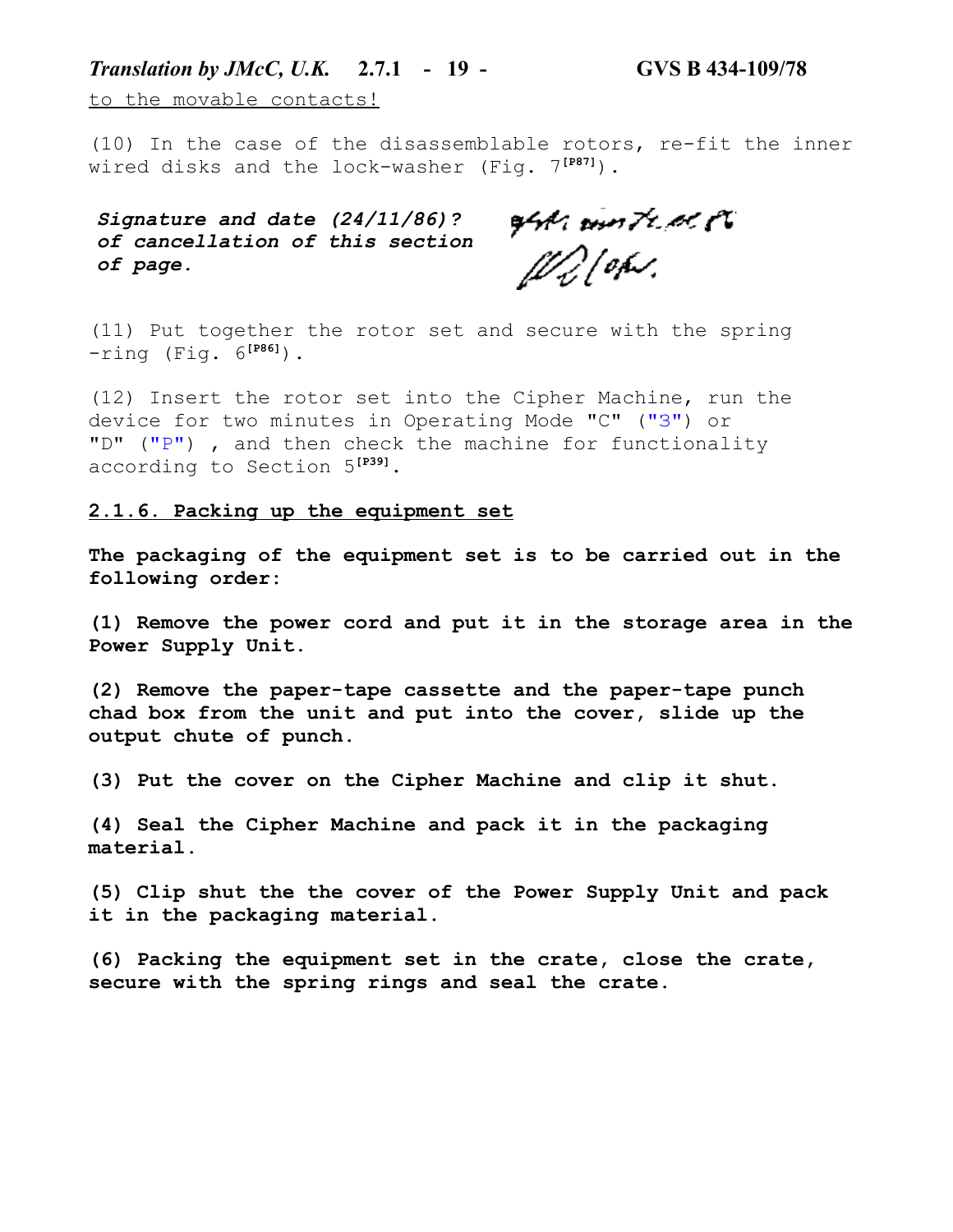to the movable contacts!

(10) In the case of the disassemblable rotors, re-fit the inner wired disks and the lock-washer (Fig. 7[P87]).

***Signature and date (24/11/86)? of cancellation of this section of page.***

(11) Put together the rotor set and secure with the spring -ring (Fig. 6[P86]).

(12) Insert the rotor set into the Cipher Machine, run the device for two minutes in Operating Mode "C" ("З") or "D" ("Р") , and then check the machine for functionality according to Section 5[P39].

## 2.1.6. Packing up the equipment set

**The packaging of the equipment set is to be carried out in the following order:**

**(1) Remove the power cord and put it in the storage area in the Power Supply Unit.**

**(2) Remove the paper-tape cassette and the paper-tape punch chad box from the unit and put into the cover, slide up the output chute of punch.**

**(3) Put the cover on the Cipher Machine and clip it shut.**

**(4) Seal the Cipher Machine and pack it in the packaging material.**

**(5) Clip shut the the cover of the Power Supply Unit and pack it in the packaging material.**

**(6) Packing the equipment set in the crate, close the crate, secure with the spring rings and seal the crate.**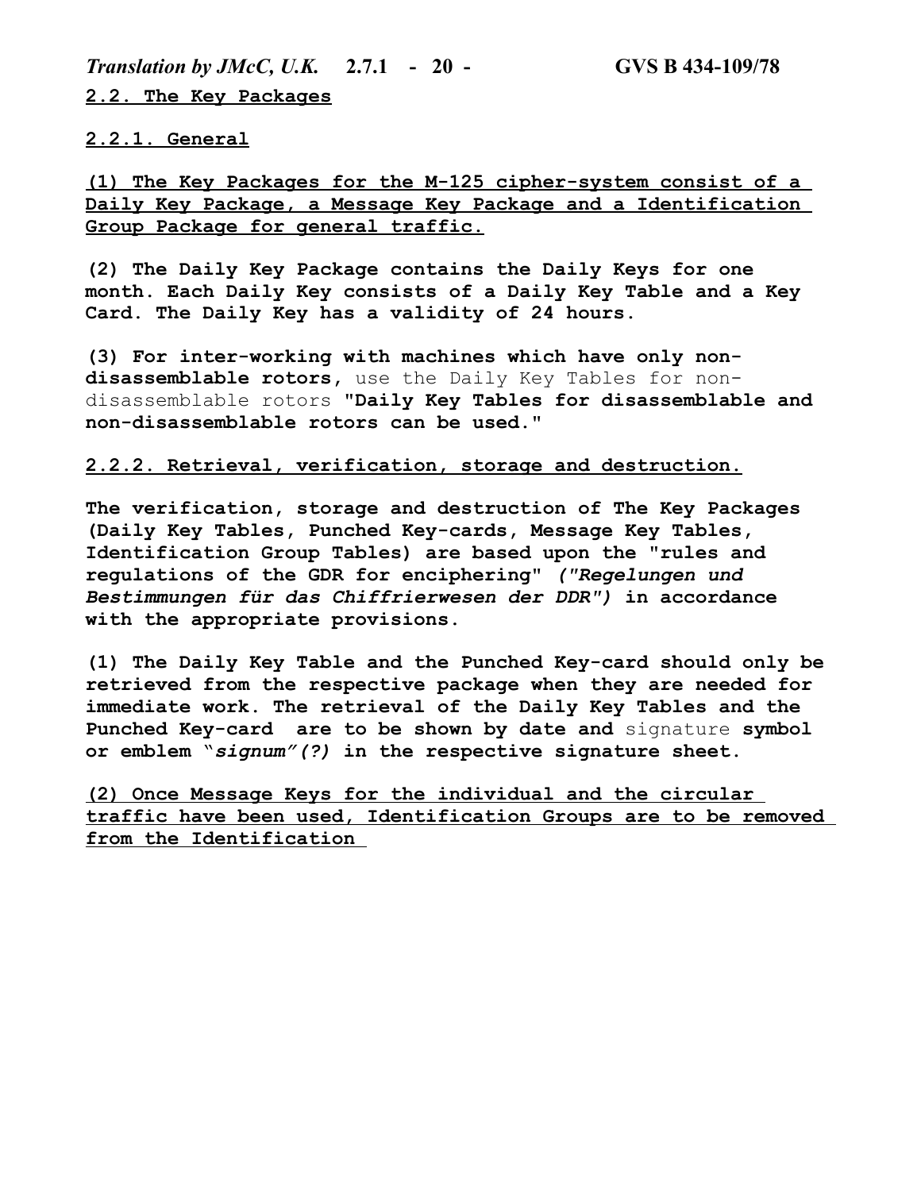## 2.2. The Key Packages

### 2.2.1. General

**(1) The Key Packages for the M-125 cipher-system consist of a Daily Key Package, a Message Key Package and a Identification Group Package for general traffic.**

**(2) The Daily Key Package contains the Daily Keys for one month. Each Daily Key consists of a Daily Key Table and a Key Card. The Daily Key has a validity of 24 hours.**

**(3) For inter-working with machines which have only non-disassemblable rotors,** use the Daily Key Tables for non-disassemblable rotors **"Daily Key Tables for disassemblable and non-disassemblable rotors can be used."**

### 2.2.2. Retrieval, verification, storage and destruction.

**The verification, storage and destruction of The Key Packages (Daily Key Tables, Punched Key-cards, Message Key Tables, Identification Group Tables) are based upon the "rules and regulations of the GDR for enciphering"** ***("Regelungen und Bestimmungen für das Chiffrierwesen der DDR")*** **in accordance with the appropriate provisions.**

**(1) The Daily Key Table and the Punched Key-card should only be retrieved from the respective package when they are needed for immediate work. The retrieval of the Daily Key Tables and the Punched Key-card are to be shown by date and** signature **symbol or emblem "*signum"(?)* in the respective signature sheet.**

**(2) Once Message Keys for the individual and the circular traffic have been used, Identification Groups are to be removed from the Identification**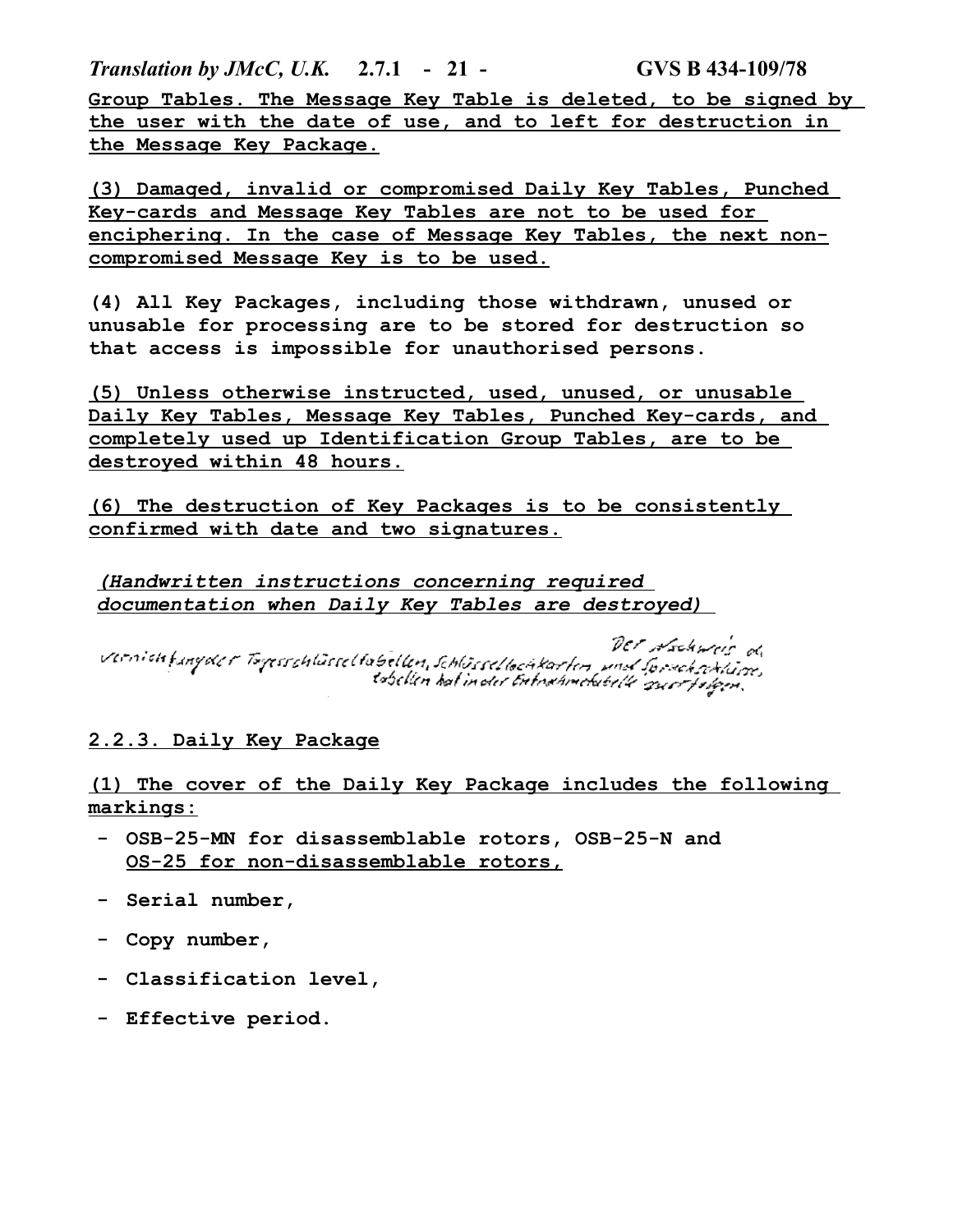Group Tables. The Message Key Table is deleted, to be signed by the user with the date of use, and to left for destruction in the Message Key Package.

(3) Damaged, invalid or compromised Daily Key Tables, Punched Key-cards and Message Key Tables are not to be used for enciphering. In the case of Message Key Tables, the next non-compromised Message Key is to be used.

(4) All Key Packages, including those withdrawn, unused or unusable for processing are to be stored for destruction so that access is impossible for unauthorised persons.

(5) Unless otherwise instructed, used, unused, or unusable Daily Key Tables, Message Key Tables, Punched Key-cards, and completely used up Identification Group Tables, are to be destroyed within 48 hours.

(6) The destruction of Key Packages is to be consistently confirmed with date and two signatures.

*(Handwritten instructions concerning required documentation when Daily Key Tables are destroyed)*

Der Nachweis d. Vernichtung der Tagesschlüsseltabellen, Schlüssellochkarten und Spruchschlüsseltabellen hat in der Entnahmetabelle zu erfolgen.

## 2.2.3. Daily Key Package

(1) The cover of the Daily Key Package includes the following markings:

- OSB-25-MN for disassemblable rotors, OSB-25-N and OS-25 for non-disassemblable rotors,
- Serial number,
- Copy number,
- Classification level,
- Effective period.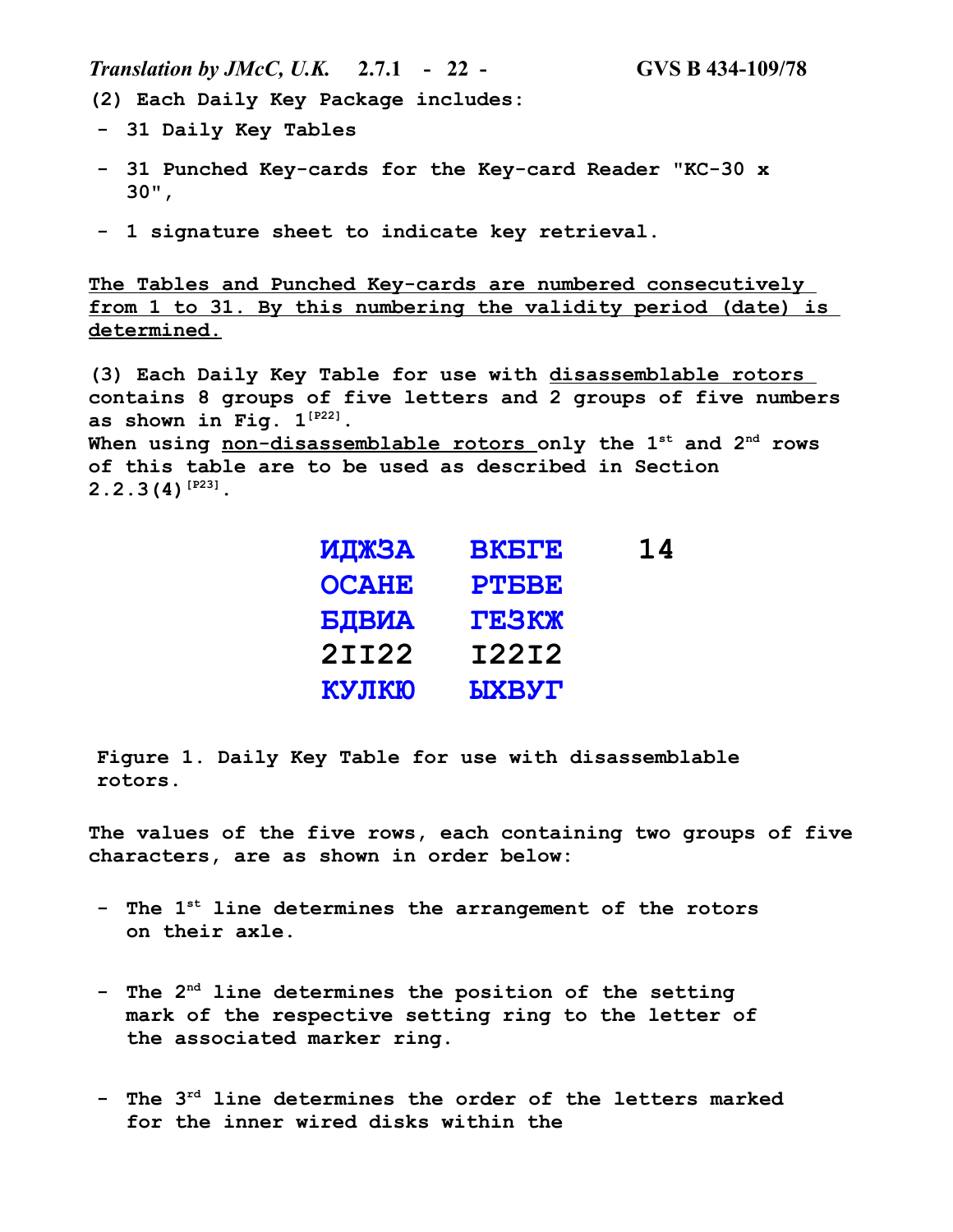**(2) Each Daily Key Package includes:**

- **31 Daily Key Tables**
- **31 Punched Key-cards for the Key-card Reader "KC-30 x 30",**
- **1 signature sheet to indicate key retrieval.**

**The Tables and Punched Key-cards are numbered consecutively from 1 to 31. By this numbering the validity period (date) is determined.**

**(3) Each Daily Key Table for use with disassemblable rotors contains 8 groups of five letters and 2 groups of five numbers as shown in Fig. 1[P22].**
**When using non-disassemblable rotors only the 1st and 2nd rows of this table are to be used as described in Section 2.2.3(4)[P23].**

| | | |
|---|---|---|
| ИДЖЗА | ВКБГЕ | 14 |
| ОСАНЕ | РТБВЕ | |
| БДВИА | ГЕЗКЖ | |
| 2II22 | I22I2 | |
| КУЛКЮ | ЫХВУГ | |

**Figure 1. Daily Key Table for use with disassemblable rotors.**

**The values of the five rows, each containing two groups of five characters, are as shown in order below:**

- **The 1st line determines the arrangement of the rotors on their axle.**
- **The 2nd line determines the position of the setting mark of the respective setting ring to the letter of the associated marker ring.**
- **The 3rd line determines the order of the letters marked for the inner wired disks within the**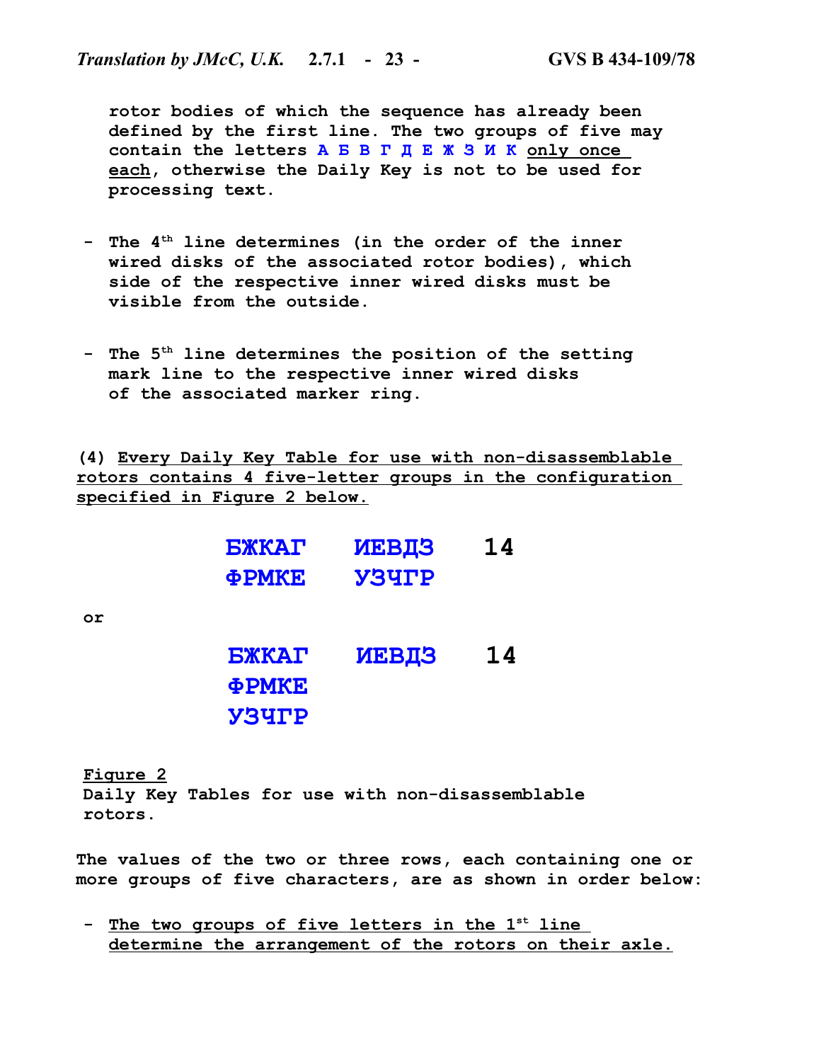rotor bodies of which the sequence has already been defined by the first line. The two groups of five may contain the letters А Б В Г Д Е Ж З И К <u>only once each</u>, otherwise the Daily Key is not to be used for processing text.

- The 4th line determines (in the order of the inner wired disks of the associated rotor bodies), which side of the respective inner wired disks must be visible from the outside.

- The 5th line determines the position of the setting mark line to the respective inner wired disks of the associated marker ring.

**(4) <u>Every Daily Key Table for use with non-disassemblable rotors contains 4 five-letter groups in the configuration specified in Figure 2 below.</u>**

```
БЖКАГ    ИЕВДЗ    14
ФРМКЕ    УЗЧГР
```

or

```
БЖКАГ    ИЕВДЗ    14
ФРМКЕ
УЗЧГР
```

<u>Figure 2</u>
Daily Key Tables for use with non-disassemblable rotors.

The values of the two or three rows, each containing one or more groups of five characters, are as shown in order below:

- <u>The two groups of five letters in the 1st line determine the arrangement of the rotors on their axle.</u>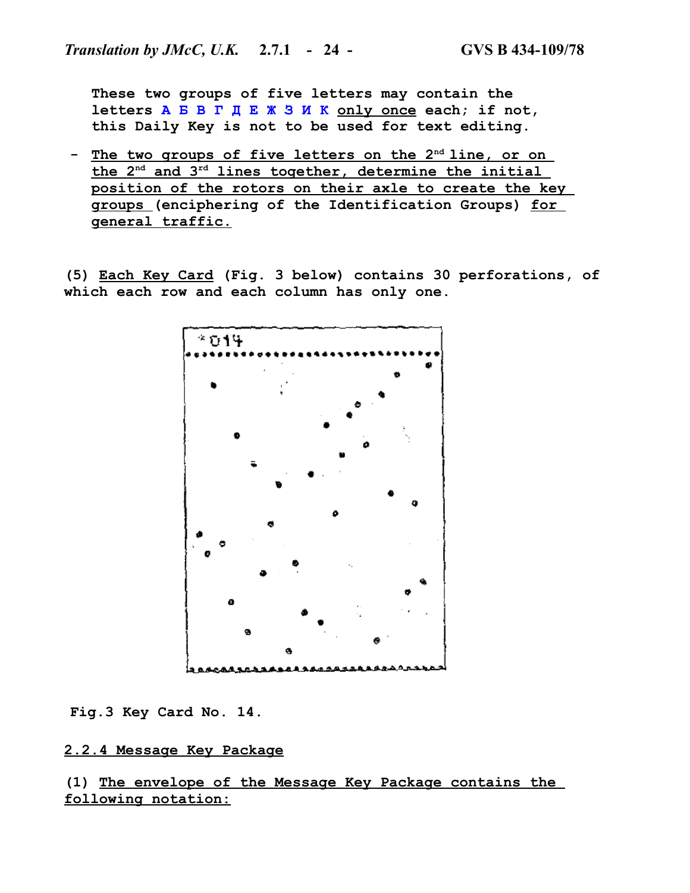These two groups of five letters may contain the letters А Б В Г Д Е Ж З И К <u>only once</u> each; if not, this Daily Key is not to be used for text editing.

- <u>The two groups of five letters on the 2nd line, or on the 2nd and 3rd lines together, determine the initial position of the rotors on their axle to create the key groups</u> (enciphering of the Identification Groups) <u>for general traffic.</u>

(5) <u>Each Key Card</u> (Fig. 3 below) contains 30 perforations, of which each row and each column has only one.

Fig.3 Key Card No. 14.

## <u>2.2.4 Message Key Package</u>

(1) <u>The envelope of the Message Key Package contains the following notation:</u>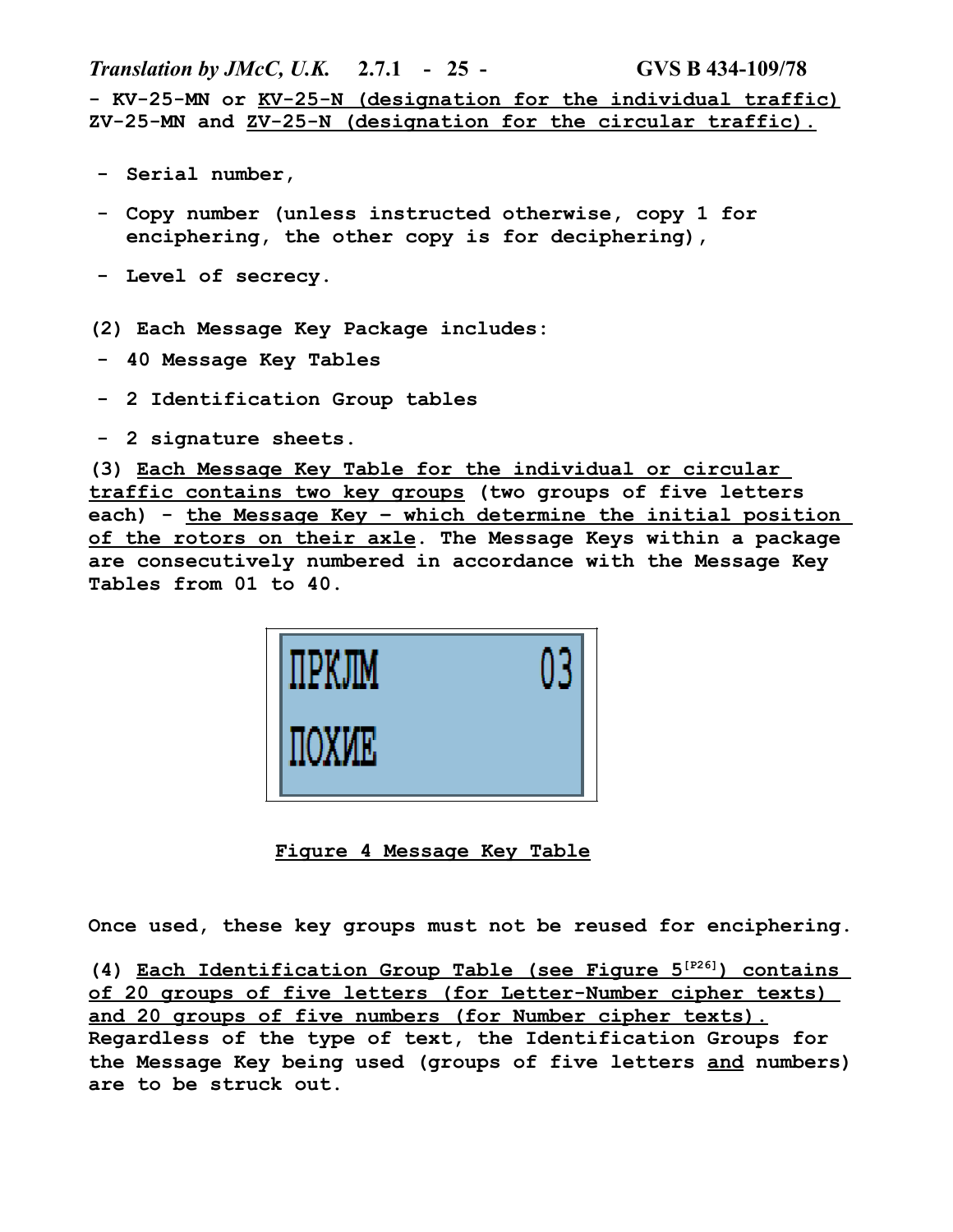- KV-25-MN or <u>KV-25-N (designation for the individual traffic)</u> ZV-25-MN and <u>ZV-25-N (designation for the circular traffic).</u>

- Serial number,
- Copy number (unless instructed otherwise, copy 1 for enciphering, the other copy is for deciphering),
- Level of secrecy.

(2) Each Message Key Package includes:

- 40 Message Key Tables
- 2 Identification Group tables
- 2 signature sheets.

(3) <u>Each Message Key Table for the individual or circular traffic contains two key groups</u> (two groups of five letters each) - <u>the Message Key – which determine the initial position of the rotors on their axle</u>. The Message Keys within a package are consecutively numbered in accordance with the Message Key Tables from 01 to 40.

| ПРКЛМ | 03 |
|---|---|
| ПОХИЕ | |

<u>Figure 4 Message Key Table</u>

Once used, these key groups must not be reused for enciphering.

(4) <u>Each Identification Group Table (see Figure 5[P26]) contains of 20 groups of five letters (for Letter-Number cipher texts) and 20 groups of five numbers (for Number cipher texts).</u> Regardless of the type of text, the Identification Groups for the Message Key being used (groups of five letters <u>and</u> numbers) are to be struck out.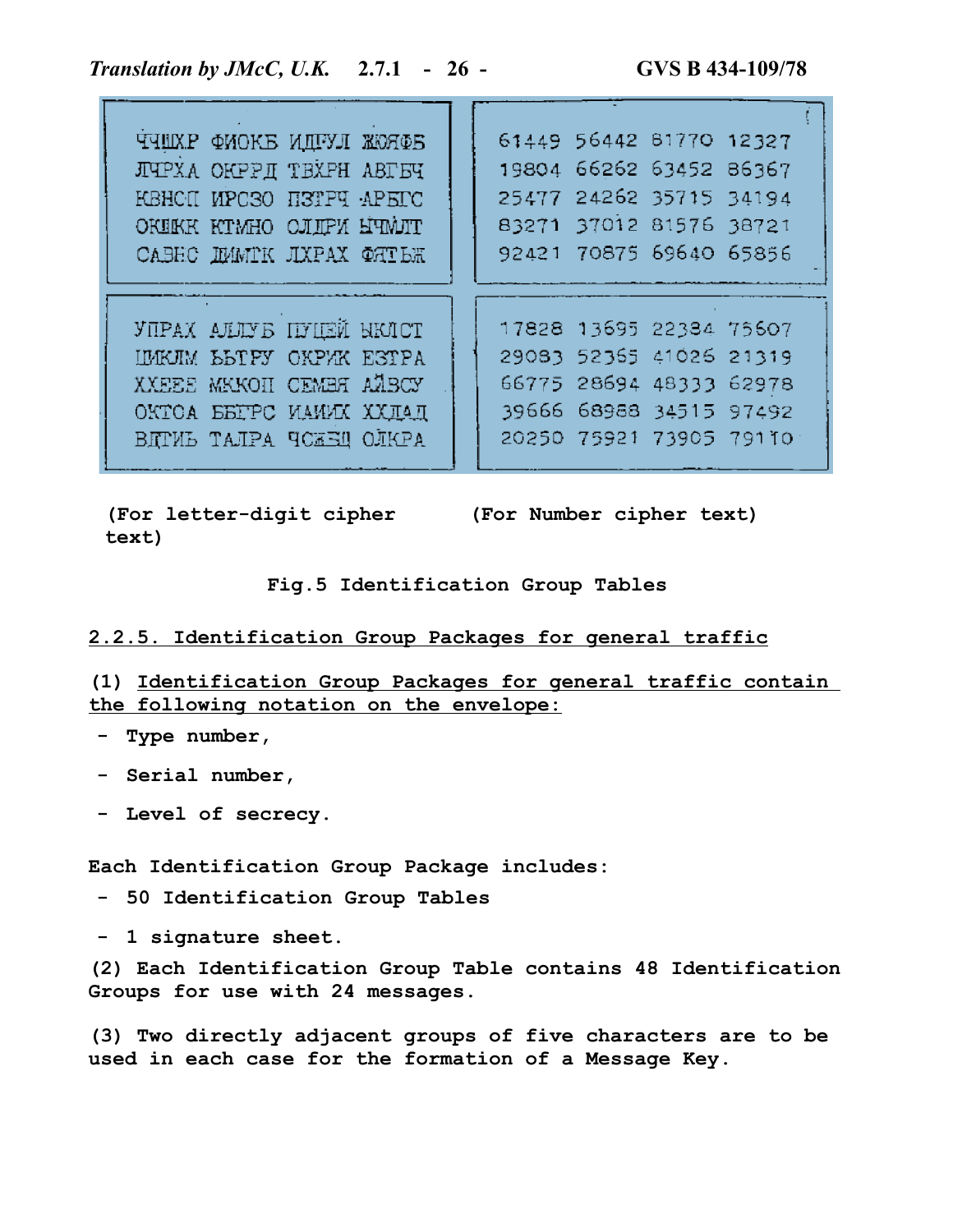| | | | |
|---|---|---|---|
| ЧЧШХР | ФИОКБ | ИДГУЛ | ЖЮЯФБ |
| ЛЧРХА | ОКРРД | ТВХРН | АВГБЧ |
| КВНСП | ИРСЗО | ПЗГРЧ | АРБГС |
| ОКШКК | КТМНО | СЛДРИ | ЫЧМЛТ |
| САЗНС | ДИМГК | ЛХРАХ | ФЯТЬЖ |

| | | | |
|---|---|---|---|
| 61449 | 56442 | 81770 | 12327 |
| 19804 | 66262 | 63452 | 86367 |
| 25477 | 24262 | 35715 | 34194 |
| 83271 | 37012 | 81576 | 38721 |
| 92421 | 70875 | 69640 | 65856 |

| | | | |
|---|---|---|---|
| УПРАХ | АЛЛУБ | ПУЦЕЙ | ЫКЛСТ |
| ЦИКЛМ | ЬБТРУ | ОКРИК | ЕЗТРА |
| ХХЕЕЕ | МККОП | СЕМБЯ | АЙВСУ |
| ОКТОА | ББГРС | ИАИИХ | ХХДАД |
| ВДТИЬ | ТАЛРА | ЧСЖЗЩ | ОЛКРА |

| | | | |
|---|---|---|---|
| 17828 | 13695 | 22384 | 75607 |
| 29083 | 52365 | 41026 | 21319 |
| 66775 | 28694 | 48333 | 62978 |
| 39666 | 68988 | 34515 | 97492 |
| 20250 | 75921 | 73905 | 79110 |

(For letter-digit cipher text) (For Number cipher text)

Fig.5 Identification Group Tables

## 2.2.5. Identification Group Packages for general traffic

(1) Identification Group Packages for general traffic contain the following notation on the envelope:

- Type number,
- Serial number,
- Level of secrecy.

Each Identification Group Package includes:

- 50 Identification Group Tables
- 1 signature sheet.

(2) Each Identification Group Table contains 48 Identification Groups for use with 24 messages.

(3) Two directly adjacent groups of five characters are to be used in each case for the formation of a Message Key.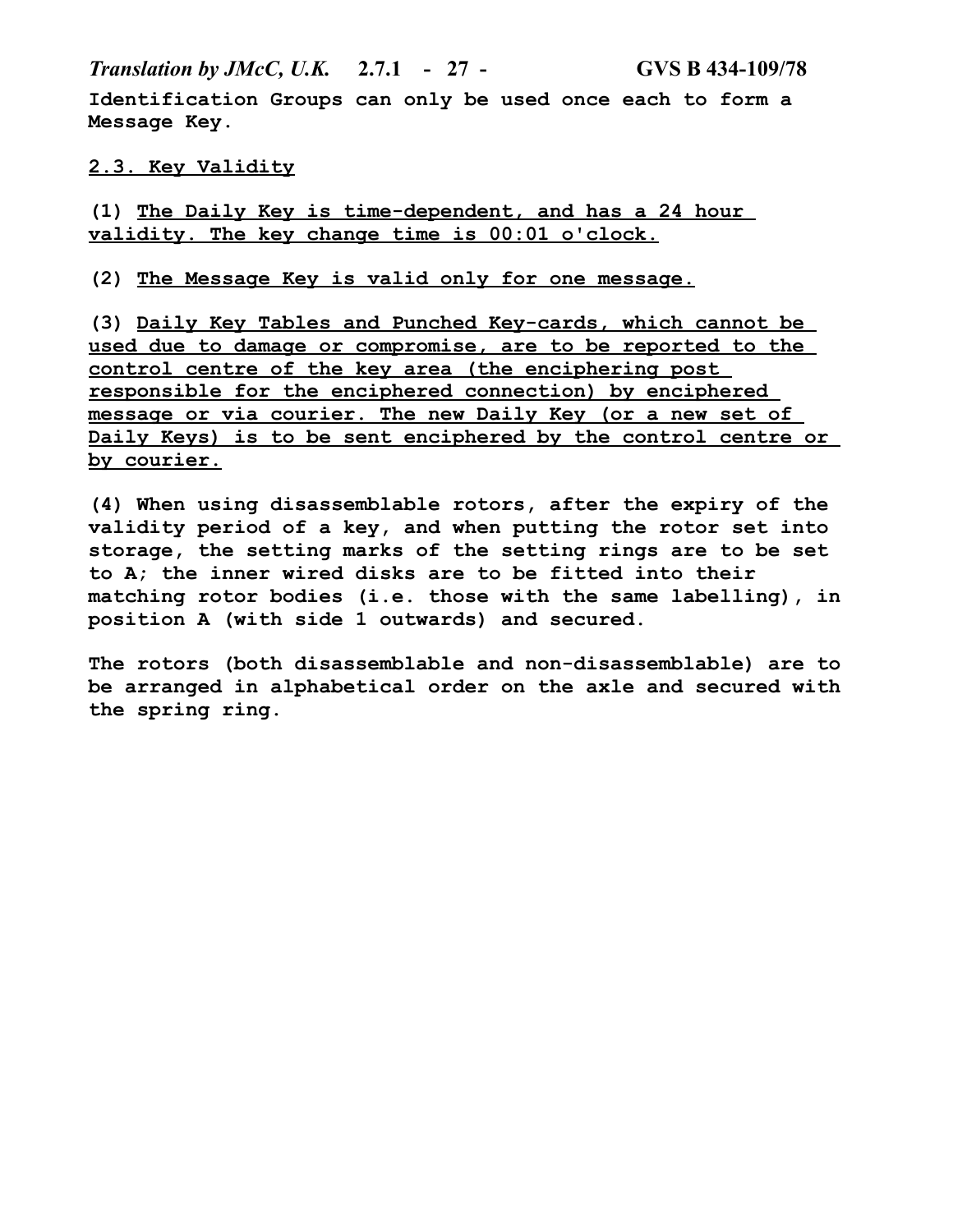Identification Groups can only be used once each to form a Message Key.

## 2.3. Key Validity

(1) The Daily Key is time-dependent, and has a 24 hour validity. The key change time is 00:01 o'clock.

(2) The Message Key is valid only for one message.

(3) Daily Key Tables and Punched Key-cards, which cannot be used due to damage or compromise, are to be reported to the control centre of the key area (the enciphering post responsible for the enciphered connection) by enciphered message or via courier. The new Daily Key (or a new set of Daily Keys) is to be sent enciphered by the control centre or by courier.

(4) When using disassemblable rotors, after the expiry of the validity period of a key, and when putting the rotor set into storage, the setting marks of the setting rings are to be set to A; the inner wired disks are to be fitted into their matching rotor bodies (i.e. those with the same labelling), in position A (with side 1 outwards) and secured.

The rotors (both disassemblable and non-disassemblable) are to be arranged in alphabetical order on the axle and secured with the spring ring.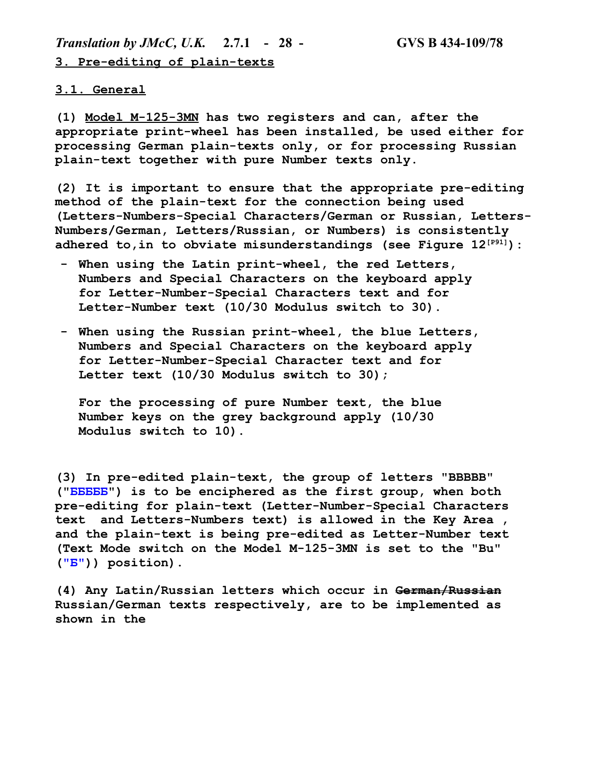## 3. Pre-editing of plain-texts

### 3.1. General

**(1) Model M-125-3MN has two registers and can, after the appropriate print-wheel has been installed, be used either for processing German plain-texts only, or for processing Russian plain-text together with pure Number texts only.**

**(2) It is important to ensure that the appropriate pre-editing method of the plain-text for the connection being used (Letters-Numbers-Special Characters/German or Russian, Letters-Numbers/German, Letters/Russian, or Numbers) is consistently adhered to,in to obviate misunderstandings (see Figure 12[P91]):**

- **When using the Latin print-wheel, the red Letters, Numbers and Special Characters on the keyboard apply for Letter-Number-Special Characters text and for Letter-Number text (10/30 Modulus switch to 30).**
- **When using the Russian print-wheel, the blue Letters, Numbers and Special Characters on the keyboard apply for Letter-Number-Special Character text and for Letter text (10/30 Modulus switch to 30);**

  **For the processing of pure Number text, the blue Number keys on the grey background apply (10/30 Modulus switch to 10).**

**(3) In pre-edited plain-text, the group of letters "BBBBB" ("БББББ") is to be enciphered as the first group, when both pre-editing for plain-text (Letter-Number-Special Characters text and Letters-Numbers text) is allowed in the Key Area , and the plain-text is being pre-edited as Letter-Number text (Text Mode switch on the Model M-125-3MN is set to the "Bu" ("Б")) position).**

**(4) Any Latin/Russian letters which occur in ~~German/Russian~~ Russian/German texts respectively, are to be implemented as shown in the**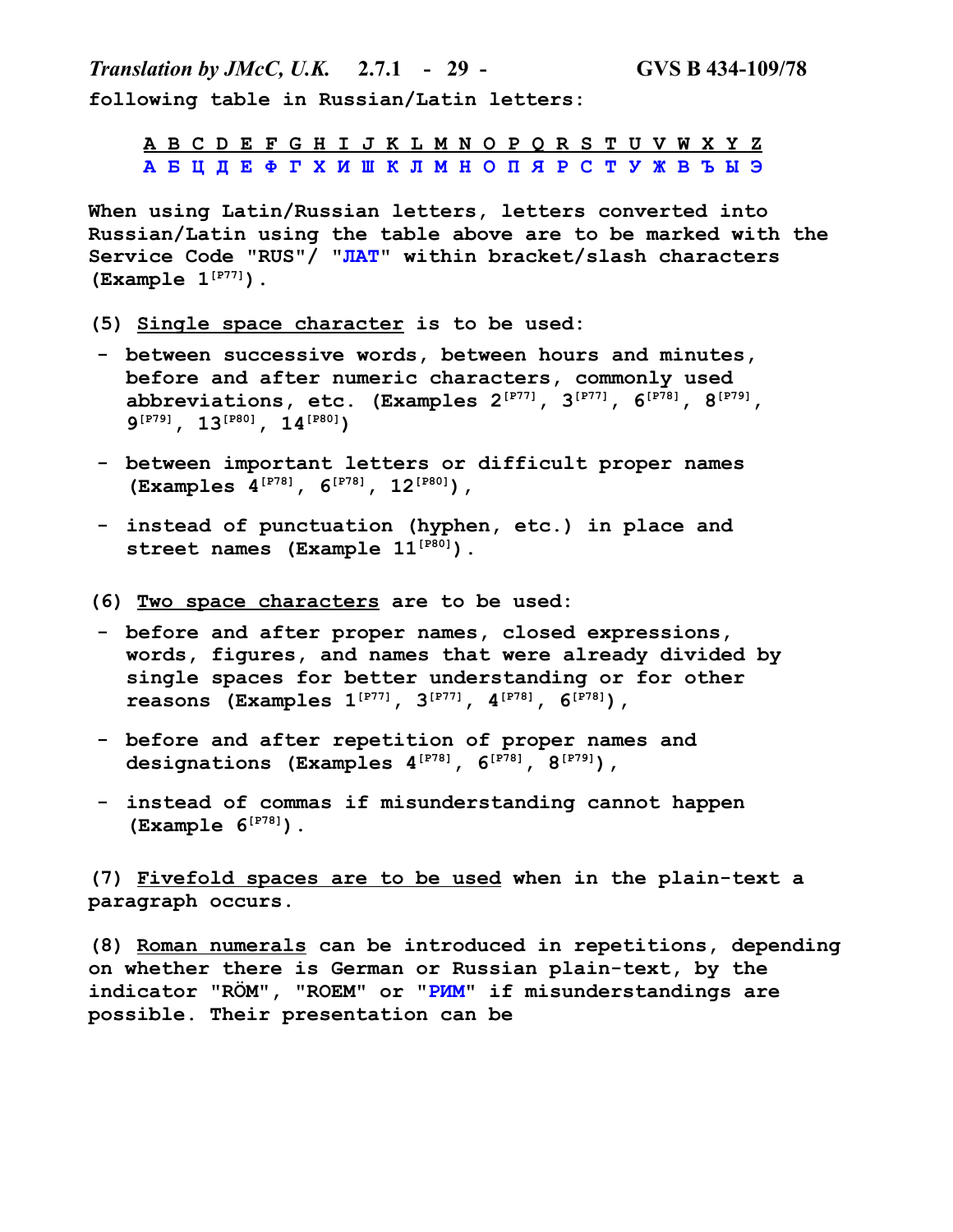following table in Russian/Latin letters:

| A | B | C | D | E | F | G | H | I | J | K | L | M | N | O | P | Q | R | S | T | U | V | W | X | Y | Z |
|---|---|---|---|---|---|---|---|---|---|---|---|---|---|---|---|---|---|---|---|---|---|---|---|---|---|
| А | Б | Ц | Д | Е | Ф | Г | Х | И | Ш | К | Л | М | Н | О | П | Я | Р | С | Т | У | Ж | В | Ъ | Ы | Э |

When using Latin/Russian letters, letters converted into Russian/Latin using the table above are to be marked with the Service Code "RUS"/ "ЛАТ" within bracket/slash characters (Example 1[P77]).

(5) Single space character is to be used:

- between successive words, between hours and minutes, before and after numeric characters, commonly used abbreviations, etc. (Examples 2[P77], 3[P77], 6[P78], 8[P79], 9[P79], 13[P80], 14[P80])
- between important letters or difficult proper names (Examples 4[P78], 6[P78], 12[P80]),
- instead of punctuation (hyphen, etc.) in place and street names (Example 11[P80]).

(6) Two space characters are to be used:

- before and after proper names, closed expressions, words, figures, and names that were already divided by single spaces for better understanding or for other reasons (Examples 1[P77], 3[P77], 4[P78], 6[P78]),
- before and after repetition of proper names and designations (Examples 4[P78], 6[P78], 8[P79]),
- instead of commas if misunderstanding cannot happen (Example 6[P78]).

(7) Fivefold spaces are to be used when in the plain-text a paragraph occurs.

(8) Roman numerals can be introduced in repetitions, depending on whether there is German or Russian plain-text, by the indicator "RÖM", "ROEM" or "РИМ" if misunderstandings are possible. Their presentation can be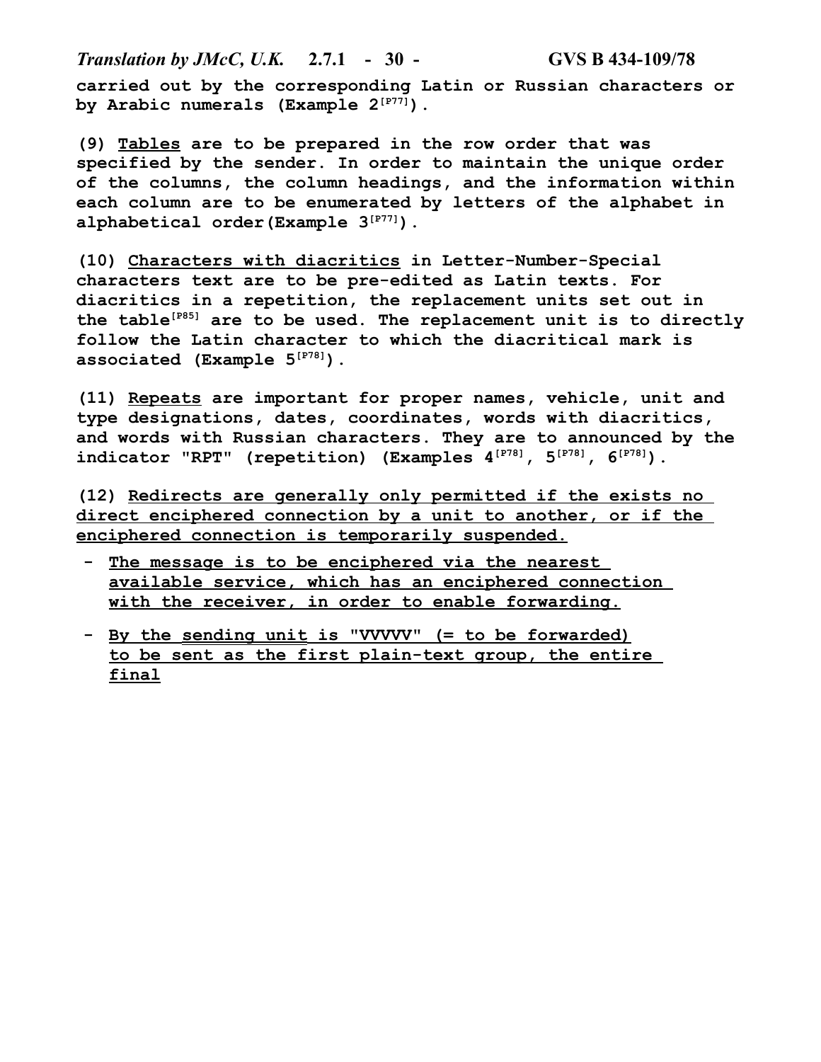carried out by the corresponding Latin or Russian characters or by Arabic numerals (Example 2[P77]).

(9) Tables are to be prepared in the row order that was specified by the sender. In order to maintain the unique order of the columns, the column headings, and the information within each column are to be enumerated by letters of the alphabet in alphabetical order(Example 3[P77]).

(10) Characters with diacritics in Letter-Number-Special characters text are to be pre-edited as Latin texts. For diacritics in a repetition, the replacement units set out in the table[P85] are to be used. The replacement unit is to directly follow the Latin character to which the diacritical mark is associated (Example 5[P78]).

(11) Repeats are important for proper names, vehicle, unit and type designations, dates, coordinates, words with diacritics, and words with Russian characters. They are to announced by the indicator "RPT" (repetition) (Examples 4[P78], 5[P78], 6[P78]).

(12) Redirects are generally only permitted if the exists no direct enciphered connection by a unit to another, or if the enciphered connection is temporarily suspended.

- The message is to be enciphered via the nearest available service, which has an enciphered connection with the receiver, in order to enable forwarding.
- By the sending unit is "VVVVV" (= to be forwarded) to be sent as the first plain-text group, the entire final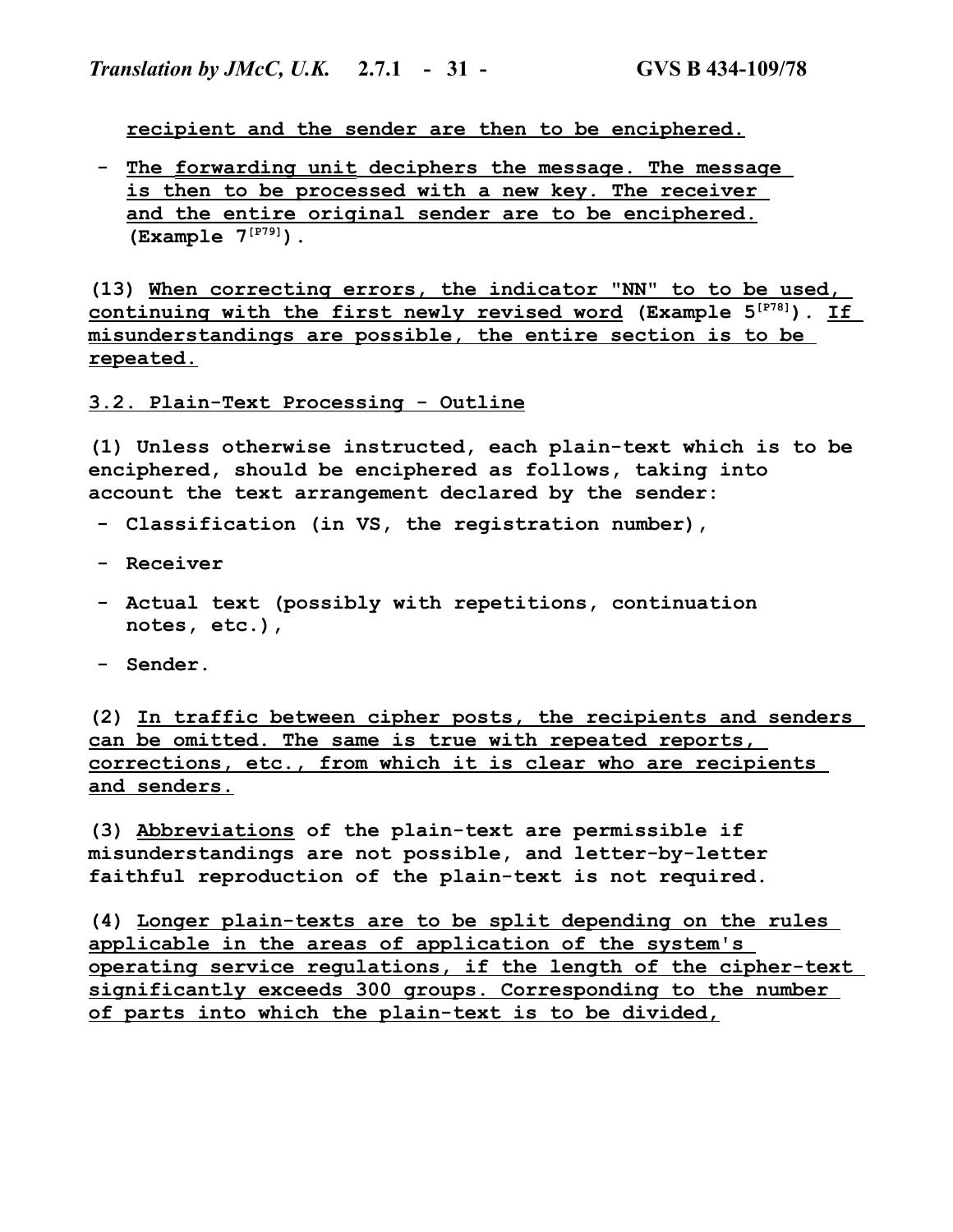recipient and the sender are then to be enciphered.

- The forwarding unit deciphers the message. The message is then to be processed with a new key. The receiver and the entire original sender are to be enciphered. (Example 7[P79]).

(13) When correcting errors, the indicator "NN" to to be used, continuing with the first newly revised word (Example 5[P78]). If misunderstandings are possible, the entire section is to be repeated.

3.2. Plain-Text Processing - Outline

(1) Unless otherwise instructed, each plain-text which is to be enciphered, should be enciphered as follows, taking into account the text arrangement declared by the sender:

- Classification (in VS, the registration number),
- Receiver
- Actual text (possibly with repetitions, continuation notes, etc.),
- Sender.

(2) In traffic between cipher posts, the recipients and senders can be omitted. The same is true with repeated reports, corrections, etc., from which it is clear who are recipients and senders.

(3) Abbreviations of the plain-text are permissible if misunderstandings are not possible, and letter-by-letter faithful reproduction of the plain-text is not required.

(4) Longer plain-texts are to be split depending on the rules applicable in the areas of application of the system's operating service regulations, if the length of the cipher-text significantly exceeds 300 groups. Corresponding to the number of parts into which the plain-text is to be divided,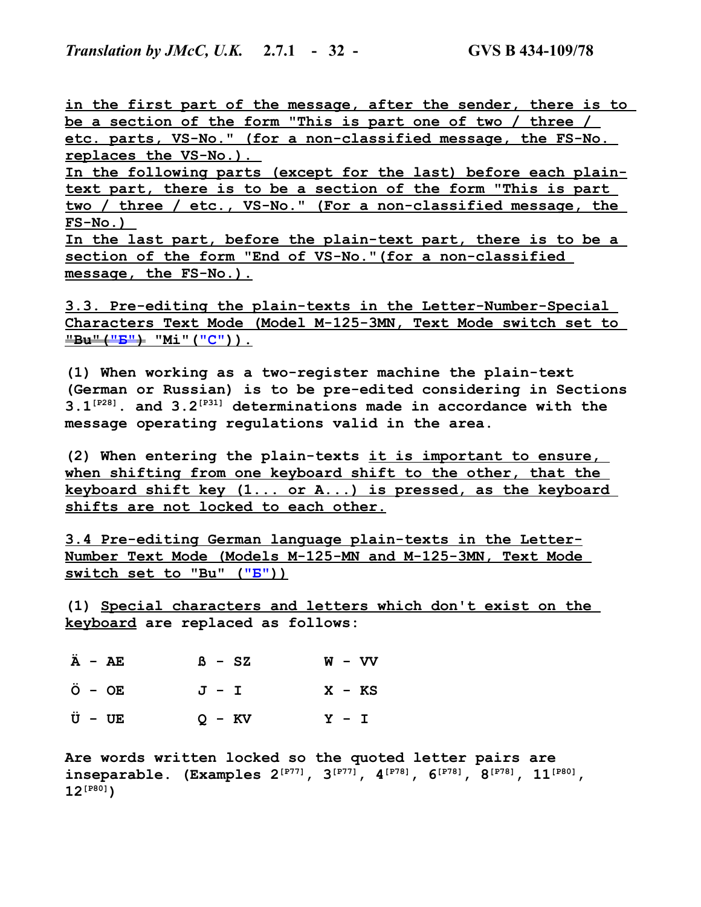in the first part of the message, after the sender, there is to be a section of the form "This is part one of two / three / etc. parts, VS-No." (for a non-classified message, the FS-No. replaces the VS-No.).
In the following parts (except for the last) before each plain-text part, there is to be a section of the form "This is part two / three / etc., VS-No." (For a non-classified message, the FS-No.)
In the last part, before the plain-text part, there is to be a section of the form "End of VS-No."(for a non-classified message, the FS-No.).

**3.3. Pre-editing the plain-texts in the Letter-Number-Special Characters Text Mode (Model M-125-3MN, Text Mode switch set to ~~"Bu" ("Б")~~ "Mi" ("C")).**

**(1) When working as a two-register machine the plain-text (German or Russian) is to be pre-edited considering in Sections 3.1[P28]. and 3.2[P31] determinations made in accordance with the message operating regulations valid in the area.**

**(2) When entering the plain-texts it is important to ensure, when shifting from one keyboard shift to the other, that the keyboard shift key (1... or A...) is pressed, as the keyboard shifts are not locked to each other.**

**3.4 Pre-editing German language plain-texts in the Letter-Number Text Mode (Models M-125-MN and M-125-3MN, Text Mode switch set to "Bu" ("Б"))**

**(1) Special characters and letters which don't exist on the keyboard are replaced as follows:**

| | | |
|---|---|---|
| Ä - AE | ß - SZ | W - VV |
| Ö - OE | J - I | X - KS |
| Ü - UE | Q - KV | Y - I |

**Are words written locked so the quoted letter pairs are inseparable. (Examples 2[P77], 3[P77], 4[P78], 6[P78], 8[P78], 11[P80], 12[P80])**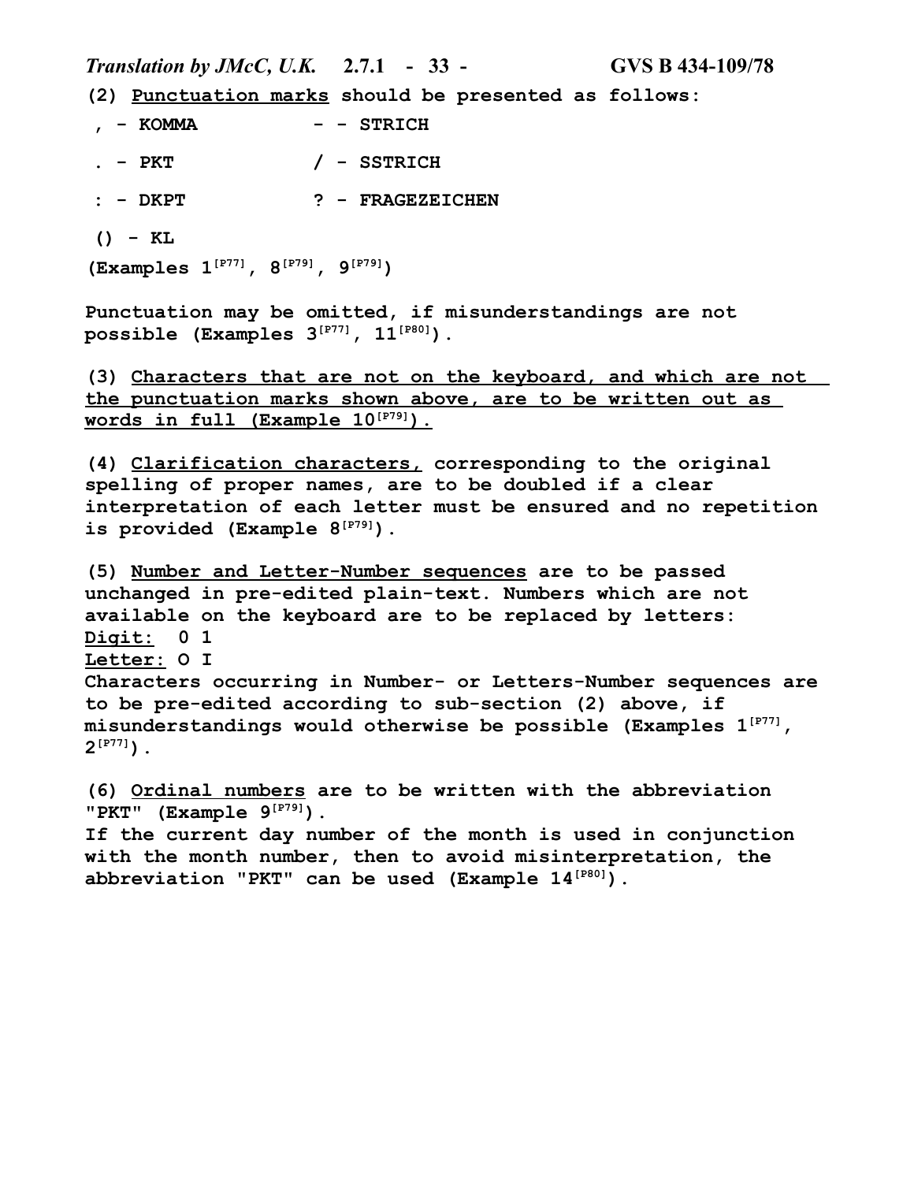(2) <u>Punctuation marks</u> should be presented as follows:

| | | | |
|---|---|---|---|
| , | - KOMMA | - | - STRICH |
| . | - PKT | / | - SSTRICH |
| : | - DKPT | ? | - FRAGEZEICHEN |
| () | - KL | | |

(Examples 1[P77], 8[P79], 9[P79])

Punctuation may be omitted, if misunderstandings are not possible (Examples 3[P77], 11[P80]).

(3) <u>Characters that are not on the keyboard, and which are not the punctuation marks shown above, are to be written out as words in full (Example 10[P79]).</u>

(4) <u>Clarification characters,</u> corresponding to the original spelling of proper names, are to be doubled if a clear interpretation of each letter must be ensured and no repetition is provided (Example 8[P79]).

(5) <u>Number and Letter-Number sequences</u> are to be passed unchanged in pre-edited plain-text. Numbers which are not available on the keyboard are to be replaced by letters:

<u>Digit:</u> 0 1
<u>Letter:</u> O I

Characters occurring in Number- or Letters-Number sequences are to be pre-edited according to sub-section (2) above, if misunderstandings would otherwise be possible (Examples 1[P77], 2[P77]).

(6) <u>Ordinal numbers</u> are to be written with the abbreviation "PKT" (Example 9[P79]).
If the current day number of the month is used in conjunction with the month number, then to avoid misinterpretation, the abbreviation "PKT" can be used (Example 14[P80]).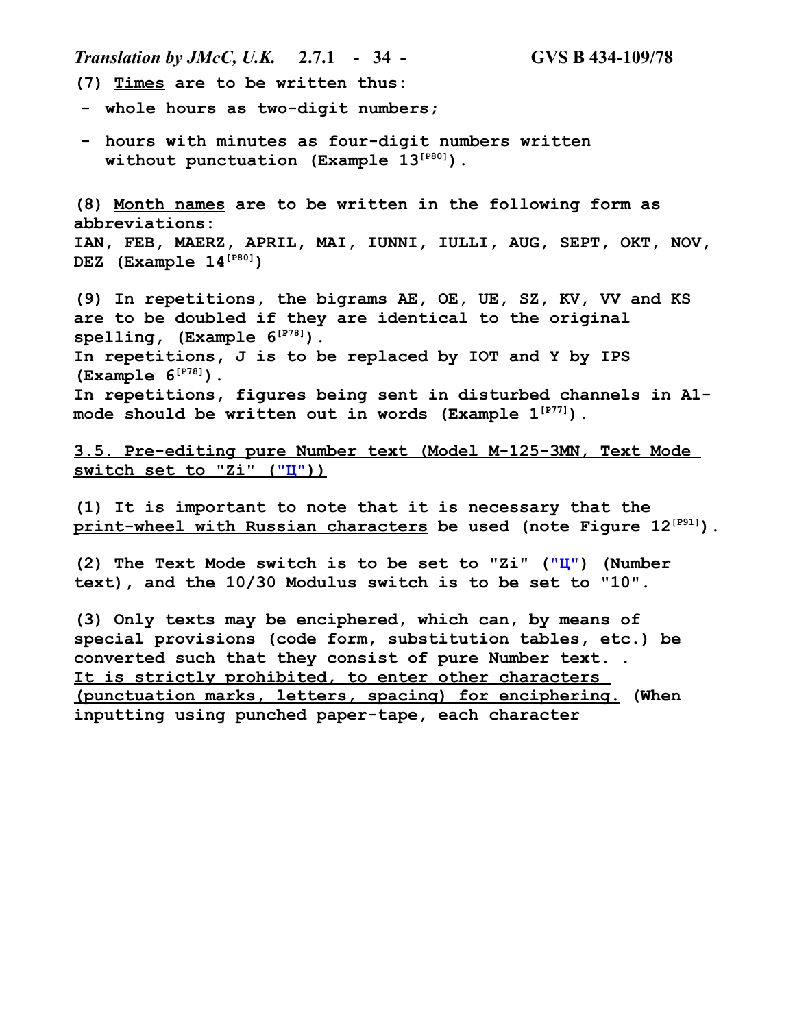(7) <u>Times</u> are to be written thus:

- whole hours as two-digit numbers;
- hours with minutes as four-digit numbers written without punctuation (Example 13[P80]).

(8) <u>Month names</u> are to be written in the following form as abbreviations:
IAN, FEB, MAERZ, APRIL, MAI, IUNNI, IULLI, AUG, SEPT, OKT, NOV, DEZ (Example 14[P80])

(9) In <u>repetitions</u>, the bigrams AE, OE, UE, SZ, KV, VV and KS are to be doubled if they are identical to the original spelling, (Example 6[P78]).
In repetitions, J is to be replaced by IOT and Y by IPS (Example 6[P78]).
In repetitions, figures being sent in disturbed channels in A1-mode should be written out in words (Example 1[P77]).

## <u>3.5. Pre-editing pure Number text (Model M-125-3MN, Text Mode switch set to "Zi" ("Ц"))</u>

(1) It is important to note that it is necessary that the <u>print-wheel with Russian characters</u> be used (note Figure 12[P91]).

(2) The Text Mode switch is to be set to "Zi" ("Ц") (Number text), and the 10/30 Modulus switch is to be set to "10".

(3) Only texts may be enciphered, which can, by means of special provisions (code form, substitution tables, etc.) be converted such that they consist of pure Number text. .
<u>It is strictly prohibited, to enter other characters (punctuation marks, letters, spacing) for enciphering.</u> (When inputting using punched paper-tape, each character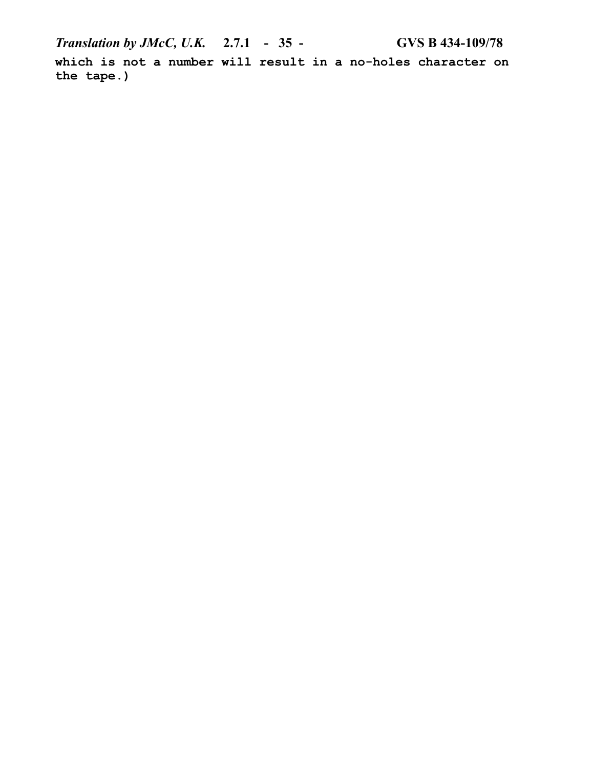which is not a number will result in a no-holes character on the tape.)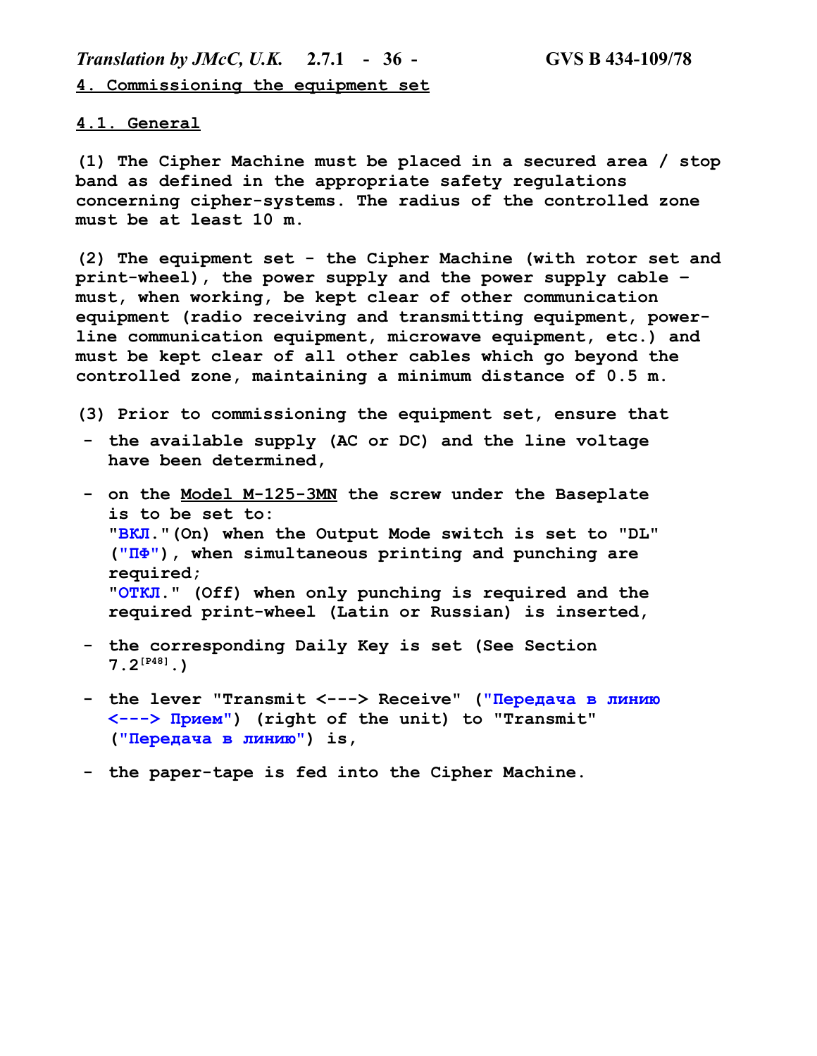## 4. Commissioning the equipment set

### 4.1. General

(1) The Cipher Machine must be placed in a secured area / stop band as defined in the appropriate safety regulations concerning cipher-systems. The radius of the controlled zone must be at least 10 m.

(2) The equipment set - the Cipher Machine (with rotor set and print-wheel), the power supply and the power supply cable – must, when working, be kept clear of other communication equipment (radio receiving and transmitting equipment, power-line communication equipment, microwave equipment, etc.) and must be kept clear of all other cables which go beyond the controlled zone, maintaining a minimum distance of 0.5 m.

(3) Prior to commissioning the equipment set, ensure that

- the available supply (AC or DC) and the line voltage have been determined,
- on the Model M-125-3MN the screw under the Baseplate is to be set to:
  "ВКЛ."(On) when the Output Mode switch is set to "DL" ("ПФ"), when simultaneous printing and punching are required;
  "ОТКЛ." (Off) when only punching is required and the required print-wheel (Latin or Russian) is inserted,
- the corresponding Daily Key is set (See Section 7.2[P48].)
- the lever "Transmit <---> Receive" ("Передача в линию <---> Прием") (right of the unit) to "Transmit" ("Передача в линию") is,
- the paper-tape is fed into the Cipher Machine.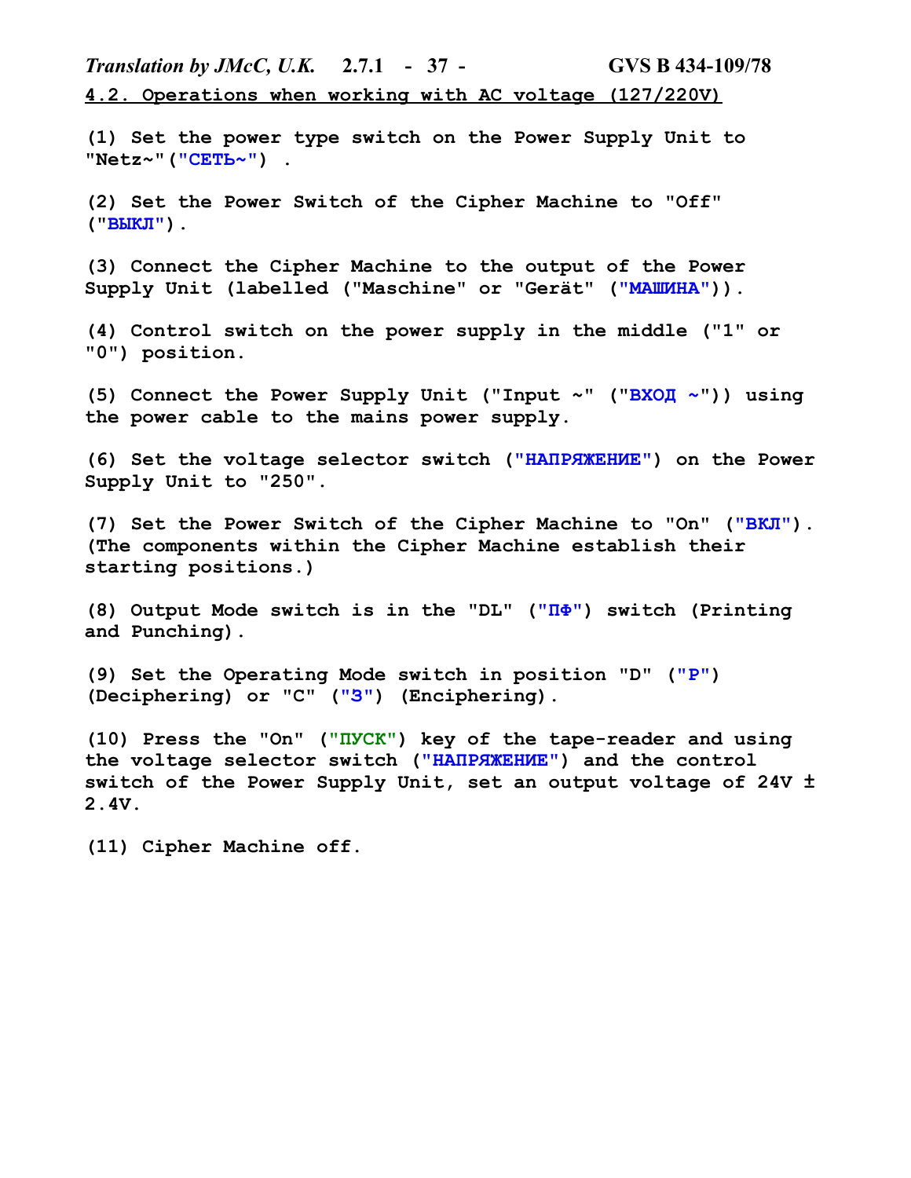## 4.2. Operations when working with AC voltage (127/220V)

(1) Set the power type switch on the Power Supply Unit to "Netz~"("СЕТЬ~") .

(2) Set the Power Switch of the Cipher Machine to "Off" ("ВЫКЛ").

(3) Connect the Cipher Machine to the output of the Power Supply Unit (labelled ("Maschine" or "Gerät" ("МАШИНА")).

(4) Control switch on the power supply in the middle ("1" or "0") position.

(5) Connect the Power Supply Unit ("Input ~" ("ВХОД ~")) using the power cable to the mains power supply.

(6) Set the voltage selector switch ("НАПРЯЖЕНИЕ") on the Power Supply Unit to "250".

(7) Set the Power Switch of the Cipher Machine to "On" ("ВКЛ"). (The components within the Cipher Machine establish their starting positions.)

(8) Output Mode switch is in the "DL" ("ПФ") switch (Printing and Punching).

(9) Set the Operating Mode switch in position "D" ("Р") (Deciphering) or "C" ("З") (Enciphering).

(10) Press the "On" ("ПУСК") key of the tape-reader and using the voltage selector switch ("НАПРЯЖЕНИЕ") and the control switch of the Power Supply Unit, set an output voltage of 24V ± 2.4V.

(11) Cipher Machine off.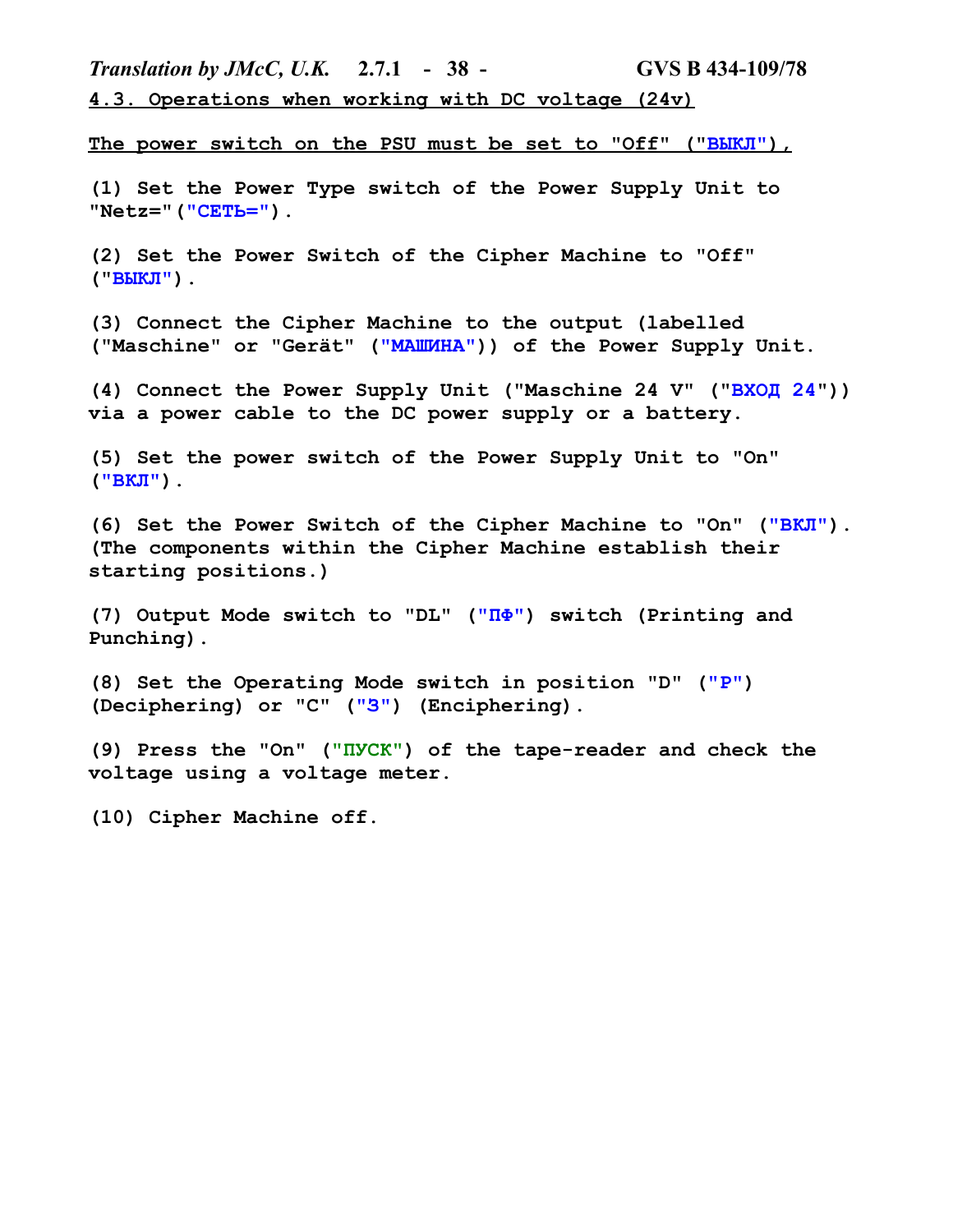**4.3. Operations when working with DC voltage (24v)**

**The power switch on the PSU must be set to "Off" ("ВЫКЛ"),**

(1) Set the Power Type switch of the Power Supply Unit to "Netz="("СЕТЬ=").

(2) Set the Power Switch of the Cipher Machine to "Off" ("ВЫКЛ").

(3) Connect the Cipher Machine to the output (labelled ("Maschine" or "Gerät" ("МАШИНА")) of the Power Supply Unit.

(4) Connect the Power Supply Unit ("Maschine 24 V" ("ВХОД 24")) via a power cable to the DC power supply or a battery.

(5) Set the power switch of the Power Supply Unit to "On" ("ВКЛ").

(6) Set the Power Switch of the Cipher Machine to "On" ("ВКЛ"). (The components within the Cipher Machine establish their starting positions.)

(7) Output Mode switch to "DL" ("ПФ") switch (Printing and Punching).

(8) Set the Operating Mode switch in position "D" ("Р") (Deciphering) or "C" ("З") (Enciphering).

(9) Press the "On" ("ПУСК") of the tape-reader and check the voltage using a voltage meter.

(10) Cipher Machine off.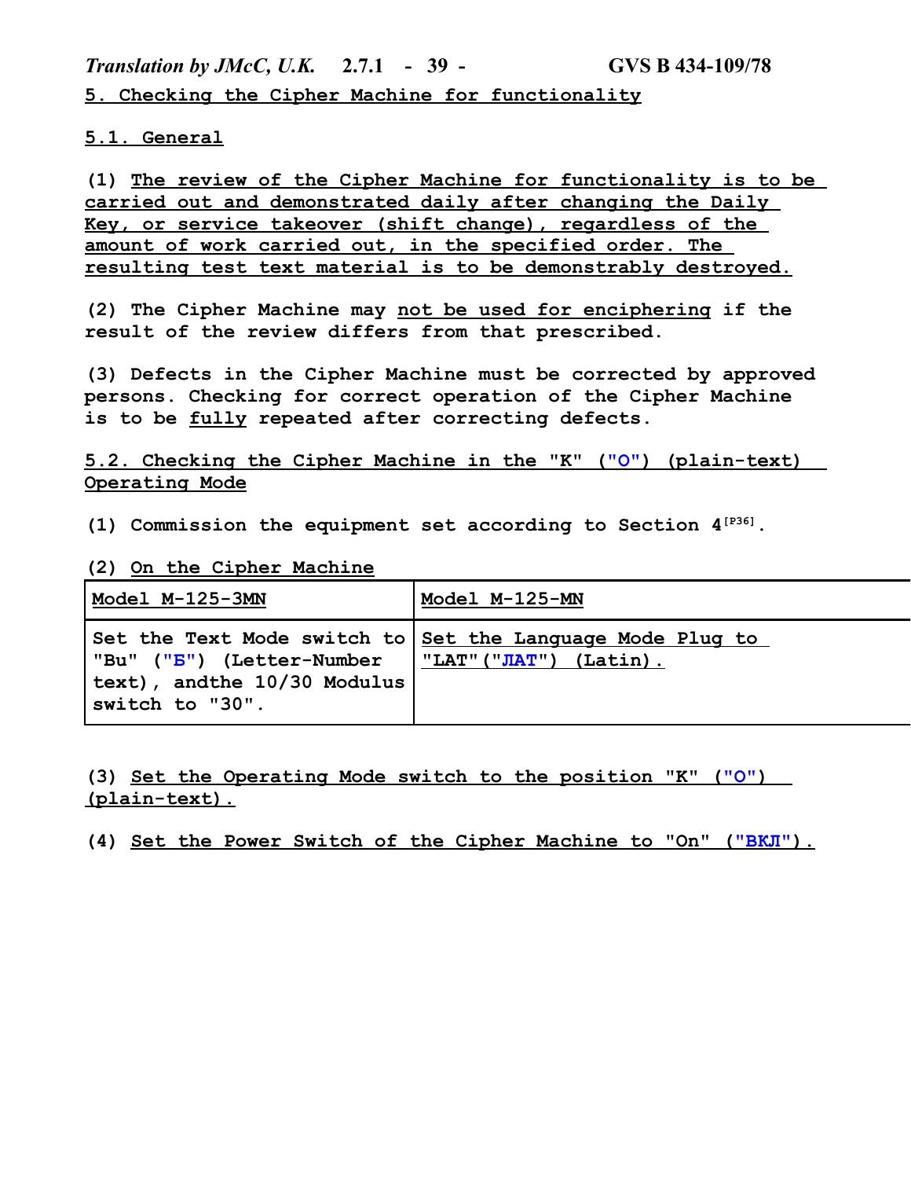## 5. Checking the Cipher Machine for functionality

### 5.1. General

(1) The review of the Cipher Machine for functionality is to be carried out and demonstrated daily after changing the Daily Key, or service takeover (shift change), regardless of the amount of work carried out, in the specified order. The resulting test text material is to be demonstrably destroyed.

(2) The Cipher Machine may not be used for enciphering if the result of the review differs from that prescribed.

(3) Defects in the Cipher Machine must be corrected by approved persons. Checking for correct operation of the Cipher Machine is to be fully repeated after correcting defects.

### 5.2. Checking the Cipher Machine in the "K" ("O") (plain-text) Operating Mode

(1) Commission the equipment set according to Section 4[P36].

(2) On the Cipher Machine

| Model M-125-3MN | Model M-125-MN |
|---|---|
| Set the Text Mode switch to "Bu" ("Б") (Letter-Number text), andthe 10/30 Modulus switch to "30". | Set the Language Mode Plug to "LAT"("ЛАТ") (Latin). |

(3) Set the Operating Mode switch to the position "K" ("O") (plain-text).

(4) Set the Power Switch of the Cipher Machine to "On" ("ВКЛ").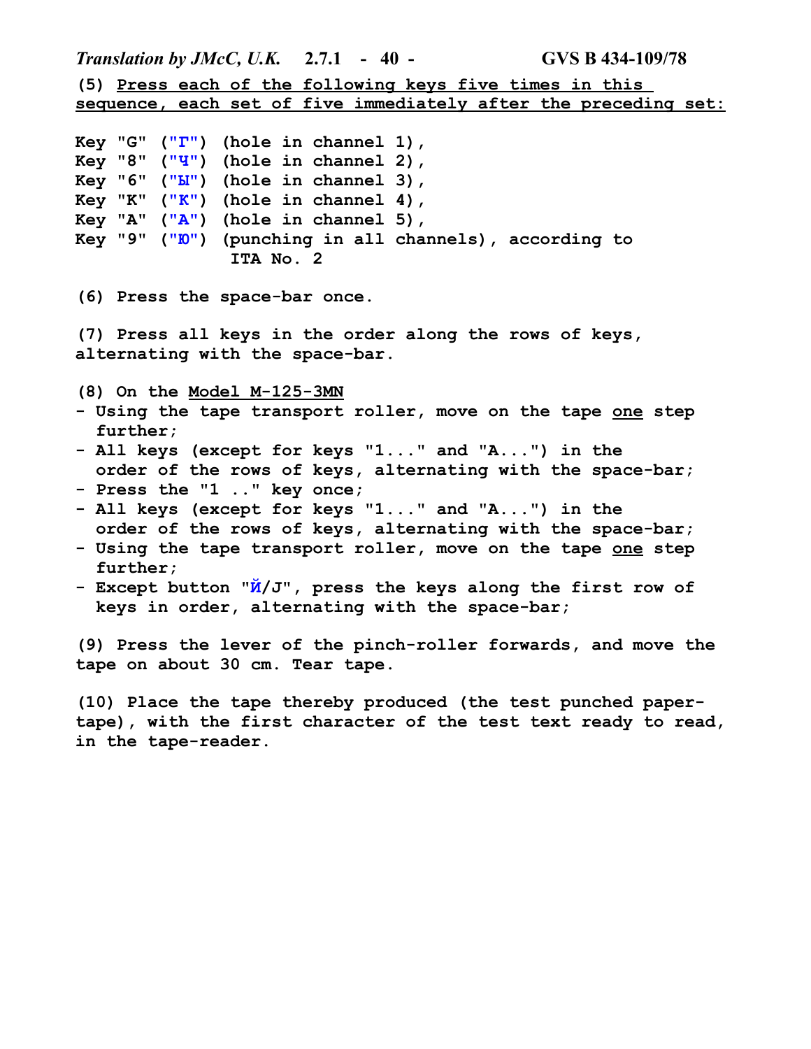**(5) <u>Press each of the following keys five times in this sequence, each set of five immediately after the preceding set:</u>**

**Key "G" ("Г") (hole in channel 1),**
**Key "8" ("Ч") (hole in channel 2),**
**Key "6" ("Ы") (hole in channel 3),**
**Key "K" ("К") (hole in channel 4),**
**Key "A" ("А") (hole in channel 5),**
**Key "9" ("Ю") (punching in all channels), according to ITA No. 2**

**(6) Press the space-bar once.**

**(7) Press all keys in the order along the rows of keys, alternating with the space-bar.**

**(8) On the <u>Model M-125-3MN</u>**

- **Using the tape transport roller, move on the tape <u>one</u> step further;**
- **All keys (except for keys "1..." and "A...") in the order of the rows of keys, alternating with the space-bar;**
- **Press the "1 .." key once;**
- **All keys (except for keys "1..." and "A...") in the order of the rows of keys, alternating with the space-bar;**
- **Using the tape transport roller, move on the tape <u>one</u> step further;**
- **Except button "Й/J", press the keys along the first row of keys in order, alternating with the space-bar;**

**(9) Press the lever of the pinch-roller forwards, and move the tape on about 30 cm. Tear tape.**

**(10) Place the tape thereby produced (the test punched paper-tape), with the first character of the test text ready to read, in the tape-reader.**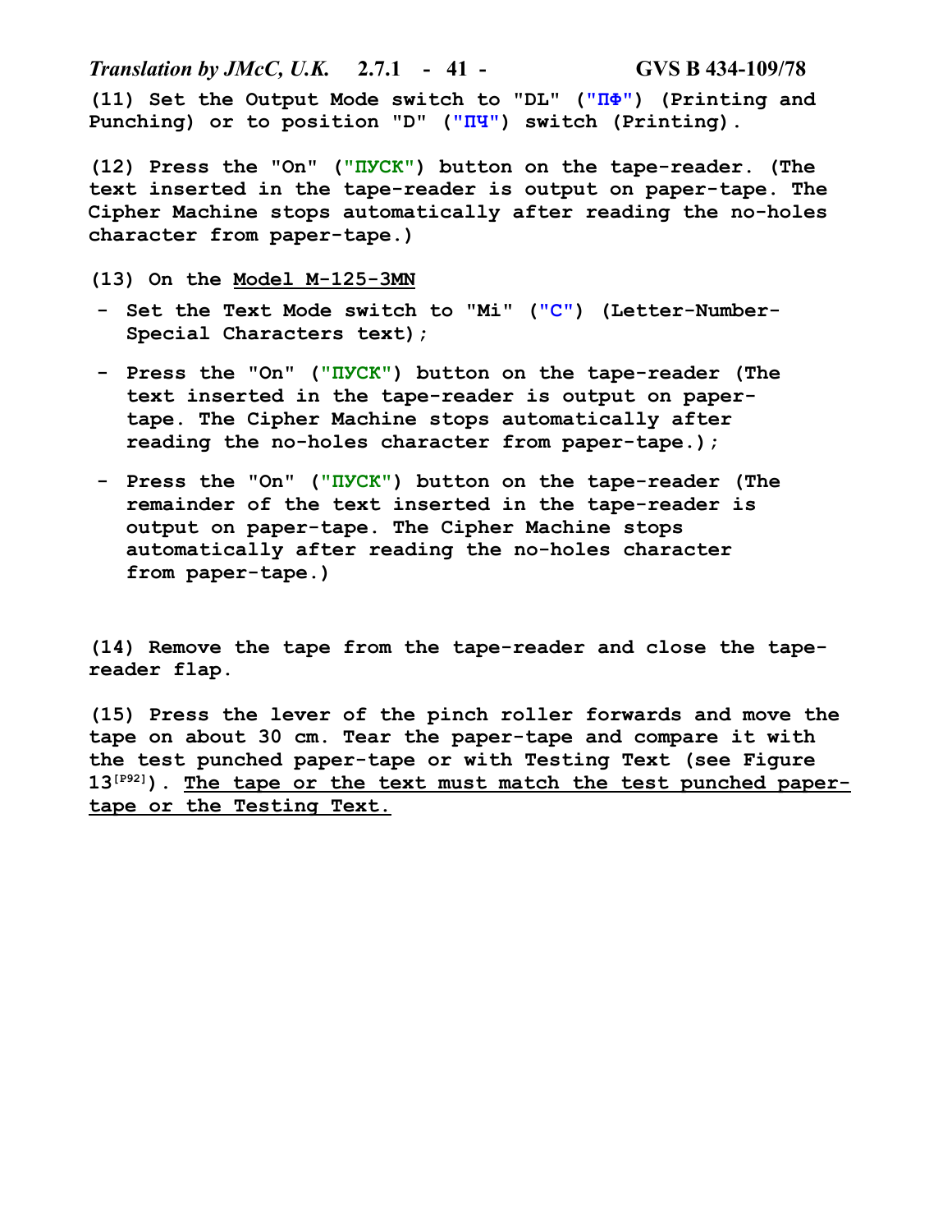**(11) Set the Output Mode switch to "DL" ("ПФ") (Printing and Punching) or to position "D" ("ПЧ") switch (Printing).**

**(12) Press the "On" ("ПУСК") button on the tape-reader. (The text inserted in the tape-reader is output on paper-tape. The Cipher Machine stops automatically after reading the no-holes character from paper-tape.)**

**(13) On the <u>Model M-125-3MN</u>**

- **Set the Text Mode switch to "Mi" ("С") (Letter-Number-Special Characters text);**
- **Press the "On" ("ПУСК") button on the tape-reader (The text inserted in the tape-reader is output on paper-tape. The Cipher Machine stops automatically after reading the no-holes character from paper-tape.);**
- **Press the "On" ("ПУСК") button on the tape-reader (The remainder of the text inserted in the tape-reader is output on paper-tape. The Cipher Machine stops automatically after reading the no-holes character from paper-tape.)**

**(14) Remove the tape from the tape-reader and close the tape-reader flap.**

**(15) Press the lever of the pinch roller forwards and move the tape on about 30 cm. Tear the paper-tape and compare it with the test punched paper-tape or with Testing Text (see Figure 13[P92]). <u>The tape or the text must match the test punched paper-tape or the Testing Text.</u>**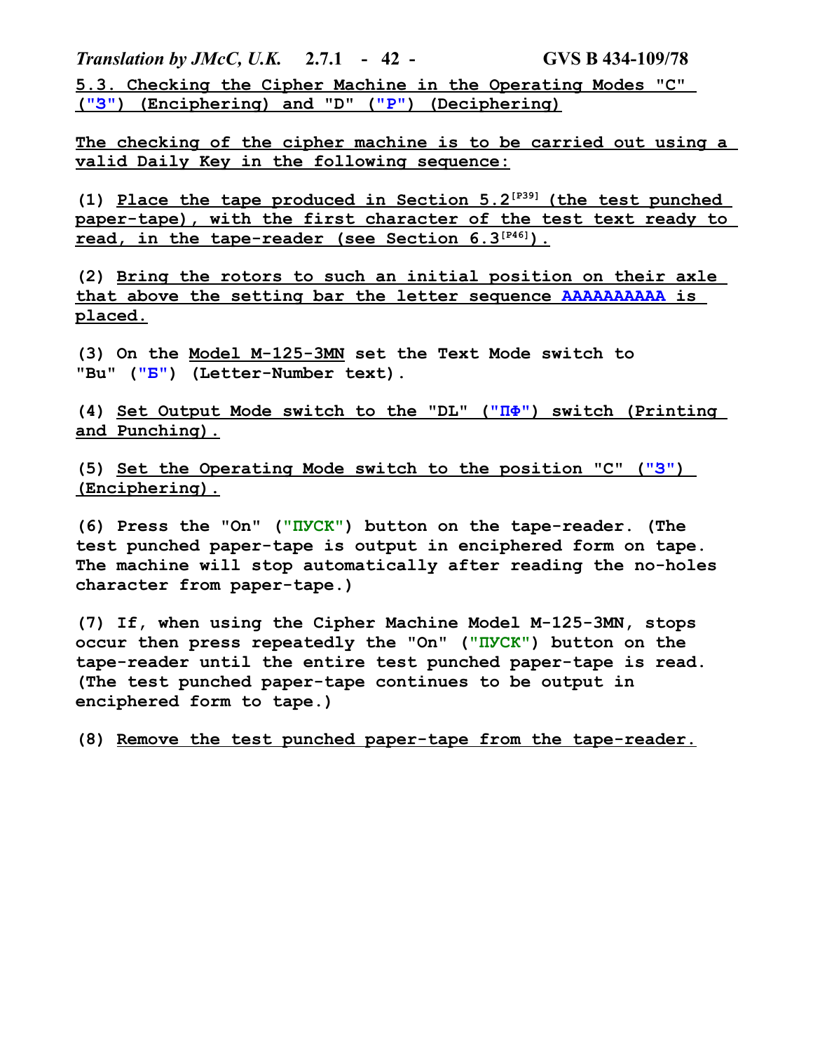## 5.3. Checking the Cipher Machine in the Operating Modes "C" ("З") (Enciphering) and "D" ("Р") (Deciphering)

**The checking of the cipher machine is to be carried out using a valid Daily Key in the following sequence:**

**(1) Place the tape produced in Section 5.2[P39] (the test punched paper-tape), with the first character of the test text ready to read, in the tape-reader (see Section 6.3[P46]).**

**(2) Bring the rotors to such an initial position on their axle that above the setting bar the letter sequence AAAAAAAAAA is placed.**

**(3) On the Model M-125-3MN set the Text Mode switch to "Bu" ("Б") (Letter-Number text).**

**(4) Set Output Mode switch to the "DL" ("ПФ") switch (Printing and Punching).**

**(5) Set the Operating Mode switch to the position "C" ("З") (Enciphering).**

**(6) Press the "On" ("ПУСК") button on the tape-reader. (The test punched paper-tape is output in enciphered form on tape. The machine will stop automatically after reading the no-holes character from paper-tape.)**

**(7) If, when using the Cipher Machine Model M-125-3MN, stops occur then press repeatedly the "On" ("ПУСК") button on the tape-reader until the entire test punched paper-tape is read. (The test punched paper-tape continues to be output in enciphered form to tape.)**

**(8) Remove the test punched paper-tape from the tape-reader.**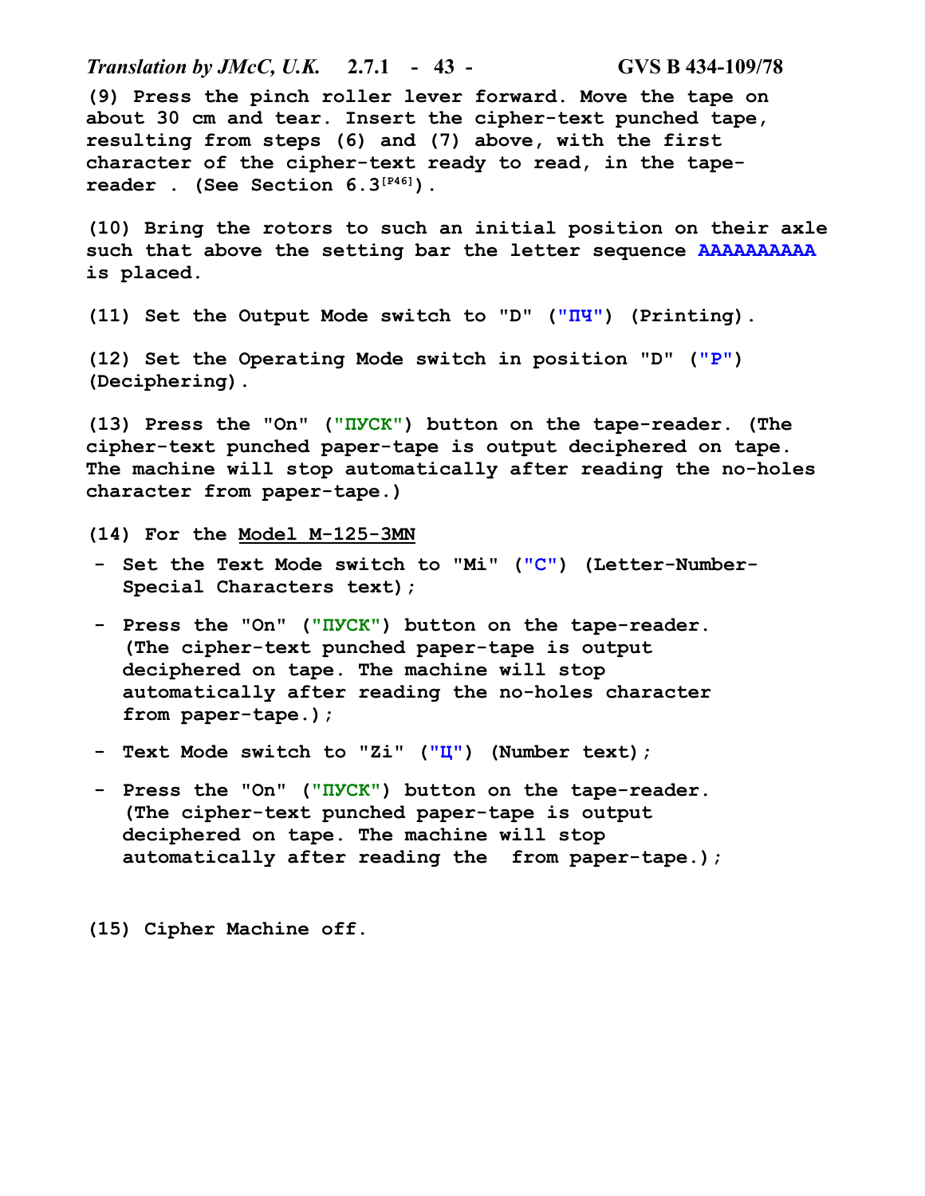(9) Press the pinch roller lever forward. Move the tape on about 30 cm and tear. Insert the cipher-text punched tape, resulting from steps (6) and (7) above, with the first character of the cipher-text ready to read, in the tape-reader . (See Section 6.3[P46]).

(10) Bring the rotors to such an initial position on their axle such that above the setting bar the letter sequence AAAAAAAAAA is placed.

(11) Set the Output Mode switch to "D" ("ПЧ") (Printing).

(12) Set the Operating Mode switch in position "D" ("P") (Deciphering).

(13) Press the "On" ("ПУСК") button on the tape-reader. (The cipher-text punched paper-tape is output deciphered on tape. The machine will stop automatically after reading the no-holes character from paper-tape.)

(14) For the <u>Model M-125-3MN</u>

- Set the Text Mode switch to "Mi" ("C") (Letter-Number-Special Characters text);
- Press the "On" ("ПУСК") button on the tape-reader. (The cipher-text punched paper-tape is output deciphered on tape. The machine will stop automatically after reading the no-holes character from paper-tape.);
- Text Mode switch to "Zi" ("Ц") (Number text);
- Press the "On" ("ПУСК") button on the tape-reader. (The cipher-text punched paper-tape is output deciphered on tape. The machine will stop automatically after reading the  from paper-tape.);

(15) Cipher Machine off.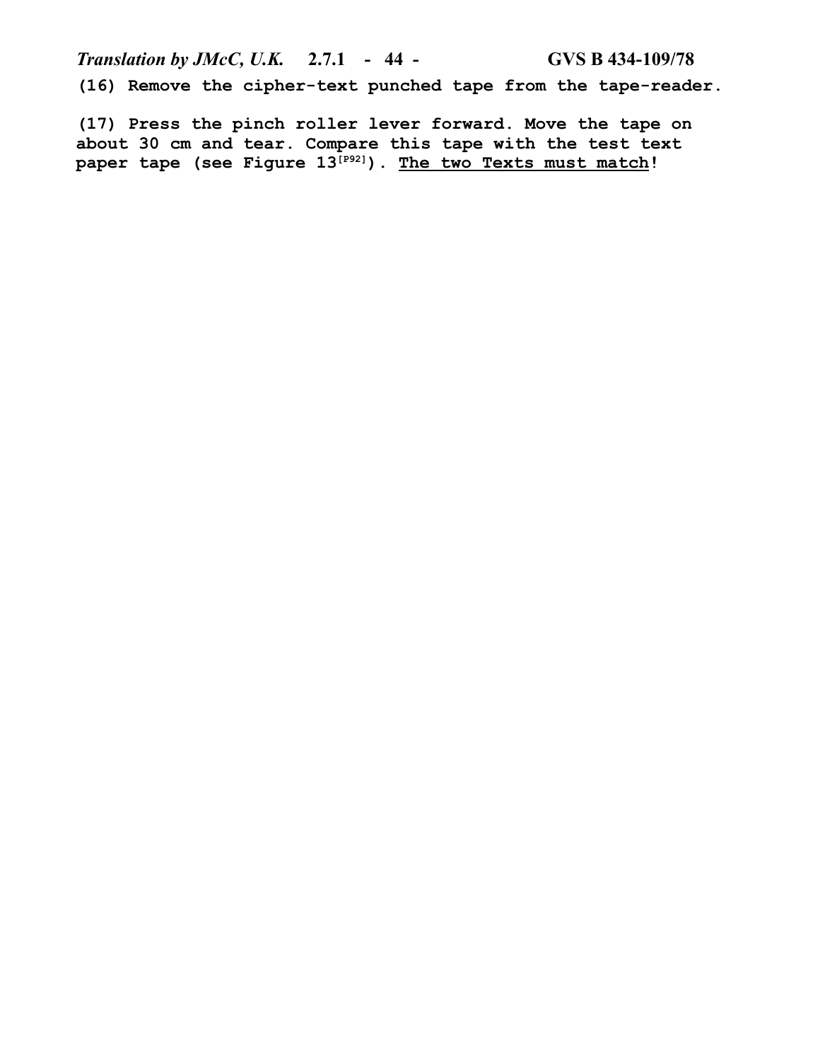**(16) Remove the cipher-text punched tape from the tape-reader.**

**(17) Press the pinch roller lever forward. Move the tape on about 30 cm and tear. Compare this tape with the test text paper tape (see Figure 13[P92]). The two Texts must match!**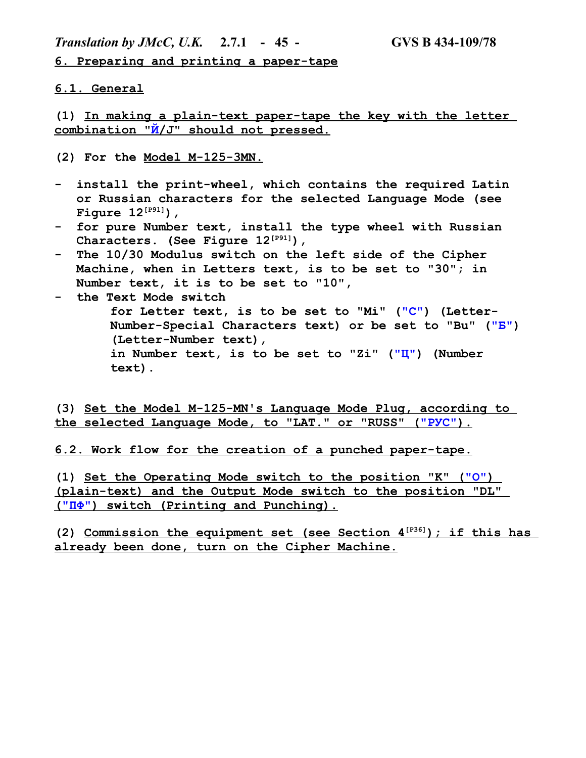## 6. Preparing and printing a paper-tape

### 6.1. General

(1) In making a plain-text paper-tape the key with the letter combination "Й/J" should not pressed.

(2) For the Model M-125-3MN.

- install the print-wheel, which contains the required Latin or Russian characters for the selected Language Mode (see Figure 12[P91]),
- for pure Number text, install the type wheel with Russian Characters. (See Figure 12[P91]),
- The 10/30 Modulus switch on the left side of the Cipher Machine, when in Letters text, is to be set to "30"; in Number text, it is to be set to "10",
- the Text Mode switch

  for Letter text, is to be set to "Mi" ("C") (Letter-Number-Special Characters text) or be set to "Bu" ("Б") (Letter-Number text),

  in Number text, is to be set to "Zi" ("Ц") (Number text).

(3) Set the Model M-125-MN's Language Mode Plug, according to the selected Language Mode, to "LAT." or "RUSS" ("РУС").

### 6.2. Work flow for the creation of a punched paper-tape.

(1) Set the Operating Mode switch to the position "K" ("O") (plain-text) and the Output Mode switch to the position "DL" ("ПФ") switch (Printing and Punching).

(2) Commission the equipment set (see Section 4[P36]); if this has already been done, turn on the Cipher Machine.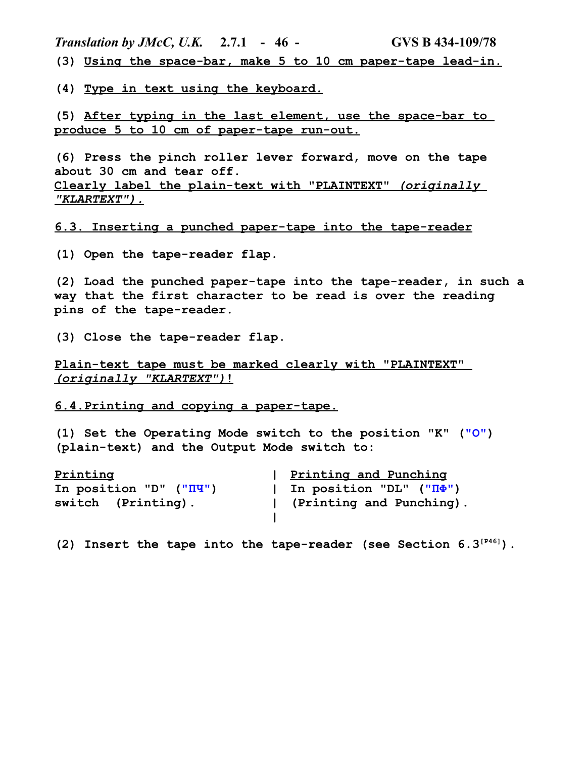(3) Using the space-bar, make 5 to 10 cm paper-tape lead-in.

(4) Type in text using the keyboard.

(5) After typing in the last element, use the space-bar to produce 5 to 10 cm of paper-tape run-out.

(6) Press the pinch roller lever forward, move on the tape about 30 cm and tear off.
Clearly label the plain-text with "PLAINTEXT" *(originally "KLARTEXT")*.

## 6.3. Inserting a punched paper-tape into the tape-reader

(1) Open the tape-reader flap.

(2) Load the punched paper-tape into the tape-reader, in such a way that the first character to be read is over the reading pins of the tape-reader.

(3) Close the tape-reader flap.

Plain-text tape must be marked clearly with "PLAINTEXT" *(originally "KLARTEXT")*!

## 6.4. Printing and copying a paper-tape.

(1) Set the Operating Mode switch to the position "K" ("O") (plain-text) and the Output Mode switch to:

| Printing | Printing and Punching |
|---|---|
| In position "D" ("ПЧ") switch (Printing). | In position "DL" ("ПФ") (Printing and Punching). |

(2) Insert the tape into the tape-reader (see Section 6.3[P46]).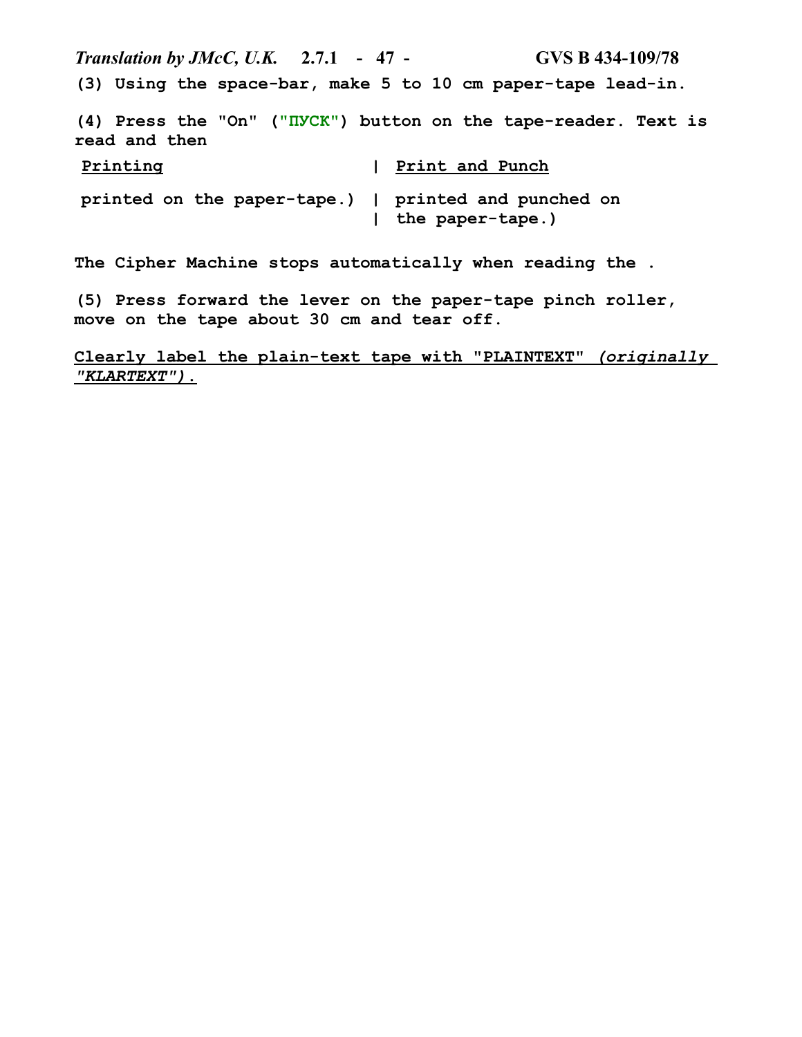(3) Using the space-bar, make 5 to 10 cm paper-tape lead-in.

(4) Press the "On" ("ПУСК") button on the tape-reader. Text is read and then

| Printing | Print and Punch |
|---|---|
| printed on the paper-tape.) | printed and punched on the paper-tape.) |

The Cipher Machine stops automatically when reading the .

(5) Press forward the lever on the paper-tape pinch roller, move on the tape about 30 cm and tear off.

Clearly label the plain-text tape with "PLAINTEXT" *(originally "KLARTEXT").*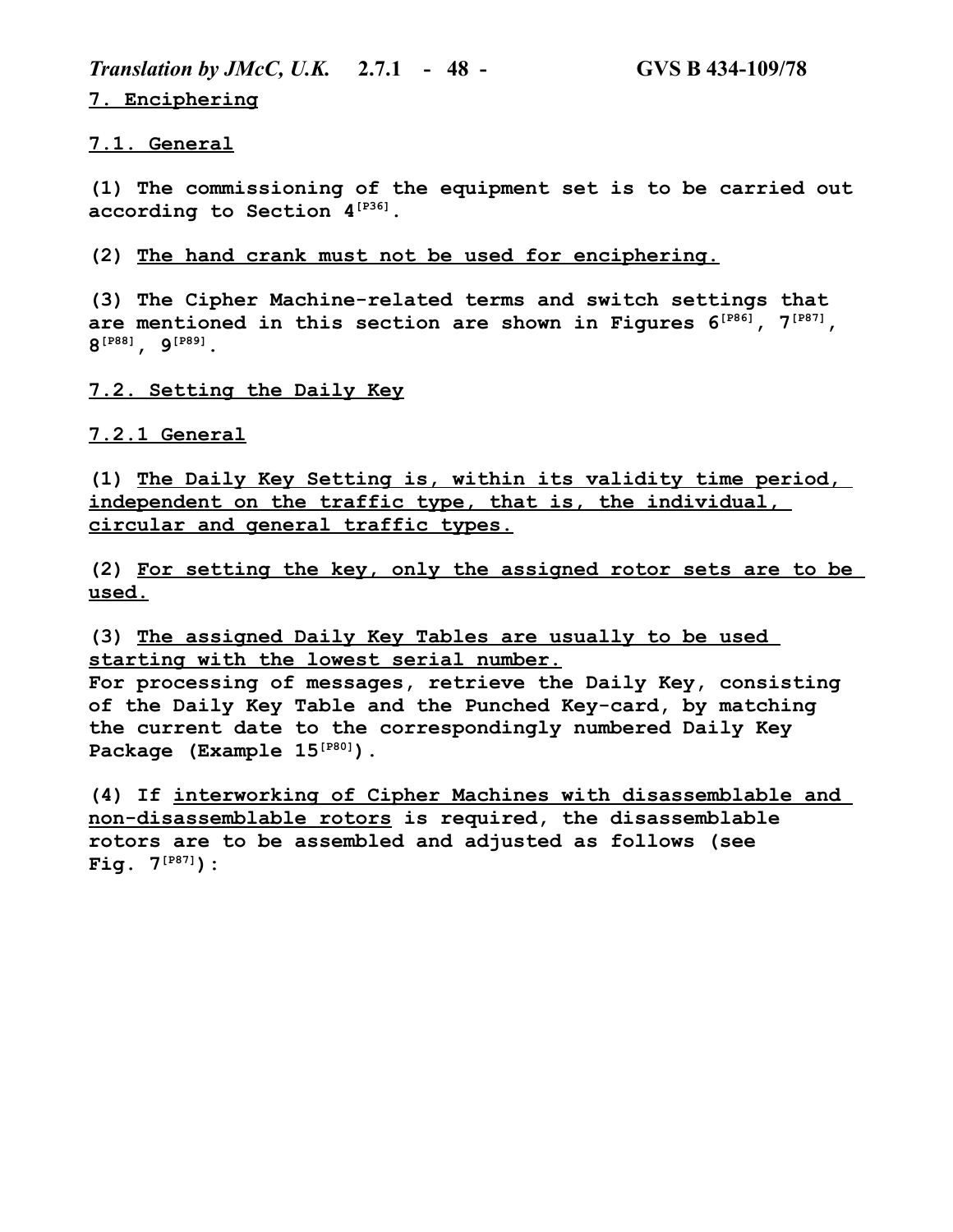# 7. Enciphering

## 7.1. General

(1) The commissioning of the equipment set is to be carried out according to Section 4[P36].

(2) The hand crank must not be used for enciphering.

(3) The Cipher Machine-related terms and switch settings that are mentioned in this section are shown in Figures 6[P86], 7[P87], 8[P88], 9[P89].

## 7.2. Setting the Daily Key

### 7.2.1 General

(1) The Daily Key Setting is, within its validity time period, independent on the traffic type, that is, the individual, circular and general traffic types.

(2) For setting the key, only the assigned rotor sets are to be used.

(3) The assigned Daily Key Tables are usually to be used starting with the lowest serial number.
For processing of messages, retrieve the Daily Key, consisting of the Daily Key Table and the Punched Key-card, by matching the current date to the correspondingly numbered Daily Key Package (Example 15[P80]).

(4) If interworking of Cipher Machines with disassemblable and non-disassemblable rotors is required, the disassemblable rotors are to be assembled and adjusted as follows (see Fig. 7[P87]):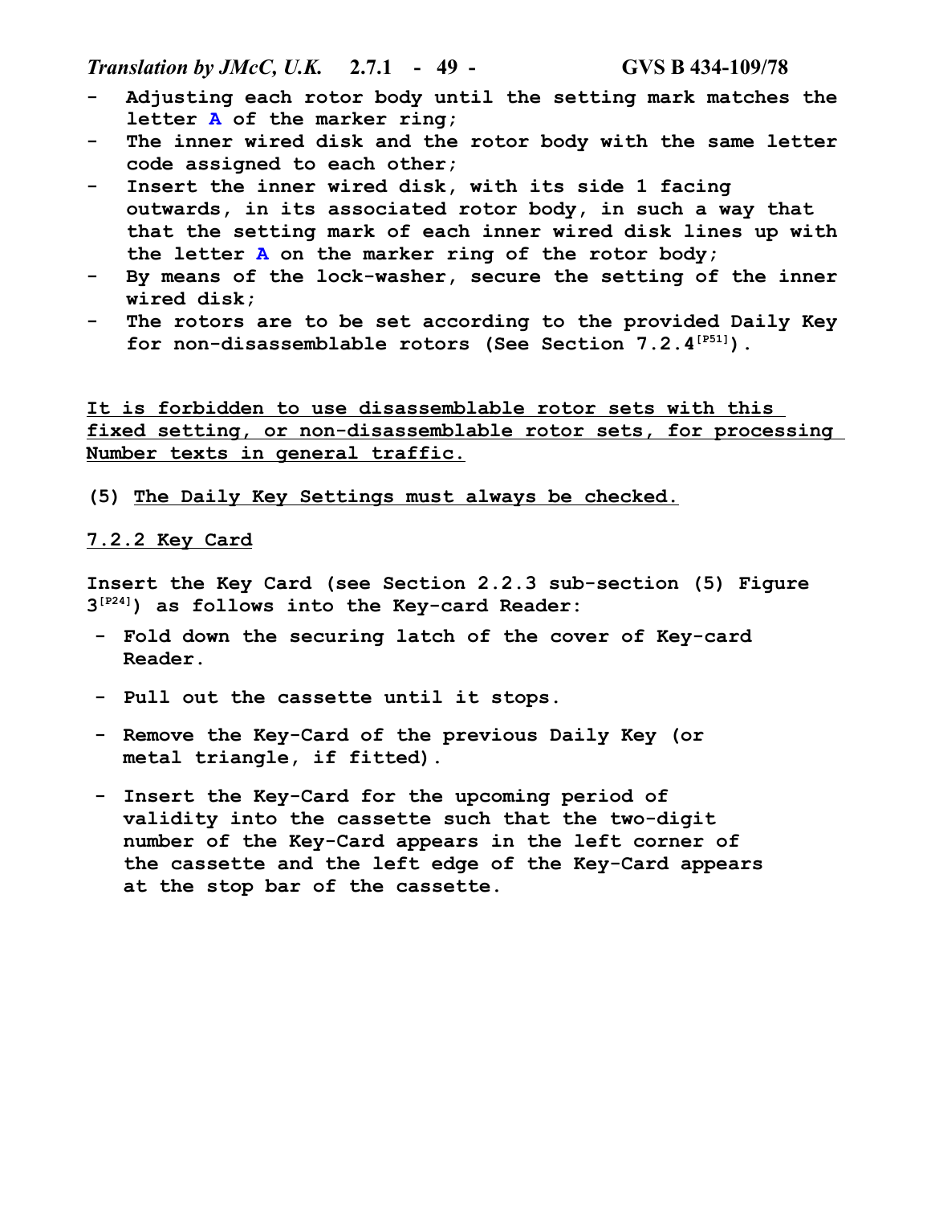- Adjusting each rotor body until the setting mark matches the letter **A** of the marker ring;
- The inner wired disk and the rotor body with the same letter code assigned to each other;
- Insert the inner wired disk, with its side 1 facing outwards, in its associated rotor body, in such a way that that the setting mark of each inner wired disk lines up with the letter **A** on the marker ring of the rotor body;
- By means of the lock-washer, secure the setting of the inner wired disk;
- The rotors are to be set according to the provided Daily Key for non-disassemblable rotors (See Section 7.2.4[P51]).

<u>It is forbidden to use disassemblable rotor sets with this fixed setting, or non-disassemblable rotor sets, for processing Number texts in general traffic.</u>

(5) <u>The Daily Key Settings must always be checked.</u>

### <u>7.2.2 Key Card</u>

Insert the Key Card (see Section 2.2.3 sub-section (5) Figure 3[P24]) as follows into the Key-card Reader:

- Fold down the securing latch of the cover of Key-card Reader.
- Pull out the cassette until it stops.
- Remove the Key-Card of the previous Daily Key (or metal triangle, if fitted).
- Insert the Key-Card for the upcoming period of validity into the cassette such that the two-digit number of the Key-Card appears in the left corner of the cassette and the left edge of the Key-Card appears at the stop bar of the cassette.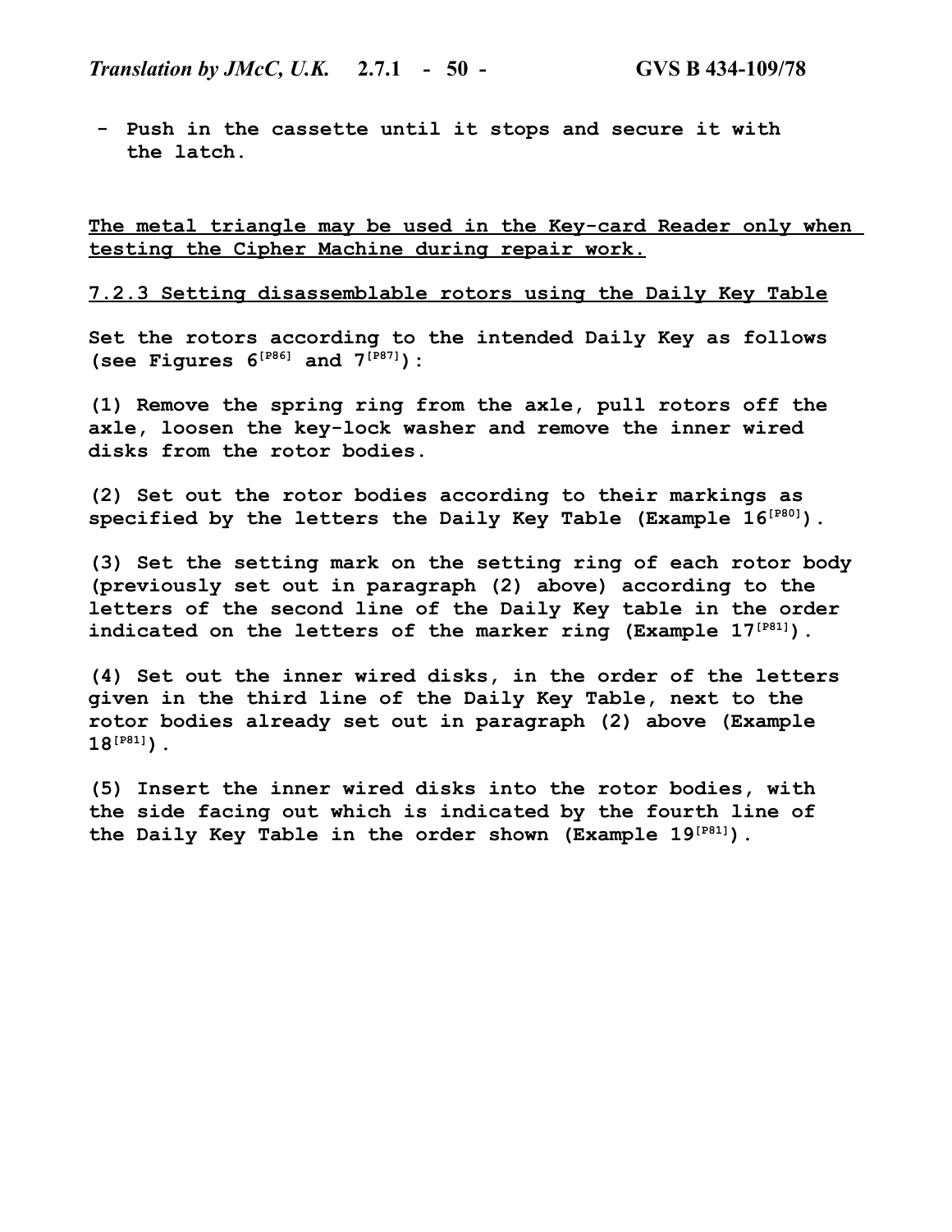- Push in the cassette until it stops and secure it with the latch.

<u>The metal triangle may be used in the Key-card Reader only when testing the Cipher Machine during repair work.</u>

### <u>7.2.3 Setting disassemblable rotors using the Daily Key Table</u>

Set the rotors according to the intended Daily Key as follows (see Figures 6[P86] and 7[P87]):

(1) Remove the spring ring from the axle, pull rotors off the axle, loosen the key-lock washer and remove the inner wired disks from the rotor bodies.

(2) Set out the rotor bodies according to their markings as specified by the letters the Daily Key Table (Example 16[P80]).

(3) Set the setting mark on the setting ring of each rotor body (previously set out in paragraph (2) above) according to the letters of the second line of the Daily Key table in the order indicated on the letters of the marker ring (Example 17[P81]).

(4) Set out the inner wired disks, in the order of the letters given in the third line of the Daily Key Table, next to the rotor bodies already set out in paragraph (2) above (Example 18[P81]).

(5) Insert the inner wired disks into the rotor bodies, with the side facing out which is indicated by the fourth line of the Daily Key Table in the order shown (Example 19[P81]).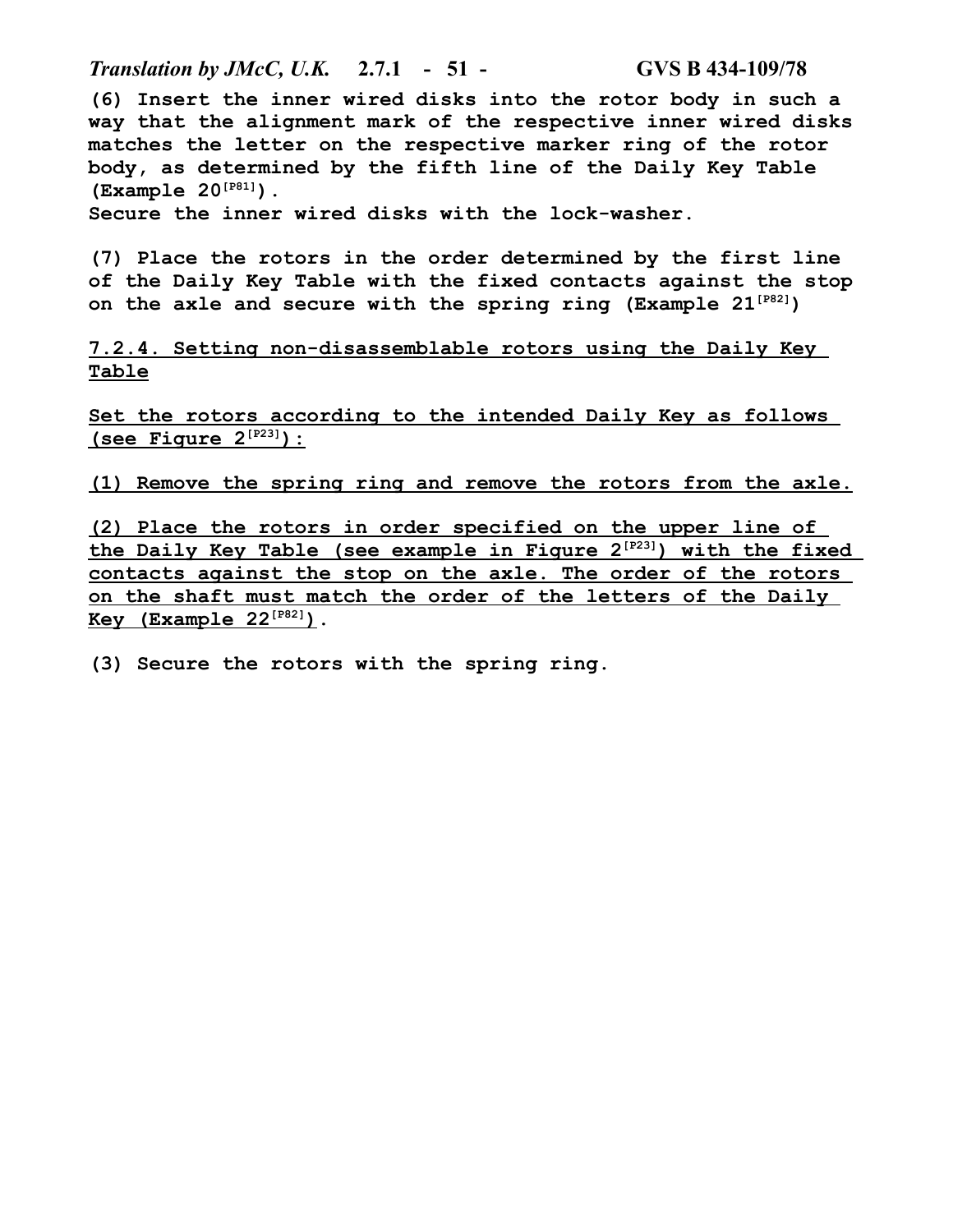(6) Insert the inner wired disks into the rotor body in such a way that the alignment mark of the respective inner wired disks matches the letter on the respective marker ring of the rotor body, as determined by the fifth line of the Daily Key Table (Example 20[P81]).
Secure the inner wired disks with the lock-washer.

(7) Place the rotors in the order determined by the first line of the Daily Key Table with the fixed contacts against the stop on the axle and secure with the spring ring (Example 21[P82])

## 7.2.4. Setting non-disassemblable rotors using the Daily Key Table

Set the rotors according to the intended Daily Key as follows (see Figure 2[P23]):

(1) Remove the spring ring and remove the rotors from the axle.

(2) Place the rotors in order specified on the upper line of the Daily Key Table (see example in Figure 2[P23]) with the fixed contacts against the stop on the axle. The order of the rotors on the shaft must match the order of the letters of the Daily Key (Example 22[P82]).

(3) Secure the rotors with the spring ring.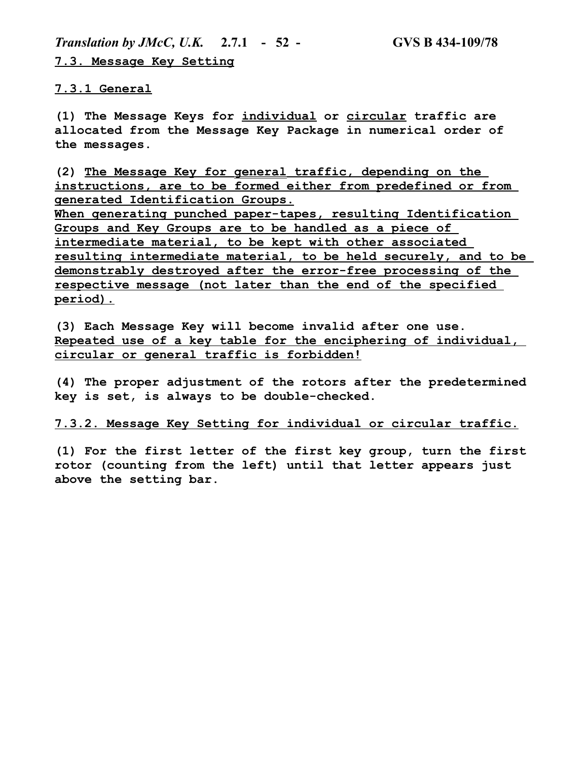## 7.3. Message Key Setting

### 7.3.1 General

**(1) The Message Keys for <u>individual</u> or <u>circular</u> traffic are allocated from the Message Key Package in numerical order of the messages.**

**(2) <u>The Message Key for general traffic, depending on the instructions, are to be formed either from predefined or from generated Identification Groups.</u>**
**<u>When generating punched paper-tapes, resulting Identification Groups and Key Groups are to be handled as a piece of intermediate material, to be kept with other associated resulting intermediate material, to be held securely, and to be demonstrably destroyed after the error-free processing of the respective message (not later than the end of the specified period).</u>**

**(3) Each Message Key will become invalid after one use.**
**<u>Repeated use of a key table for the enciphering of individual, circular or general traffic is forbidden!</u>**

**(4) The proper adjustment of the rotors after the predetermined key is set, is always to be double-checked.**

### 7.3.2. Message Key Setting for individual or circular traffic.

**(1) For the first letter of the first key group, turn the first rotor (counting from the left) until that letter appears just above the setting bar.**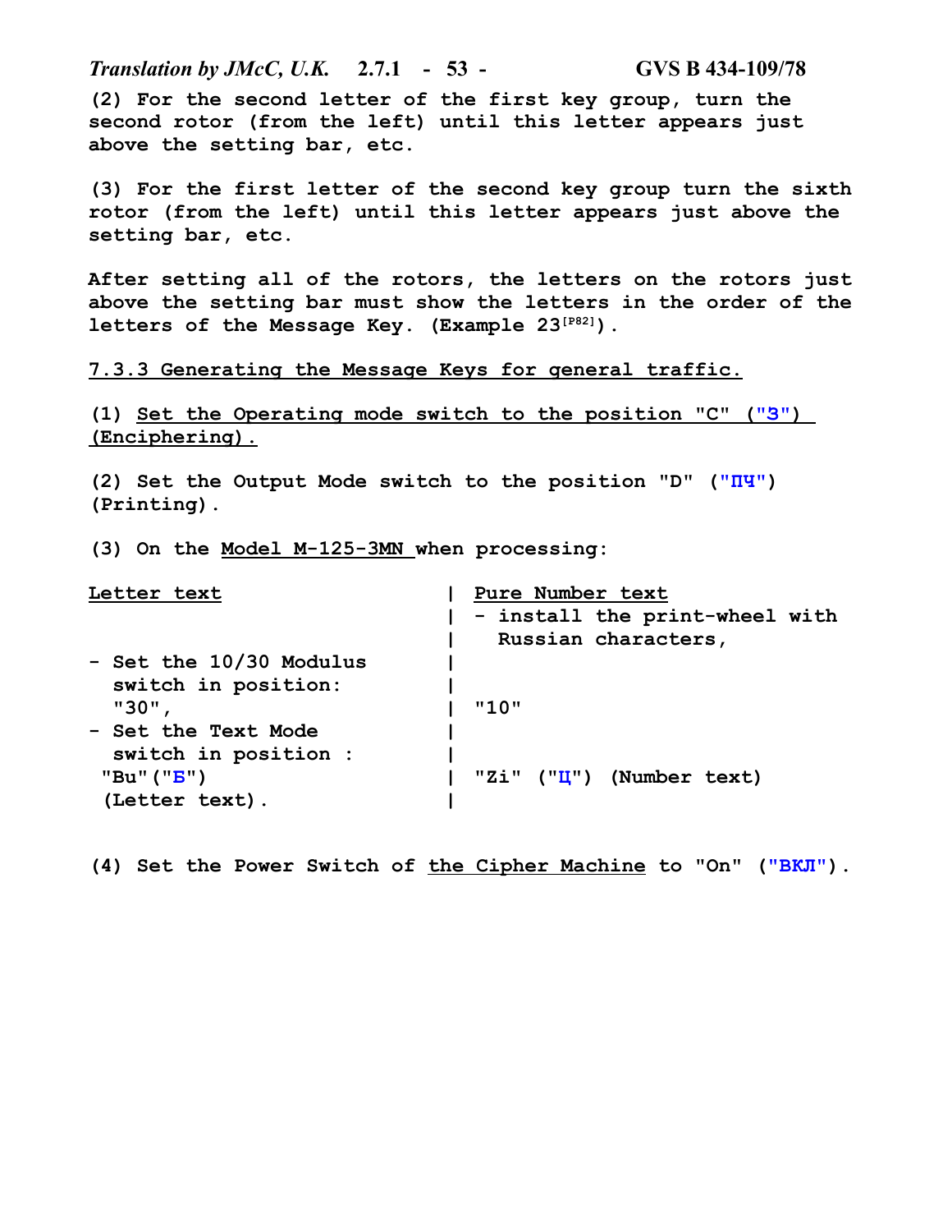(2) For the second letter of the first key group, turn the second rotor (from the left) until this letter appears just above the setting bar, etc.

(3) For the first letter of the second key group turn the sixth rotor (from the left) until this letter appears just above the setting bar, etc.

After setting all of the rotors, the letters on the rotors just above the setting bar must show the letters in the order of the letters of the Message Key. (Example 23[P82]).

### 7.3.3 Generating the Message Keys for general traffic.

(1) Set the Operating mode switch to the position "C" ("З") (Enciphering).

(2) Set the Output Mode switch to the position "D" ("ПЧ") (Printing).

(3) On the Model M-125-3MN when processing:

| Letter text | Pure Number text |
|---|---|
| | - install the print-wheel with Russian characters, |
| - Set the 10/30 Modulus switch in position: "30", | "10" |
| - Set the Text Mode switch in position : "Bu"("Б") (Letter text). | "Zi" ("Ц") (Number text) |

(4) Set the Power Switch of the Cipher Machine to "On" ("ВКЛ").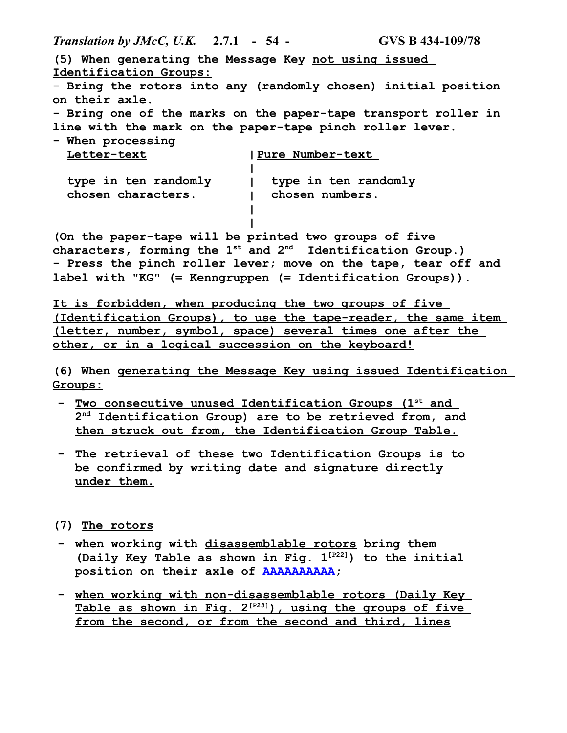(5) When generating the Message Key not using issued Identification Groups:

- Bring the rotors into any (randomly chosen) initial position on their axle.
- Bring one of the marks on the paper-tape transport roller in line with the mark on the paper-tape pinch roller lever.
- When processing

| Letter-text | Pure Number-text |
|---|---|
| type in ten randomly chosen characters. | type in ten randomly chosen numbers. |

(On the paper-tape will be printed two groups of five characters, forming the 1st and 2nd Identification Group.)

- Press the pinch roller lever; move on the tape, tear off and label with "KG" (= Kenngruppen (= Identification Groups)).

It is forbidden, when producing the two groups of five (Identification Groups), to use the tape-reader, the same item (letter, number, symbol, space) several times one after the other, or in a logical succession on the keyboard!

(6) When generating the Message Key using issued Identification Groups:

- Two consecutive unused Identification Groups (1st and 2nd Identification Group) are to be retrieved from, and then struck out from, the Identification Group Table.
- The retrieval of these two Identification Groups is to be confirmed by writing date and signature directly under them.

(7) The rotors

- when working with disassemblable rotors bring them (Daily Key Table as shown in Fig. 1[P22]) to the initial position on their axle of AAAAAAAAAA;
- when working with non-disassemblable rotors (Daily Key Table as shown in Fig. 2[P23]), using the groups of five from the second, or from the second and third, lines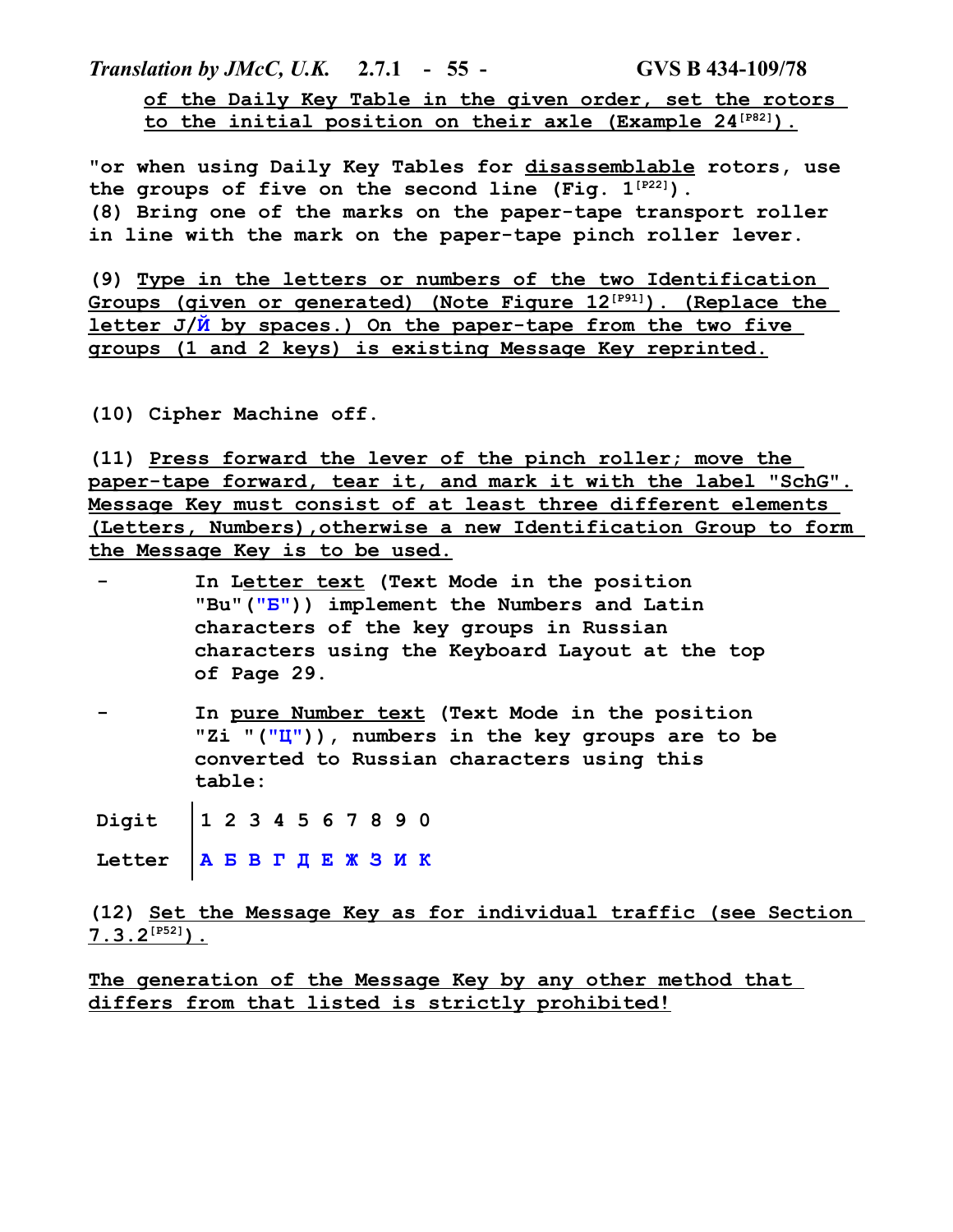<u>of the Daily Key Table in the given order, set the rotors to the initial position on their axle (Example 24[P82]).</u>

"or when using Daily Key Tables for <u>disassemblable</u> rotors, use the groups of five on the second line (Fig. 1[P22]).

(8) Bring one of the marks on the paper-tape transport roller in line with the mark on the paper-tape pinch roller lever.

(9) <u>Type in the letters or numbers of the two Identification Groups (given or generated) (Note Figure 12[P91]). (Replace the letter J/Й by spaces.) On the paper-tape from the two five groups (1 and 2 keys) is existing Message Key reprinted.</u>

(10) Cipher Machine off.

(11) <u>Press forward the lever of the pinch roller; move the paper-tape forward, tear it, and mark it with the label "SchG". Message Key must consist of at least three different elements (Letters, Numbers),otherwise a new Identification Group to form the Message Key is to be used.</u>

- In <u>Letter text</u> (Text Mode in the position "Bu"("Б")) implement the Numbers and Latin characters of the key groups in Russian characters using the Keyboard Layout at the top of Page 29.
- In <u>pure Number text</u> (Text Mode in the position "Zi "("Ц")), numbers in the key groups are to be converted to Russian characters using this table:

| Digit | 1 | 2 | 3 | 4 | 5 | 6 | 7 | 8 | 9 | 0 |
|---|---|---|---|---|---|---|---|---|---|---|
| Letter | А | Б | В | Г | Д | Е | Ж | З | И | К |

(12) <u>Set the Message Key as for individual traffic (see Section 7.3.2[P52]).</u>

<u>The generation of the Message Key by any other method that differs from that listed is strictly prohibited!</u>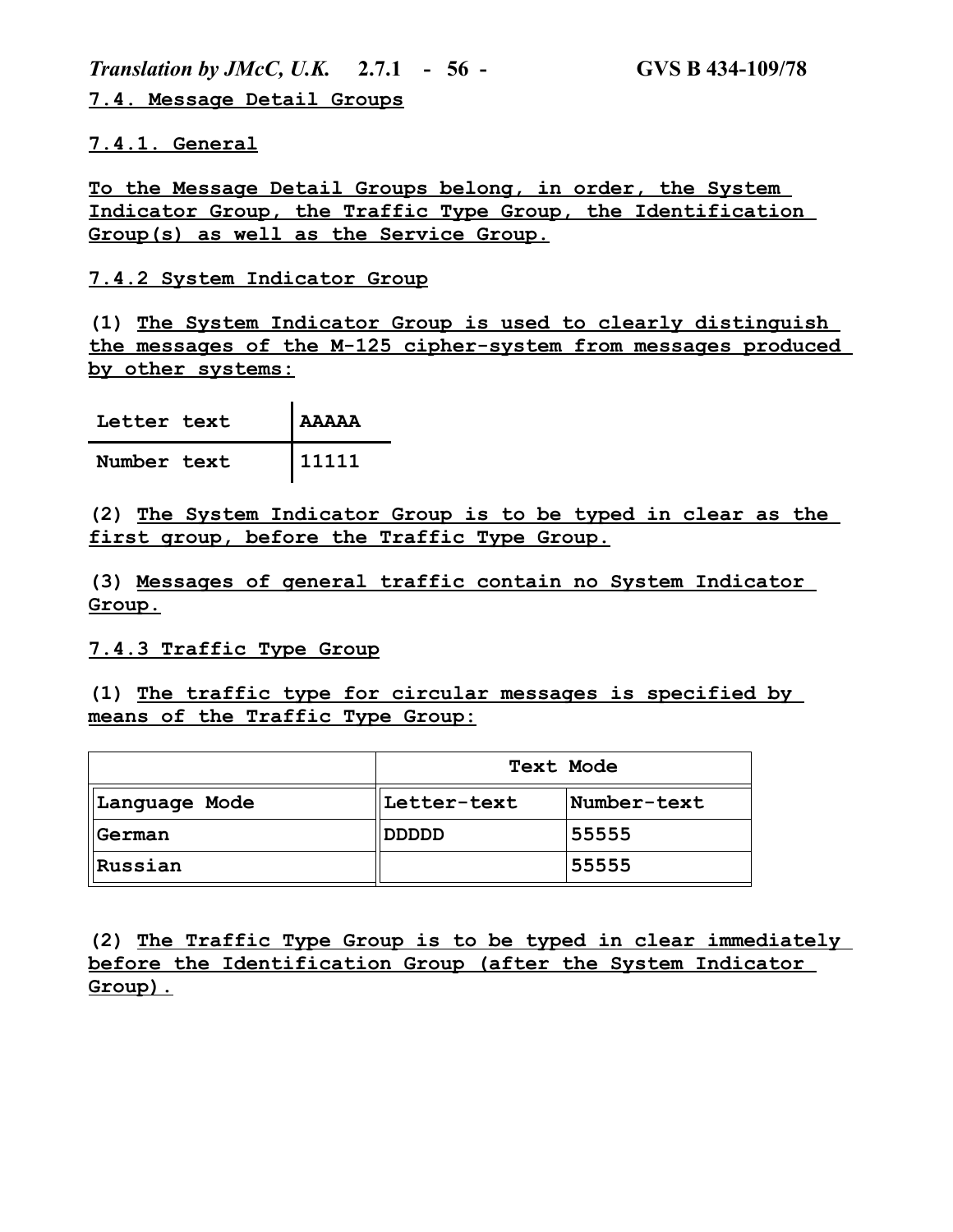## 7.4. Message Detail Groups

### 7.4.1. General

To the Message Detail Groups belong, in order, the System Indicator Group, the Traffic Type Group, the Identification Group(s) as well as the Service Group.

### 7.4.2 System Indicator Group

(1) The System Indicator Group is used to clearly distinguish the messages of the M-125 cipher-system from messages produced by other systems:

| Letter text | AAAAA |
|---|---|
| Number text | 11111 |

(2) The System Indicator Group is to be typed in clear as the first group, before the Traffic Type Group.

(3) Messages of general traffic contain no System Indicator Group.

### 7.4.3 Traffic Type Group

(1) The traffic type for circular messages is specified by means of the Traffic Type Group:

| | Text Mode | |
|---|---|---|
| Language Mode | Letter-text | Number-text |
| German | DDDDD | 55555 |
| Russian | | 55555 |

(2) The Traffic Type Group is to be typed in clear immediately before the Identification Group (after the System Indicator Group).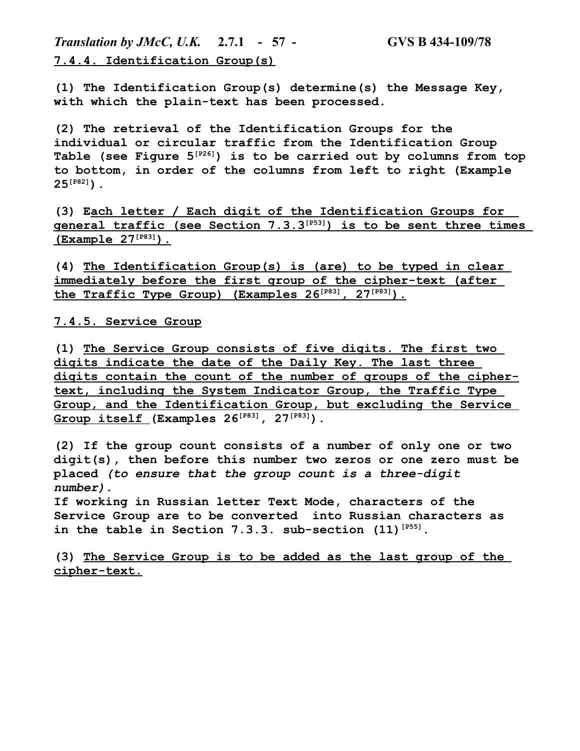### 7.4.4. Identification Group(s)

**(1) The Identification Group(s) determine(s) the Message Key, with which the plain-text has been processed.**

**(2) The retrieval of the Identification Groups for the individual or circular traffic from the Identification Group Table (see Figure 5[P26]) is to be carried out by columns from top to bottom, in order of the columns from left to right (Example 25[P82]).**

**(3) Each letter / Each digit of the Identification Groups for general traffic (see Section 7.3.3[P53]) is to be sent three times (Example 27[P83]).**

**(4) The Identification Group(s) is (are) to be typed in clear immediately before the first group of the cipher-text (after the Traffic Type Group) (Examples 26[P83], 27[P83]).**

### 7.4.5. Service Group

**(1) The Service Group consists of five digits. The first two digits indicate the date of the Daily Key. The last three digits contain the count of the number of groups of the cipher-text, including the System Indicator Group, the Traffic Type Group, and the Identification Group, but excluding the Service Group itself (Examples 26[P83], 27[P83]).**

**(2) If the group count consists of a number of only one or two digit(s), then before this number two zeros or one zero must be placed** ***(to ensure that the group count is a three-digit number).***
**If working in Russian letter Text Mode, characters of the Service Group are to be converted into Russian characters as in the table in Section 7.3.3. sub-section (11)[P55].**

**(3) The Service Group is to be added as the last group of the cipher-text.**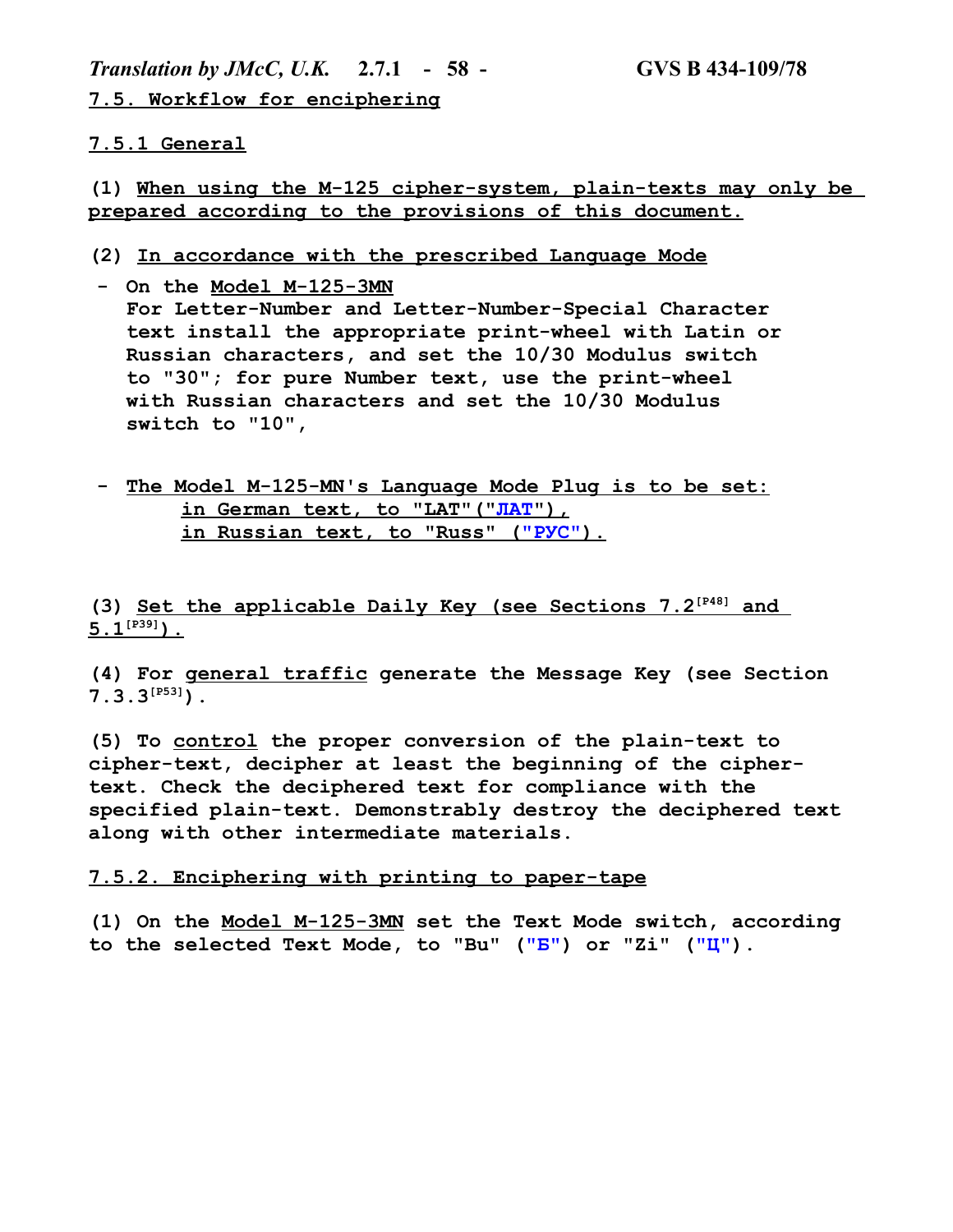## 7.5. Workflow for enciphering

### 7.5.1 General

(1) When using the M-125 cipher-system, plain-texts may only be prepared according to the provisions of this document.

(2) In accordance with the prescribed Language Mode

- On the Model M-125-3MN
  For Letter-Number and Letter-Number-Special Character text install the appropriate print-wheel with Latin or Russian characters, and set the 10/30 Modulus switch to "30"; for pure Number text, use the print-wheel with Russian characters and set the 10/30 Modulus switch to "10",

- The Model M-125-MN's Language Mode Plug is to be set:
  in German text, to "LAT"("ЛАТ"),
  in Russian text, to "Russ" ("РУС").

(3) Set the applicable Daily Key (see Sections 7.2[P48] and 5.1[P39]).

(4) For general traffic generate the Message Key (see Section 7.3.3[P53]).

(5) To control the proper conversion of the plain-text to cipher-text, decipher at least the beginning of the cipher-text. Check the deciphered text for compliance with the specified plain-text. Demonstrably destroy the deciphered text along with other intermediate materials.

### 7.5.2. Enciphering with printing to paper-tape

(1) On the Model M-125-3MN set the Text Mode switch, according to the selected Text Mode, to "Bu" ("Б") or "Zi" ("Ц").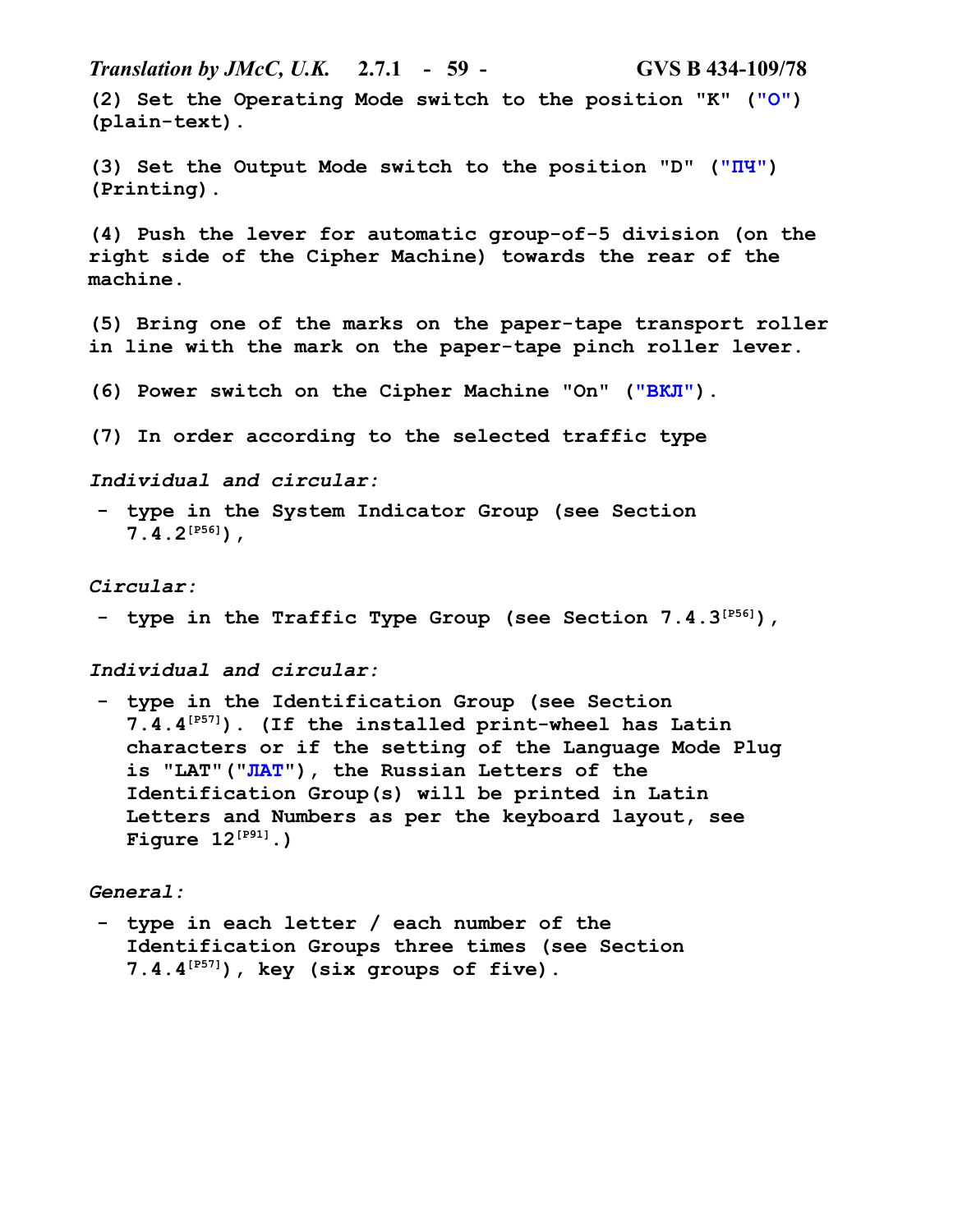(2) Set the Operating Mode switch to the position "K" ("O") (plain-text).

(3) Set the Output Mode switch to the position "D" ("ПЧ") (Printing).

(4) Push the lever for automatic group-of-5 division (on the right side of the Cipher Machine) towards the rear of the machine.

(5) Bring one of the marks on the paper-tape transport roller in line with the mark on the paper-tape pinch roller lever.

(6) Power switch on the Cipher Machine "On" ("ВКЛ").

(7) In order according to the selected traffic type

*Individual and circular:*

- type in the System Indicator Group (see Section 7.4.2[P56]),

*Circular:*

- type in the Traffic Type Group (see Section 7.4.3[P56]),

*Individual and circular:*

- type in the Identification Group (see Section 7.4.4[P57]). (If the installed print-wheel has Latin characters or if the setting of the Language Mode Plug is "LAT"("ЛАТ"), the Russian Letters of the Identification Group(s) will be printed in Latin Letters and Numbers as per the keyboard layout, see Figure 12[P91].)

*General:*

- type in each letter / each number of the Identification Groups three times (see Section 7.4.4[P57]), key (six groups of five).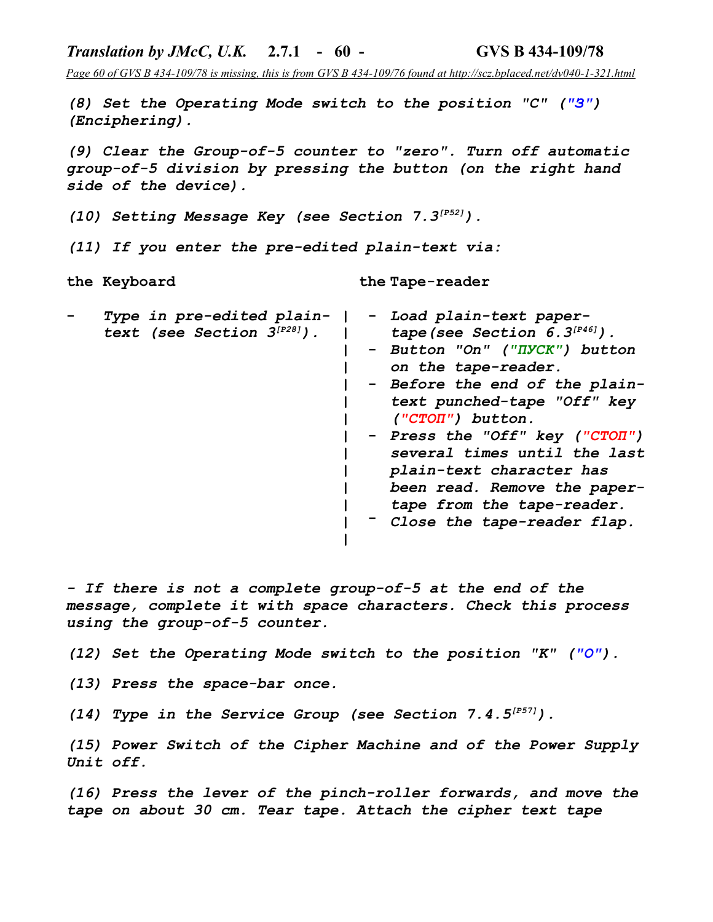*Page 60 of GVS B 434-109/78 is missing, this is from GVS B 434-109/76 found at http://scz.bplaced.net/dv040-1-321.html*

*(8) Set the Operating Mode switch to the position "C" ("З") (Enciphering).*

*(9) Clear the Group-of-5 counter to "zero". Turn off automatic group-of-5 division by pressing the button (on the right hand side of the device).*

*(10) Setting Message Key (see Section 7.3[P52]).*

*(11) If you enter the pre-edited plain-text via:*

| the Keyboard | the Tape-reader |
|---|---|
| - *Type in pre-edited plain-text (see Section 3[P28]).* | - *Load plain-text paper-tape (see Section 6.3[P46]).*<br>- *Button "On" ("ПУСК") button on the tape-reader.*<br>- *Before the end of the plain-text punched-tape "Off" key ("СТОП") button.*<br>- *Press the "Off" key ("СТОП") several times until the last plain-text character has been read. Remove the paper-tape from the tape-reader.*<br>- *Close the tape-reader flap.* |

*- If there is not a complete group-of-5 at the end of the message, complete it with space characters. Check this process using the group-of-5 counter.*

*(12) Set the Operating Mode switch to the position "K" ("O").*

*(13) Press the space-bar once.*

*(14) Type in the Service Group (see Section 7.4.5[P57]).*

*(15) Power Switch of the Cipher Machine and of the Power Supply Unit off.*

*(16) Press the lever of the pinch-roller forwards, and move the tape on about 30 cm. Tear tape. Attach the cipher text tape*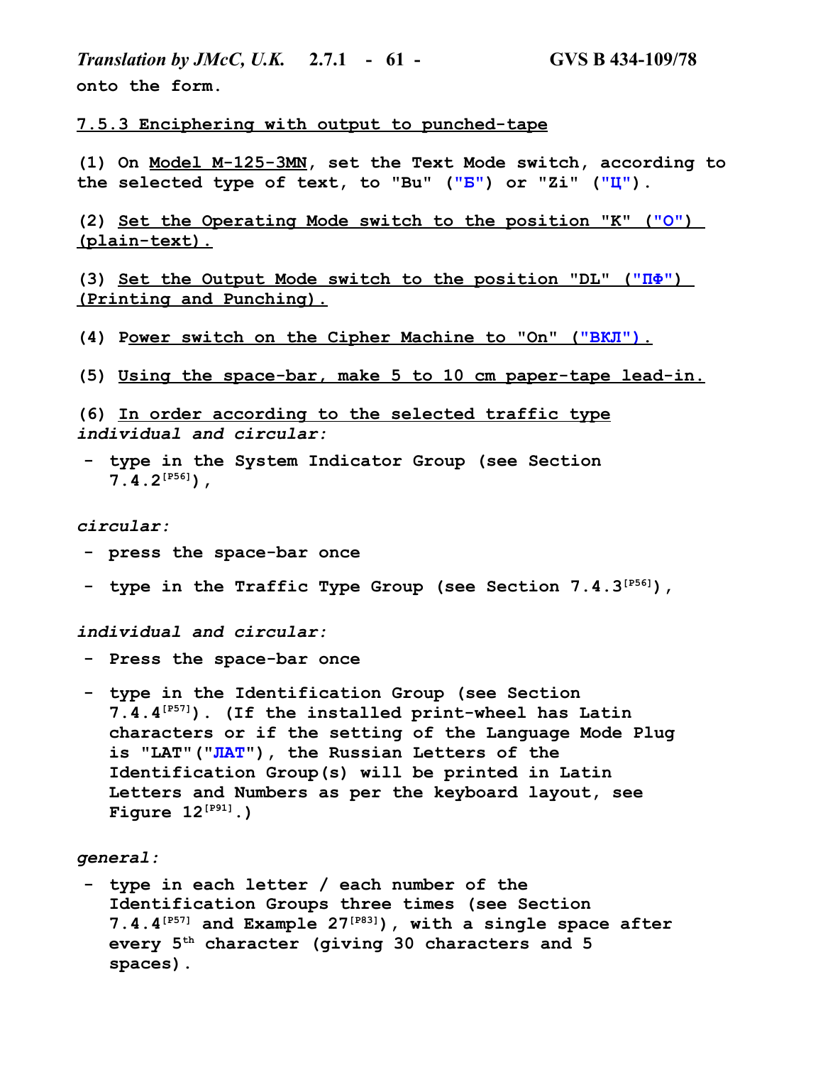onto the form.

7.5.3 Enciphering with output to punched-tape

(1) On Model M-125-3MN, set the Text Mode switch, according to the selected type of text, to "Bu" ("Б") or "Zi" ("Ц").

(2) Set the Operating Mode switch to the position "K" ("O") (plain-text).

(3) Set the Output Mode switch to the position "DL" ("ПФ") (Printing and Punching).

(4) Power switch on the Cipher Machine to "On" ("ВКЛ").

(5) Using the space-bar, make 5 to 10 cm paper-tape lead-in.

(6) In order according to the selected traffic type

*individual and circular:*

- type in the System Indicator Group (see Section 7.4.2[P56]),

*circular:*

- press the space-bar once
- type in the Traffic Type Group (see Section 7.4.3[P56]),

*individual and circular:*

- Press the space-bar once
- type in the Identification Group (see Section 7.4.4[P57]). (If the installed print-wheel has Latin characters or if the setting of the Language Mode Plug is "LAT"("ЛАТ"), the Russian Letters of the Identification Group(s) will be printed in Latin Letters and Numbers as per the keyboard layout, see Figure 12[P91].)

*general:*

- type in each letter / each number of the Identification Groups three times (see Section 7.4.4[P57] and Example 27[P83]), with a single space after every 5th character (giving 30 characters and 5 spaces).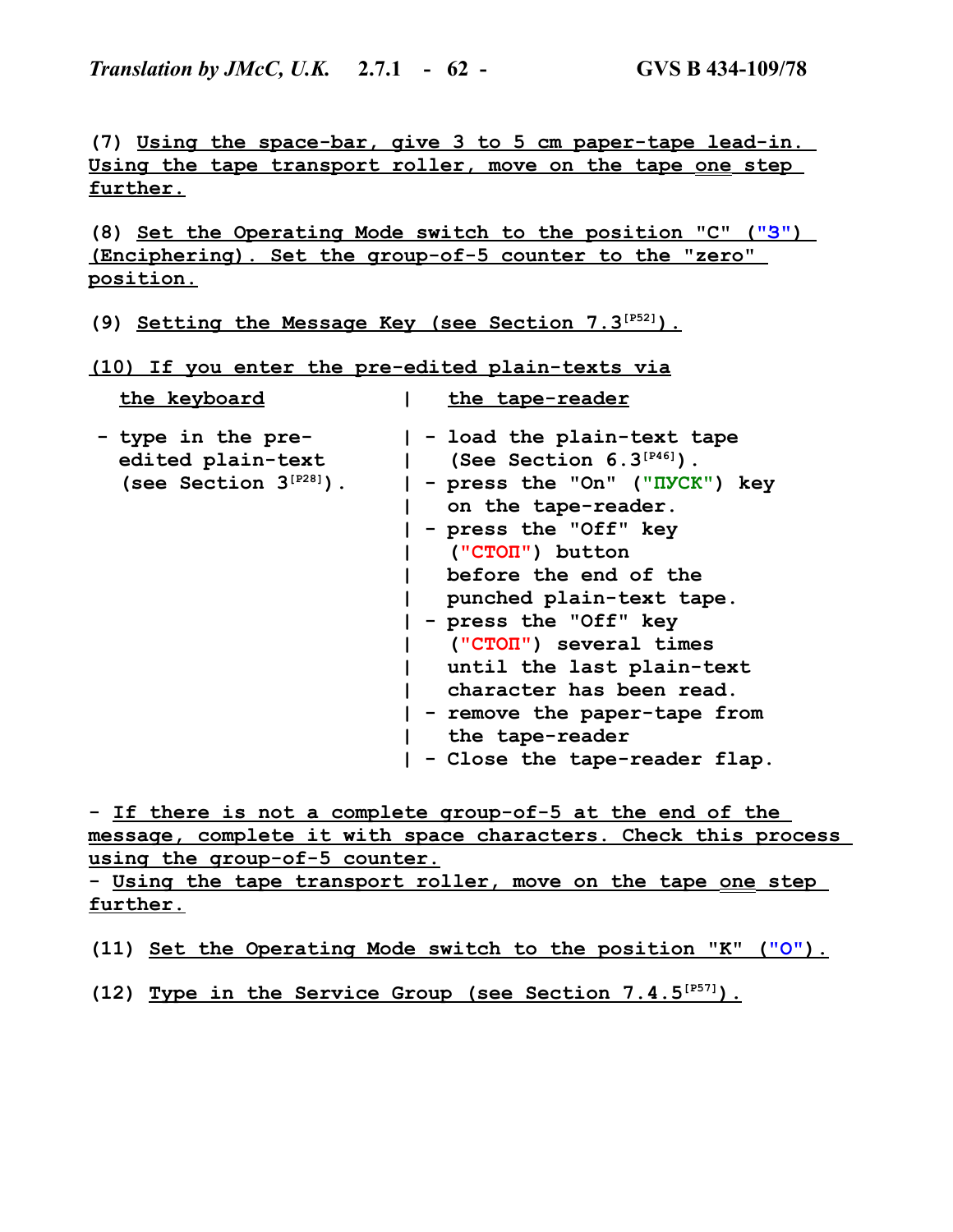(7) Using the space-bar, give 3 to 5 cm paper-tape lead-in. Using the tape transport roller, move on the tape one step further.

(8) Set the Operating Mode switch to the position "C" ("З") (Enciphering). Set the group-of-5 counter to the "zero" position.

(9) Setting the Message Key (see Section 7.3[P52]).

(10) If you enter the pre-edited plain-texts via

| the keyboard | the tape-reader |
|---|---|
| - type in the pre-edited plain-text (see Section 3[P28]). | - load the plain-text tape (See Section 6.3[P46]).<br>- press the "On" ("ПУСК") key on the tape-reader.<br>- press the "Off" key ("СТОП") button before the end of the punched plain-text tape.<br>- press the "Off" key ("СТОП") several times until the last plain-text character has been read.<br>- remove the paper-tape from the tape-reader<br>- Close the tape-reader flap. |

- If there is not a complete group-of-5 at the end of the message, complete it with space characters. Check this process using the group-of-5 counter.
- Using the tape transport roller, move on the tape one step further.

(11) Set the Operating Mode switch to the position "K" ("О").

(12) Type in the Service Group (see Section 7.4.5[P57]).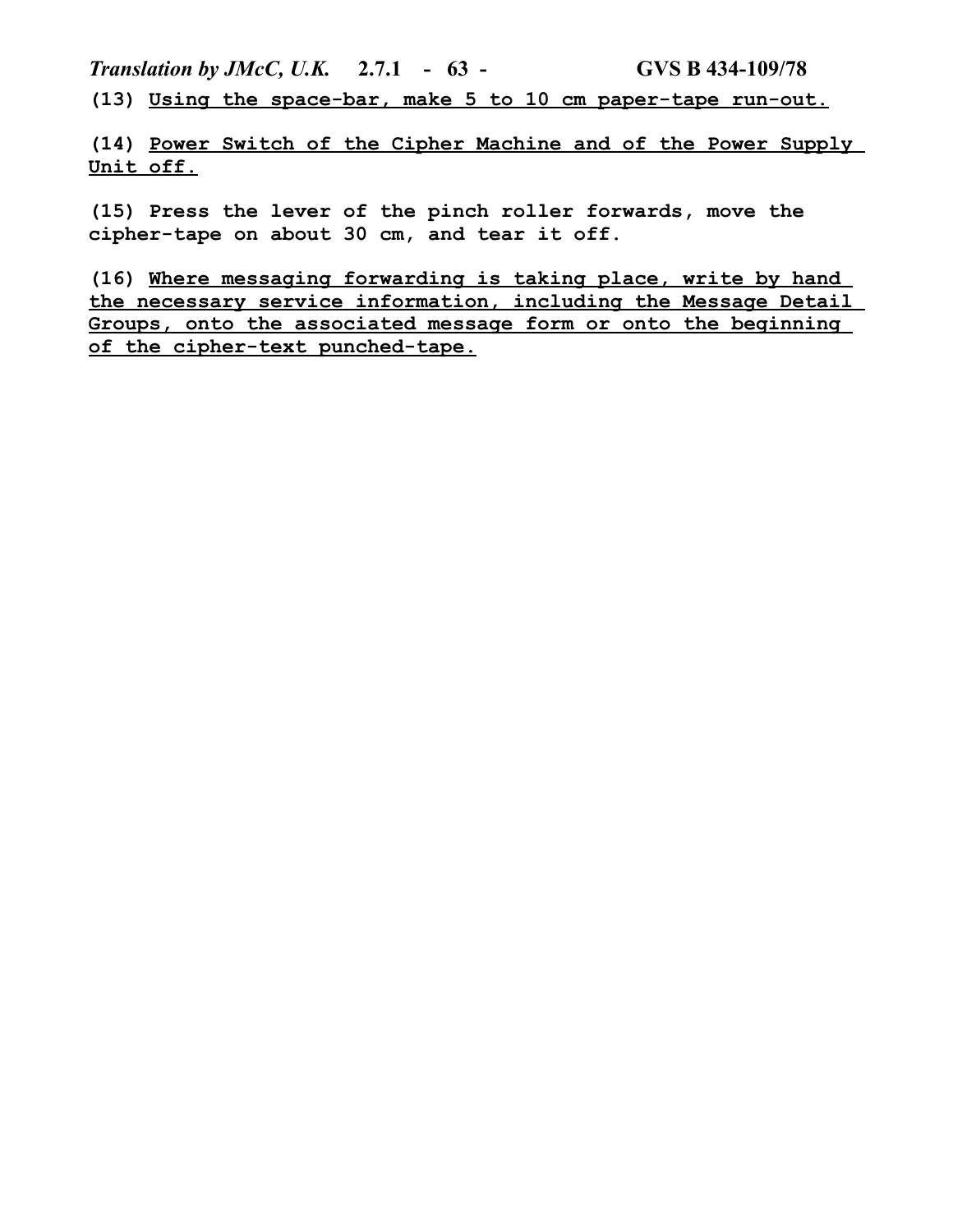**(13) Using the space-bar, make 5 to 10 cm paper-tape run-out.**

**(14) Power Switch of the Cipher Machine and of the Power Supply Unit off.**

**(15) Press the lever of the pinch roller forwards, move the cipher-tape on about 30 cm, and tear it off.**

**(16) Where messaging forwarding is taking place, write by hand the necessary service information, including the Message Detail Groups, onto the associated message form or onto the beginning of the cipher-text punched-tape.**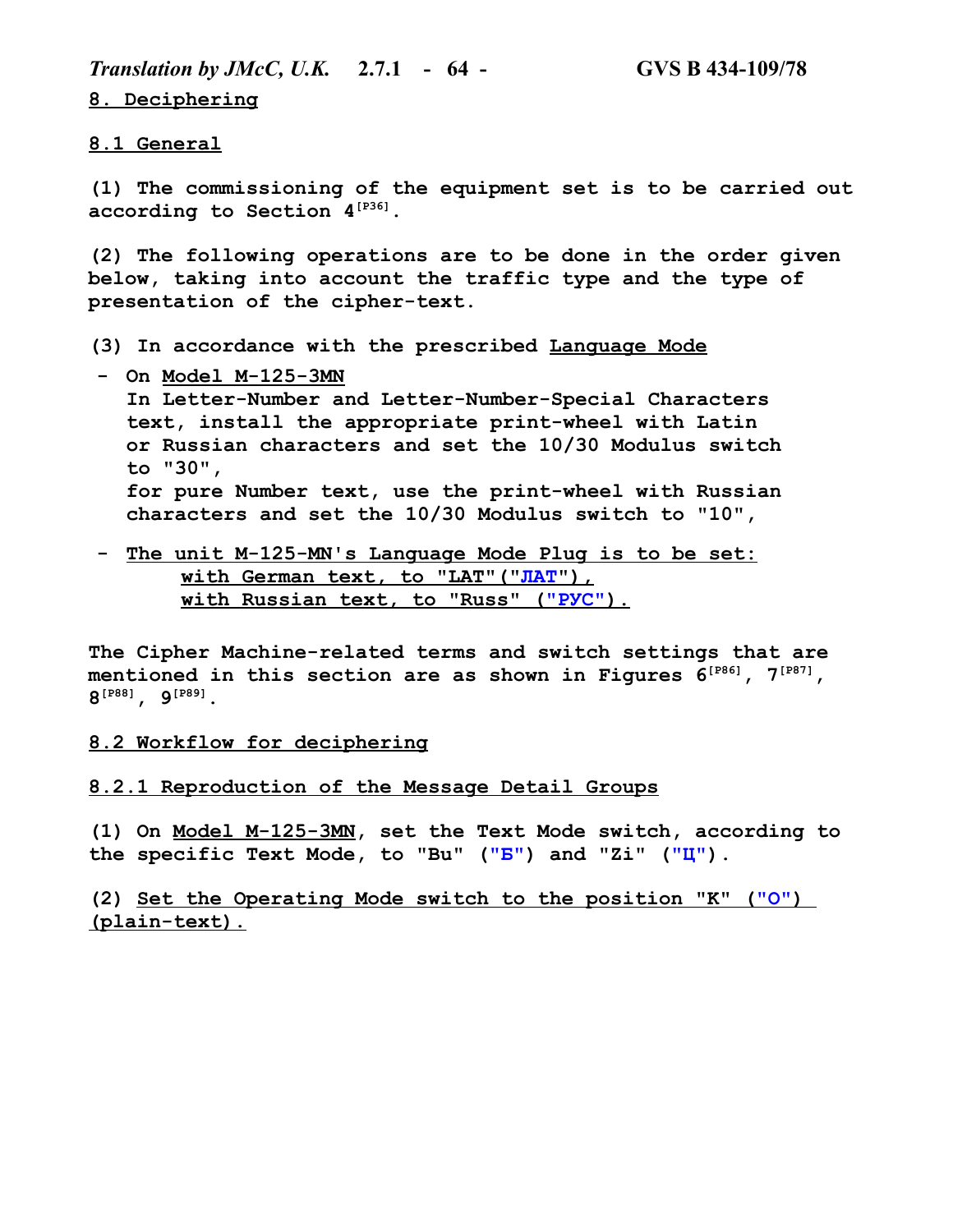## 8. Deciphering

### 8.1 General

(1) The commissioning of the equipment set is to be carried out according to Section 4[P36].

(2) The following operations are to be done in the order given below, taking into account the traffic type and the type of presentation of the cipher-text.

(3) In accordance with the prescribed Language Mode

- On Model M-125-3MN
  In Letter-Number and Letter-Number-Special Characters text, install the appropriate print-wheel with Latin or Russian characters and set the 10/30 Modulus switch to "30",
  for pure Number text, use the print-wheel with Russian characters and set the 10/30 Modulus switch to "10",

- The unit M-125-MN's Language Mode Plug is to be set:
  with German text, to "LAT"("ЛАТ"),
  with Russian text, to "Russ" ("РУС").

The Cipher Machine-related terms and switch settings that are mentioned in this section are as shown in Figures 6[P86], 7[P87], 8[P88], 9[P89].

### 8.2 Workflow for deciphering

#### 8.2.1 Reproduction of the Message Detail Groups

(1) On Model M-125-3MN, set the Text Mode switch, according to the specific Text Mode, to "Bu" ("Б") and "Zi" ("Ц").

(2) Set the Operating Mode switch to the position "K" ("О") (plain-text).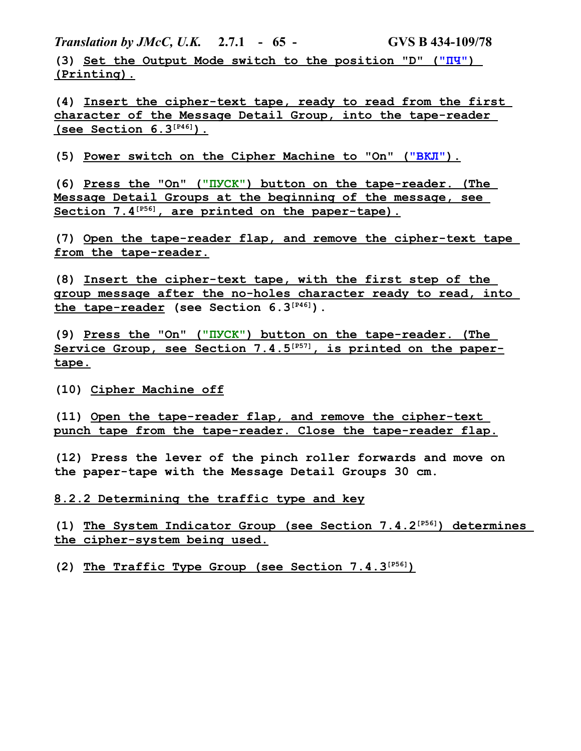(3) Set the Output Mode switch to the position "D" ("ПЧ") (Printing).

(4) Insert the cipher-text tape, ready to read from the first character of the Message Detail Group, into the tape-reader (see Section 6.3[P46]).

(5) Power switch on the Cipher Machine to "On" ("ВКЛ").

(6) Press the "On" ("ПУСК") button on the tape-reader. (The Message Detail Groups at the beginning of the message, see Section 7.4[P56], are printed on the paper-tape).

(7) Open the tape-reader flap, and remove the cipher-text tape from the tape-reader.

(8) Insert the cipher-text tape, with the first step of the group message after the no-holes character ready to read, into the tape-reader (see Section 6.3[P46]).

(9) Press the "On" ("ПУСК") button on the tape-reader. (The Service Group, see Section 7.4.5[P57], is printed on the paper-tape.

(10) Cipher Machine off

(11) Open the tape-reader flap, and remove the cipher-text punch tape from the tape-reader. Close the tape-reader flap.

(12) Press the lever of the pinch roller forwards and move on the paper-tape with the Message Detail Groups 30 cm.

## 8.2.2 Determining the traffic type and key

(1) The System Indicator Group (see Section 7.4.2[P56]) determines the cipher-system being used.

(2) The Traffic Type Group (see Section 7.4.3[P56])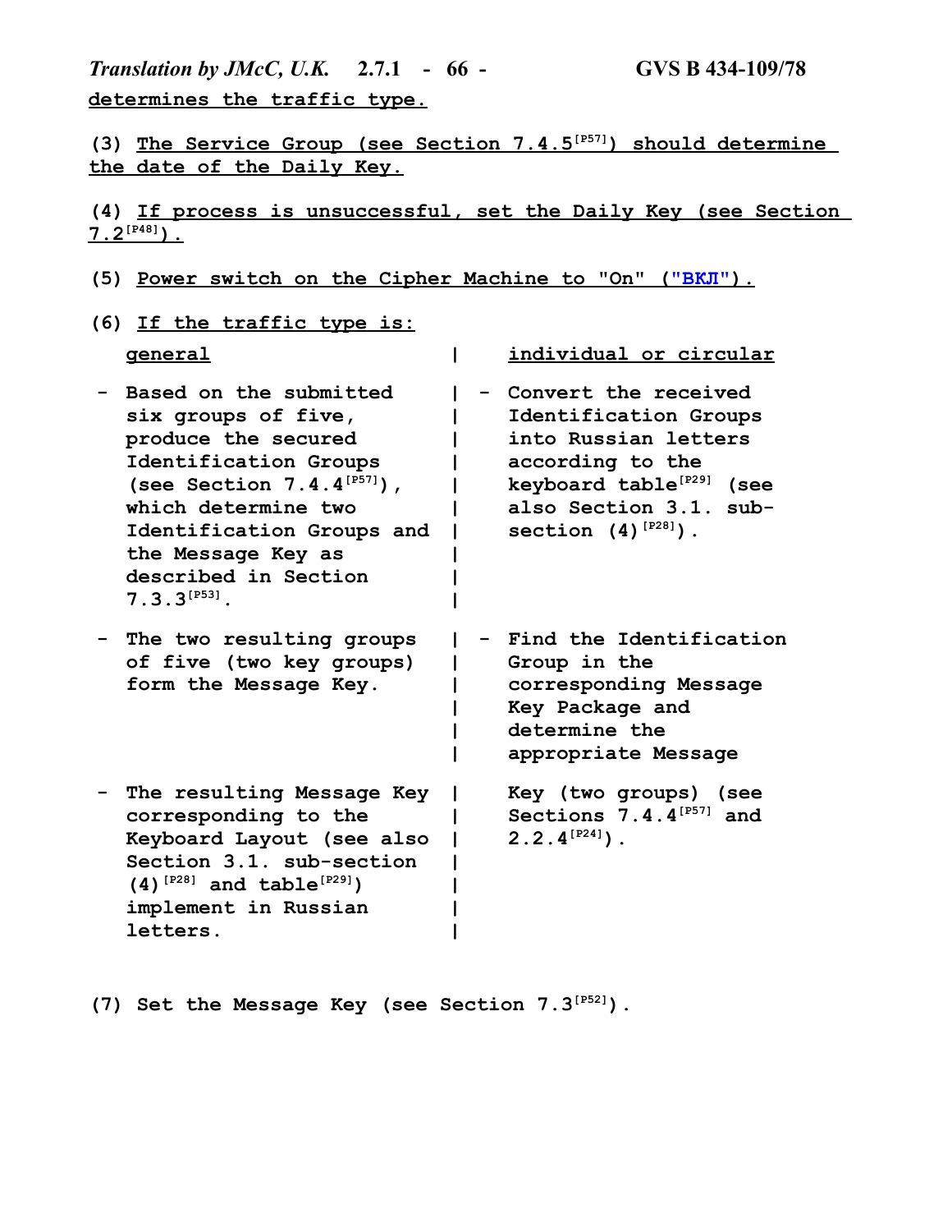determines the traffic type.

(3) The Service Group (see Section 7.4.5[P57]) should determine the date of the Daily Key.

(4) If process is unsuccessful, set the Daily Key (see Section 7.2[P48]).

(5) Power switch on the Cipher Machine to "On" ("ВКЛ").

(6) If the traffic type is:

| general | individual or circular |
|---|---|
| - Based on the submitted six groups of five, produce the secured Identification Groups (see Section 7.4.4[P57]), which determine two Identification Groups and the Message Key as described in Section 7.3.3[P53]. | - Convert the received Identification Groups into Russian letters according to the keyboard table[P29] (see also Section 3.1. sub-section (4)[P28]). |
| - The two resulting groups of five (two key groups) form the Message Key. | - Find the Identification Group in the corresponding Message Key Package and determine the appropriate Message Key (two groups) (see Sections 7.4.4[P57] and 2.2.4[P24]). |
| - The resulting Message Key corresponding to the Keyboard Layout (see also Section 3.1. sub-section (4)[P28] and table[P29]) implement in Russian letters. | |

(7) Set the Message Key (see Section 7.3[P52]).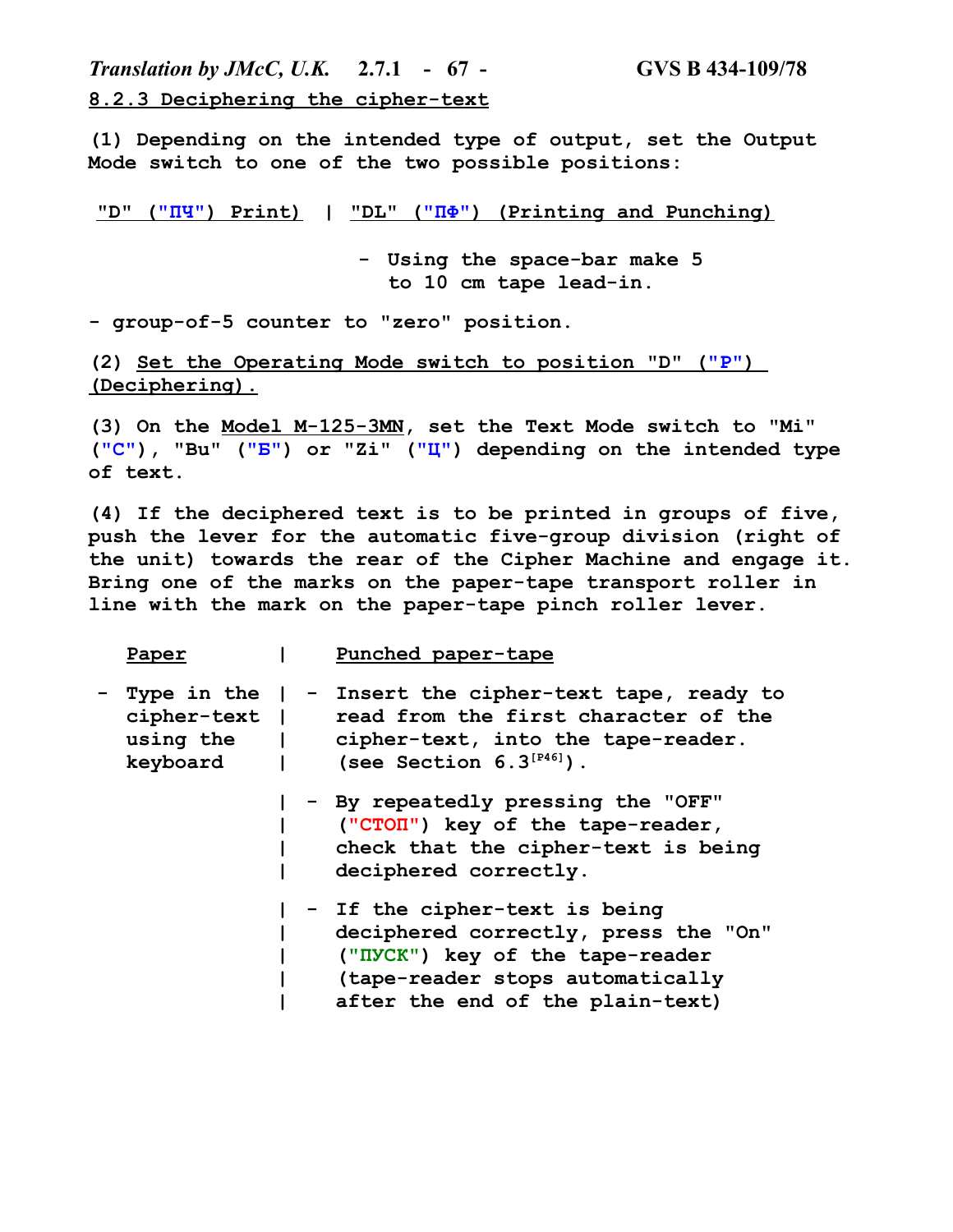## 8.2.3 Deciphering the cipher-text

(1) Depending on the intended type of output, set the Output Mode switch to one of the two possible positions:

| "D" ("ПЧ") Print) | "DL" ("ПФ") (Printing and Punching) |
|---|---|
| | - Using the space-bar make 5 to 10 cm tape lead-in. |

- group-of-5 counter to "zero" position.

(2) Set the Operating Mode switch to position "D" ("Р") (Deciphering).

(3) On the Model M-125-3MN, set the Text Mode switch to "Mi" ("С"), "Bu" ("Б") or "Zi" ("Ц") depending on the intended type of text.

(4) If the deciphered text is to be printed in groups of five, push the lever for the automatic five-group division (right of the unit) towards the rear of the Cipher Machine and engage it. Bring one of the marks on the paper-tape transport roller in line with the mark on the paper-tape pinch roller lever.

| Paper | Punched paper-tape |
|---|---|
| - Type in the cipher-text using the keyboard | - Insert the cipher-text tape, ready to read from the first character of the cipher-text, into the tape-reader. (see Section 6.3[P46]). |
| | - By repeatedly pressing the "OFF" ("СТОП") key of the tape-reader, check that the cipher-text is being deciphered correctly. |
| | - If the cipher-text is being deciphered correctly, press the "On" ("ПУСК") key of the tape-reader (tape-reader stops automatically after the end of the plain-text) |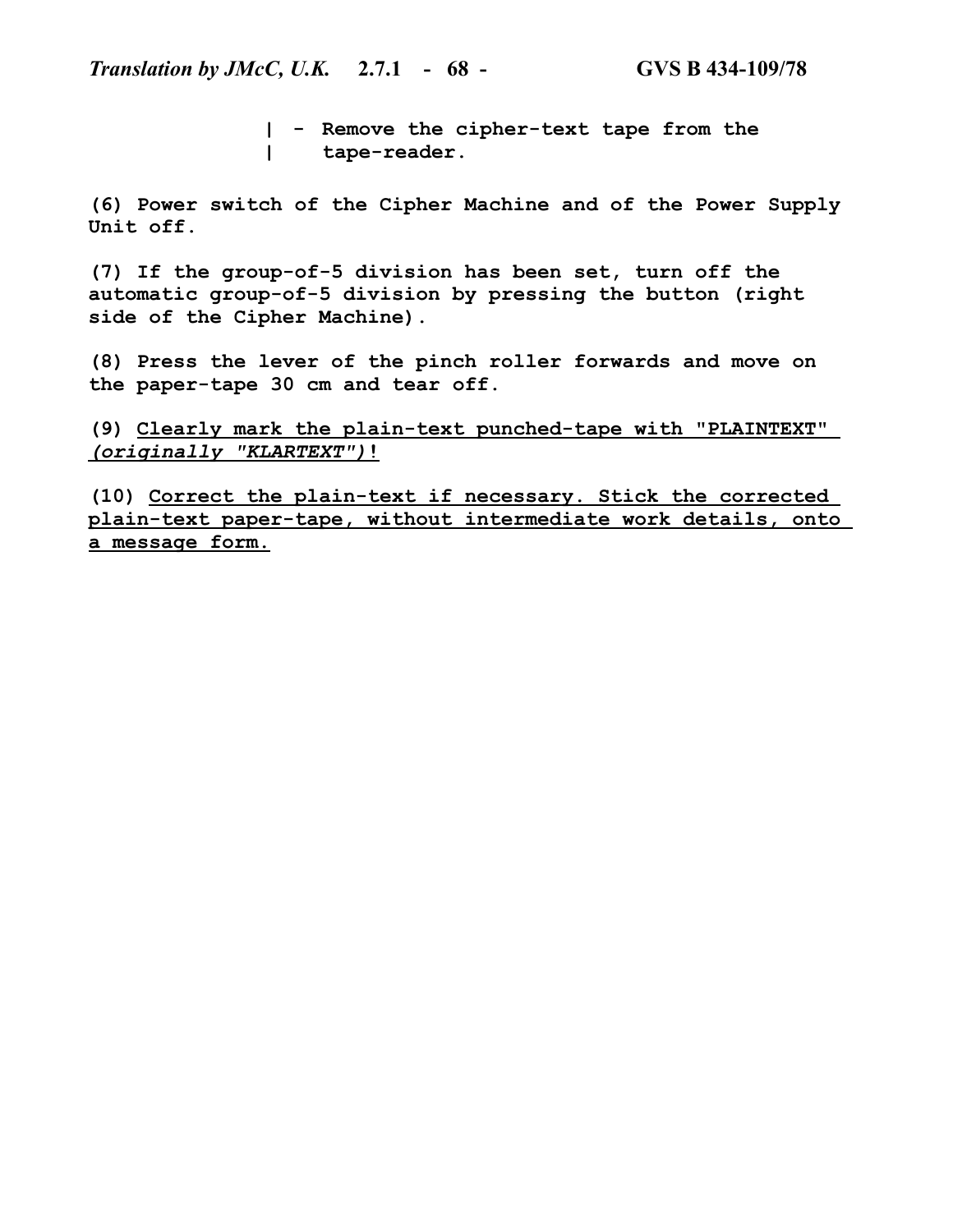| - Remove the cipher-text tape from the
| tape-reader.

**(6) Power switch of the Cipher Machine and of the Power Supply Unit off.**

**(7) If the group-of-5 division has been set, turn off the automatic group-of-5 division by pressing the button (right side of the Cipher Machine).**

**(8) Press the lever of the pinch roller forwards and move on the paper-tape 30 cm and tear off.**

**(9) <u>Clearly mark the plain-text punched-tape with "PLAINTEXT" *(originally "KLARTEXT")*!</u>**

**(10) <u>Correct the plain-text if necessary. Stick the corrected plain-text paper-tape, without intermediate work details, onto a message form.</u>**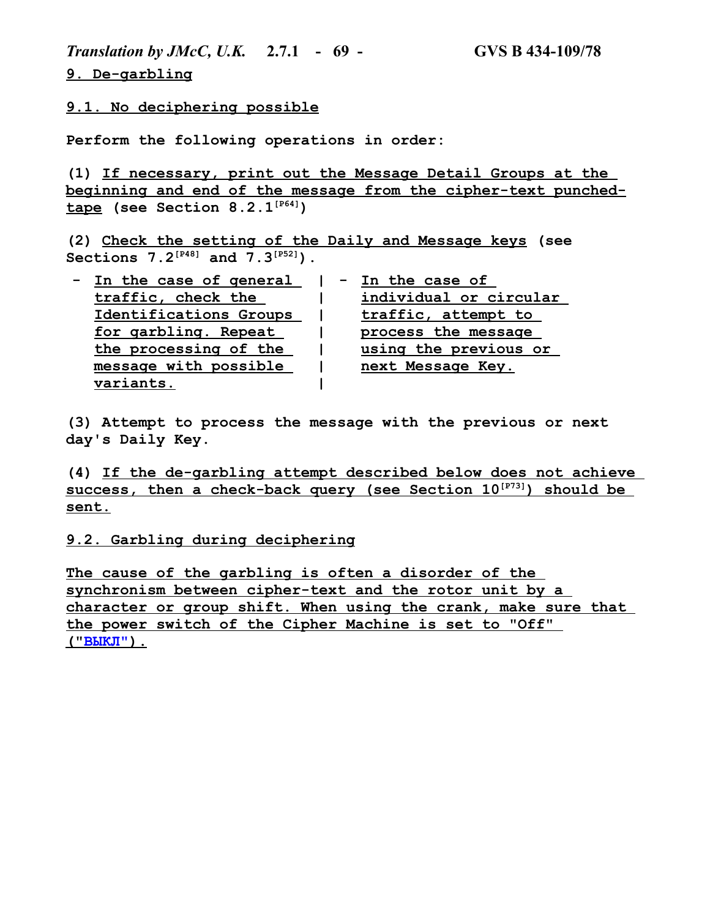## 9. De-garbling

### 9.1. No deciphering possible

**Perform the following operations in order:**

**(1) <u>If necessary, print out the Message Detail Groups at the beginning and end of the message from the cipher-text punched-tape</u> (see Section 8.2.1[P64])**

**(2) <u>Check the setting of the Daily and Message keys</u> (see Sections 7.2[P48] and 7.3[P52]).**

| - In the case of general traffic, check the Identifications Groups for garbling. Repeat the processing of the message with possible variants. | - In the case of individual or circular traffic, attempt to process the message using the previous or next Message Key. |
|---|---|

**(3) Attempt to process the message with the previous or next day's Daily Key.**

**(4) <u>If the de-garbling attempt described below does not achieve success, then a check-back query (see Section 10[P73]) should be sent.</u>**

### 9.2. Garbling during deciphering

**<u>The cause of the garbling is often a disorder of the synchronism between cipher-text and the rotor unit by a character or group shift. When using the crank, make sure that the power switch of the Cipher Machine is set to "Off" ("ВЫКЛ").</u>**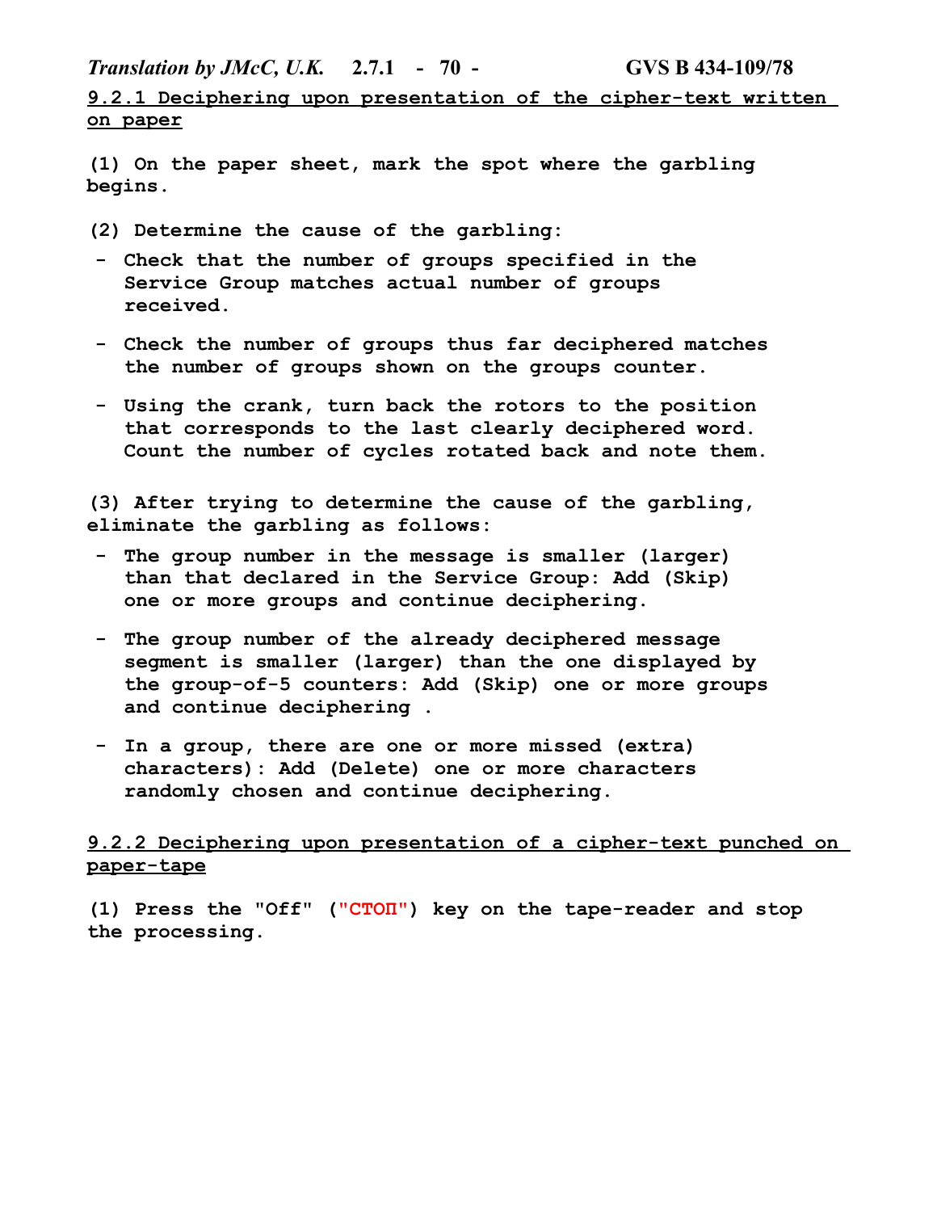**9.2.1 Deciphering upon presentation of the cipher-text written on paper**

(1) On the paper sheet, mark the spot where the garbling begins.

(2) Determine the cause of the garbling:

- Check that the number of groups specified in the Service Group matches actual number of groups received.
- Check the number of groups thus far deciphered matches the number of groups shown on the groups counter.
- Using the crank, turn back the rotors to the position that corresponds to the last clearly deciphered word. Count the number of cycles rotated back and note them.

(3) After trying to determine the cause of the garbling, eliminate the garbling as follows:

- The group number in the message is smaller (larger) than that declared in the Service Group: Add (Skip) one or more groups and continue deciphering.
- The group number of the already deciphered message segment is smaller (larger) than the one displayed by the group-of-5 counters: Add (Skip) one or more groups and continue deciphering .
- In a group, there are one or more missed (extra) characters): Add (Delete) one or more characters randomly chosen and continue deciphering.

**9.2.2 Deciphering upon presentation of a cipher-text punched on paper-tape**

(1) Press the "Off" ("СТОП") key on the tape-reader and stop the processing.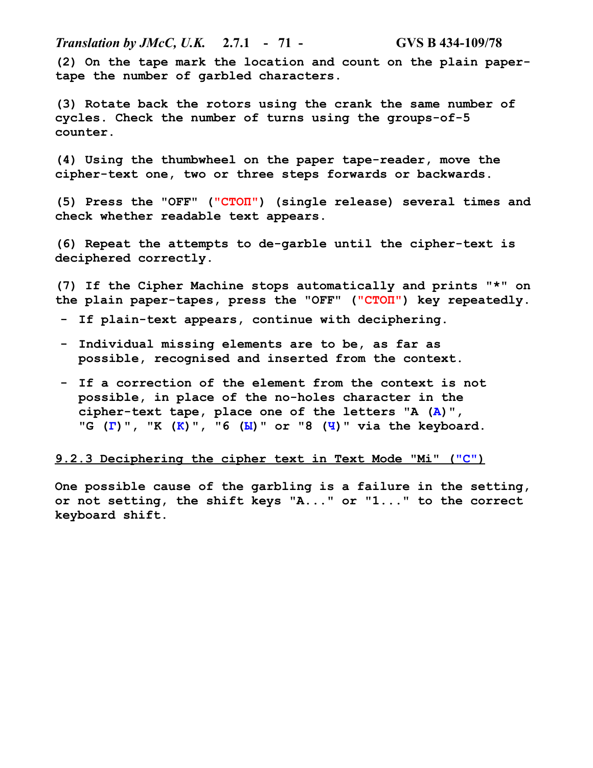(2) On the tape mark the location and count on the plain paper-tape the number of garbled characters.

(3) Rotate back the rotors using the crank the same number of cycles. Check the number of turns using the groups-of-5 counter.

(4) Using the thumbwheel on the paper tape-reader, move the cipher-text one, two or three steps forwards or backwards.

(5) Press the "OFF" ("СТОП") (single release) several times and check whether readable text appears.

(6) Repeat the attempts to de-garble until the cipher-text is deciphered correctly.

(7) If the Cipher Machine stops automatically and prints "*" on the plain paper-tapes, press the "OFF" ("СТОП") key repeatedly.

- If plain-text appears, continue with deciphering.
- Individual missing elements are to be, as far as possible, recognised and inserted from the context.
- If a correction of the element from the context is not possible, in place of the no-holes character in the cipher-text tape, place one of the letters "A (А)", "G (Г)", "K (К)", "6 (Ы)" or "8 (Ч)" via the keyboard.

### 9.2.3 Deciphering the cipher text in Text Mode "Mi" ("С")

One possible cause of the garbling is a failure in the setting, or not setting, the shift keys "A..." or "1..." to the correct keyboard shift.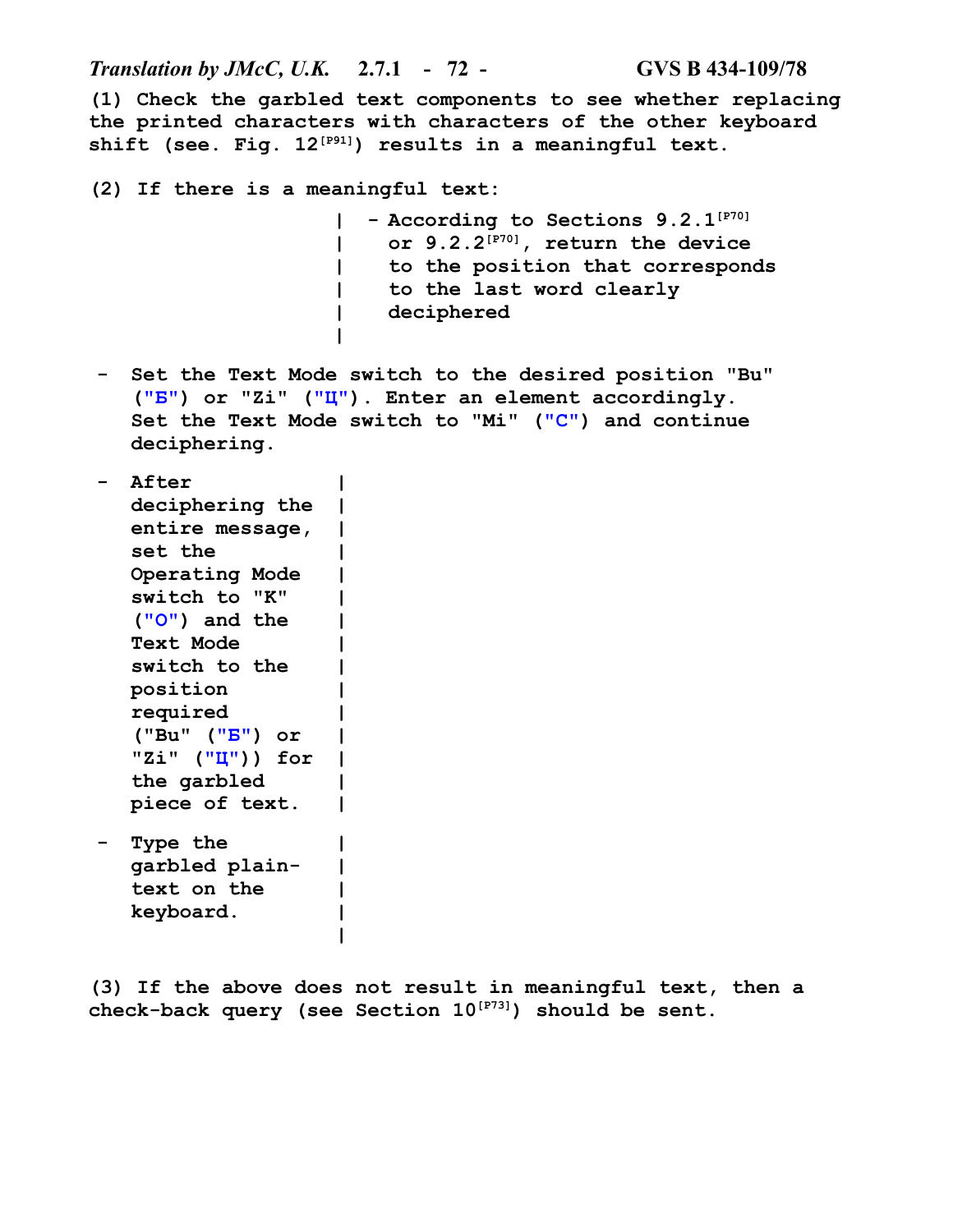(1) Check the garbled text components to see whether replacing the printed characters with characters of the other keyboard shift (see. Fig. 12[P91]) results in a meaningful text.

(2) If there is a meaningful text:

- According to Sections 9.2.1[P70] or 9.2.2[P70], return the device to the position that corresponds to the last word clearly deciphered

- Set the Text Mode switch to the desired position "Bu" ("Б") or "Zi" ("Ц"). Enter an element accordingly. Set the Text Mode switch to "Mi" ("С") and continue deciphering.

- After deciphering the entire message, set the Operating Mode switch to "K" ("О") and the Text Mode switch to the position required ("Bu" ("Б") or "Zi" ("Ц")) for the garbled piece of text.

- Type the garbled plain-text on the keyboard.

(3) If the above does not result in meaningful text, then a check-back query (see Section 10[P73]) should be sent.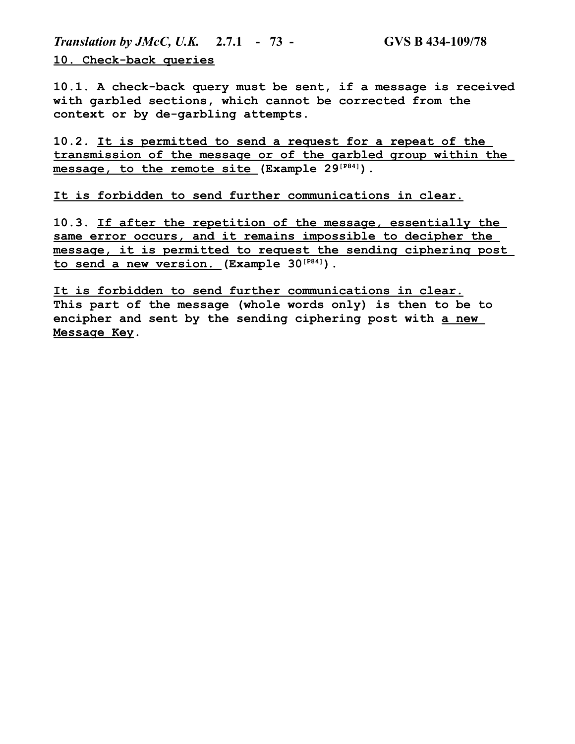**10. Check-back queries**

**10.1. A check-back query must be sent, if a message is received with garbled sections, which cannot be corrected from the context or by de-garbling attempts.**

**10.2. It is permitted to send a request for a repeat of the transmission of the message or of the garbled group within the message, to the remote site (Example 29[P84]).**

**It is forbidden to send further communications in clear.**

**10.3. If after the repetition of the message, essentially the same error occurs, and it remains impossible to decipher the message, it is permitted to request the sending ciphering post to send a new version. (Example 30[P84]).**

**It is forbidden to send further communications in clear.**
**This part of the message (whole words only) is then to be to encipher and sent by the sending ciphering post with a new Message Key.**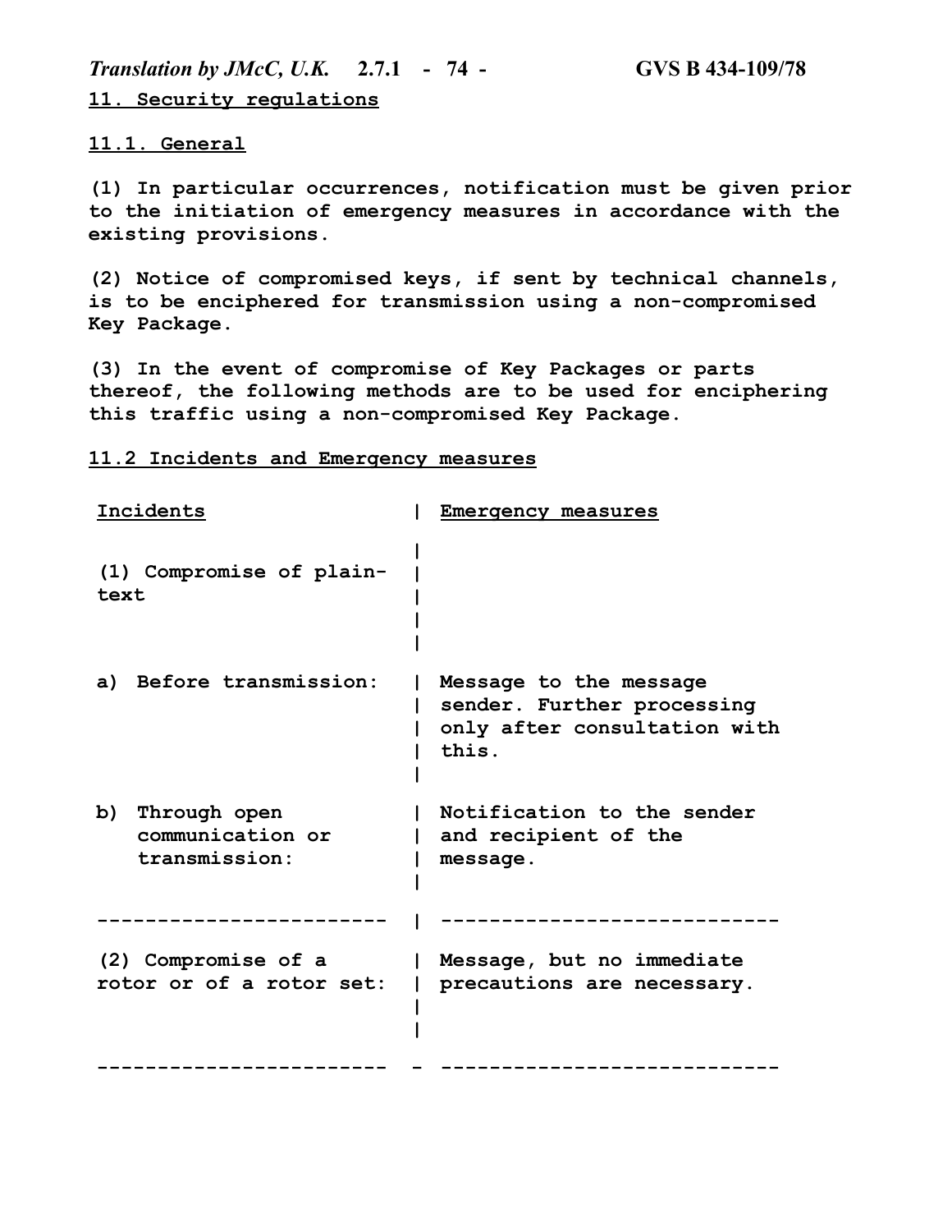## 11. Security regulations

### 11.1. General

(1) In particular occurrences, notification must be given prior to the initiation of emergency measures in accordance with the existing provisions.

(2) Notice of compromised keys, if sent by technical channels, is to be enciphered for transmission using a non-compromised Key Package.

(3) In the event of compromise of Key Packages or parts thereof, the following methods are to be used for enciphering this traffic using a non-compromised Key Package.

### 11.2 Incidents and Emergency measures

| Incidents | Emergency measures |
| --- | --- |
| (1) Compromise of plain-text | |
| a) Before transmission: | Message to the message sender. Further processing only after consultation with this. |
| b) Through open communication or transmission: | Notification to the sender and recipient of the message. |
| (2) Compromise of a rotor or of a rotor set: | Message, but no immediate precautions are necessary. |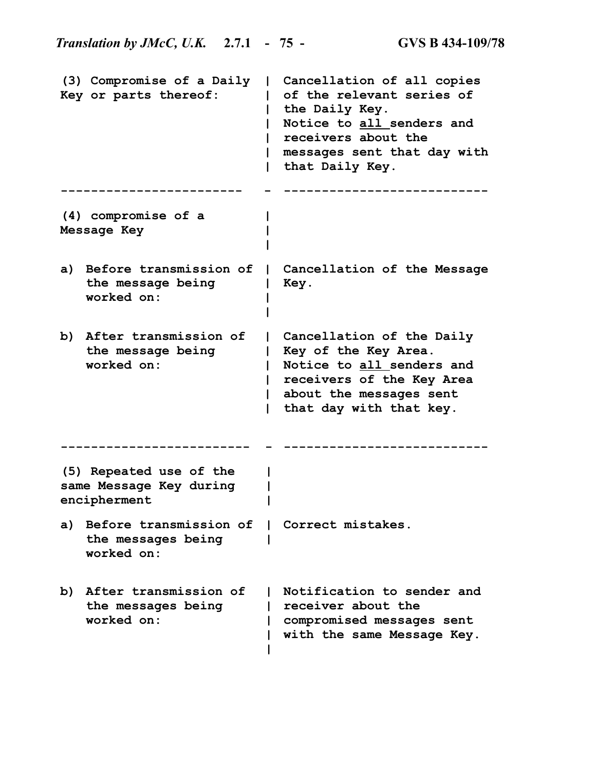| | |
|---|---|
| (3) Compromise of a Daily Key or parts thereof: | Cancellation of all copies of the relevant series of the Daily Key. Notice to <u>all</u> senders and receivers about the messages sent that day with that Daily Key. |
| (4) compromise of a Message Key | |
| a) Before transmission of the message being worked on: | Cancellation of the Message Key. |
| b) After transmission of the message being worked on: | Cancellation of the Daily Key of the Key Area. Notice to <u>all</u> senders and receivers of the Key Area about the messages sent that day with that key. |
| (5) Repeated use of the same Message Key during encipherment | |
| a) Before transmission of the messages being worked on: | Correct mistakes. |
| b) After transmission of the messages being worked on: | Notification to sender and receiver about the compromised messages sent with the same Message Key. |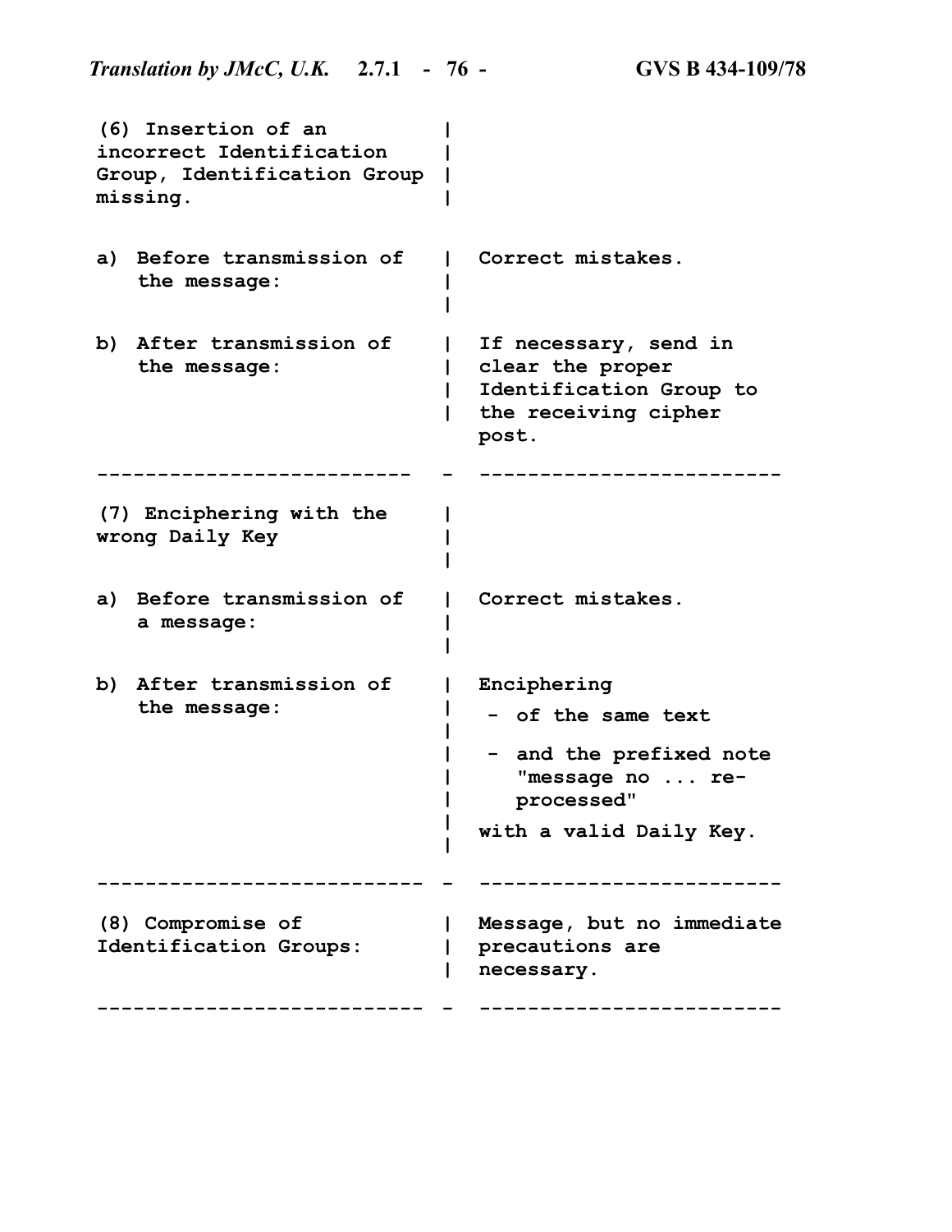| | |
|---|---|
| (6) Insertion of an incorrect Identification Group, Identification Group missing. | |
| a) Before transmission of the message: | Correct mistakes. |
| b) After transmission of the message: | If necessary, send in clear the proper Identification Group to the receiving cipher post. |
| (7) Enciphering with the wrong Daily Key | |
| a) Before transmission of a message: | Correct mistakes. |
| b) After transmission of the message: | Enciphering<br>- of the same text<br>- and the prefixed note "message no ... re-processed"<br>with a valid Daily Key. |
| (8) Compromise of Identification Groups: | Message, but no immediate precautions are necessary. |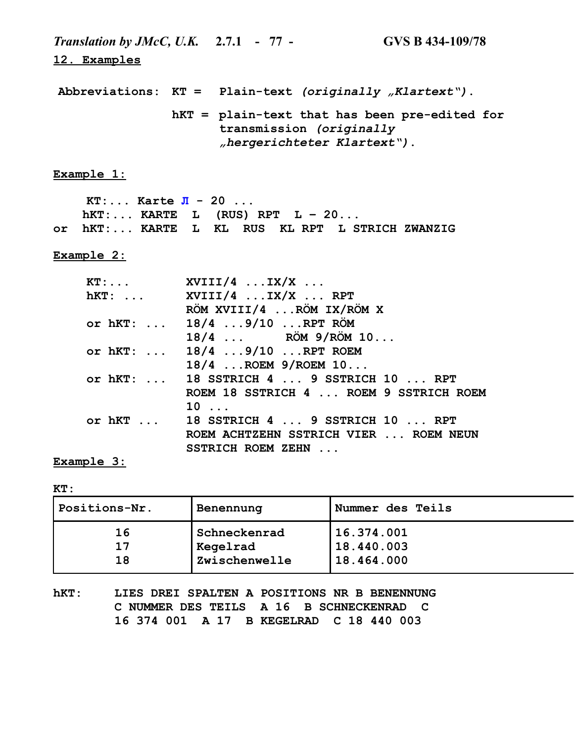## 12. Examples

**Abbreviations:** **KT =** Plain-text *(originally „Klartext“).*

**hKT =** plain-text that has been pre-edited for transmission *(originally „hergerichteter Klartext“).*

**Example 1:**

```
    KT:... Karte Л - 20 ...
   hKT:... KARTE  L  (RUS) RPT  L – 20...
or hKT:... KARTE  L  KL  RUS  KL RPT  L STRICH ZWANZIG
```

**Example 2:**

```
KT:...          XVIII/4 ...IX/X ...
hKT: ...        XVIII/4 ...IX/X ... RPT
                RÖM XVIII/4 ...RÖM IX/RÖM X
or hKT: ...     18/4 ...9/10 ...RPT RÖM
                18/4 ...     RÖM 9/RÖM 10...
or hKT: ...     18/4 ...9/10 ...RPT ROEM
                18/4 ...ROEM 9/ROEM 10...
or hKT: ...     18 SSTRICH 4 ... 9 SSTRICH 10 ... RPT
                ROEM 18 SSTRICH 4 ... ROEM 9 SSTRICH ROEM
                10 ...
or hKT ...      18 SSTRICH 4 ... 9 SSTRICH 10 ... RPT
                ROEM ACHTZEHN SSTRICH VIER ... ROEM NEUN
                SSTRICH ROEM ZEHN ...
```

**Example 3:**

**KT:**

| Positions-Nr. | Benennung | Nummer des Teils |
|---|---|---|
| 16 | Schneckenrad | 16.374.001 |
| 17 | Kegelrad | 18.440.003 |
| 18 | Zwischenwelle | 18.464.000 |

```
hKT:    LIES DREI SPALTEN A POSITIONS NR B BENENNUNG
        C NUMMER DES TEILS  A 16  B SCHNECKENRAD  C
        16 374 001  A 17  B KEGELRAD  C 18 440 003
```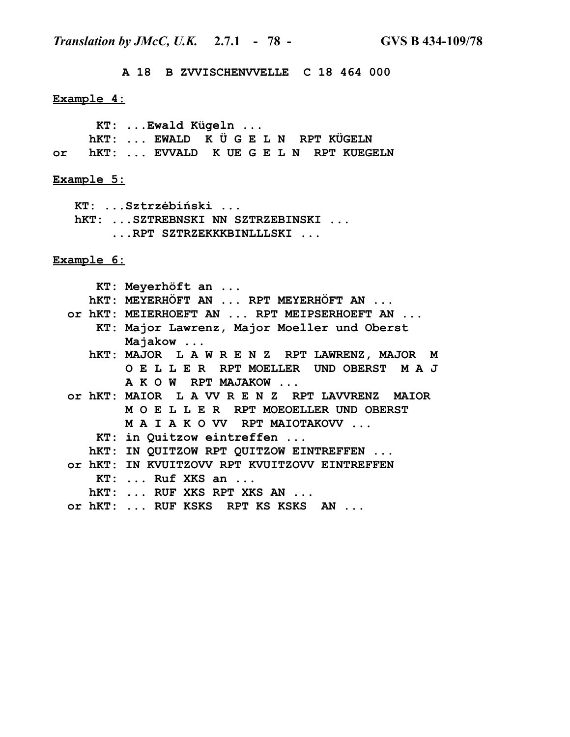A 18 B ZVVISCHENVVELLE C 18 464 000

**Example 4:**

```
      KT: ...Ewald Kügeln ...
     hKT: ... EWALD  K Ü G E L N  RPT KÜGELN
or   hKT: ... EVVALD  K UE G E L N  RPT KUEGELN
```

**Example 5:**

```
   KT: ...Sztrzėbiński ...
   hKT: ...SZTREBNSKI NN SZTRZEBINSKI ...
        ...RPT SZTRZEKKKBINLLLSKI ...
```

**Example 6:**

```
      KT: Meyerhöft an ...
     hKT: MEYERHÖFT AN ... RPT MEYERHÖFT AN ...
  or hKT: MEIERHOEFT AN ... RPT MEIPSERHOEFT AN ...
      KT: Major Lawrenz, Major Moeller und Oberst
          Majakow ...
     hKT: MAJOR  L A W R E N Z  RPT LAWRENZ, MAJOR  M
          O E L L E R  RPT MOELLER  UND OBERST  M A J
          A K O W  RPT MAJAKOW ...
  or hKT: MAIOR  L A VV R E N Z  RPT LAVVRENZ  MAIOR
          M O E L L E R  RPT MOEOELLER UND OBERST
          M A I A K O VV  RPT MAIOTAKOVV ...
      KT: in Quitzow eintreffen ...
     hKT: IN QUITZOW RPT QUITZOW EINTREFFEN ...
  or hKT: IN KVUITZOVV RPT KVUITZOVV EINTREFFEN
      KT: ... Ruf XKS an ...
     hKT: ... RUF XKS RPT XKS AN ...
  or hKT: ... RUF KSKS  RPT KS KSKS  AN ...
```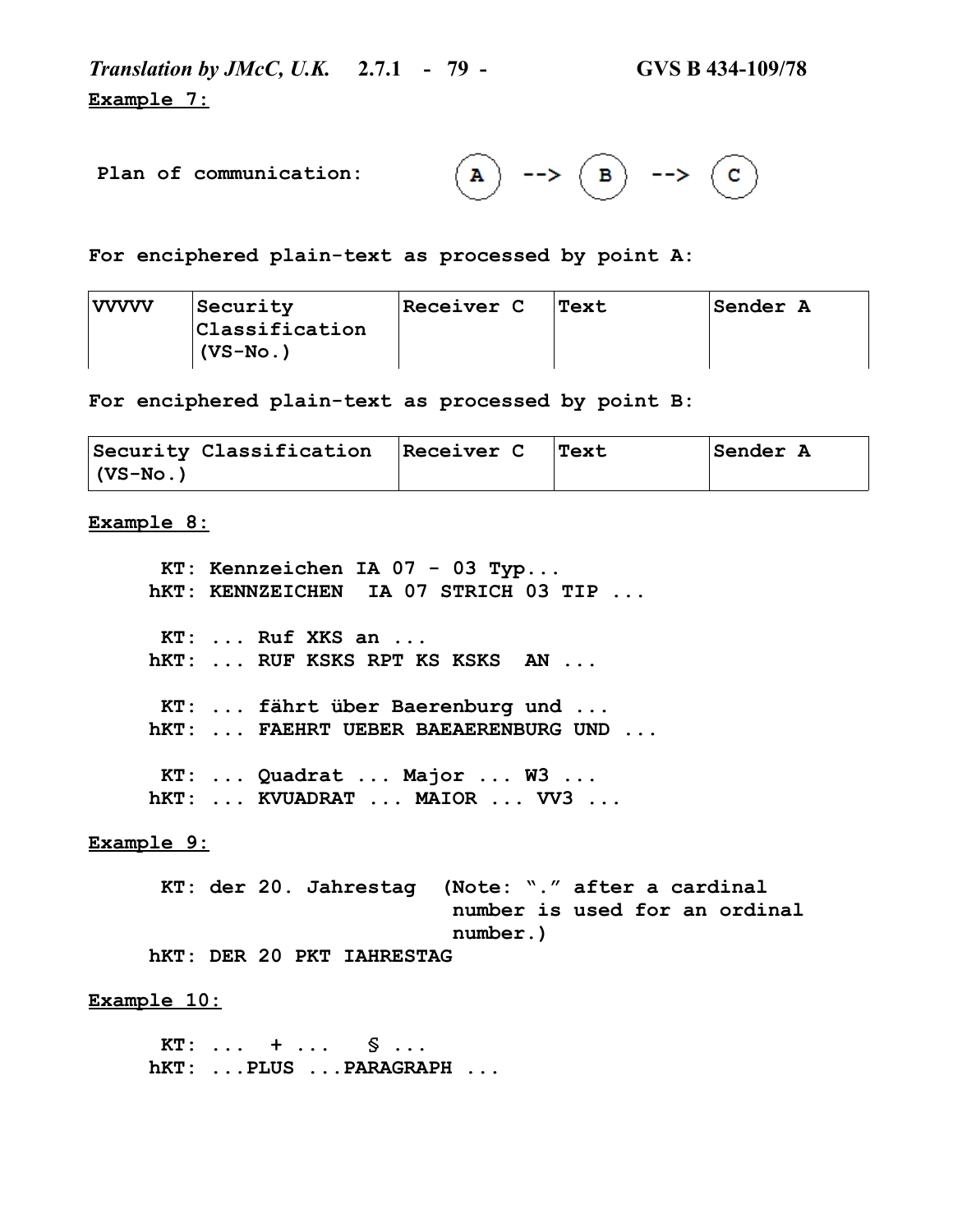**Example 7:**

**Plan of communication:** (A) --> (B) --> (C)

**For enciphered plain-text as processed by point A:**

| VVVVV | Security Classification (VS-No.) | Receiver C | Text | Sender A |
|---|---|---|---|---|

**For enciphered plain-text as processed by point B:**

| Security Classification (VS-No.) | Receiver C | Text | Sender A |
|---|---|---|---|

**Example 8:**

```
 KT: Kennzeichen IA 07 - 03 Typ...
hKT: KENNZEICHEN  IA 07 STRICH 03 TIP ...

 KT: ... Ruf XKS an ...
hKT: ... RUF KSKS RPT KS KSKS  AN ...

 KT: ... fährt über Baerenburg und ...
hKT: ... FAEHRT UEBER BAEAERENBURG UND ...

 KT: ... Quadrat ... Major ... W3 ...
hKT: ... KVUADRAT ... MAIOR ... VV3 ...
```

**Example 9:**

```
 KT: der 20. Jahrestag  (Note: "." after a cardinal
                         number is used for an ordinal
                         number.)
hKT: DER 20 PKT IAHRESTAG
```

**Example 10:**

```
 KT: ...  + ...   § ...
hKT: ...PLUS ...PARAGRAPH ...
```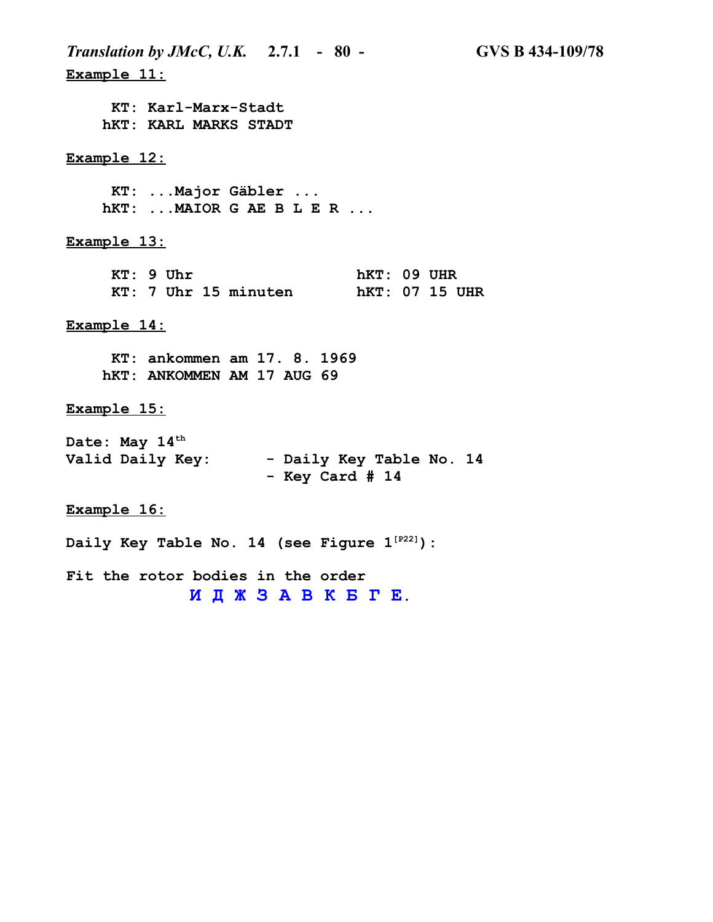**Example 11:**

```
     KT: Karl-Marx-Stadt
    hKT: KARL MARKS STADT
```

**Example 12:**

```
     KT: ...Major Gäbler ...
    hKT: ...MAIOR G AE B L E R ...
```

**Example 13:**

```
     KT: 9 Uhr                  hKT: 09 UHR
     KT: 7 Uhr 15 minuten       hKT: 07 15 UHR
```

**Example 14:**

```
     KT: ankommen am 17. 8. 1969
    hKT: ANKOMMEN AM 17 AUG 69
```

**Example 15:**

Date: May 14th

Valid Daily Key:
- Daily Key Table No. 14
- Key Card # 14

**Example 16:**

Daily Key Table No. 14 (see Figure 1[P22]):

Fit the rotor bodies in the order

И Д Ж З А В К Б Г Е.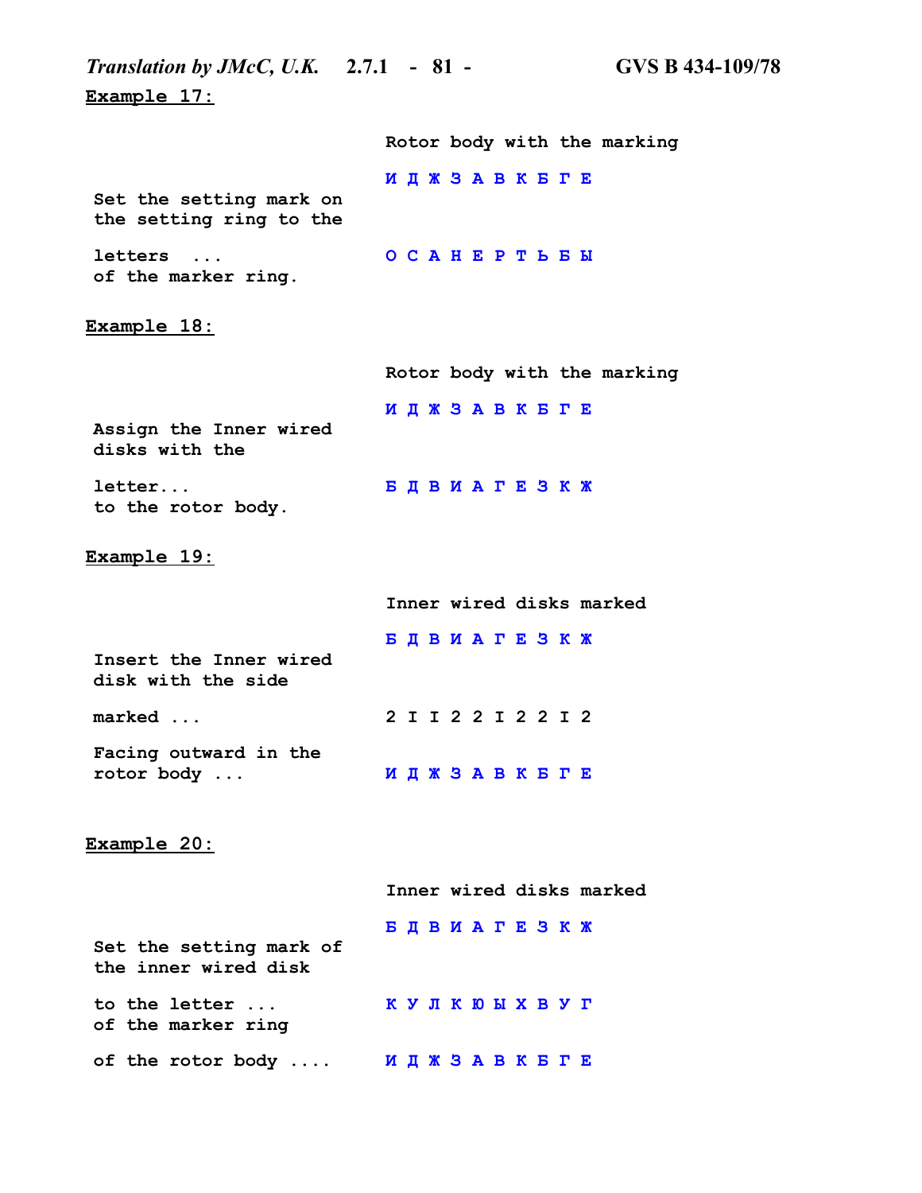**Example 17:**

| | Rotor body with the marking |
|---|---|
| | И Д Ж З А В К Б Г Е |
| Set the setting mark on the setting ring to the letters ... of the marker ring. | О С А Н Е Р Т Ь Б Ы |

**Example 18:**

| | Rotor body with the marking |
|---|---|
| | И Д Ж З А В К Б Г Е |
| Assign the Inner wired disks with the letter... to the rotor body. | Б Д В И А Г Е З К Ж |

**Example 19:**

| | Inner wired disks marked |
|---|---|
| | Б Д В И А Г Е З К Ж |
| Insert the Inner wired disk with the side marked ... | 2 I I 2 2 I 2 2 I 2 |
| Facing outward in the rotor body ... | И Д Ж З А В К Б Г Е |

**Example 20:**

| | Inner wired disks marked |
|---|---|
| | Б Д В И А Г Е З К Ж |
| Set the setting mark of the inner wired disk to the letter ... of the marker ring | К У Л К Ю Ы Х В У Г |
| of the rotor body .... | И Д Ж З А В К Б Г Е |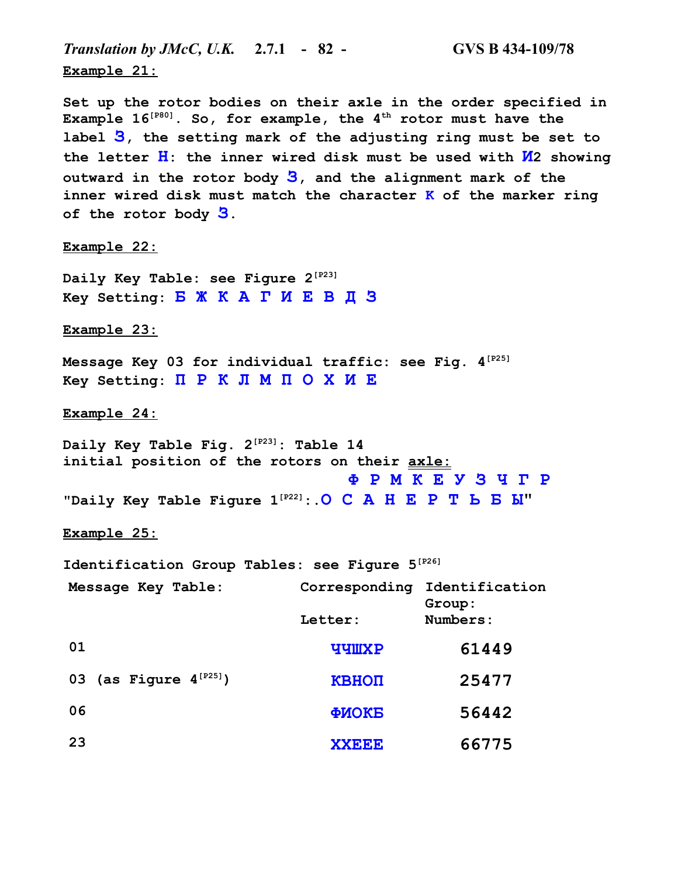**Example 21:**

Set up the rotor bodies on their axle in the order specified in Example 16[P80]. So, for example, the 4th rotor must have the label З, the setting mark of the adjusting ring must be set to the letter Н: the inner wired disk must be used with И2 showing outward in the rotor body З, and the alignment mark of the inner wired disk must match the character К of the marker ring of the rotor body З.

**Example 22:**

Daily Key Table: see Figure 2[P23]
Key Setting: Б Ж К А Г И Е В Д З

**Example 23:**

Message Key 03 for individual traffic: see Fig. 4[P25]
Key Setting: П Р К Л М П О Х И Е

**Example 24:**

Daily Key Table Fig. 2[P23]: Table 14
initial position of the rotors on their axle:
Ф Р М К Е У З Ч Г Р
"Daily Key Table Figure 1[P22]:.О С А Н Е Р Т Ь Б Ы"

**Example 25:**

Identification Group Tables: see Figure 5[P26]

| Message Key Table: | Corresponding Letter: | Identification Group: Numbers: |
|---|---|---|
| 01 | ЧЧШХР | 61449 |
| 03 (as Figure 4[P25]) | КВНОП | 25477 |
| 06 | ФИОКБ | 56442 |
| 23 | ХХЕЕЕ | 66775 |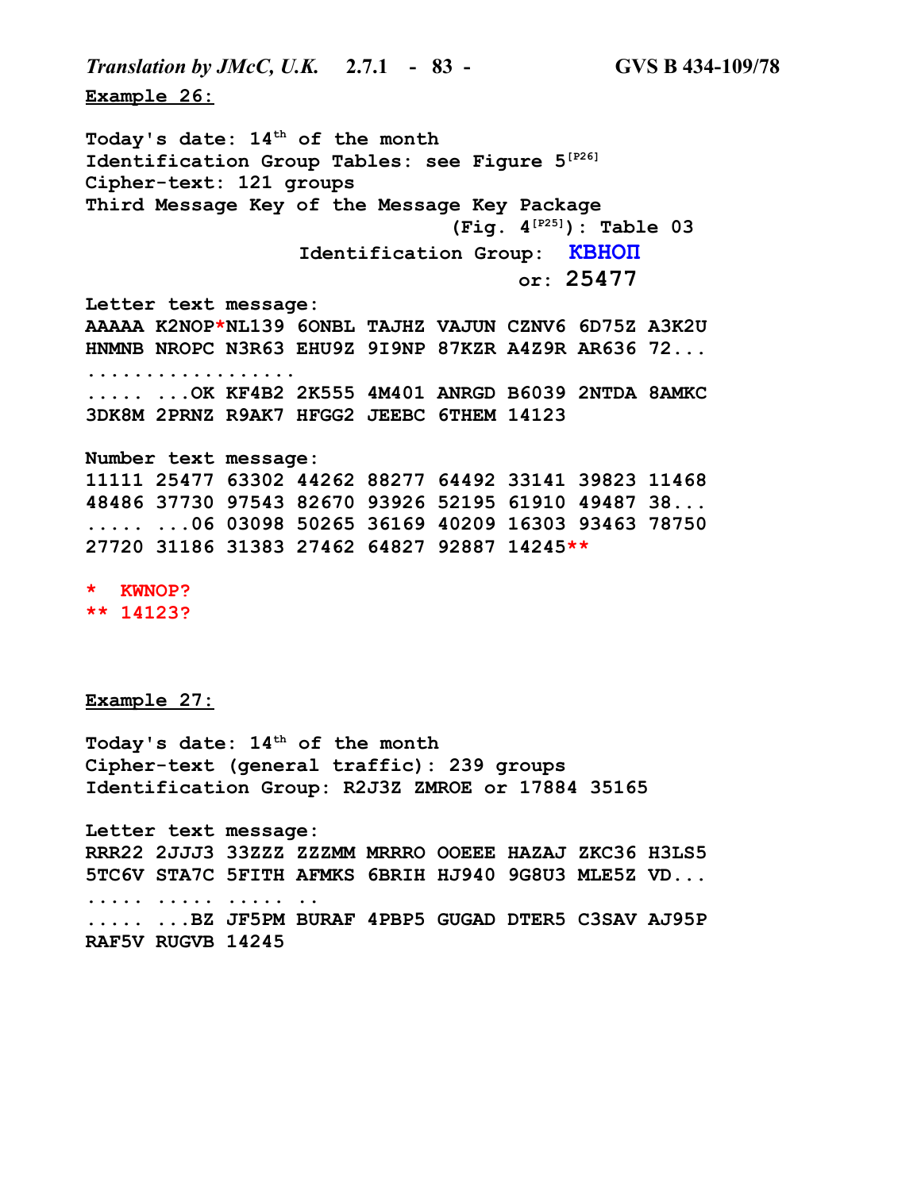**Example 26:**

```
Today's date: 14th of the month
Identification Group Tables: see Figure 5[P26]
Cipher-text: 121 groups
Third Message Key of the Message Key Package
                                (Fig. 4[P25]): Table 03
                   Identification Group:  КВНОП
                                      or: 25477

Letter text message:
AAAAA K2NOP*NL139 6ONBL TAJHZ VAJUN CZNV6 6D75Z A3K2U
HNMNB NROPC N3R63 EHU9Z 9I9NP 87KZR A4Z9R AR636 72...
..................
..... ...OK KF4B2 2K555 4M401 ANRGD B6039 2NTDA 8AMKC
3DK8M 2PRNZ R9AK7 HFGG2 JEEBC 6THEM 14123

Number text message:
11111 25477 63302 44262 88277 64492 33141 39823 11468
48486 37730 97543 82670 93926 52195 61910 49487 38...
..... ...06 03098 50265 36169 40209 16303 93463 78750
27720 31186 31383 27462 64827 92887 14245**

*  KWNOP?
** 14123?
```

**Example 27:**

```
Today's date: 14th of the month
Cipher-text (general traffic): 239 groups
Identification Group: R2J3Z ZMROE or 17884 35165

Letter text message:
RRR22 2JJJ3 33ZZZ ZZZMM MRRRO OOEEE HAZAJ ZKC36 H3LS5
5TC6V STA7C 5FITH AFMKS 6BRIH HJ940 9G8U3 MLE5Z VD...
..... ..... ..... ..
..... ...BZ JF5PM BURAF 4PBP5 GUGAD DTER5 C3SAV AJ95P
RAF5V RUGVB 14245
```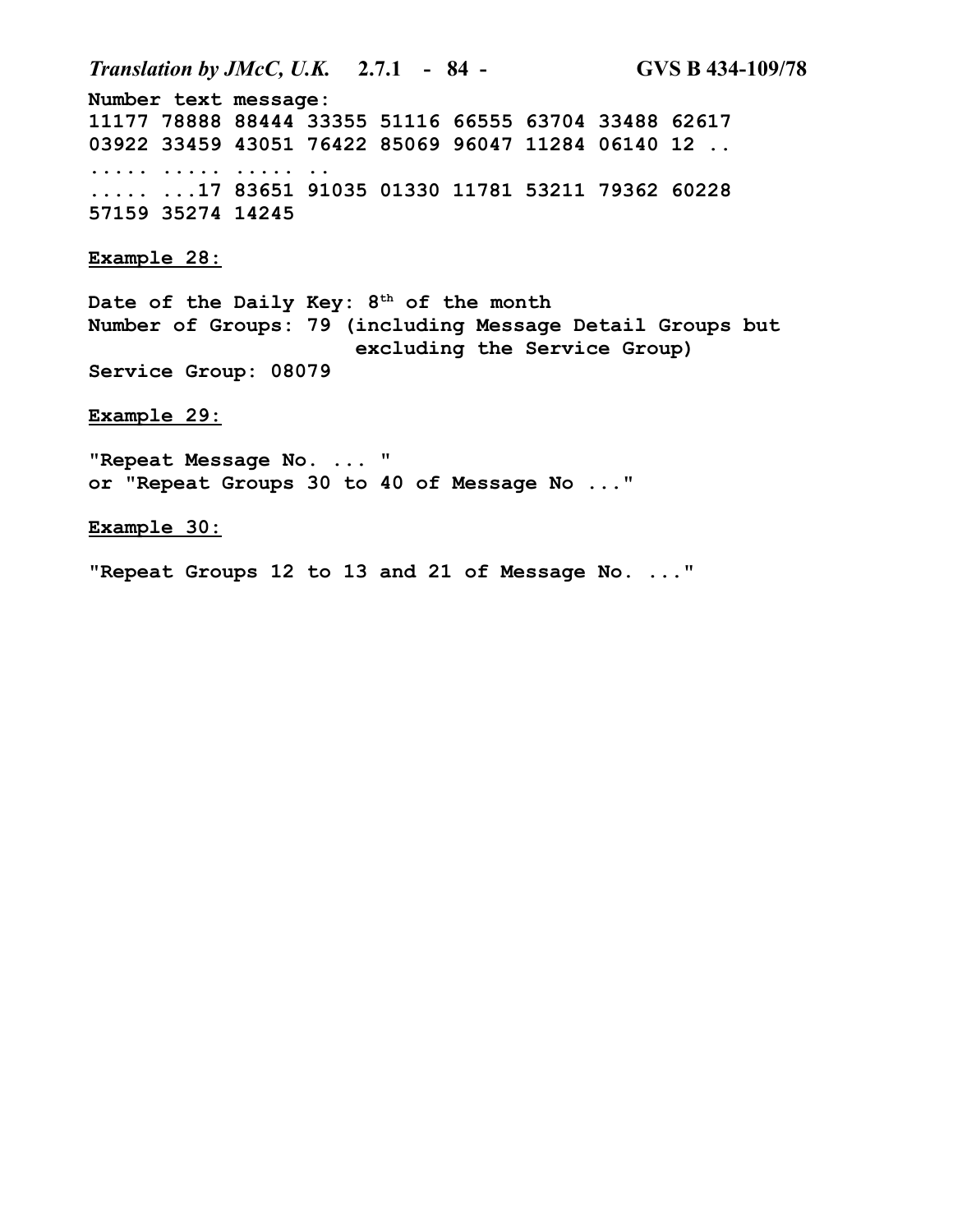**Number text message:**

```
11177 78888 88444 33355 51116 66555 63704 33488 62617
03922 33459 43051 76422 85069 96047 11284 06140 12 ..
..... ..... ..... ..
..... ...17 83651 91035 01330 11781 53211 79362 60228
57159 35274 14245
```

**Example 28:**

**Date of the Daily Key: 8th of the month**
**Number of Groups: 79 (including Message Detail Groups but excluding the Service Group)**
**Service Group: 08079**

**Example 29:**

**"Repeat Message No. ... "**
**or "Repeat Groups 30 to 40 of Message No ..."**

**Example 30:**

**"Repeat Groups 12 to 13 and 21 of Message No. ..."**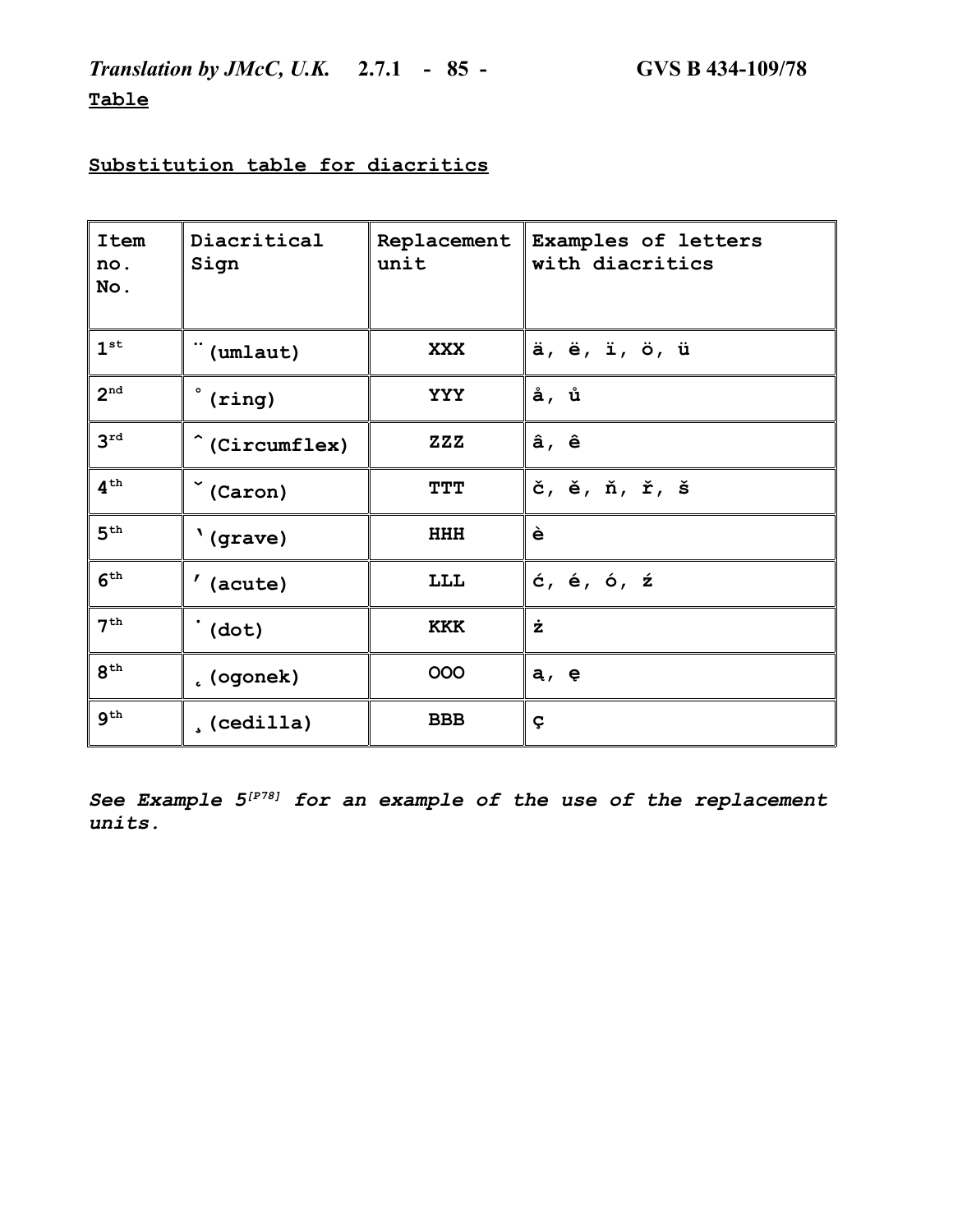**Table**

**Substitution table for diacritics**

| Item no. No. | Diacritical Sign | Replacement unit | Examples of letters with diacritics |
|---|---|---|---|
| 1st | ¨ (umlaut) | **XXX** | ä, ë, ï, ö, ü |
| 2nd | ° (ring) | **YYY** | å, ů |
| 3rd | ^ (Circumflex) | **ZZZ** | â, ê |
| 4th | ˇ (Caron) | **TTT** | č, ě, ň, ř, š |
| 5th | ` (grave) | **HHH** | è |
| 6th | ′ (acute) | **LLL** | ć, é, ó, ź |
| 7th | ˙ (dot) | **KKK** | ż |
| 8th | ˛ (ogonek) | **OOO** | ą, ę |
| 9th | ¸ (cedilla) | **BBB** | ç |

***See Example 5[P78] for an example of the use of the replacement units.***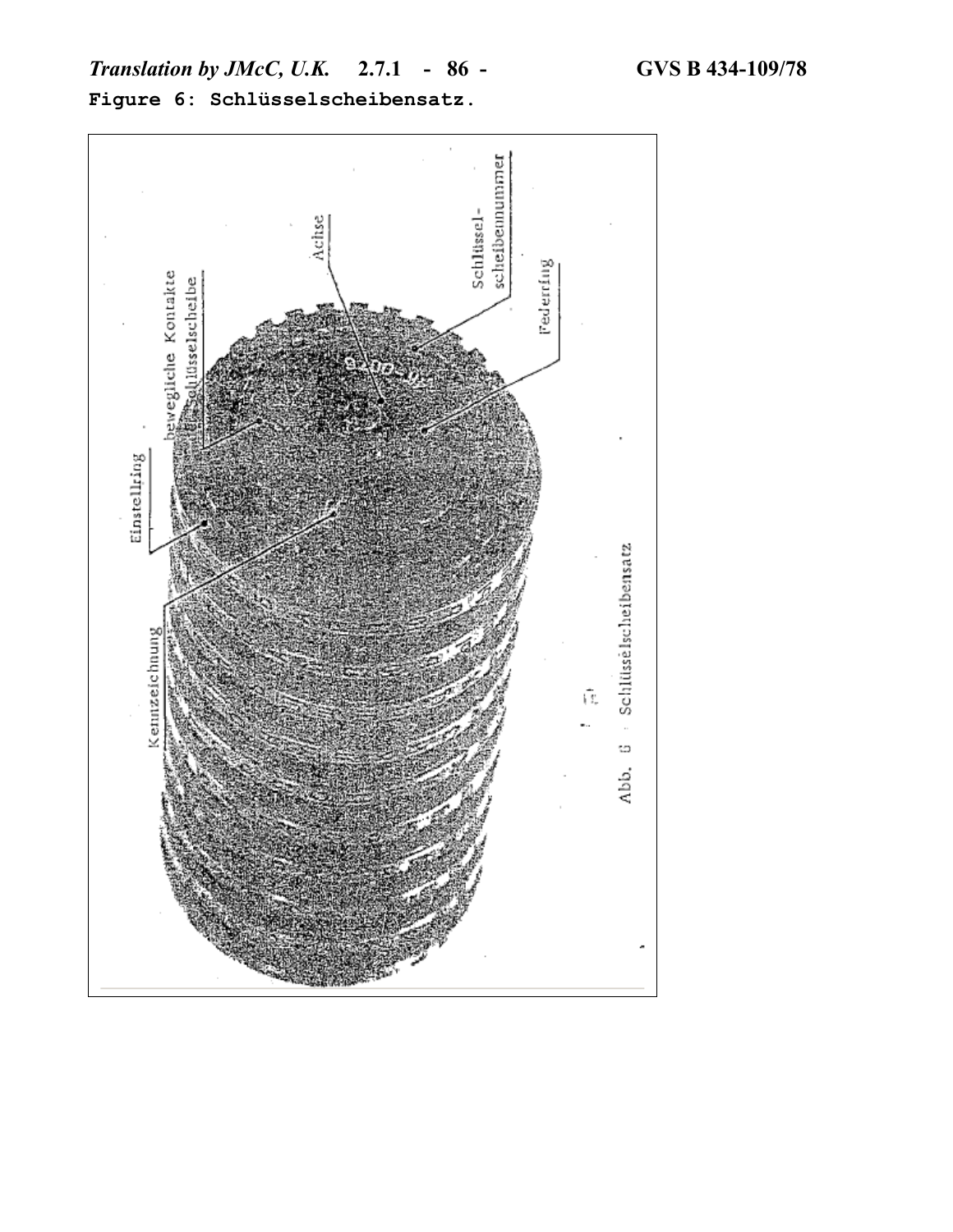**Figure 6: Schlüsselscheibensatz.**

Einstellring

bewegliche Kontakte Schlüsselscheibe

Achse

Schlüssel-scheibennummer

Federring

Kennzeichnung

Abb. 6 Schlüsselscheibensatz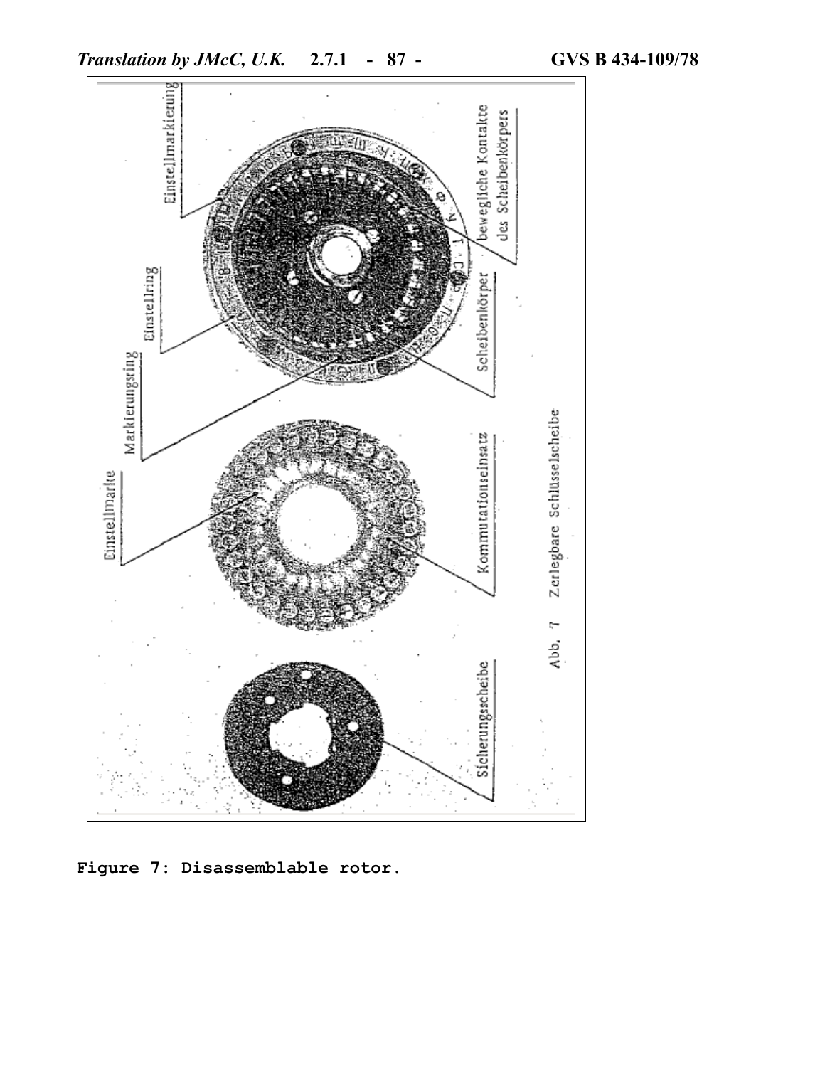Einstellmarkierung

bewegliche Kontakte des Scheibenkörpers

Einstellring

Scheibenkörper

Markierungsring

Einstellmarke

Kommutationseinsatz

Sicherungsscheibe

Abb. 7 Zerlegbare Schlüsselscheibe

**Figure 7: Disassemblable rotor.**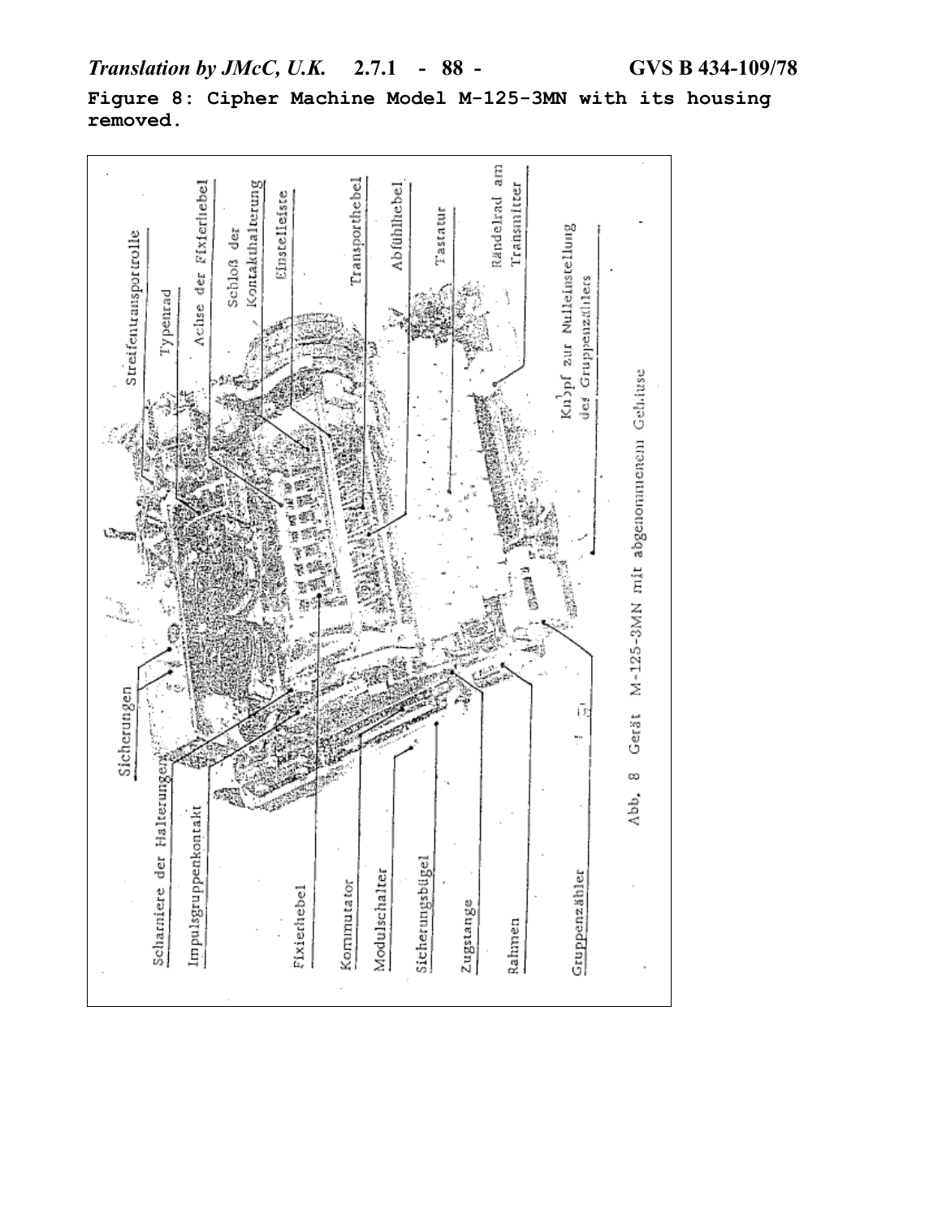**Figure 8: Cipher Machine Model M-125-3MN with its housing removed.**

Streifentransportrolle

Typenrad

Achse der Fixierhebel

Schloß der Kontakthalterung

Einstelleiste

Transporthebel

Abfühlhebel

Tastatur

Rändelrad am Transmitter

Knopf zur Nulleinstellung des Gruppenzählers

Sicherungen

Scharniere der Halterungen

Impulsgruppenkontakt

Fixierhebel

Kommutator

Modulschalter

Sicherungsbügel

Zugstange

Rahmen

Gruppenzähler

Abb. 8 Gerät M-125-3MN mit abgenommenem Gehäuse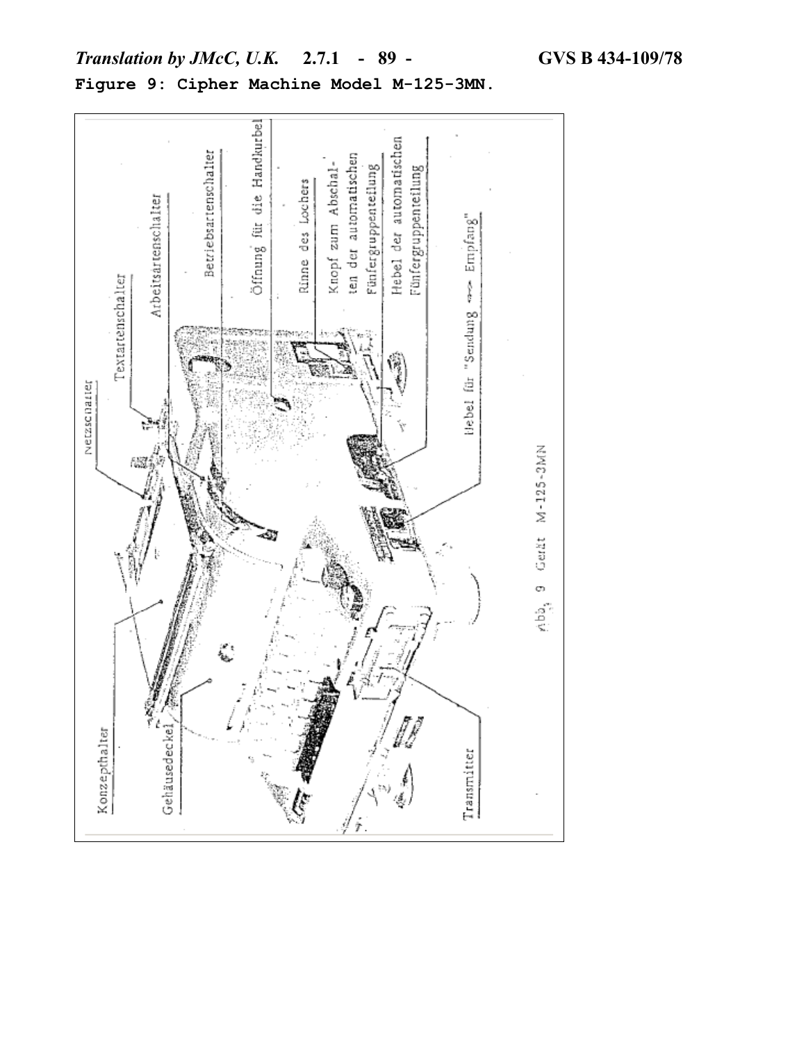**Figure 9: Cipher Machine Model M-125-3MN.**

Netzschalter

Textartenschalter

Arbeitsartenschalter

Betriebsartenschalter

Öffnung für die Handkurbel

Rinne des Lochers

Knopf zum Abschalten der automatischen Fünfergruppenteilung

Hebel der automatischen Fünfergruppenteilung

Hebel für "Sendung ⇌ Empfang"

Konzepthalter

Gehäusedeckel

Transmitter

Abb. 9 Gerät M-125-3MN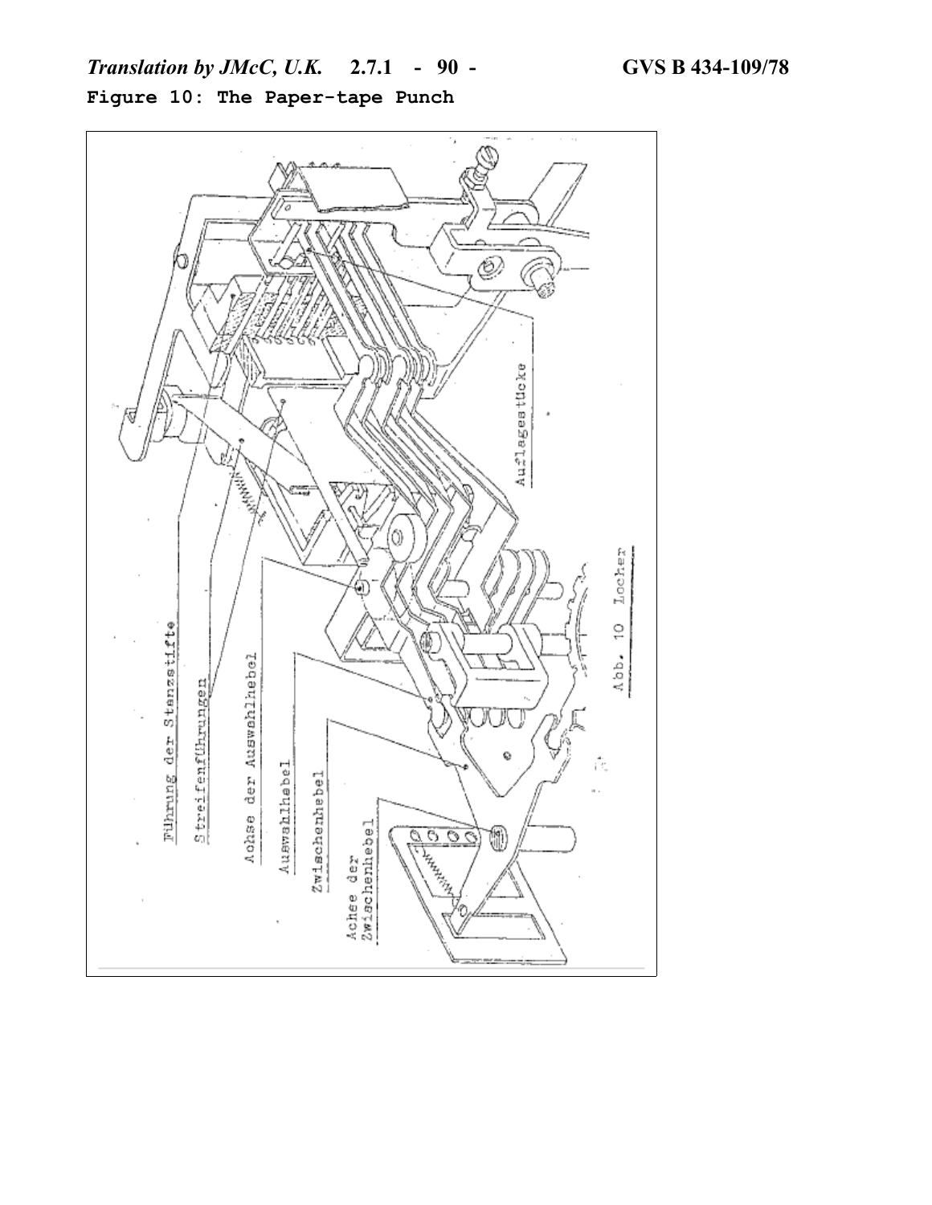**Figure 10: The Paper-tape Punch**

Führung der Stanzstifte

Streifenführungen

Achse der Auswahlhebel

Auswahlhebel

Zwischenhebel

Achse der Zwischenhebel

Auflagestücke

Abb. 10 Locher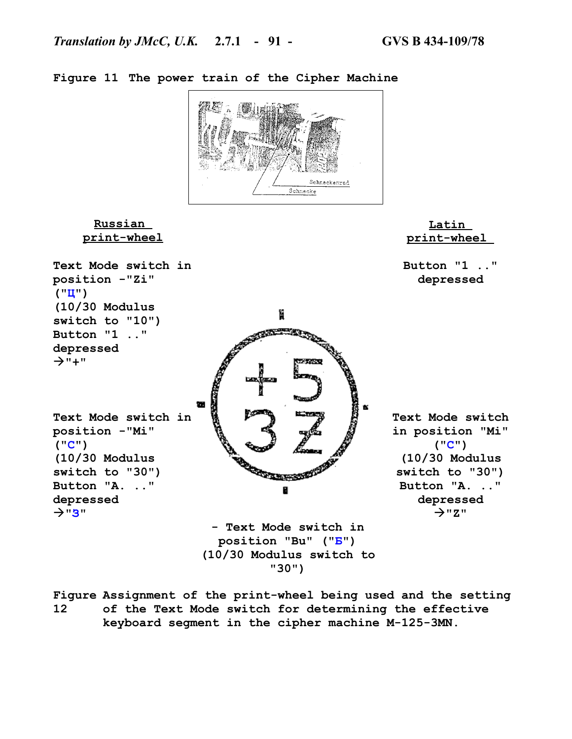Figure 11 The power train of the Cipher Machine

Schneckenrad

Schnecke

**Russian print-wheel**

Text Mode switch in position -"Zi" ("Ц") (10/30 Modulus switch to "10") Button "1 .." depressed →"+"

Text Mode switch in position -"Mi" ("С") (10/30 Modulus switch to "30") Button "A. .." depressed →"З"

**Latin print-wheel**

Button "1 .." depressed

Text Mode switch in position "Mi" ("С") (10/30 Modulus switch to "30") Button "A. .." depressed →"Z"

+ 5

3 Z

- Text Mode switch in position "Bu" ("Б") (10/30 Modulus switch to "30")

Figure 12 Assignment of the print-wheel being used and the setting of the Text Mode switch for determining the effective keyboard segment in the cipher machine M-125-3MN.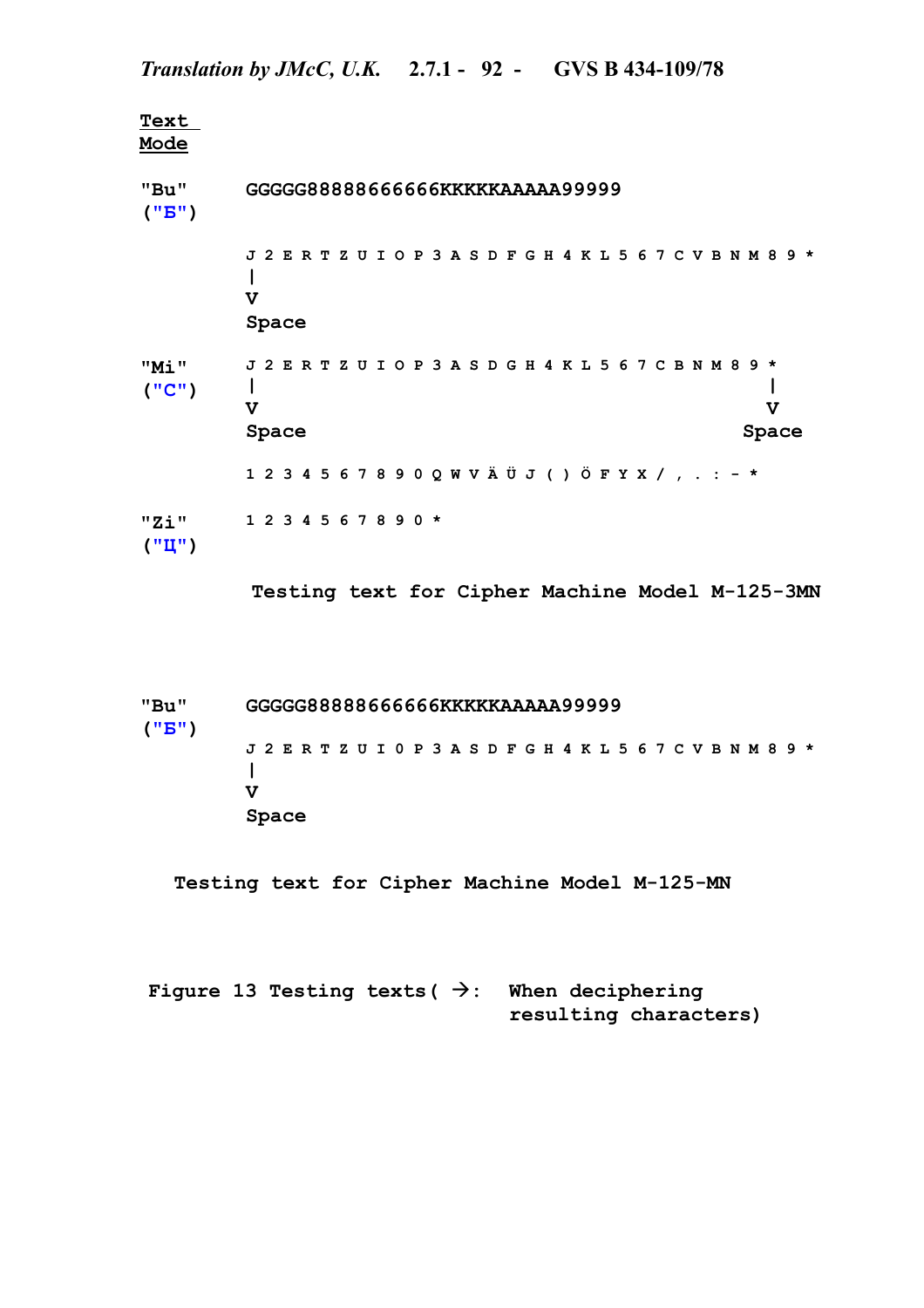**Text Mode**

"Bu" ("Б") GGGGG88888666666KKKKKAAAAA99999

J 2 E R T Z U I O P 3 A S D F G H 4 K L 5 6 7 C V B N M 8 9 *
|
V
Space

"Mi" ("C") J 2 E R T Z U I O P 3 A S D G H 4 K L 5 6 7 C B N M 8 9 *
| |
V V
Space Space

1 2 3 4 5 6 7 8 9 0 Q W V Ä Ü J ( ) Ö F Y X / , . : - *

"Zi" ("Ц") 1 2 3 4 5 6 7 8 9 0 *

Testing text for Cipher Machine Model M-125-3MN

"Bu" ("Б") GGGGG88888666666KKKKKAAAAA99999

J 2 E R T Z U I 0 P 3 A S D F G H 4 K L 5 6 7 C V B N M 8 9 *
|
V
Space

Testing text for Cipher Machine Model M-125-MN

Figure 13 Testing texts ( →: When deciphering resulting characters)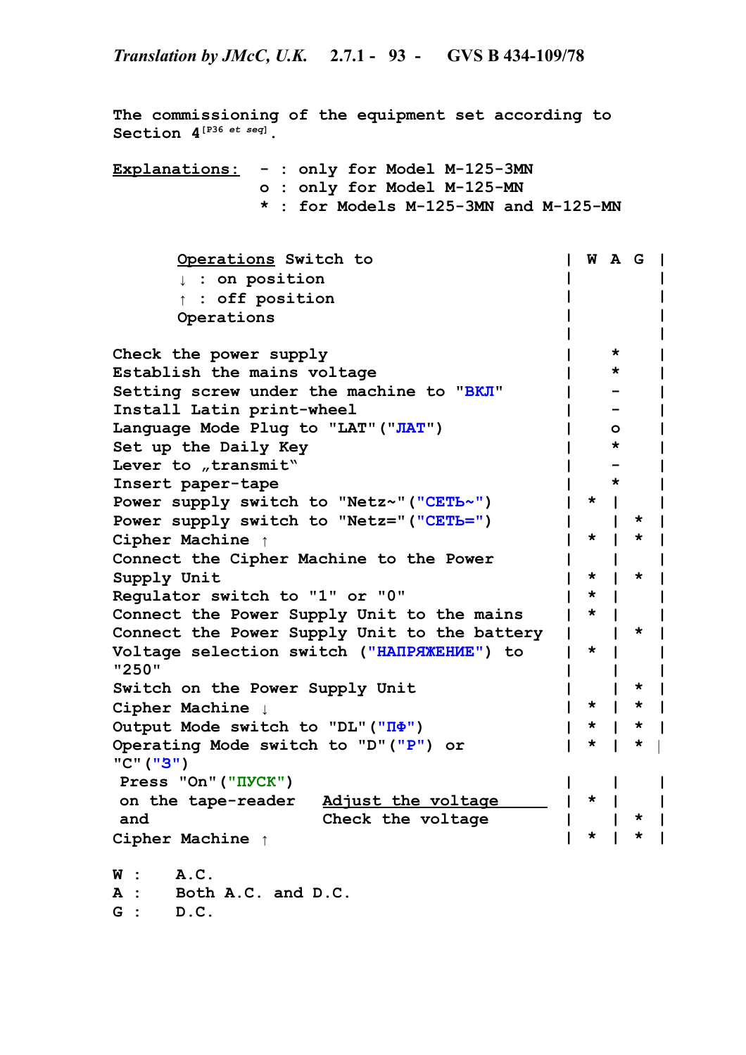The commissioning of the equipment set according to Section 4[P36 et seq].

**Explanations:**
- `-` : only for Model M-125-3MN
- `o` : only for Model M-125-MN
- `*` : for Models M-125-3MN and M-125-MN

| Operations Switch to<br>↓ : on position<br>↑ : off position<br>Operations | W | A | G |
|---|---|---|---|
| Check the power supply | | * | |
| Establish the mains voltage | | * | |
| Setting screw under the machine to "ВКЛ" | | - | |
| Install Latin print-wheel | | - | |
| Language Mode Plug to "LAT"("ЛАТ") | | o | |
| Set up the Daily Key | | * | |
| Lever to „transmit“ | | - | |
| Insert paper-tape | | * | |
| Power supply switch to "Netz~"("СЕТЬ~") | * | | |
| Power supply switch to "Netz="("СЕТЬ=") | | | * |
| Cipher Machine ↑ | * | | * |
| Connect the Cipher Machine to the Power Supply Unit | * | | * |
| Regulator switch to "1" or "0" | * | | |
| Connect the Power Supply Unit to the mains | * | | |
| Connect the Power Supply Unit to the battery | | | * |
| Voltage selection switch ("НАПРЯЖЕНИЕ") to "250" | * | | |
| Switch on the Power Supply Unit | | | * |
| Cipher Machine ↓ | * | | * |
| Output Mode switch to "DL"("ПФ") | * | | * |
| Operating Mode switch to "D"("Р") or "C"("З") | * | | * |
| Press "On"("ПУСК") on the tape-reader and — Adjust the voltage | * | | |
| Press "On"("ПУСК") on the tape-reader and — Check the voltage | | | * |
| Cipher Machine ↑ | * | | * |

W : A.C.
A : Both A.C. and D.C.
G : D.C.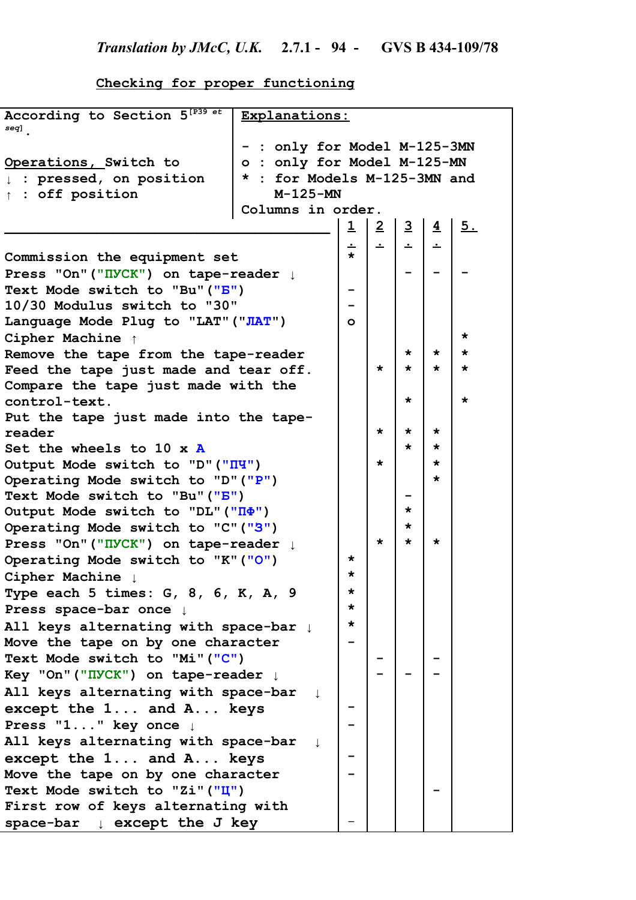Checking for proper functioning

| According to Section 5[P39 et seq]. | Explanations: | | | | |
|---|---|---|---|---|---|
| Operations, Switch to<br>↓ : pressed, on position<br>↑ : off position | - : only for Model M-125-3MN<br>o : only for Model M-125-MN<br>* : for Models M-125-3MN and M-125-MN<br>Columns in order. | | | | |
| | 1. | 2. | 3. | 4. | 5. |
| Commission the equipment set | * | | | | |
| Press "On"("ПУСК") on tape-reader ↓ | | | - | - | - |
| Text Mode switch to "Bu"("Б") | - | | | | |
| 10/30 Modulus switch to "30" | - | | | | |
| Language Mode Plug to "LAT"("ЛАТ") | o | | | | |
| Cipher Machine ↑ | | | | | * |
| Remove the tape from the tape-reader | | | * | * | * |
| Feed the tape just made and tear off. | | * | * | * | * |
| Compare the tape just made with the control-text. | | | * | | * |
| Put the tape just made into the tape-reader | | * | * | * | |
| Set the wheels to 10 x A | | | * | * | |
| Output Mode switch to "D"("ПЧ") | | * | | * | |
| Operating Mode switch to "D"("Р") | | | | * | |
| Text Mode switch to "Bu"("Б") | | | - | | |
| Output Mode switch to "DL"("ПФ") | | | * | | |
| Operating Mode switch to "C"("З") | | | * | | |
| Press "On"("ПУСК") on tape-reader ↓ | | * | * | * | |
| Operating Mode switch to "K"("О") | * | | | | |
| Cipher Machine ↓ | * | | | | |
| Type each 5 times: G, 8, 6, K, A, 9 | * | | | | |
| Press space-bar once ↓ | * | | | | |
| All keys alternating with space-bar ↓ | * | | | | |
| Move the tape on by one character | - | | | | |
| Text Mode switch to "Mi"("С") | | - | | - | |
| Key "On"("ПУСК") on tape-reader ↓ | | - | - | - | |
| All keys alternating with space-bar ↓ except the 1... and A... keys | - | | | | |
| Press "1..." key once ↓ | - | | | | |
| All keys alternating with space-bar ↓ except the 1... and A... keys | - | | | | |
| Move the tape on by one character | - | | | | |
| Text Mode switch to "Zi"("Ц") | | | | - | |
| First row of keys alternating with space-bar ↓ except the J key | - | | | | |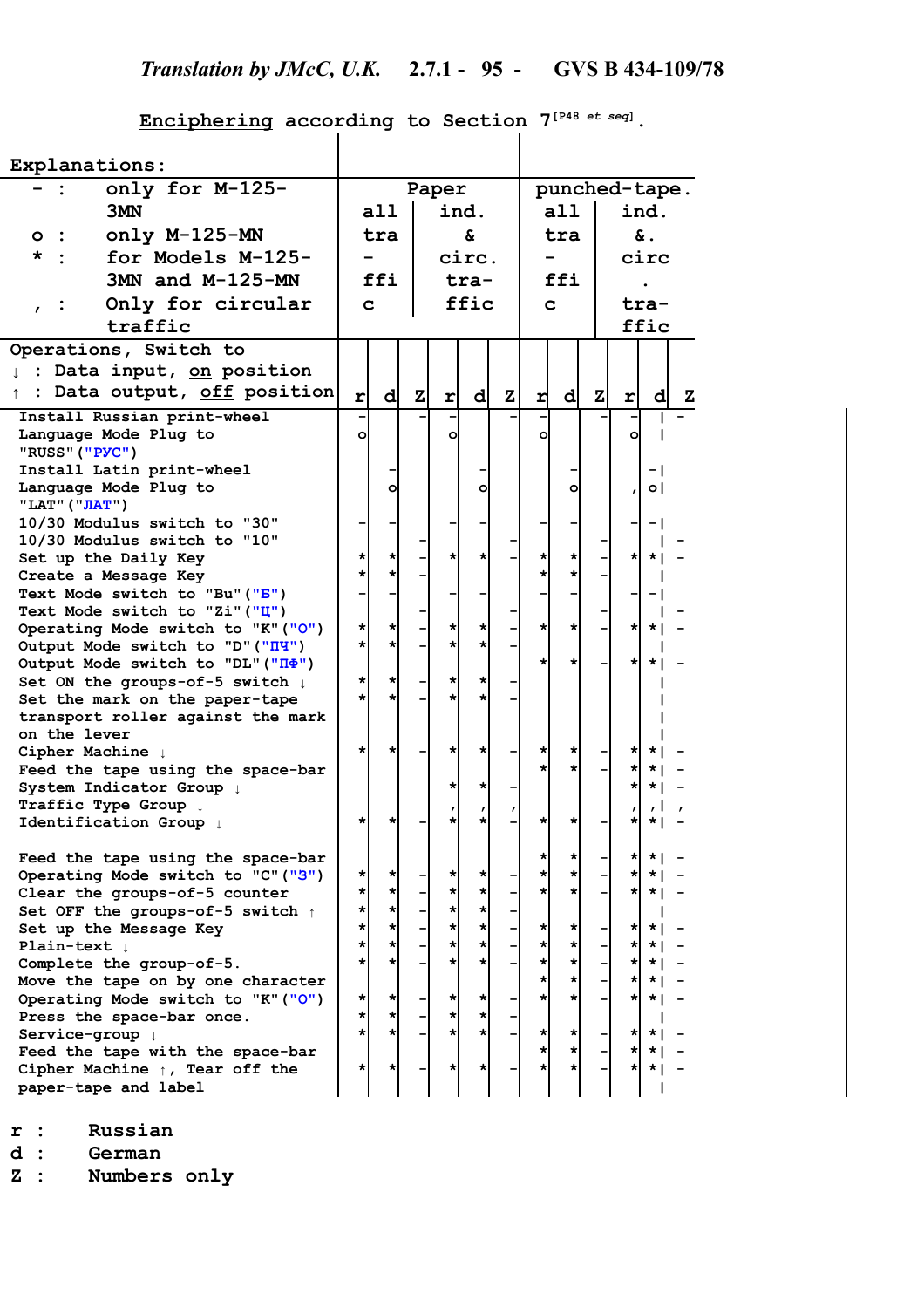## Enciphering according to Section 7[P48 *et seq*].

**Explanations:**

| | |
|---|---|
| - : | only for M-125-3MN |
| o : | only M-125-MN |
| * : | for Models M-125-3MN and M-125-MN |
| , : | Only for circular traffic |

Operations, Switch to
↓ : Data input, on position
↑ : Data output, off position

| Operations | Paper – all traffic | | | Paper – ind. & circ. traffic | | | punched-tape – all traffic | | | punched-tape – ind. & circ. traffic | | |
|---|---|---|---|---|---|---|---|---|---|---|---|---|
| | r | d | Z | r | d | Z | r | d | Z | r | d | Z |
| Install Russian print-wheel | - | | - | - | | - | - | | - | - | | - |
| Language Mode Plug to "RUSS" ("РУС") | o | | | o | | | o | | | o | | |
| Install Latin print-wheel | | - | | | - | | | - | | | - | |
| Language Mode Plug to "LAT" ("ЛАТ") | | o | | | o | | | o | | , | o | |
| 10/30 Modulus switch to "30" | - | - | | - | - | | - | - | | - | - | |
| 10/30 Modulus switch to "10" | | | - | | | - | | | - | | | - |
| Set up the Daily Key | * | * | - | * | * | - | * | * | - | * | * | - |
| Create a Message Key | * | * | - | | | | * | * | - | | | |
| Text Mode switch to "Bu" ("Б") | - | - | | - | - | | - | - | | - | - | |
| Text Mode switch to "Zi" ("Ц") | | | - | | | - | | | - | | | - |
| Operating Mode switch to "K" ("O") | * | * | - | * | * | - | * | * | - | * | * | - |
| Output Mode switch to "D" ("ПЧ") | * | * | - | * | * | - | | | | | | |
| Output Mode switch to "DL" ("ПФ") | | | | | | | * | * | - | * | * | - |
| Set ON the groups-of-5 switch ↓ | * | * | - | * | * | - | | | | | | |
| Set the mark on the paper-tape transport roller against the mark on the lever | * | * | - | * | * | - | | | | | | |
| Cipher Machine ↓ | * | * | - | * | * | - | * | * | - | * | * | - |
| Feed the tape using the space-bar | | | | | | | * | * | - | * | * | - |
| System Indicator Group ↓ | | | | * | * | - | | | | * | * | - |
| Traffic Type Group ↓ | | | | , | , | , | | | | , | , | , |
| Identification Group ↓ | * | * | - | * | * | - | * | * | - | * | * | - |
| | | | | | | | | | | | | |
| Feed the tape using the space-bar | | | | | | | * | * | - | * | * | - |
| Operating Mode switch to "C" ("З") | * | * | - | * | * | - | * | * | - | * | * | - |
| Clear the groups-of-5 counter | * | * | - | * | * | - | * | * | - | * | * | - |
| Set OFF the groups-of-5 switch ↑ | * | * | - | * | * | - | | | | | | |
| Set up the Message Key | * | * | - | * | * | - | * | * | - | * | * | - |
| Plain-text ↓ | * | * | - | * | * | - | * | * | - | * | * | - |
| Complete the group-of-5. | * | * | - | * | * | - | * | * | - | * | * | - |
| Move the tape on by one character | | | | | | | * | * | - | * | * | - |
| Operating Mode switch to "K" ("O") | * | * | - | * | * | - | * | * | - | * | * | - |
| Press the space-bar once. | * | * | - | * | * | - | | | | | | |
| Service-group ↓ | * | * | - | * | * | - | * | * | - | * | * | - |
| Feed the tape with the space-bar | | | | | | | * | * | - | * | * | - |
| Cipher Machine ↑, Tear off the paper-tape and label | * | * | - | * | * | - | * | * | - | * | * | - |

r : Russian
d : German
Z : Numbers only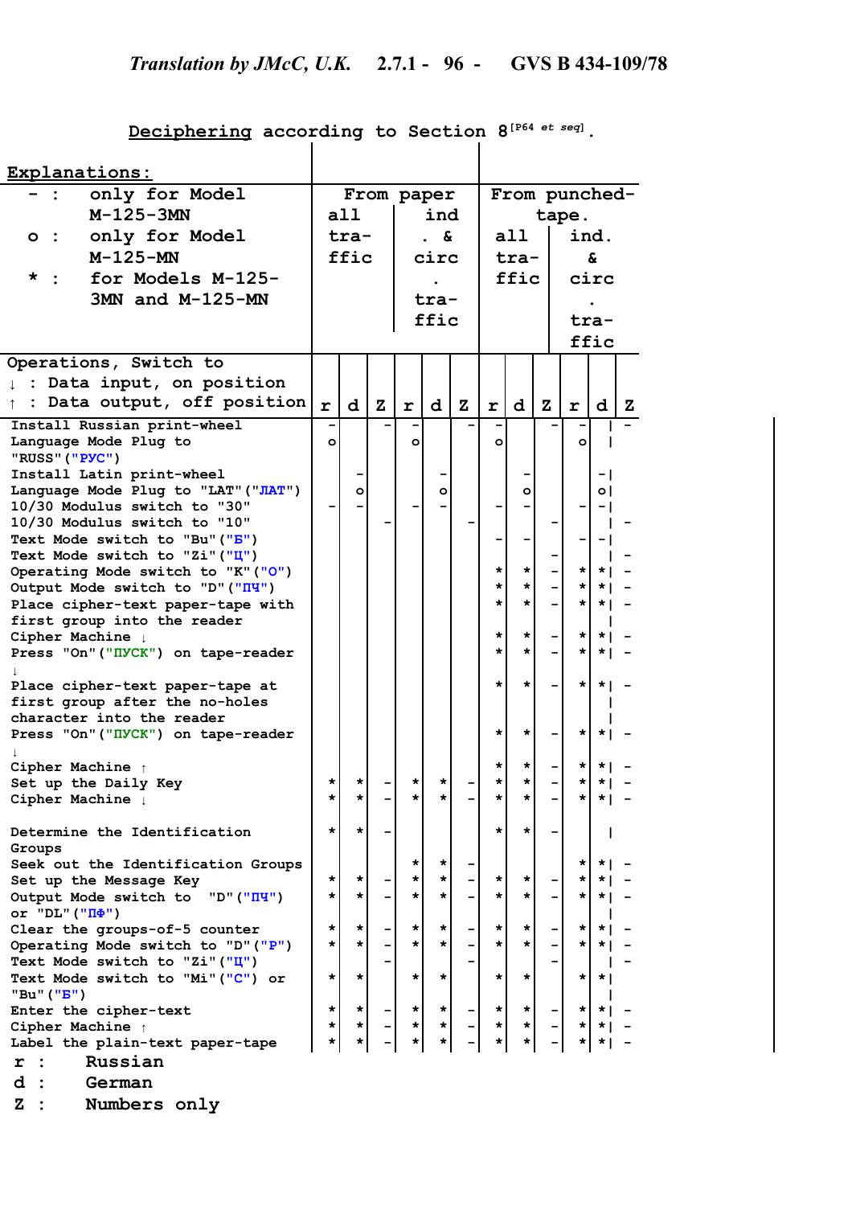## Deciphering according to Section 8[P64 *et seq*].

**Explanations:**

- – : only for Model M-125-3MN
- o : only for Model M-125-MN
- * : for Models M-125-3MN and M-125-MN

| Operations, Switch to<br>↓ : Data input, on position<br>↑ : Data output, off position | From paper | | | | | | From punched-tape. | | | | | |
|---|---|---|---|---|---|---|---|---|---|---|---|---|
| | all traffic | | | ind. & circ. traffic | | | all traffic | | | ind. & circ. traffic | | |
| | r | d | Z | r | d | Z | r | d | Z | r | d | Z |
| Install Russian print-wheel | | | – | – | | – | – | | – | – | | – |
| Language Mode Plug to "RUSS"("РУС") | o | | | o | | | o | | | o | | |
| Install Latin print-wheel | | – | | | – | | | – | | | – | |
| Language Mode Plug to "LAT"("ЛАТ") | | o | | | o | | | o | | | o | |
| 10/30 Modulus switch to "30" | – | – | | – | – | | – | – | | – | – | |
| 10/30 Modulus switch to "10" | | | – | | | – | | | – | | | – |
| Text Mode switch to "Bu"("Б") | | | | | | | – | – | | – | – | |
| Text Mode switch to "Zi"("Ц") | | | | | | | | | – | | | – |
| Operating Mode switch to "K"("О") | | | | | | | * | * | – | * | * | – |
| Output Mode switch to "D"("ПЧ") | | | | | | | * | * | – | * | * | – |
| Place cipher-text paper-tape with first group into the reader | | | | | | | * | * | – | * | * | – |
| Cipher Machine ↓ | | | | | | | * | * | – | * | * | – |
| Press "On"("ПУСК") on tape-reader ↓ | | | | | | | * | * | – | * | * | – |
| Place cipher-text paper-tape at first group after the no-holes character into the reader | | | | | | | * | * | – | * | * | – |
| Press "On"("ПУСК") on tape-reader ↓ | | | | | | | * | * | – | * | * | – |
| Cipher Machine ↑ | | | | | | | * | * | – | * | * | – |
| Set up the Daily Key | * | * | – | * | * | – | * | * | – | * | * | – |
| Cipher Machine ↓ | * | * | – | * | * | – | * | * | – | * | * | – |
| Determine the Identification Groups | * | * | – | | | | * | * | – | | | |
| Seek out the Identification Groups | | | | * | * | – | | | | * | * | – |
| Set up the Message Key | * | * | – | * | * | – | * | * | – | * | * | – |
| Output Mode switch to "D"("ПЧ") or "DL"("ПФ") | * | * | – | * | * | – | * | * | – | * | * | – |
| Clear the groups-of-5 counter | * | * | – | * | * | – | * | * | – | * | * | – |
| Operating Mode switch to "D"("Р") | * | * | – | * | * | – | * | * | – | * | * | – |
| Text Mode switch to "Zi"("Ц") | | | – | | | – | | | – | | | – |
| Text Mode switch to "Mi"("С") or "Bu"("Б") | * | * | | * | * | | * | * | | * | * | |
| Enter the cipher-text | * | * | – | * | * | – | * | * | – | * | * | – |
| Cipher Machine ↑ | * | * | – | * | * | – | * | * | – | * | * | – |
| Label the plain-text paper-tape | * | * | – | * | * | – | * | * | – | * | * | – |

r : Russian
d : German
Z : Numbers only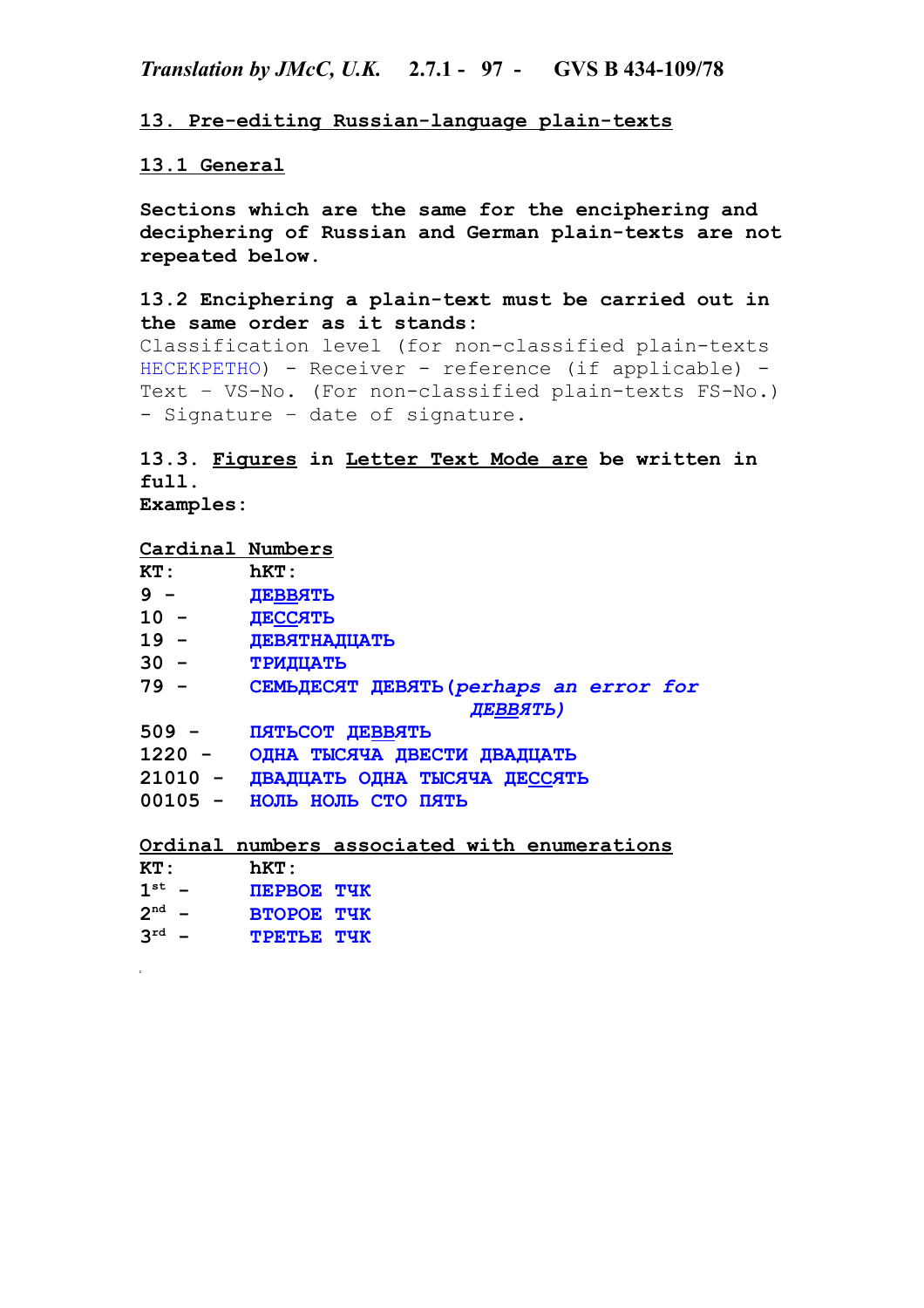## 13. Pre-editing Russian-language plain-texts

### 13.1 General

**Sections which are the same for the enciphering and deciphering of Russian and German plain-texts are not repeated below.**

### 13.2 Enciphering a plain-text must be carried out in the same order as it stands:

Classification level (for non-classified plain-texts НЕСЕКРЕТНО) - Receiver - reference (if applicable) - Text – VS-No. (For non-classified plain-texts FS-No.) - Signature – date of signature.

### 13.3. Figures in Letter Text Mode are be written in full.

**Examples:**

**Cardinal Numbers**

| KT: | hKT: |
|---|---|
| 9 - | ДЕВВЯТЬ |
| 10 - | ДЕССЯТЬ |
| 19 - | ДЕВЯТНАДЦАТЬ |
| 30 - | ТРИДЦАТЬ |
| 79 - | СЕМЬДЕСЯТ ДЕВЯТЬ *(perhaps an error for ДЕВВЯТЬ)* |
| 509 - | ПЯТЬСОТ ДЕВВЯТЬ |
| 1220 - | ОДНА ТЫСЯЧА ДВЕСТИ ДВАДЦАТЬ |
| 21010 - | ДВАДЦАТЬ ОДНА ТЫСЯЧА ДЕССЯТЬ |
| 00105 - | НОЛЬ НОЛЬ СТО ПЯТЬ |

**Ordinal numbers associated with enumerations**

| KT: | hKT: |
|---|---|
| 1st - | ПЕРВОЕ ТЧК |
| 2nd - | ВТОРОЕ ТЧК |
| 3rd - | ТРЕТЬЕ ТЧК |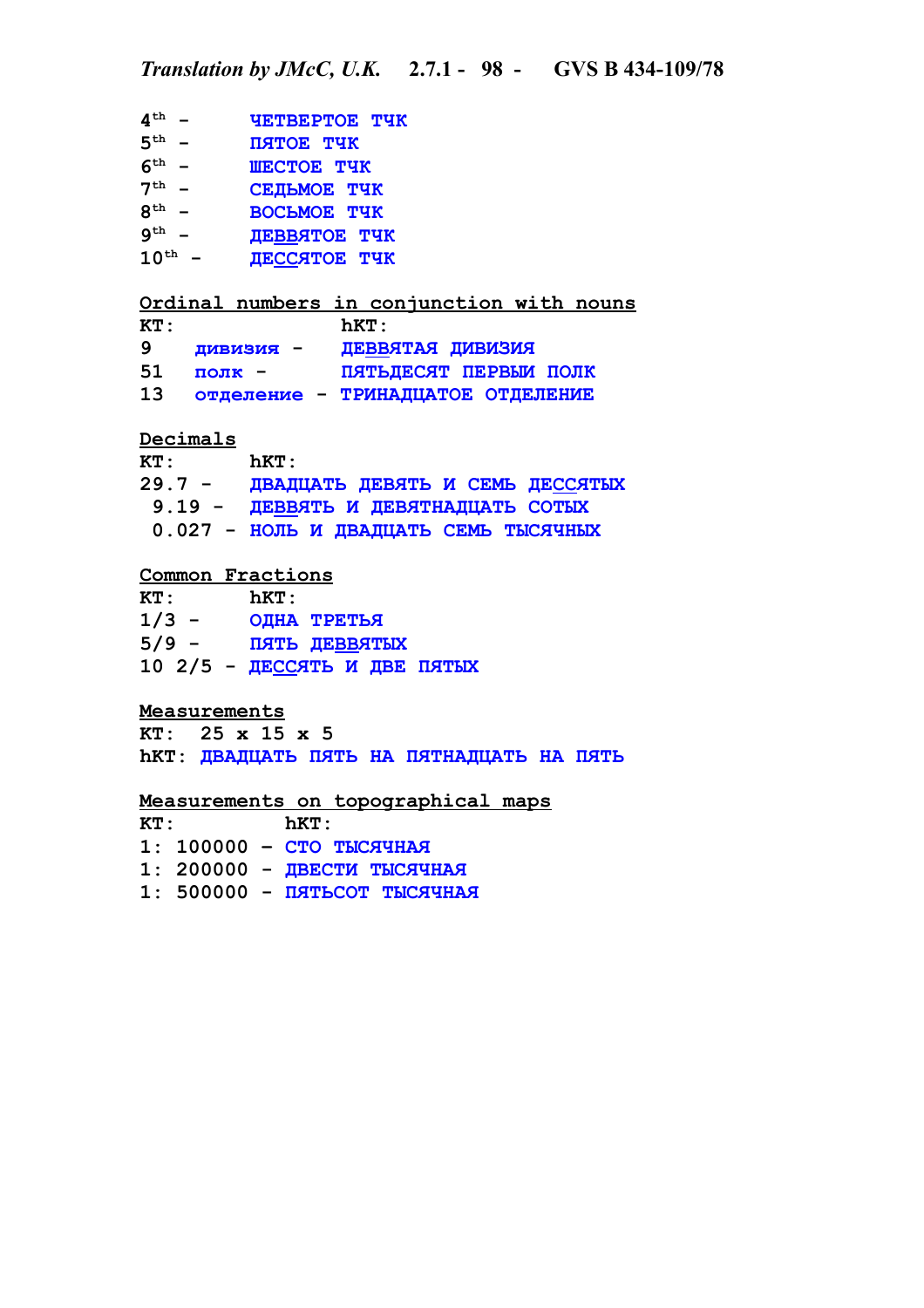4th - ЧЕТВЕРТОЕ ТЧК
5th - ПЯТОЕ ТЧК
6th - ШЕСТОЕ ТЧК
7th - СЕДЬМОЕ ТЧК
8th - ВОСЬМОЕ ТЧК
9th - ДЕВВЯТОЕ ТЧК
10th - ДЕССЯТОЕ ТЧК

**Ordinal numbers in conjunction with nouns**

| KT: | | hKT: |
|---|---|---|
| 9 | дивизия - | ДЕВВЯТАЯ ДИВИЗИЯ |
| 51 | полк - | ПЯТЬДЕСЯТ ПЕРВЫЙ ПОЛК |
| 13 | отделение - | ТРИНАДЦАТОЕ ОТДЕЛЕНИЕ |

**Decimals**

| KT: | hKT: |
|---|---|
| 29.7 - | ДВАДЦАТЬ ДЕВЯТЬ И СЕМЬ ДЕССЯТЫХ |
| 9.19 - | ДЕВВЯТЬ И ДЕВЯТНАДЦАТЬ СОТЫХ |
| 0.027 - | НОЛЬ И ДВАДЦАТЬ СЕМЬ ТЫСЯЧНЫХ |

**Common Fractions**

| KT: | hKT: |
|---|---|
| 1/3 - | ОДНА ТРЕТЬЯ |
| 5/9 - | ПЯТЬ ДЕВВЯТЫХ |
| 10 2/5 - | ДЕССЯТЬ И ДВЕ ПЯТЫХ |

**Measurements**

KT: 25 x 15 x 5
hKT: ДВАДЦАТЬ ПЯТЬ НА ПЯТНАДЦАТЬ НА ПЯТЬ

**Measurements on topographical maps**

| KT: | hKT: |
|---|---|
| 1: 100000 – | СТО ТЫСЯЧНАЯ |
| 1: 200000 – | ДВЕСТИ ТЫСЯЧНАЯ |
| 1: 500000 – | ПЯТЬСОТ ТЫСЯЧНАЯ |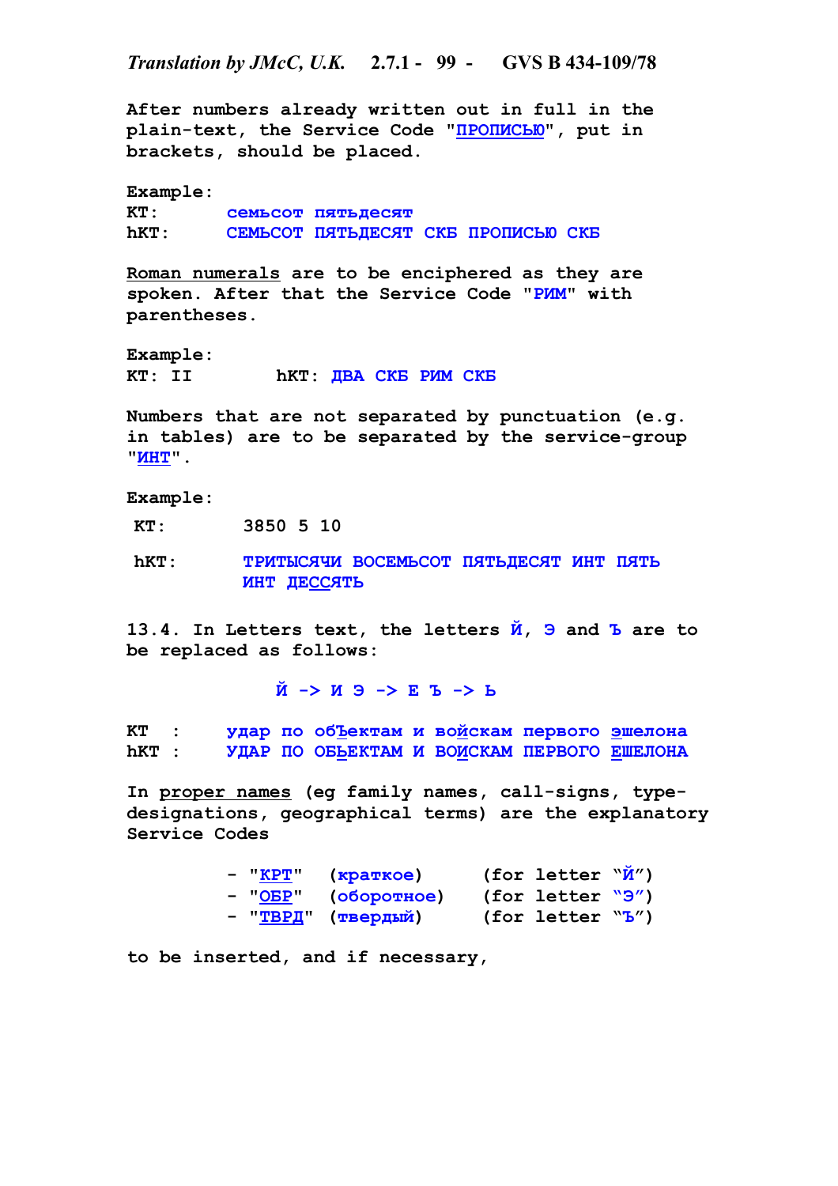After numbers already written out in full in the plain-text, the Service Code "<u>ПРОПИСЬЮ</u>", put in brackets, should be placed.

Example:

KT: семьсот пятьдесят

hKT: СЕМЬСОТ ПЯТЬДЕСЯТ СКБ ПРОПИСЬЮ СКБ

<u>Roman numerals</u> are to be enciphered as they are spoken. After that the Service Code "РИМ" with parentheses.

Example:

KT: II    hKT: ДВА СКБ РИМ СКБ

Numbers that are not separated by punctuation (e.g. in tables) are to be separated by the service-group "<u>ИНТ</u>".

Example:

KT: 3850 5 10

hKT: ТРИТЫСЯЧИ ВОСЕМЬСОТ ПЯТЬДЕСЯТ ИНТ ПЯТЬ ИНТ ДЕ<u>СС</u>ЯТЬ

13.4. In Letters text, the letters Й, Э and Ъ are to be replaced as follows:

Й -> И Э -> Е Ъ -> Ь

KT : удар по об<u>Ъ</u>ектам и во<u>й</u>скам первого <u>э</u>шелона

hKT : УДАР ПО ОБ<u>Ь</u>ЕКТАМ И ВО<u>И</u>СКАМ ПЕРВОГО <u>Е</u>ШЕЛОНА

In <u>proper names</u> (eg family names, call-signs, type-designations, geographical terms) are the explanatory Service Codes

- "<u>КРТ</u>" (краткое) (for letter "Й")
- "<u>ОБР</u>" (оборотное) (for letter "Э")
- "<u>ТВРД</u>" (твердый) (for letter "Ъ")

to be inserted, and if necessary,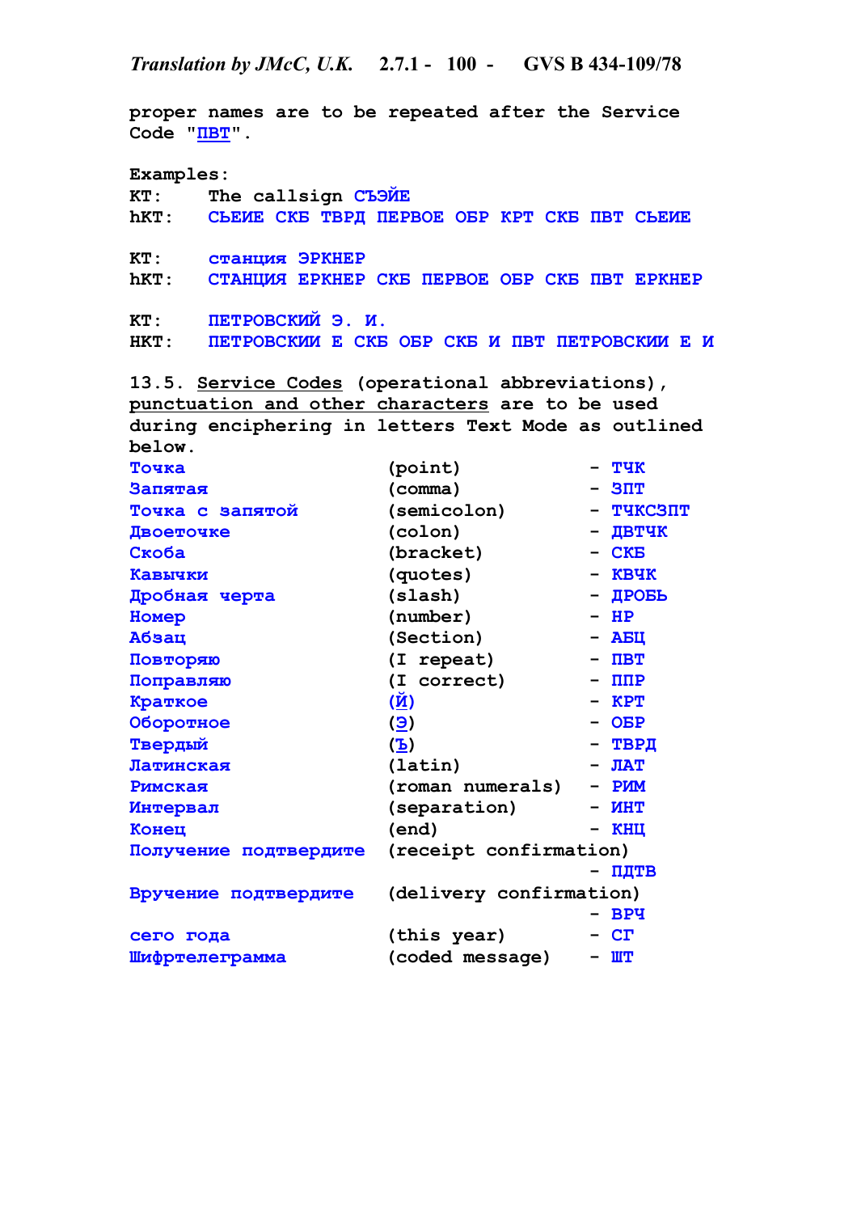proper names are to be repeated after the Service Code "ПВТ".

Examples:

KT: The callsign СЪЭЙЕ
hKT: СЬЕИЕ СКБ ТВРД ПЕРВОЕ ОБР КРТ СКБ ПВТ СЬЕИЕ

KT: станция ЭРКНЕР
hKT: СТАНЦИЯ ЕРКНЕР СКБ ПЕРВОЕ ОБР СКБ ПВТ ЕРКНЕР

KT: ПЕТРОВСКИЙ Э. И.
HKT: ПЕТРОВСКИИ Е СКБ ОБР СКБ И ПВТ ПЕТРОВСКИИ Е И

13.5. Service Codes (operational abbreviations), punctuation and other characters are to be used during enciphering in letters Text Mode as outlined below.

| | | |
|---|---|---|
| Точка | (point) | - ТЧК |
| Запятая | (comma) | - ЗПТ |
| Точка с запятой | (semicolon) | - ТЧКСЗПТ |
| Двоеточке | (colon) | - ДВТЧК |
| Скоба | (bracket) | - СКБ |
| Кавычки | (quotes) | - КВЧК |
| Дробная черта | (slash) | - ДРОБЬ |
| Номер | (number) | - НР |
| Абзац | (Section) | - АБЦ |
| Повторяю | (I repeat) | - ПВТ |
| Поправляю | (I correct) | - ППР |
| Краткое | (Й) | - КРТ |
| Оборотное | (Э) | - ОБР |
| Твердый | (Ъ) | - ТВРД |
| Латинская | (latin) | - ЛАТ |
| Римская | (roman numerals) | - РИМ |
| Интервал | (separation) | - ИНТ |
| Конец | (end) | - КНЦ |
| Получение подтвердите | (receipt confirmation) | - ПДТВ |
| Вручение подтвердите | (delivery confirmation) | - ВРЧ |
| сего года | (this year) | - СГ |
| Шифртелеграмма | (coded message) | - ШТ |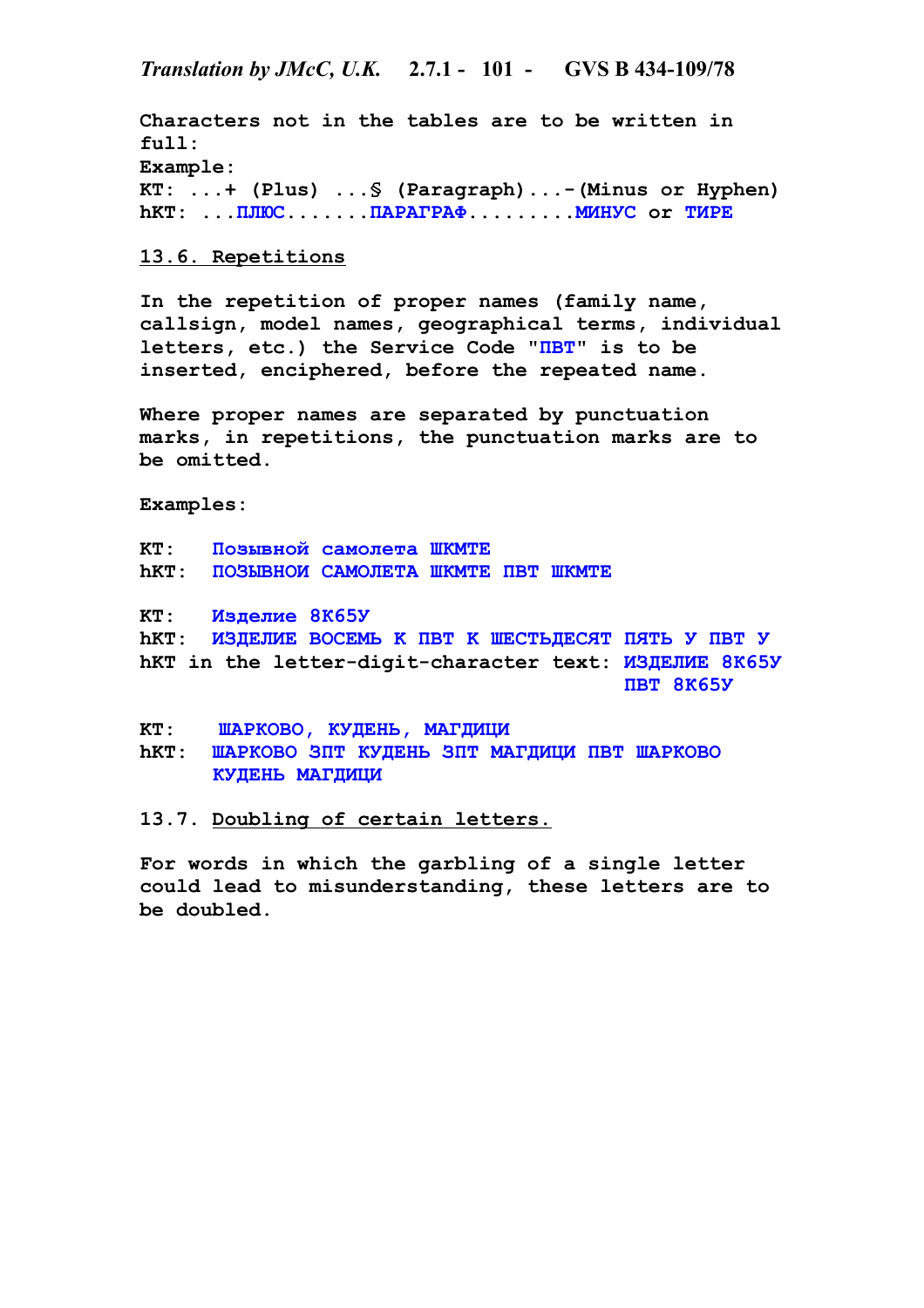Characters not in the tables are to be written in full:

**Example:**

KT: ...+ (Plus) ...§ (Paragraph)...-(Minus or Hyphen)
hKT: ...ПЛЮС.......ПАРАГРАФ.........МИНУС or ТИРЕ

## 13.6. Repetitions

In the repetition of proper names (family name, callsign, model names, geographical terms, individual letters, etc.) the Service Code "ПВТ" is to be inserted, enciphered, before the repeated name.

Where proper names are separated by punctuation marks, in repetitions, the punctuation marks are to be omitted.

**Examples:**

KT: Позывной самолета ШКМТЕ
hKT: ПОЗЫВНОИ САМОЛЕТА ШКМТЕ ПВТ ШКМТЕ

KT: Изделие 8К65У
hKT: ИЗДЕЛИЕ ВОСЕМЬ К ПВТ К ШЕСТЬДЕСЯТ ПЯТЬ У ПВТ У
hKT in the letter-digit-character text: ИЗДЕЛИЕ 8К65У ПВТ 8К65У

KT: ШАРКОВО, КУДЕНЬ, МАГДИЦИ
hKT: ШАРКОВО ЗПТ КУДЕНЬ ЗПТ МАГДИЦИ ПВТ ШАРКОВО КУДЕНЬ МАГДИЦИ

## 13.7. Doubling of certain letters.

For words in which the garbling of a single letter could lead to misunderstanding, these letters are to be doubled.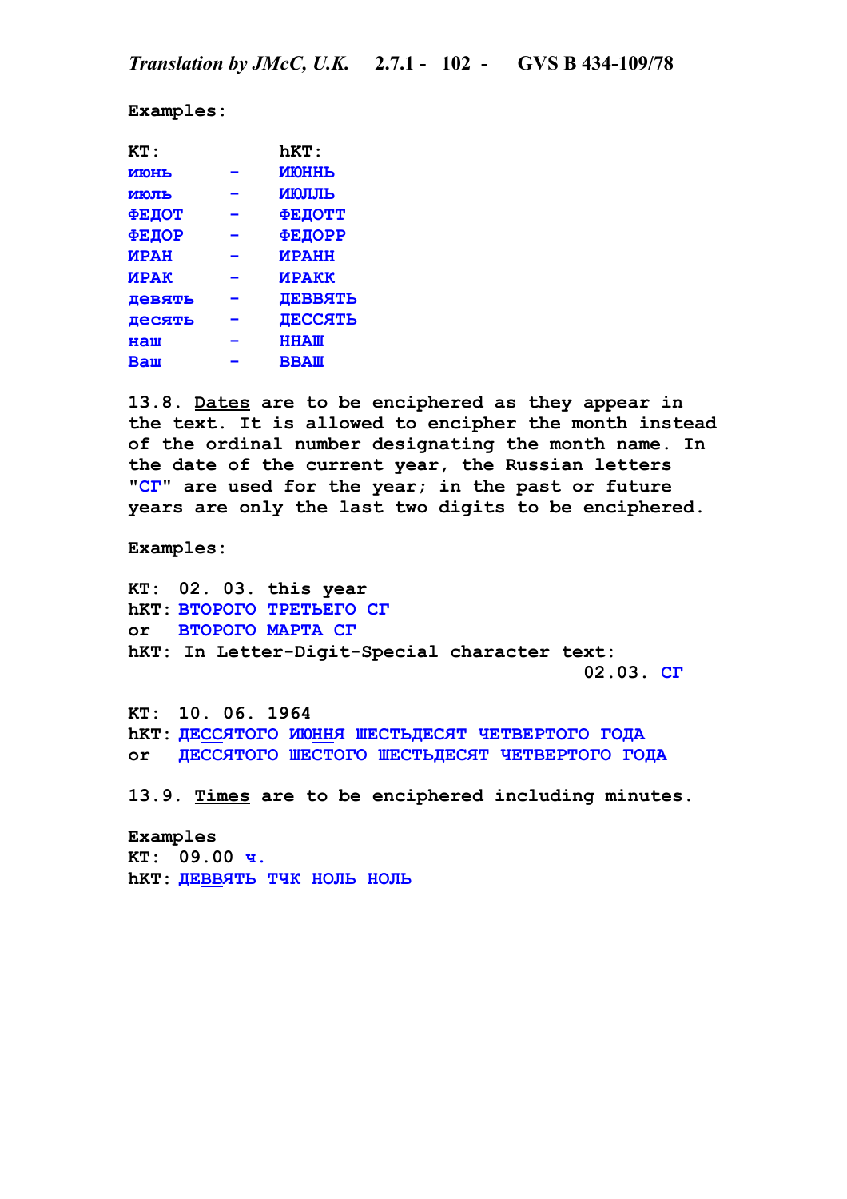**Examples:**

| KT: | | hKT: |
|---|---|---|
| июнь | - | ИЮННЬ |
| июль | - | ИЮЛЛЬ |
| ФЕДОТ | - | ФЕДОТТ |
| ФЕДОР | - | ФЕДОРР |
| ИРАН | - | ИРАНН |
| ИРАК | - | ИРАКК |
| девять | - | ДЕВВЯТЬ |
| десять | - | ДЕССЯТЬ |
| наш | - | ННАШ |
| Ваш | - | ВВАШ |

13.8. <u>Dates</u> are to be enciphered as they appear in the text. It is allowed to encipher the month instead of the ordinal number designating the month name. In the date of the current year, the Russian letters "СГ" are used for the year; in the past or future years are only the last two digits to be enciphered.

**Examples:**

KT: 02. 03. this year
hKT: ВТОРОГО ТРЕТЬЕГО СГ
or ВТОРОГО МАРТА СГ
hKT: In Letter-Digit-Special character text:
02.03. СГ

KT: 10. 06. 1964
hKT: ДЕ<u>СС</u>ЯТОГО ИЮ<u>НН</u>Я ШЕСТЬДЕСЯТ ЧЕТВЕРТОГО ГОДА
or ДЕ<u>СС</u>ЯТОГО ШЕСТОГО ШЕСТЬДЕСЯТ ЧЕТВЕРТОГО ГОДА

13.9. <u>Times</u> are to be enciphered including minutes.

**Examples**
KT: 09.00 ч.
hKT: ДЕ<u>ВВ</u>ЯТЬ ТЧК НОЛЬ НОЛЬ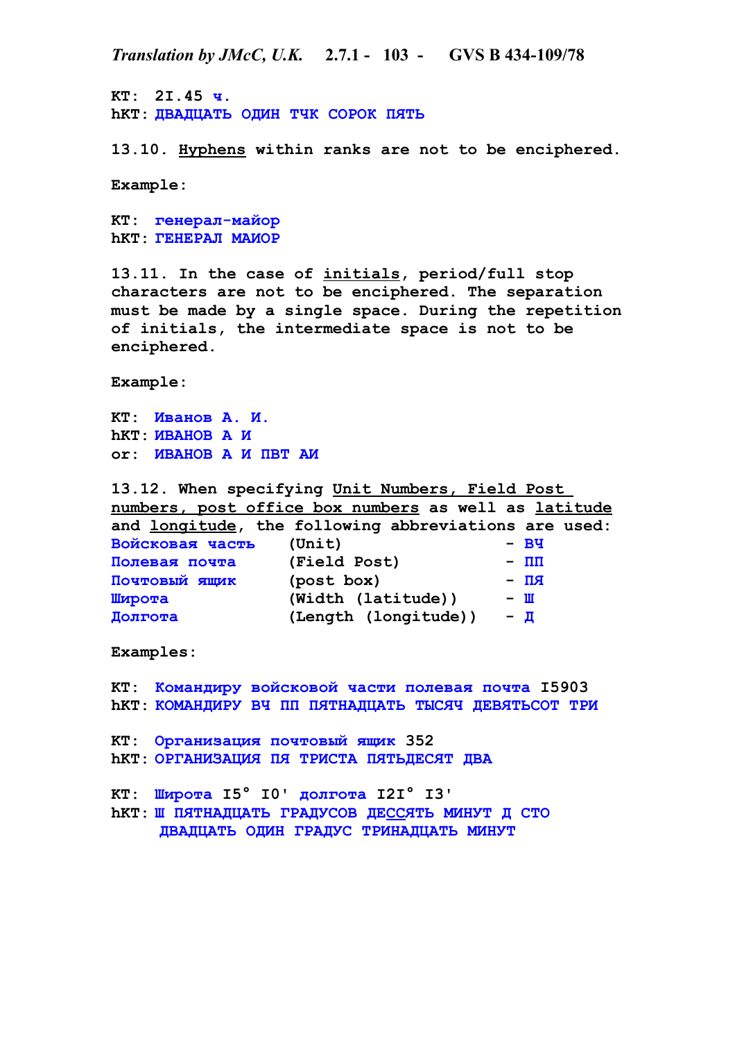KT:  2I.45 ч.
hKT: ДВАДЦАТЬ ОДИН ТЧК СОРОК ПЯТЬ

13.10. Hyphens within ranks are not to be enciphered.

Example:

KT:  генерал-майор
hKT: ГЕНЕРАЛ МАИОР

13.11. In the case of initials, period/full stop characters are not to be enciphered. The separation must be made by a single space. During the repetition of initials, the intermediate space is not to be enciphered.

Example:

KT:  Иванов А. И.
hKT: ИВАНОВ А И
or:  ИВАНОВ А И ПВТ АИ

13.12. When specifying Unit Numbers, Field Post numbers, post office box numbers as well as latitude and longitude, the following abbreviations are used:

| | | |
|---|---|---|
| Войсковая часть | (Unit) | - ВЧ |
| Полевая почта | (Field Post) | - ПП |
| Почтовый ящик | (post box) | - ПЯ |
| Широта | (Width (latitude)) | - Ш |
| Долгота | (Length (longitude)) | - Д |

Examples:

KT:  Командиру войсковой части полевая почта I5903
hKT: КОМАНДИРУ ВЧ ПП ПЯТНАДЦАТЬ ТЫСЯЧ ДЕВЯТЬСОТ ТРИ

KT:  Организация почтовый ящик 352
hKT: ОРГАНИЗАЦИЯ ПЯ ТРИСТА ПЯТЬДЕСЯТ ДВА

KT:  Широта I5° I0' долгота I2I° I3'
hKT: Ш ПЯТНАДЦАТЬ ГРАДУСОВ ДЕССЯТЬ МИНУТ Д СТО ДВАДЦАТЬ ОДИН ГРАДУС ТРИНАДЦАТЬ МИНУТ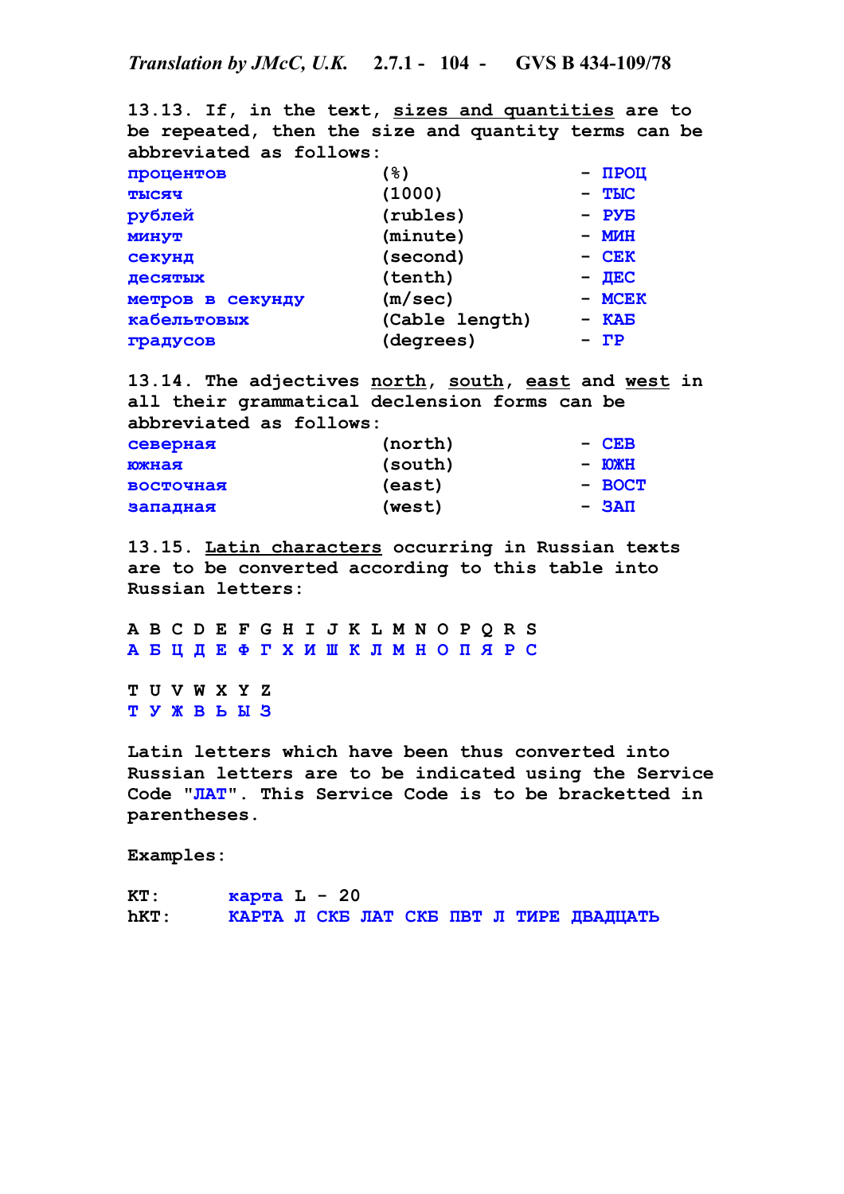13.13. If, in the text, <u>sizes and quantities</u> are to be repeated, then the size and quantity terms can be abbreviated as follows:

| | | |
|---|---|---|
| процентов | (%) | - ПРОЦ |
| тысяч | (1000) | - ТЫС |
| рублей | (rubles) | - РУБ |
| минут | (minute) | - МИН |
| секунд | (second) | - СЕК |
| десятых | (tenth) | - ДЕС |
| метров в секунду | (m/sec) | - МСЕК |
| кабельтовых | (Cable length) | - КАБ |
| градусов | (degrees) | - ГР |

13.14. The adjectives <u>north</u>, <u>south</u>, <u>east</u> and <u>west</u> in all their grammatical declension forms can be abbreviated as follows:

| | | |
|---|---|---|
| северная | (north) | - СЕВ |
| южная | (south) | - ЮЖН |
| восточная | (east) | - ВОСТ |
| западная | (west) | - ЗАП |

13.15. <u>Latin characters</u> occurring in Russian texts are to be converted according to this table into Russian letters:

| A | B | C | D | E | F | G | H | I | J | K | L | M | N | O | P | Q | R | S |
|---|---|---|---|---|---|---|---|---|---|---|---|---|---|---|---|---|---|---|
| А | Б | Ц | Д | Е | Ф | Г | Х | И | Ш | К | Л | М | Н | О | П | Я | Р | С |

| T | U | V | W | X | Y | Z |
|---|---|---|---|---|---|---|
| Т | У | Ж | В | Ь | Ы | З |

Latin letters which have been thus converted into Russian letters are to be indicated using the Service Code "ЛАТ". This Service Code is to be bracketted in parentheses.

Examples:

KT: карта L - 20
hKT: КАРТА Л СКБ ЛАТ СКБ ПВТ Л ТИРЕ ДВАДЦАТЬ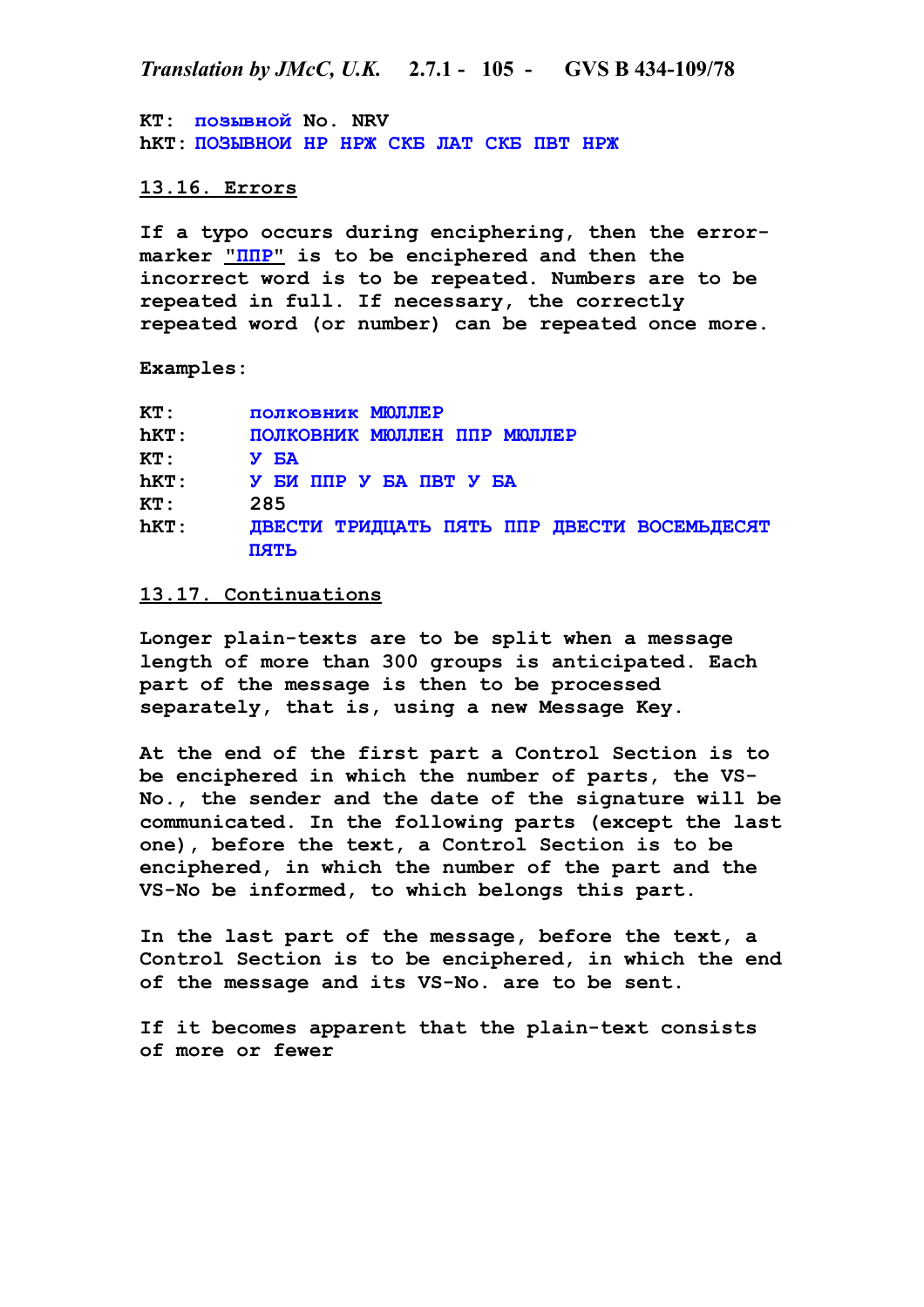KT: позывной No. NRV
hKT: ПОЗЫВНОИ НР НРЖ СКБ ЛАТ СКБ ПВТ НРЖ

## 13.16. Errors

If a typo occurs during enciphering, then the error-marker "ППР" is to be enciphered and then the incorrect word is to be repeated. Numbers are to be repeated in full. If necessary, the correctly repeated word (or number) can be repeated once more.

Examples:

| | |
|---|---|
| KT: | полковник МЮЛЛЕР |
| hKT: | ПОЛКОВНИК МЮЛЛЕН ППР МЮЛЛЕР |
| KT: | У БА |
| hKT: | У БИ ППР У БА ПВТ У БА |
| KT: | 285 |
| hKT: | ДВЕСТИ ТРИДЦАТЬ ПЯТЬ ППР ДВЕСТИ ВОСЕМЬДЕСЯТ ПЯТЬ |

## 13.17. Continuations

Longer plain-texts are to be split when a message length of more than 300 groups is anticipated. Each part of the message is then to be processed separately, that is, using a new Message Key.

At the end of the first part a Control Section is to be enciphered in which the number of parts, the VS-No., the sender and the date of the signature will be communicated. In the following parts (except the last one), before the text, a Control Section is to be enciphered, in which the number of the part and the VS-No be informed, to which belongs this part.

In the last part of the message, before the text, a Control Section is to be enciphered, in which the end of the message and its VS-No. are to be sent.

If it becomes apparent that the plain-text consists of more or fewer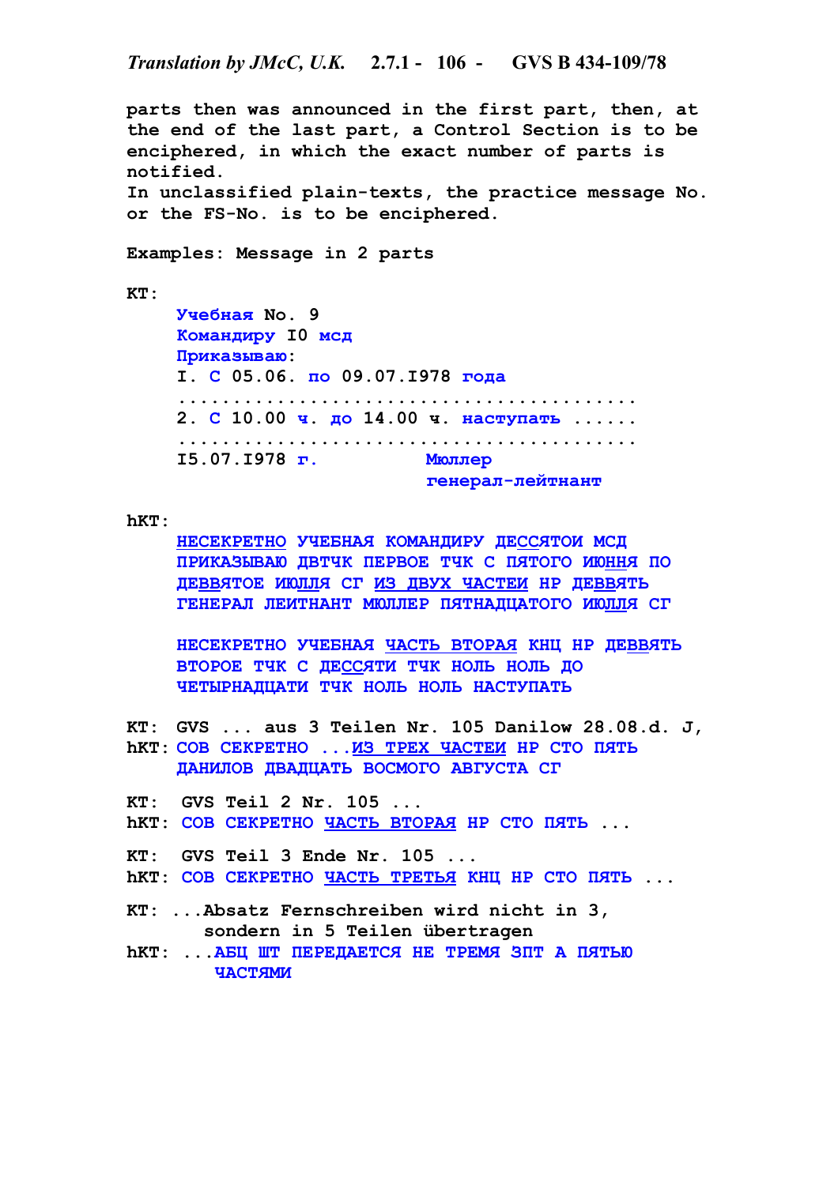parts then was announced in the first part, then, at the end of the last part, a Control Section is to be enciphered, in which the exact number of parts is notified.
In unclassified plain-texts, the practice message No. or the FS-No. is to be enciphered.

Examples: Message in 2 parts

KT:

Учебная No. 9
Командиру I0 мсд
Приказываю:
I. С 05.06. по 09.07.I978 года
..........................................
2. С 10.00 ч. до 14.00 ч. наступать ......
..........................................
I5.07.I978 г. Мюллер
генерал-лейтнант

hKT:

НЕСЕКРЕТНО УЧЕБНАЯ КОМАНДИРУ ДЕССЯТОИ МСД ПРИКАЗЫВАЮ ДВТЧК ПЕРВОЕ ТЧК С ПЯТОГО ИЮННЯ ПО ДЕВВЯТОЕ ИЮЛЛЯ СГ ИЗ ДВУХ ЧАСТЕИ НР ДЕВВЯТЬ ГЕНЕРАЛ ЛЕИТНАНТ МЮЛЛЕР ПЯТНАДЦАТОГО ИЮЛЛЯ СГ

НЕСЕКРЕТНО УЧЕБНАЯ ЧАСТЬ ВТОРАЯ КНЦ НР ДЕВВЯТЬ ВТОРОЕ ТЧК С ДЕССЯТИ ТЧК НОЛЬ НОЛЬ ДО ЧЕТЫРНАДЦАТИ ТЧК НОЛЬ НОЛЬ НАСТУПАТЬ

KT: GVS ... aus 3 Teilen Nr. 105 Danilow 28.08.d. J,
hKT: СОВ СЕКРЕТНО ...ИЗ ТРЕХ ЧАСТЕИ НР СТО ПЯТЬ ДАНИЛОВ ДВАДЦАТЬ ВОСМОГО АВГУСТА СГ

KT: GVS Teil 2 Nr. 105 ...
hKT: СОВ СЕКРЕТНО ЧАСТЬ ВТОРАЯ НР СТО ПЯТЬ ...

KT: GVS Teil 3 Ende Nr. 105 ...
hKT: СОВ СЕКРЕТНО ЧАСТЬ ТРЕТЬЯ КНЦ НР СТО ПЯТЬ ...

KT: ...Absatz Fernschreiben wird nicht in 3, sondern in 5 Teilen übertragen
hKT: ...АБЦ ШТ ПЕРЕДАЕТСЯ НЕ ТРЕМЯ ЗПТ А ПЯТЬЮ ЧАСТЯМИ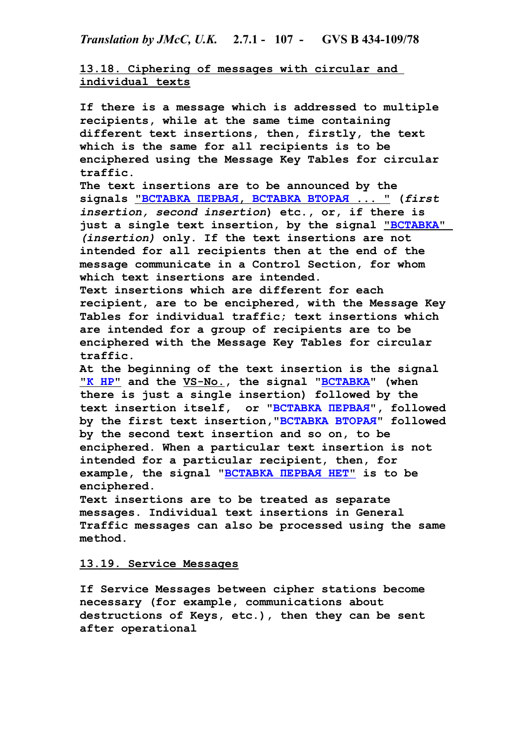## 13.18. Ciphering of messages with circular and individual texts

**If there is a message which is addressed to multiple recipients, while at the same time containing different text insertions, then, firstly, the text which is the same for all recipients is to be enciphered using the Message Key Tables for circular traffic.**
**The text insertions are to be announced by the signals "ВСТАВКА ПЕРВАЯ, ВСТАВКА ВТОРАЯ ... " (*first insertion, second insertion*) etc., or, if there is just a single text insertion, by the signal "ВСТАВКА" *(insertion)* only. If the text insertions are not intended for all recipients then at the end of the message communicate in a Control Section, for whom which text insertions are intended.**
**Text insertions which are different for each recipient, are to be enciphered, with the Message Key Tables for individual traffic; text insertions which are intended for a group of recipients are to be enciphered with the Message Key Tables for circular traffic.**
**At the beginning of the text insertion is the signal "К НР" and the VS-No., the signal "ВСТАВКА" (when there is just a single insertion) followed by the text insertion itself, or "ВСТАВКА ПЕРВАЯ", followed by the first text insertion,"ВСТАВКА ВТОРАЯ" followed by the second text insertion and so on, to be enciphered. When a particular text insertion is not intended for a particular recipient, then, for example, the signal "ВСТАВКА ПЕРВАЯ НЕТ" is to be enciphered.**
**Text insertions are to be treated as separate messages. Individual text insertions in General Traffic messages can also be processed using the same method.**

## 13.19. Service Messages

**If Service Messages between cipher stations become necessary (for example, communications about destructions of Keys, etc.), then they can be sent after operational**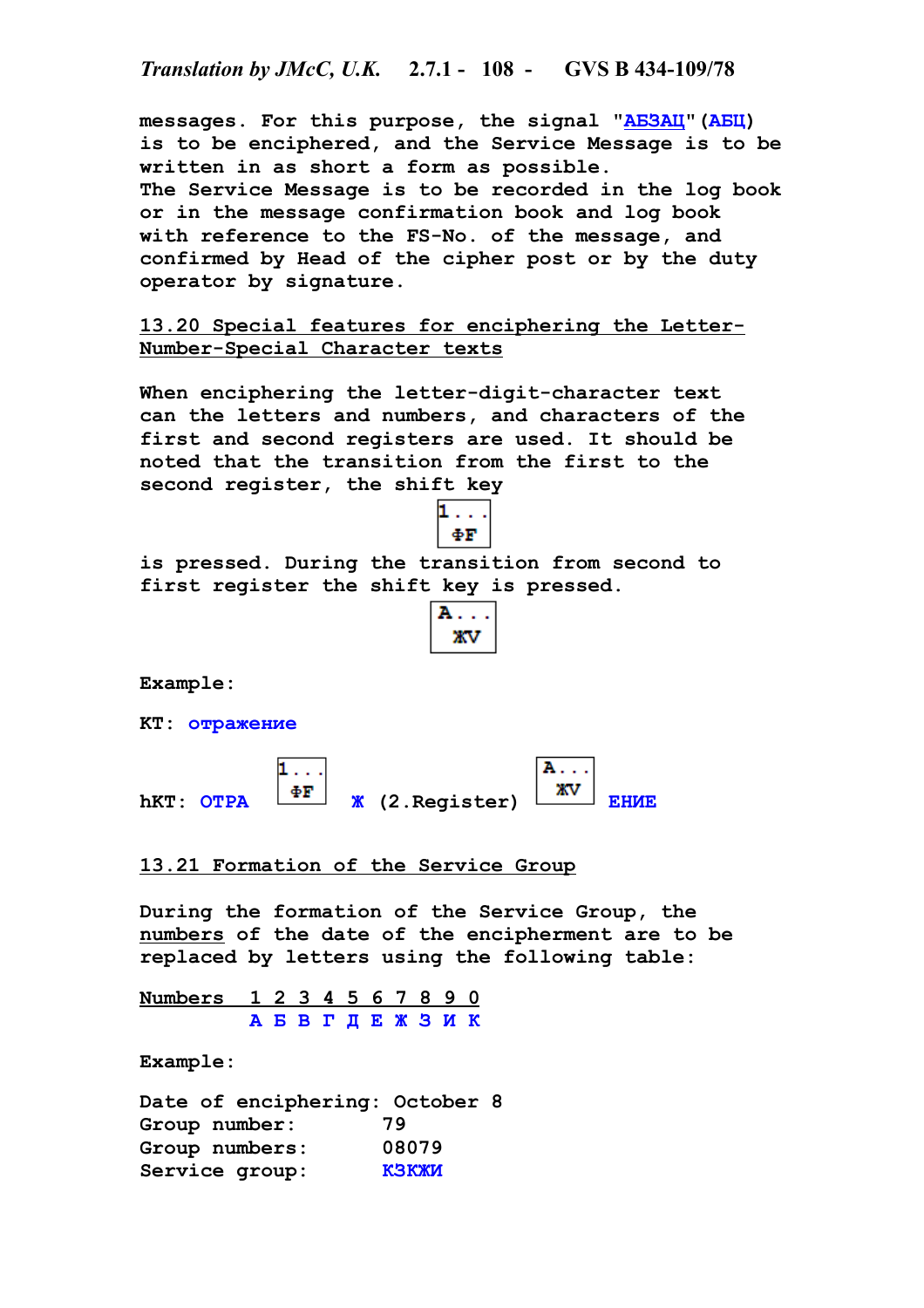messages. For this purpose, the signal "АБЗАЦ" (АБЦ) is to be enciphered, and the Service Message is to be written in as short a form as possible.
The Service Message is to be recorded in the log book or in the message confirmation book and log book with reference to the FS-No. of the message, and confirmed by Head of the cipher post or by the duty operator by signature.

## 13.20 Special features for enciphering the Letter-Number-Special Character texts

When enciphering the letter-digit-character text can the letters and numbers, and characters of the first and second registers are used. It should be noted that the transition from the first to the second register, the shift key

[1... ФF]

is pressed. During the transition from second to first register the shift key is pressed.

[A... ЖV]

Example:

KT: отражение

hKT: ОТРА [1... ФF] Ж (2.Register) [A... ЖV] ЕНИЕ

## 13.21 Formation of the Service Group

During the formation of the Service Group, the numbers of the date of the encipherment are to be replaced by letters using the following table:

| Numbers | 1 | 2 | 3 | 4 | 5 | 6 | 7 | 8 | 9 | 0 |
|---|---|---|---|---|---|---|---|---|---|---|
| | А | Б | В | Г | Д | Е | Ж | З | И | К |

Example:

Date of enciphering: October 8
Group number: 79
Group numbers: 08079
Service group: КЗКЖИ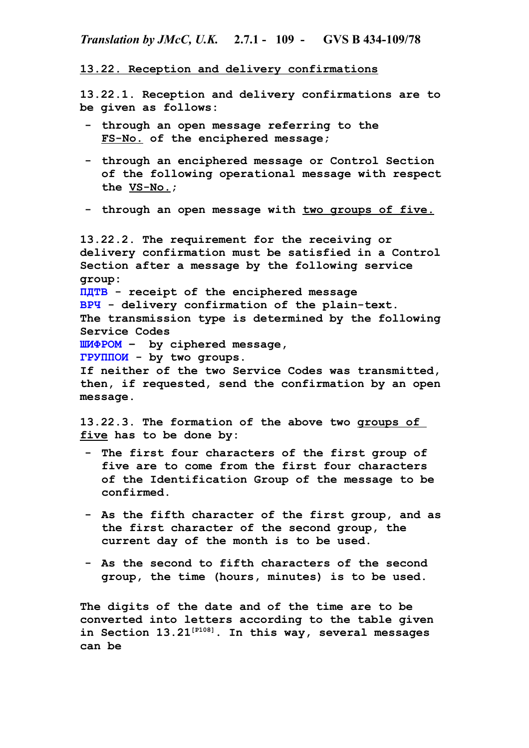## 13.22. Reception and delivery confirmations

13.22.1. Reception and delivery confirmations are to be given as follows:

- through an open message referring to the FS-No. of the enciphered message;
- through an enciphered message or Control Section of the following operational message with respect the VS-No.;
- through an open message with two groups of five.

13.22.2. The requirement for the receiving or delivery confirmation must be satisfied in a Control Section after a message by the following service group:
ПДТВ - receipt of the enciphered message
ВРЧ - delivery confirmation of the plain-text.
The transmission type is determined by the following Service Codes
ШИФРОМ – by ciphered message,
ГРУППОИ - by two groups.
If neither of the two Service Codes was transmitted, then, if requested, send the confirmation by an open message.

13.22.3. The formation of the above two groups of five has to be done by:

- The first four characters of the first group of five are to come from the first four characters of the Identification Group of the message to be confirmed.
- As the fifth character of the first group, and as the first character of the second group, the current day of the month is to be used.
- As the second to fifth characters of the second group, the time (hours, minutes) is to be used.

The digits of the date and of the time are to be converted into letters according to the table given in Section 13.21[P108]. In this way, several messages can be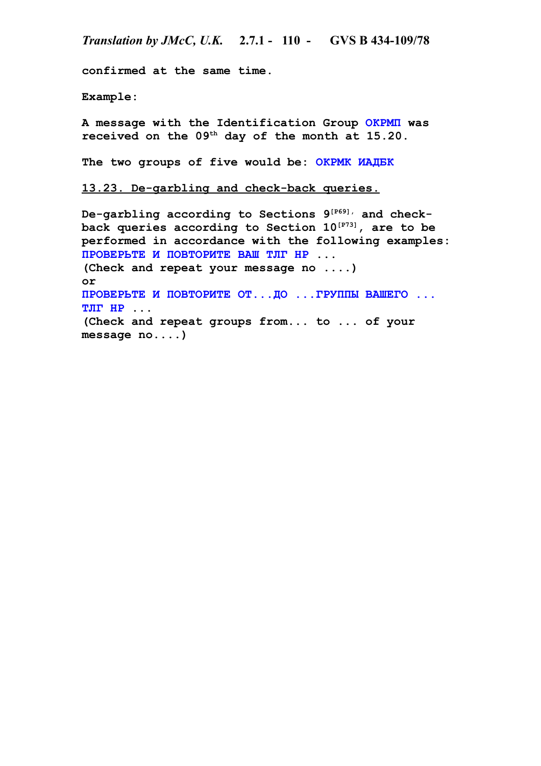confirmed at the same time.

Example:

A message with the Identification Group ОКРМП was received on the 09th day of the month at 15.20.

The two groups of five would be: ОКРМК ИАДБК

## 13.23. De-garbling and check-back queries.

De-garbling according to Sections 9[P69], and check-back queries according to Section 10[P73], are to be performed in accordance with the following examples:

ПРОВЕРЬТЕ И ПОВТОРИТЕ ВАШ ТЛГ НР ...
(Check and repeat your message no ....)

or

ПРОВЕРЬТЕ И ПОВТОРИТЕ ОТ...ДО ...ГРУППЫ ВАШЕГО ... ТЛГ НР ...
(Check and repeat groups from... to ... of your message no....)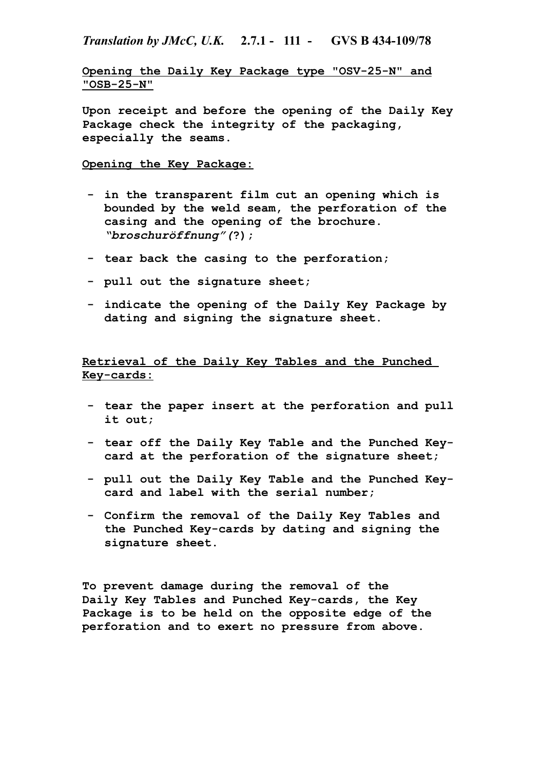**Opening the Daily Key Package type "OSV-25-N" and "OSB-25-N"**

**Upon receipt and before the opening of the Daily Key Package check the integrity of the packaging, especially the seams.**

**Opening the Key Package:**

- **in the transparent film cut an opening which is bounded by the weld seam, the perforation of the casing and the opening of the brochure.** ***"broschuröffnung"(*?*);***
- **tear back the casing to the perforation;**
- **pull out the signature sheet;**
- **indicate the opening of the Daily Key Package by dating and signing the signature sheet.**

**Retrieval of the Daily Key Tables and the Punched Key-cards:**

- **tear the paper insert at the perforation and pull it out;**
- **tear off the Daily Key Table and the Punched Key-card at the perforation of the signature sheet;**
- **pull out the Daily Key Table and the Punched Key-card and label with the serial number;**
- **Confirm the removal of the Daily Key Tables and the Punched Key-cards by dating and signing the signature sheet.**

**To prevent damage during the removal of the Daily Key Tables and Punched Key-cards, the Key Package is to be held on the opposite edge of the perforation and to exert no pressure from above.**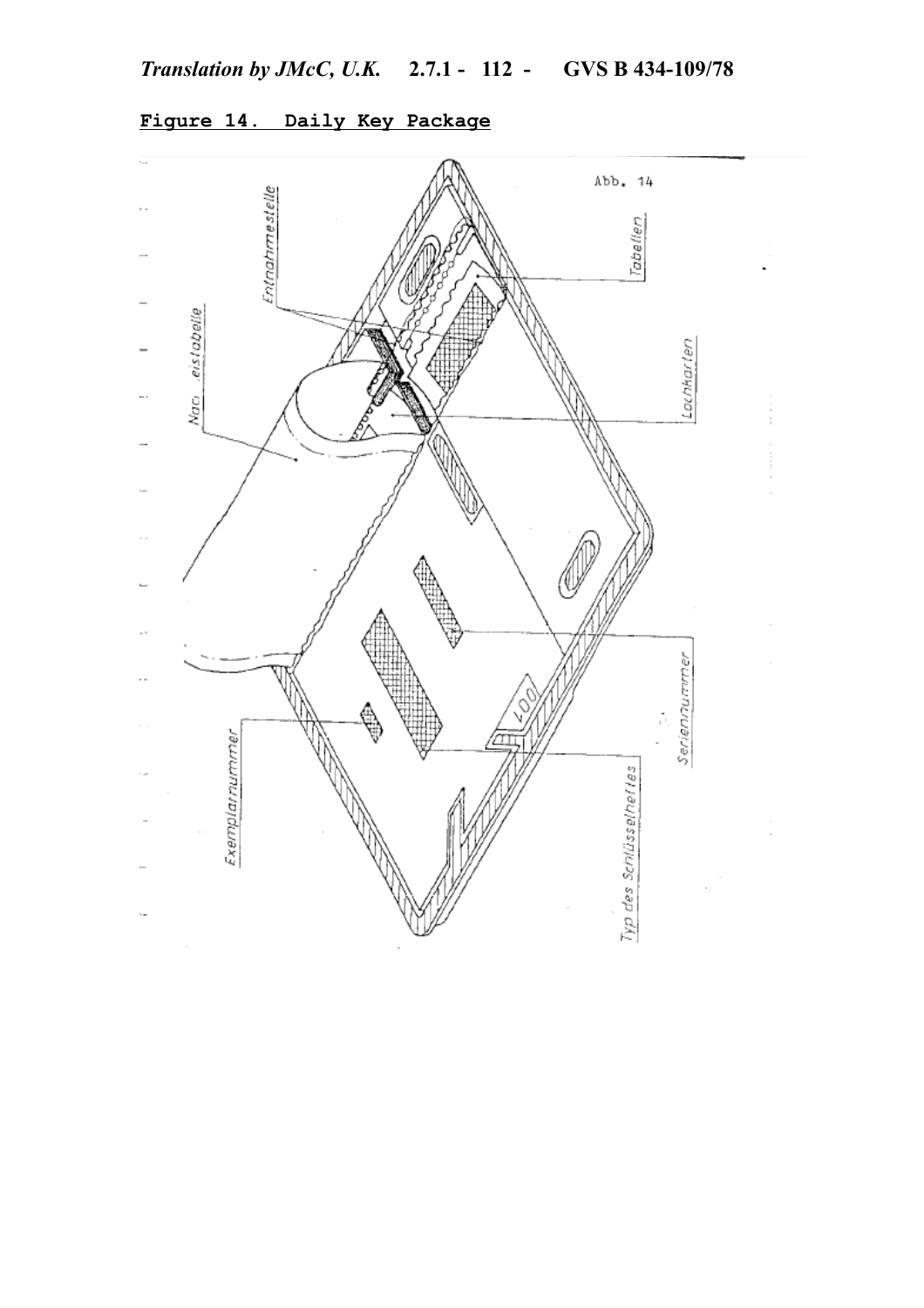**Figure 14. Daily Key Package**

Abb. 14

Entnahmestelle

Tabellen

Nacl eistabelle

Lochkarten

Seriennummer

Exemplarnummer

Typ des Schlüsselheftes

007